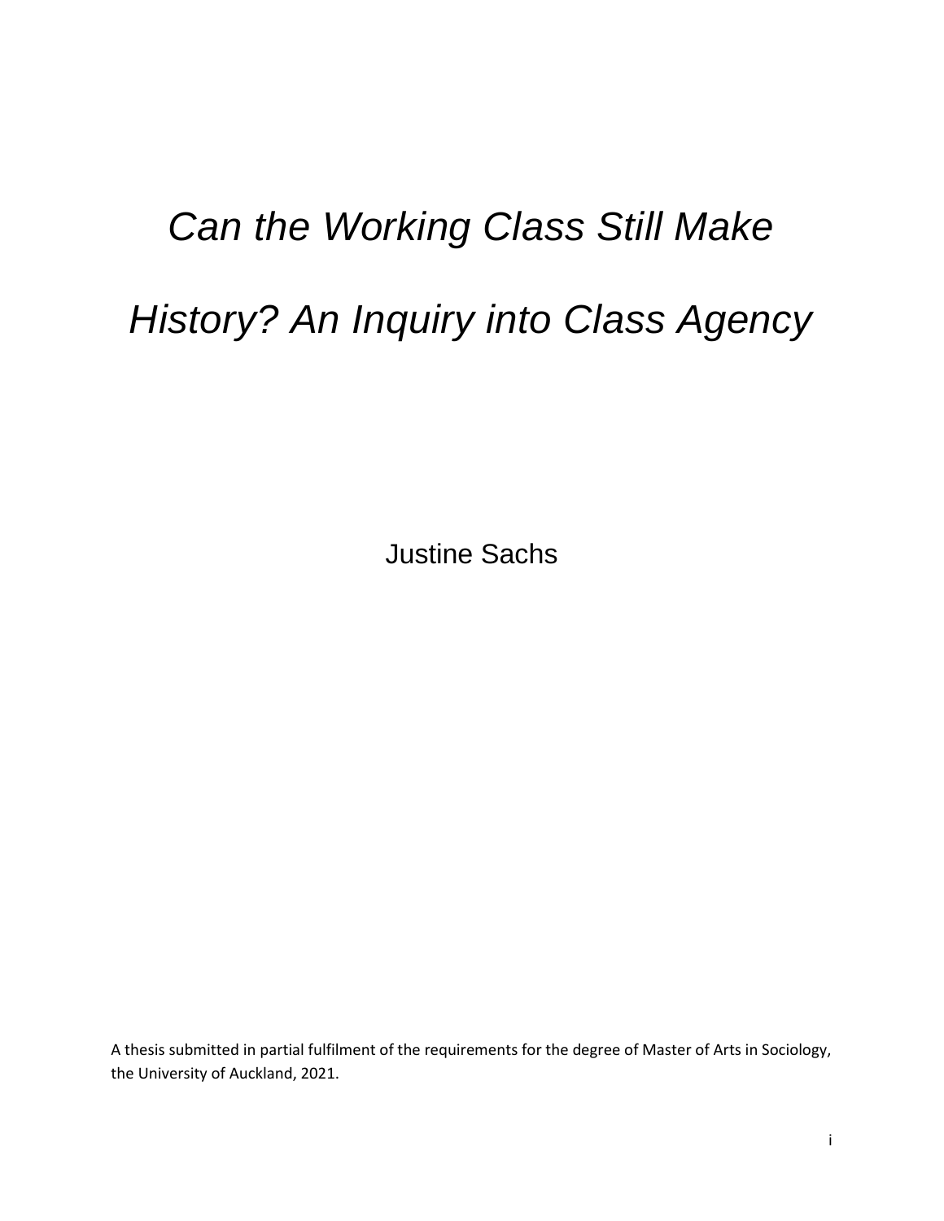# *Can the Working Class Still Make History? An Inquiry into Class Agency*

Justine Sachs

A thesis submitted in partial fulfilment of the requirements for the degree of Master of Arts in Sociology, the University of Auckland, 2021.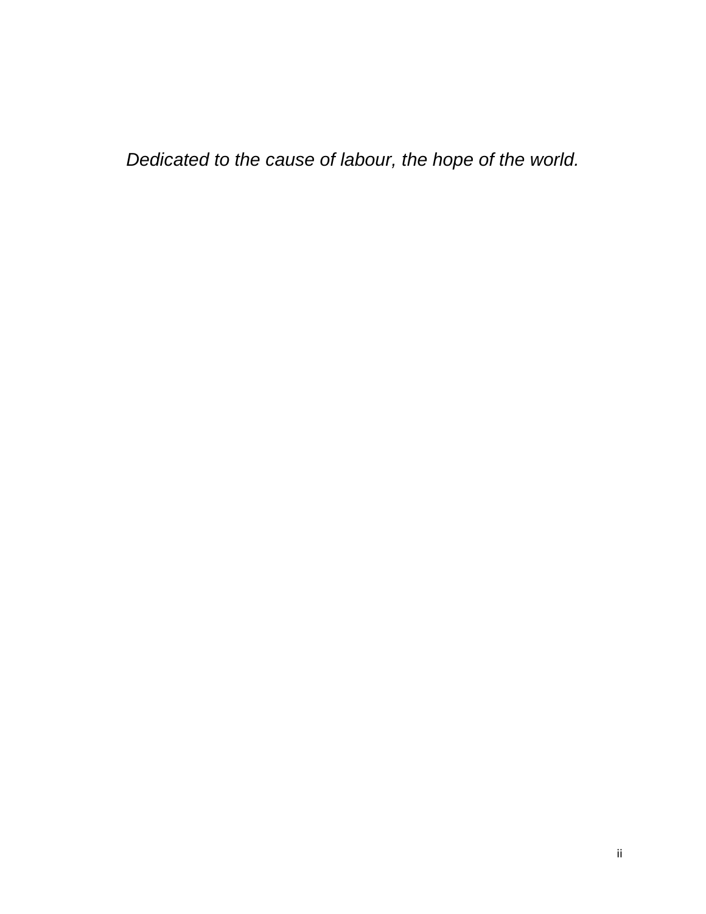*Dedicated to the cause of labour, the hope of the world.*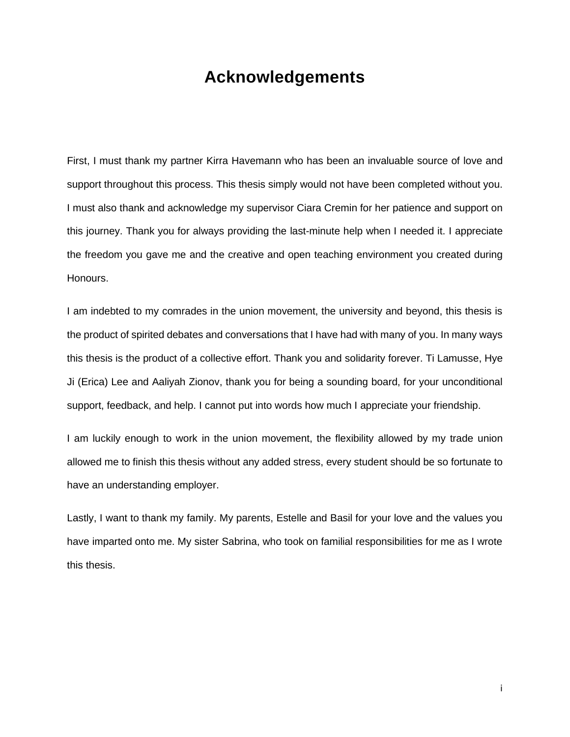# Acknowledgements

First, I must thank my partner Kirra Havemann who has been an invaluable source of love and support throughout this process. This thesis simply would not have been completed without you. I must also thank and acknowledge my supervisor Ciara Cremin for her patience and support on this journey. Thank you for always providing the last-minute help when I needed it. I appreciate the freedom you gave me and the creative and open teaching environment you created during Honours.

I am indebted to my comrades in the union movement, the university and beyond, this thesis is the product of spirited debates and conversations that I have had with many of you. In many ways this thesis is the product of a collective effort. Thank you and solidarity forever. Ti Lamusse, Hye Ji (Erica) Lee and Aaliyah Zionov, thank you for being a sounding board, for your unconditional support, feedback, and help. I cannot put into words how much I appreciate your friendship.

I am luckily enough to work in the union movement, the flexibility allowed by my trade union allowed me to finish this thesis without any added stress, every student should be so fortunate to have an understanding employer.

Lastly, I want to thank my family. My parents, Estelle and Basil for your love and the values you have imparted onto me. My sister Sabrina, who took on familial responsibilities for me as I wrote this thesis.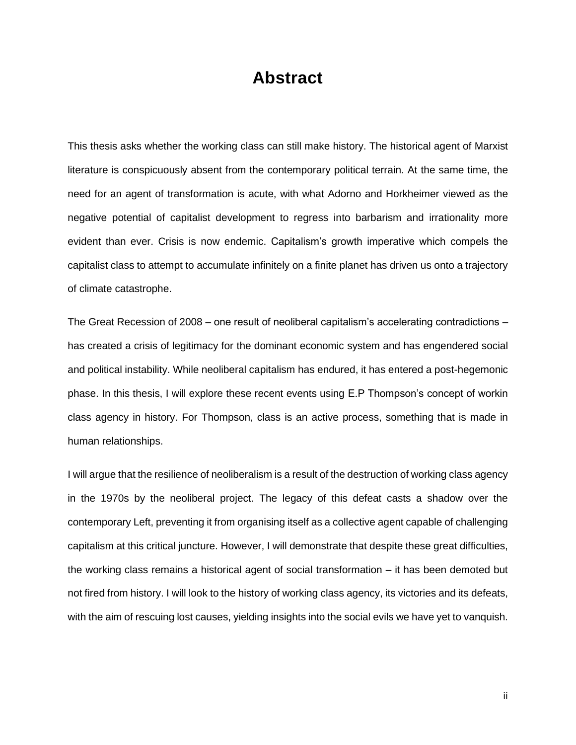# Abstract

This thesis asks whether the working class can still make history. The historical agent of Marxist literature is conspicuously absent from the contemporary political terrain. At the same time, the need for an agent of transformation is acute, with what Adorno and Horkheimer viewed as the negative potential of capitalist development to regress into barbarism and irrationality more evident than ever. Crisis is now endemic. Capitalism's growth imperative which compels the capitalist class to attempt to accumulate infinitely on a finite planet has driven us onto a trajectory of climate catastrophe.

The Great Recession of 2008 – one result of neoliberal capitalism's accelerating contradictions – has created a crisis of legitimacy for the dominant economic system and has engendered social and political instability. While neoliberal capitalism has endured, it has entered a post-hegemonic phase. In this thesis, I will explore these recent events using E.P Thompson's concept of workin class agency in history. For Thompson, class is an active process, something that is made in human relationships.

I will argue that the resilience of neoliberalism is a result of the destruction of working class agency in the 1970s by the neoliberal project. The legacy of this defeat casts a shadow over the contemporary Left, preventing it from organising itself as a collective agent capable of challenging capitalism at this critical juncture. However, I will demonstrate that despite these great difficulties, the working class remains a historical agent of social transformation – it has been demoted but not fired from history. I will look to the history of working class agency, its victories and its defeats, with the aim of rescuing lost causes, yielding insights into the social evils we have yet to vanquish.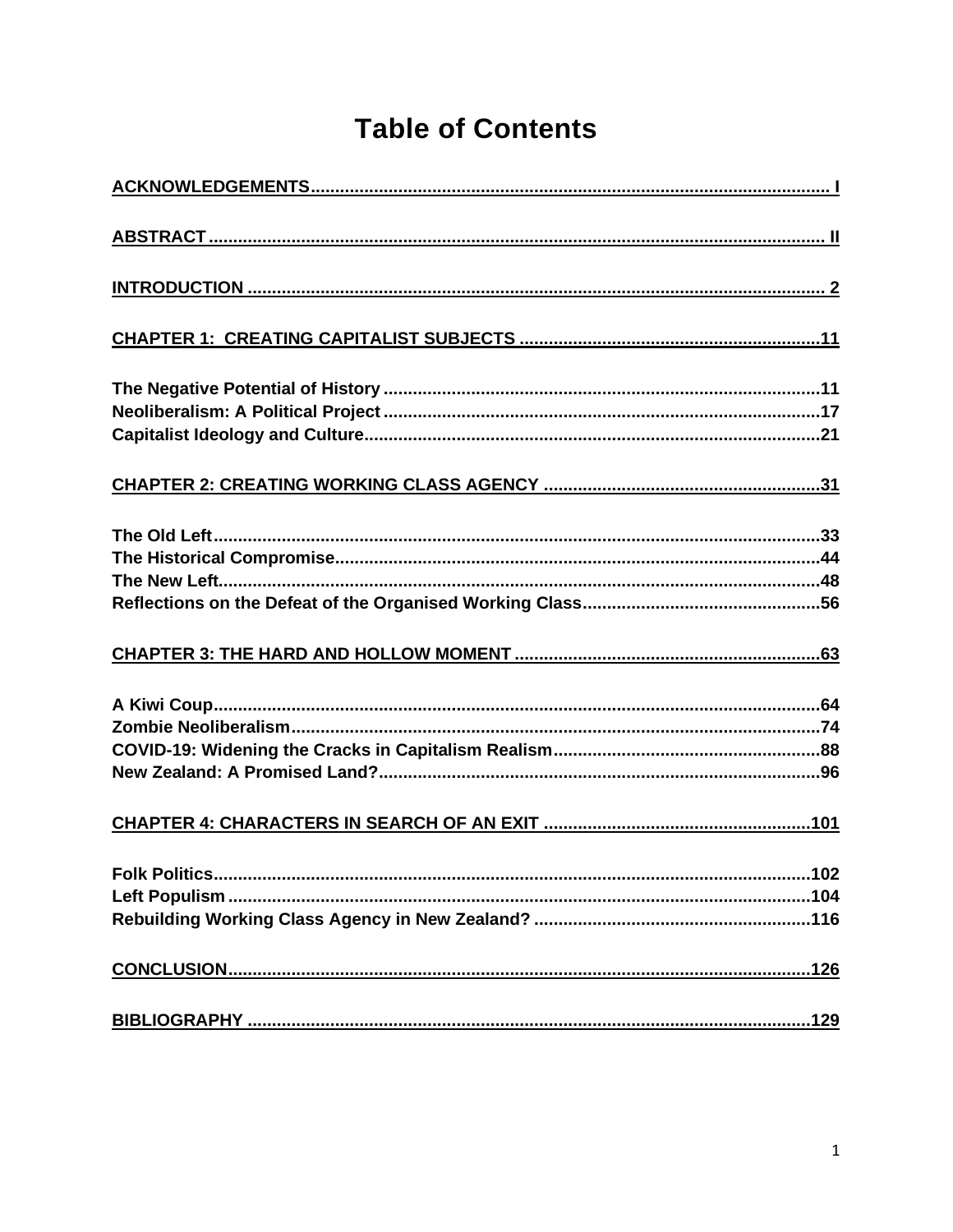# Table of Contents

**ACKNOWLEDGEMENTS** ..... I

**ABSTRACT** ..... II

**INTRODUCTION** ..... 2

**CHAPTER 1: CREATING CAPITALIST SUBJECTS** ..... 11

- The Negative Potential of History ..... 11
- Neoliberalism: A Political Project ..... 17
- Capitalist Ideology and Culture ..... 21

**CHAPTER 2: CREATING WORKING CLASS AGENCY** ..... 31

- The Old Left ..... 33
- The Historical Compromise ..... 44
- The New Left ..... 48
- Reflections on the Defeat of the Organised Working Class ..... 56

**CHAPTER 3: THE HARD AND HOLLOW MOMENT** ..... 63

- A Kiwi Coup ..... 64
- Zombie Neoliberalism ..... 74
- COVID-19: Widening the Cracks in Capitalism Realism ..... 88
- New Zealand: A Promised Land? ..... 96

**CHAPTER 4: CHARACTERS IN SEARCH OF AN EXIT** ..... 101

- Folk Politics ..... 102
- Left Populism ..... 104
- Rebuilding Working Class Agency in New Zealand? ..... 116

**CONCLUSION** ..... 126

**BIBLIOGRAPHY** ..... 129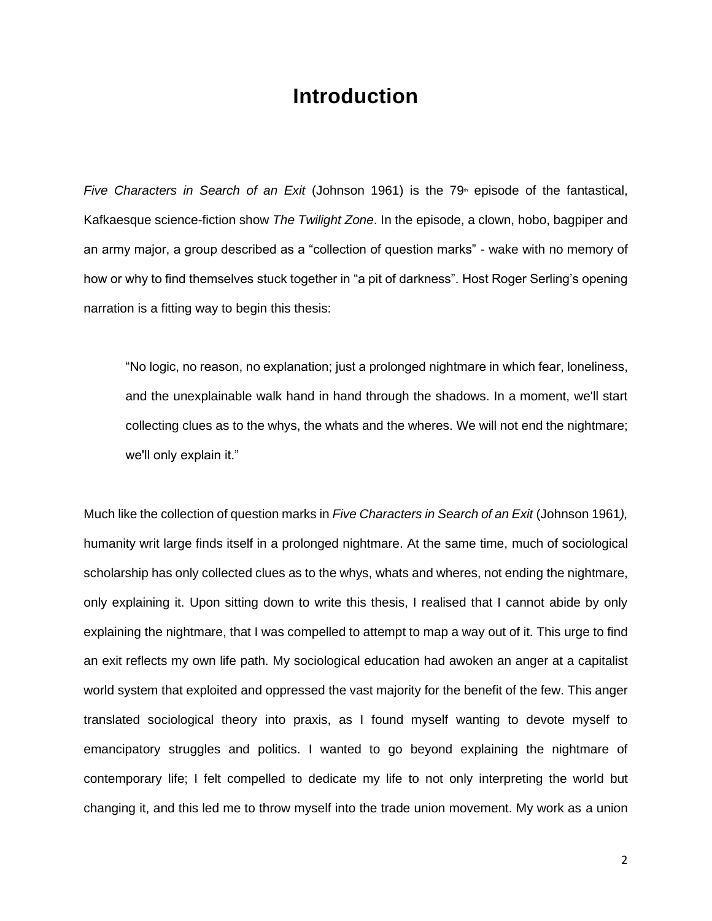# Introduction

*Five Characters in Search of an Exit* (Johnson 1961) is the 79th episode of the fantastical, Kafkaesque science-fiction show *The Twilight Zone*. In the episode, a clown, hobo, bagpiper and an army major, a group described as a "collection of question marks" - wake with no memory of how or why to find themselves stuck together in "a pit of darkness". Host Roger Serling's opening narration is a fitting way to begin this thesis:

> "No logic, no reason, no explanation; just a prolonged nightmare in which fear, loneliness, and the unexplainable walk hand in hand through the shadows. In a moment, we'll start collecting clues as to the whys, the whats and the wheres. We will not end the nightmare; we'll only explain it."

Much like the collection of question marks in *Five Characters in Search of an Exit* (Johnson 1961), humanity writ large finds itself in a prolonged nightmare. At the same time, much of sociological scholarship has only collected clues as to the whys, whats and wheres, not ending the nightmare, only explaining it. Upon sitting down to write this thesis, I realised that I cannot abide by only explaining the nightmare, that I was compelled to attempt to map a way out of it. This urge to find an exit reflects my own life path. My sociological education had awoken an anger at a capitalist world system that exploited and oppressed the vast majority for the benefit of the few. This anger translated sociological theory into praxis, as I found myself wanting to devote myself to emancipatory struggles and politics. I wanted to go beyond explaining the nightmare of contemporary life; I felt compelled to dedicate my life to not only interpreting the world but changing it, and this led me to throw myself into the trade union movement. My work as a union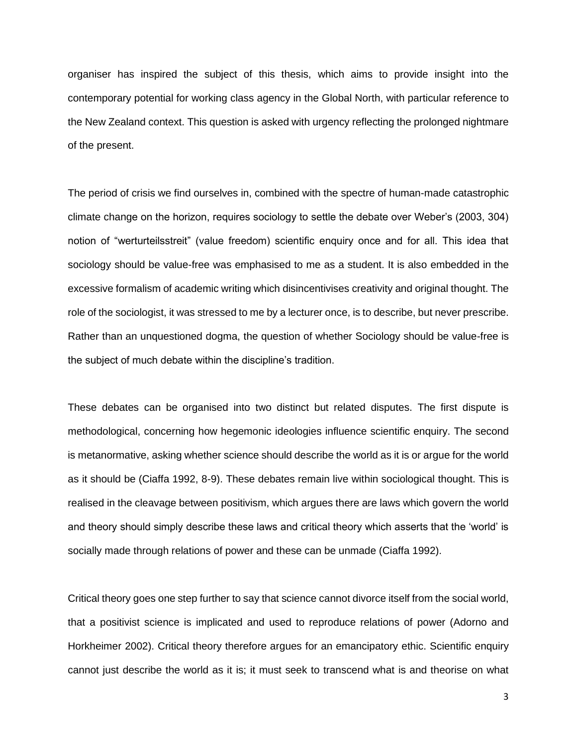organiser has inspired the subject of this thesis, which aims to provide insight into the contemporary potential for working class agency in the Global North, with particular reference to the New Zealand context. This question is asked with urgency reflecting the prolonged nightmare of the present.

The period of crisis we find ourselves in, combined with the spectre of human-made catastrophic climate change on the horizon, requires sociology to settle the debate over Weber's (2003, 304) notion of "werturteilsstreit" (value freedom) scientific enquiry once and for all. This idea that sociology should be value-free was emphasised to me as a student. It is also embedded in the excessive formalism of academic writing which disincentivises creativity and original thought. The role of the sociologist, it was stressed to me by a lecturer once, is to describe, but never prescribe. Rather than an unquestioned dogma, the question of whether Sociology should be value-free is the subject of much debate within the discipline's tradition.

These debates can be organised into two distinct but related disputes. The first dispute is methodological, concerning how hegemonic ideologies influence scientific enquiry. The second is metanormative, asking whether science should describe the world as it is or argue for the world as it should be (Ciaffa 1992, 8-9). These debates remain live within sociological thought. This is realised in the cleavage between positivism, which argues there are laws which govern the world and theory should simply describe these laws and critical theory which asserts that the 'world' is socially made through relations of power and these can be unmade (Ciaffa 1992).

Critical theory goes one step further to say that science cannot divorce itself from the social world, that a positivist science is implicated and used to reproduce relations of power (Adorno and Horkheimer 2002). Critical theory therefore argues for an emancipatory ethic. Scientific enquiry cannot just describe the world as it is; it must seek to transcend what is and theorise on what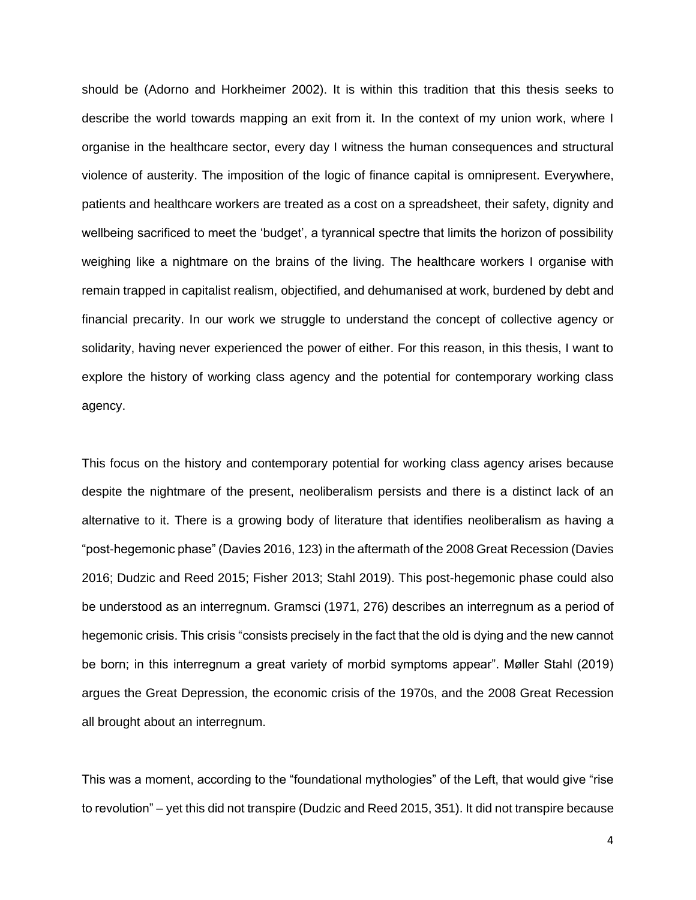should be (Adorno and Horkheimer 2002). It is within this tradition that this thesis seeks to describe the world towards mapping an exit from it. In the context of my union work, where I organise in the healthcare sector, every day I witness the human consequences and structural violence of austerity. The imposition of the logic of finance capital is omnipresent. Everywhere, patients and healthcare workers are treated as a cost on a spreadsheet, their safety, dignity and wellbeing sacrificed to meet the 'budget', a tyrannical spectre that limits the horizon of possibility weighing like a nightmare on the brains of the living. The healthcare workers I organise with remain trapped in capitalist realism, objectified, and dehumanised at work, burdened by debt and financial precarity. In our work we struggle to understand the concept of collective agency or solidarity, having never experienced the power of either. For this reason, in this thesis, I want to explore the history of working class agency and the potential for contemporary working class agency.

This focus on the history and contemporary potential for working class agency arises because despite the nightmare of the present, neoliberalism persists and there is a distinct lack of an alternative to it. There is a growing body of literature that identifies neoliberalism as having a "post-hegemonic phase" (Davies 2016, 123) in the aftermath of the 2008 Great Recession (Davies 2016; Dudzic and Reed 2015; Fisher 2013; Stahl 2019). This post-hegemonic phase could also be understood as an interregnum. Gramsci (1971, 276) describes an interregnum as a period of hegemonic crisis. This crisis "consists precisely in the fact that the old is dying and the new cannot be born; in this interregnum a great variety of morbid symptoms appear". Møller Stahl (2019) argues the Great Depression, the economic crisis of the 1970s, and the 2008 Great Recession all brought about an interregnum.

This was a moment, according to the "foundational mythologies" of the Left, that would give "rise to revolution" – yet this did not transpire (Dudzic and Reed 2015, 351). It did not transpire because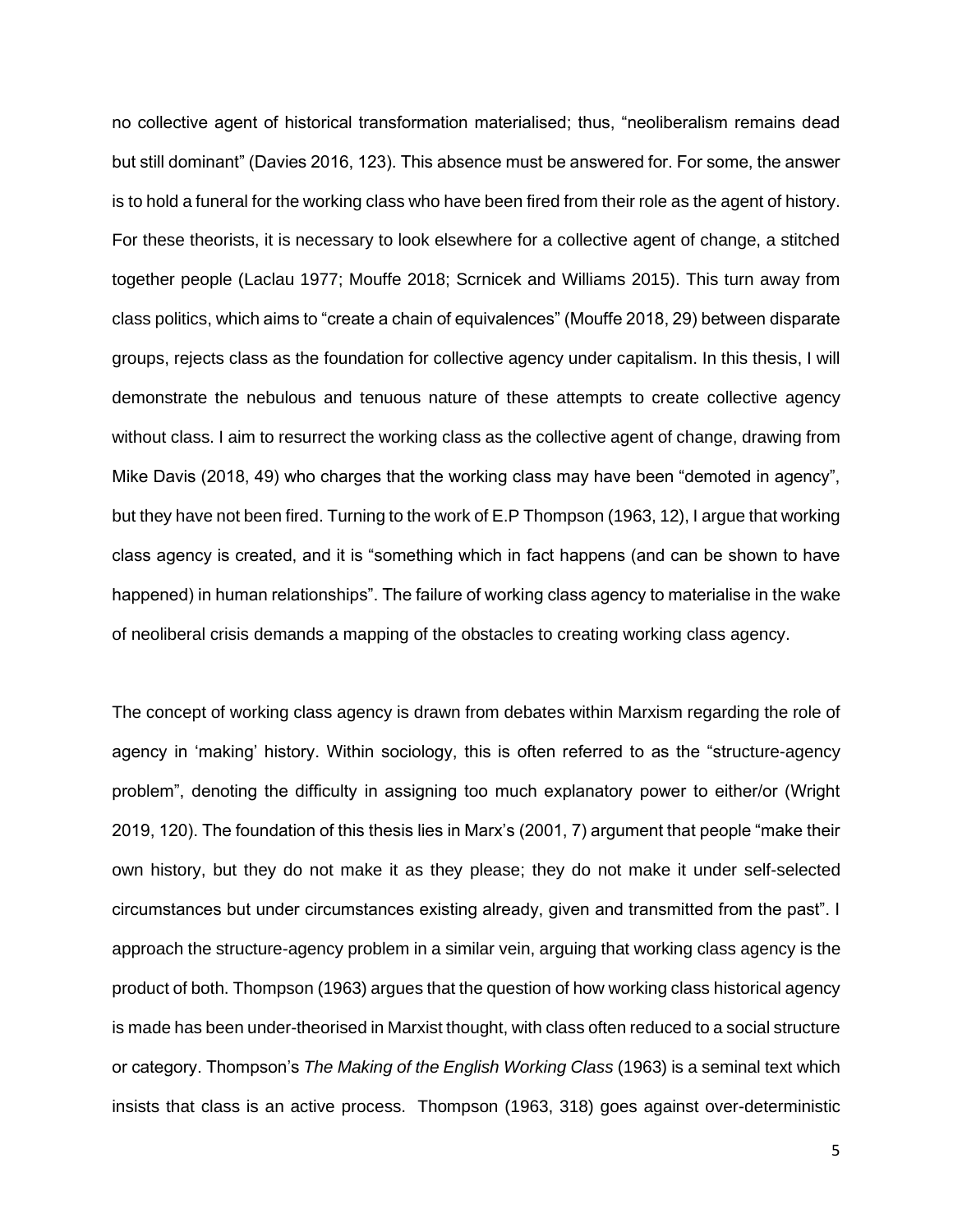no collective agent of historical transformation materialised; thus, "neoliberalism remains dead but still dominant" (Davies 2016, 123). This absence must be answered for. For some, the answer is to hold a funeral for the working class who have been fired from their role as the agent of history. For these theorists, it is necessary to look elsewhere for a collective agent of change, a stitched together people (Laclau 1977; Mouffe 2018; Scrnicek and Williams 2015). This turn away from class politics, which aims to "create a chain of equivalences" (Mouffe 2018, 29) between disparate groups, rejects class as the foundation for collective agency under capitalism. In this thesis, I will demonstrate the nebulous and tenuous nature of these attempts to create collective agency without class. I aim to resurrect the working class as the collective agent of change, drawing from Mike Davis (2018, 49) who charges that the working class may have been "demoted in agency", but they have not been fired. Turning to the work of E.P Thompson (1963, 12), I argue that working class agency is created, and it is "something which in fact happens (and can be shown to have happened) in human relationships". The failure of working class agency to materialise in the wake of neoliberal crisis demands a mapping of the obstacles to creating working class agency.

The concept of working class agency is drawn from debates within Marxism regarding the role of agency in 'making' history. Within sociology, this is often referred to as the "structure-agency problem", denoting the difficulty in assigning too much explanatory power to either/or (Wright 2019, 120). The foundation of this thesis lies in Marx's (2001, 7) argument that people "make their own history, but they do not make it as they please; they do not make it under self-selected circumstances but under circumstances existing already, given and transmitted from the past". I approach the structure-agency problem in a similar vein, arguing that working class agency is the product of both. Thompson (1963) argues that the question of how working class historical agency is made has been under-theorised in Marxist thought, with class often reduced to a social structure or category. Thompson's *The Making of the English Working Class* (1963) is a seminal text which insists that class is an active process. Thompson (1963, 318) goes against over-deterministic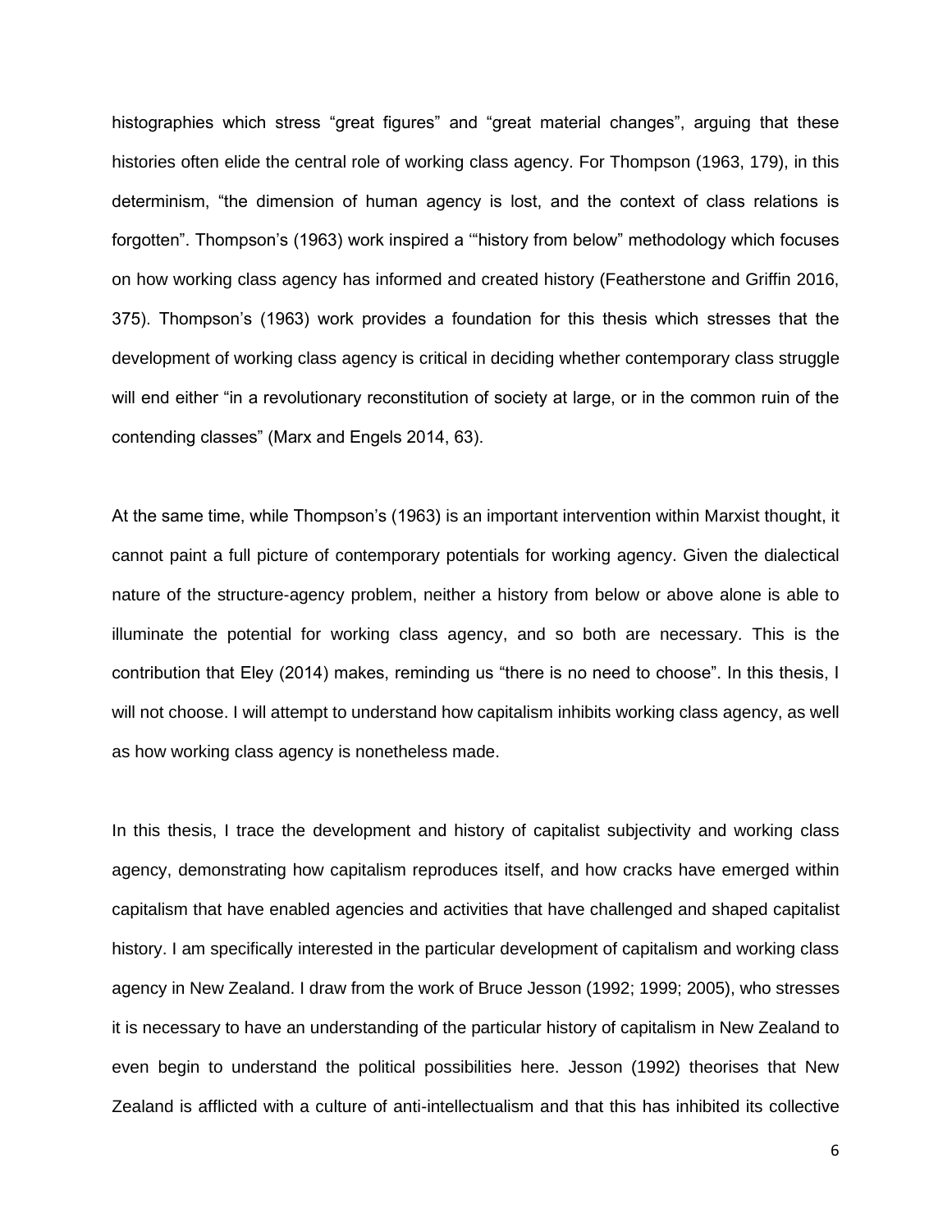histographies which stress "great figures" and "great material changes", arguing that these histories often elide the central role of working class agency. For Thompson (1963, 179), in this determinism, "the dimension of human agency is lost, and the context of class relations is forgotten". Thompson's (1963) work inspired a '"history from below" methodology which focuses on how working class agency has informed and created history (Featherstone and Griffin 2016, 375). Thompson's (1963) work provides a foundation for this thesis which stresses that the development of working class agency is critical in deciding whether contemporary class struggle will end either "in a revolutionary reconstitution of society at large, or in the common ruin of the contending classes" (Marx and Engels 2014, 63).

At the same time, while Thompson's (1963) is an important intervention within Marxist thought, it cannot paint a full picture of contemporary potentials for working agency. Given the dialectical nature of the structure-agency problem, neither a history from below or above alone is able to illuminate the potential for working class agency, and so both are necessary. This is the contribution that Eley (2014) makes, reminding us "there is no need to choose". In this thesis, I will not choose. I will attempt to understand how capitalism inhibits working class agency, as well as how working class agency is nonetheless made.

In this thesis, I trace the development and history of capitalist subjectivity and working class agency, demonstrating how capitalism reproduces itself, and how cracks have emerged within capitalism that have enabled agencies and activities that have challenged and shaped capitalist history. I am specifically interested in the particular development of capitalism and working class agency in New Zealand. I draw from the work of Bruce Jesson (1992; 1999; 2005), who stresses it is necessary to have an understanding of the particular history of capitalism in New Zealand to even begin to understand the political possibilities here. Jesson (1992) theorises that New Zealand is afflicted with a culture of anti-intellectualism and that this has inhibited its collective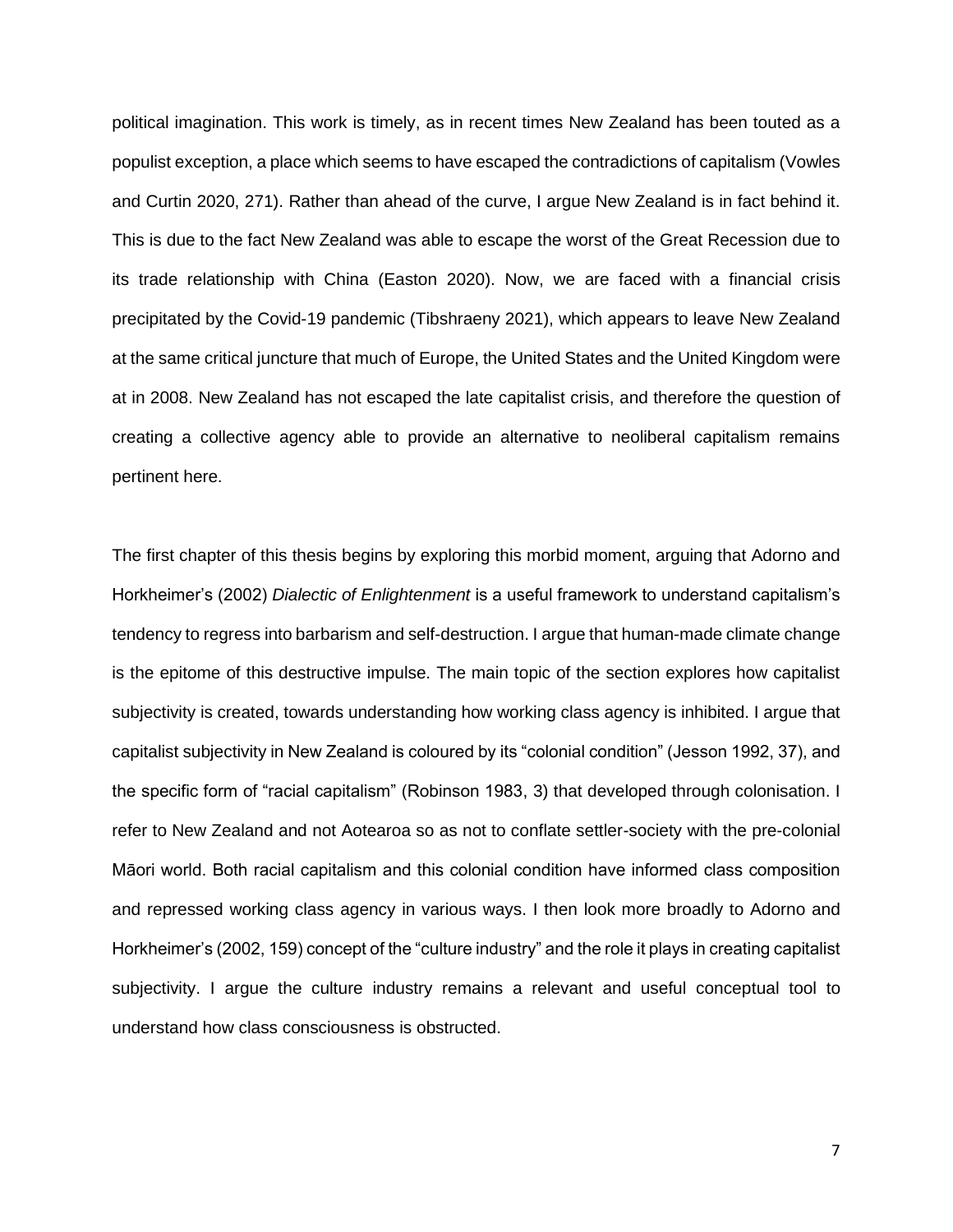political imagination. This work is timely, as in recent times New Zealand has been touted as a populist exception, a place which seems to have escaped the contradictions of capitalism (Vowles and Curtin 2020, 271). Rather than ahead of the curve, I argue New Zealand is in fact behind it. This is due to the fact New Zealand was able to escape the worst of the Great Recession due to its trade relationship with China (Easton 2020). Now, we are faced with a financial crisis precipitated by the Covid-19 pandemic (Tibshraeny 2021), which appears to leave New Zealand at the same critical juncture that much of Europe, the United States and the United Kingdom were at in 2008. New Zealand has not escaped the late capitalist crisis, and therefore the question of creating a collective agency able to provide an alternative to neoliberal capitalism remains pertinent here.

The first chapter of this thesis begins by exploring this morbid moment, arguing that Adorno and Horkheimer's (2002) *Dialectic of Enlightenment* is a useful framework to understand capitalism's tendency to regress into barbarism and self-destruction. I argue that human-made climate change is the epitome of this destructive impulse. The main topic of the section explores how capitalist subjectivity is created, towards understanding how working class agency is inhibited. I argue that capitalist subjectivity in New Zealand is coloured by its "colonial condition" (Jesson 1992, 37), and the specific form of "racial capitalism" (Robinson 1983, 3) that developed through colonisation. I refer to New Zealand and not Aotearoa so as not to conflate settler-society with the pre-colonial Māori world. Both racial capitalism and this colonial condition have informed class composition and repressed working class agency in various ways. I then look more broadly to Adorno and Horkheimer's (2002, 159) concept of the "culture industry" and the role it plays in creating capitalist subjectivity. I argue the culture industry remains a relevant and useful conceptual tool to understand how class consciousness is obstructed.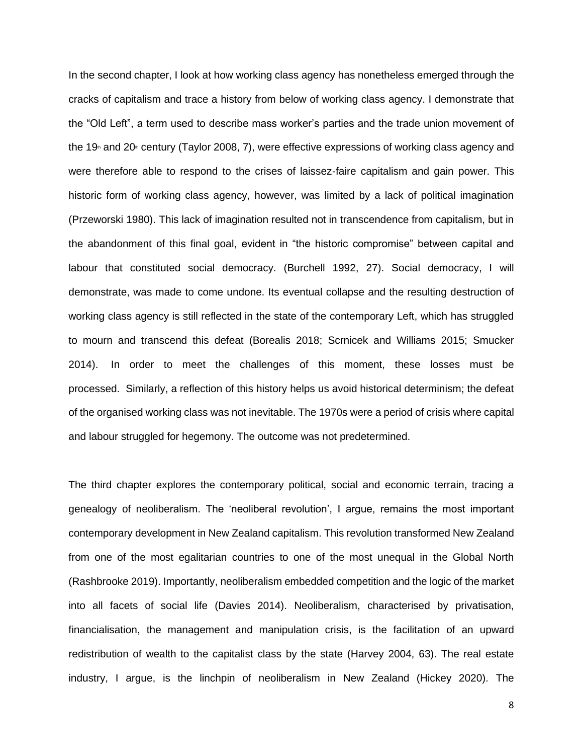In the second chapter, I look at how working class agency has nonetheless emerged through the cracks of capitalism and trace a history from below of working class agency. I demonstrate that the "Old Left", a term used to describe mass worker's parties and the trade union movement of the 19th and 20th century (Taylor 2008, 7), were effective expressions of working class agency and were therefore able to respond to the crises of laissez-faire capitalism and gain power. This historic form of working class agency, however, was limited by a lack of political imagination (Przeworski 1980). This lack of imagination resulted not in transcendence from capitalism, but in the abandonment of this final goal, evident in "the historic compromise" between capital and labour that constituted social democracy. (Burchell 1992, 27). Social democracy, I will demonstrate, was made to come undone. Its eventual collapse and the resulting destruction of working class agency is still reflected in the state of the contemporary Left, which has struggled to mourn and transcend this defeat (Borealis 2018; Scrnicek and Williams 2015; Smucker 2014). In order to meet the challenges of this moment, these losses must be processed. Similarly, a reflection of this history helps us avoid historical determinism; the defeat of the organised working class was not inevitable. The 1970s were a period of crisis where capital and labour struggled for hegemony. The outcome was not predetermined.

The third chapter explores the contemporary political, social and economic terrain, tracing a genealogy of neoliberalism. The 'neoliberal revolution', I argue, remains the most important contemporary development in New Zealand capitalism. This revolution transformed New Zealand from one of the most egalitarian countries to one of the most unequal in the Global North (Rashbrooke 2019). Importantly, neoliberalism embedded competition and the logic of the market into all facets of social life (Davies 2014). Neoliberalism, characterised by privatisation, financialisation, the management and manipulation crisis, is the facilitation of an upward redistribution of wealth to the capitalist class by the state (Harvey 2004, 63). The real estate industry, I argue, is the linchpin of neoliberalism in New Zealand (Hickey 2020). The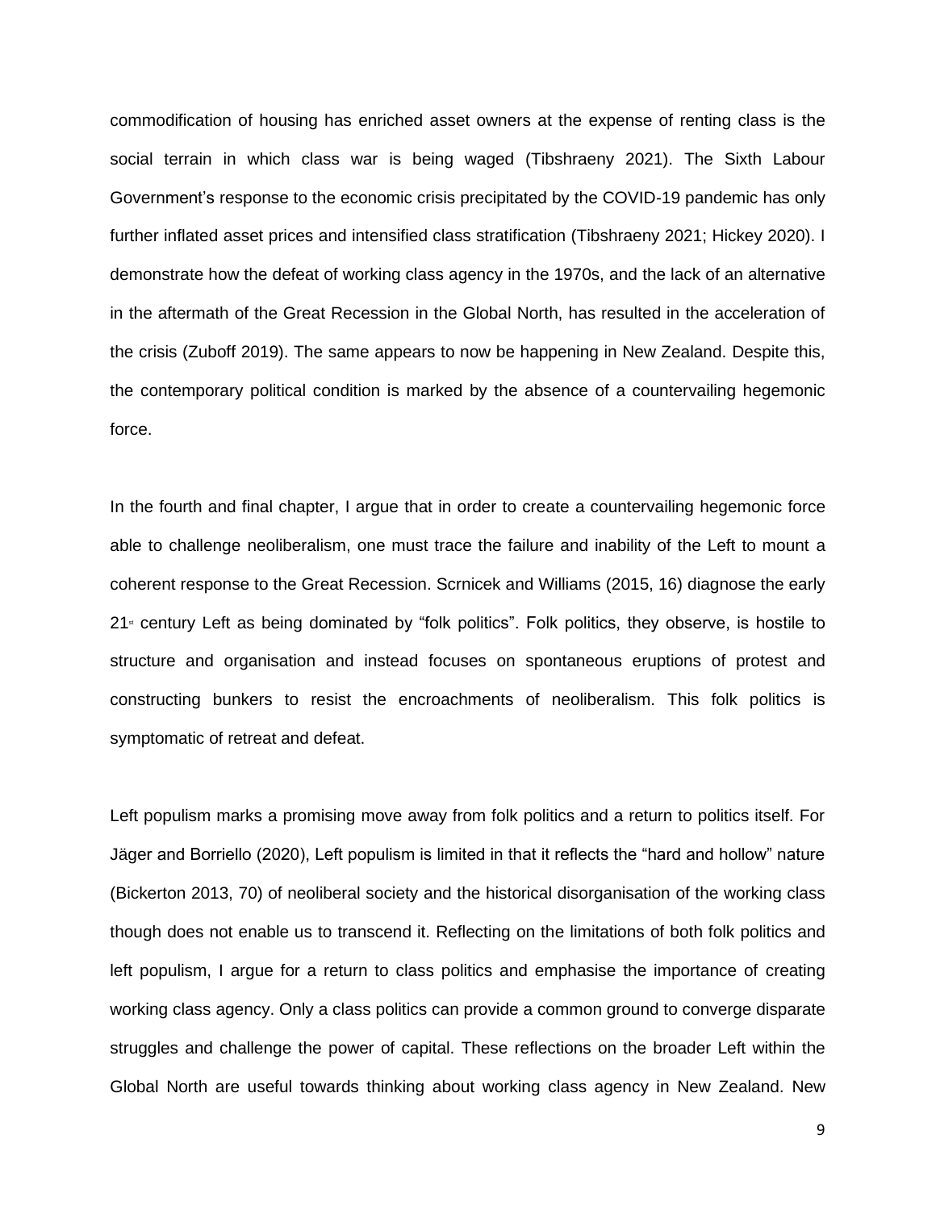commodification of housing has enriched asset owners at the expense of renting class is the social terrain in which class war is being waged (Tibshraeny 2021). The Sixth Labour Government's response to the economic crisis precipitated by the COVID-19 pandemic has only further inflated asset prices and intensified class stratification (Tibshraeny 2021; Hickey 2020). I demonstrate how the defeat of working class agency in the 1970s, and the lack of an alternative in the aftermath of the Great Recession in the Global North, has resulted in the acceleration of the crisis (Zuboff 2019). The same appears to now be happening in New Zealand. Despite this, the contemporary political condition is marked by the absence of a countervailing hegemonic force.

In the fourth and final chapter, I argue that in order to create a countervailing hegemonic force able to challenge neoliberalism, one must trace the failure and inability of the Left to mount a coherent response to the Great Recession. Scrnicek and Williams (2015, 16) diagnose the early 21st century Left as being dominated by "folk politics". Folk politics, they observe, is hostile to structure and organisation and instead focuses on spontaneous eruptions of protest and constructing bunkers to resist the encroachments of neoliberalism. This folk politics is symptomatic of retreat and defeat.

Left populism marks a promising move away from folk politics and a return to politics itself. For Jäger and Borriello (2020), Left populism is limited in that it reflects the "hard and hollow" nature (Bickerton 2013, 70) of neoliberal society and the historical disorganisation of the working class though does not enable us to transcend it. Reflecting on the limitations of both folk politics and left populism, I argue for a return to class politics and emphasise the importance of creating working class agency. Only a class politics can provide a common ground to converge disparate struggles and challenge the power of capital. These reflections on the broader Left within the Global North are useful towards thinking about working class agency in New Zealand. New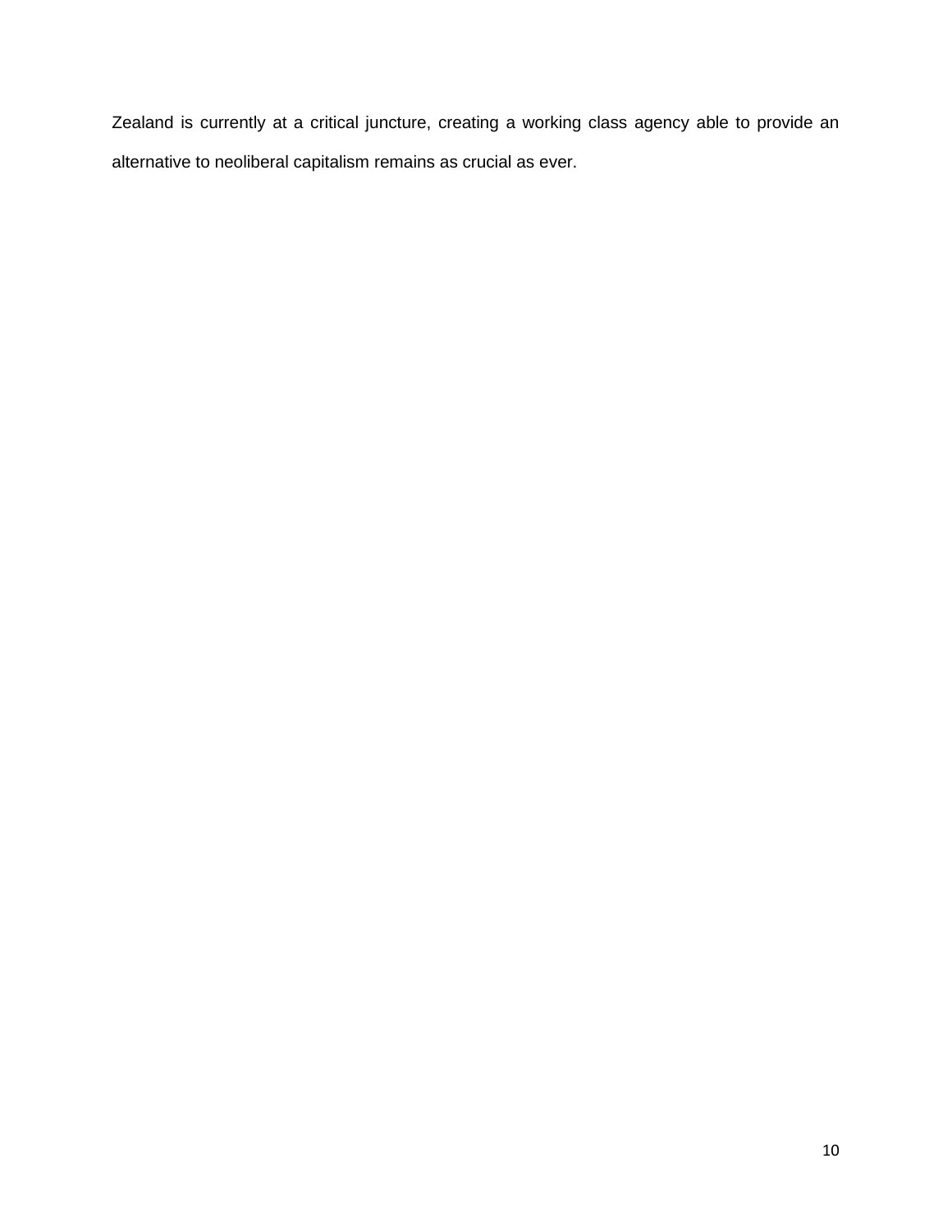Zealand is currently at a critical juncture, creating a working class agency able to provide an alternative to neoliberal capitalism remains as crucial as ever.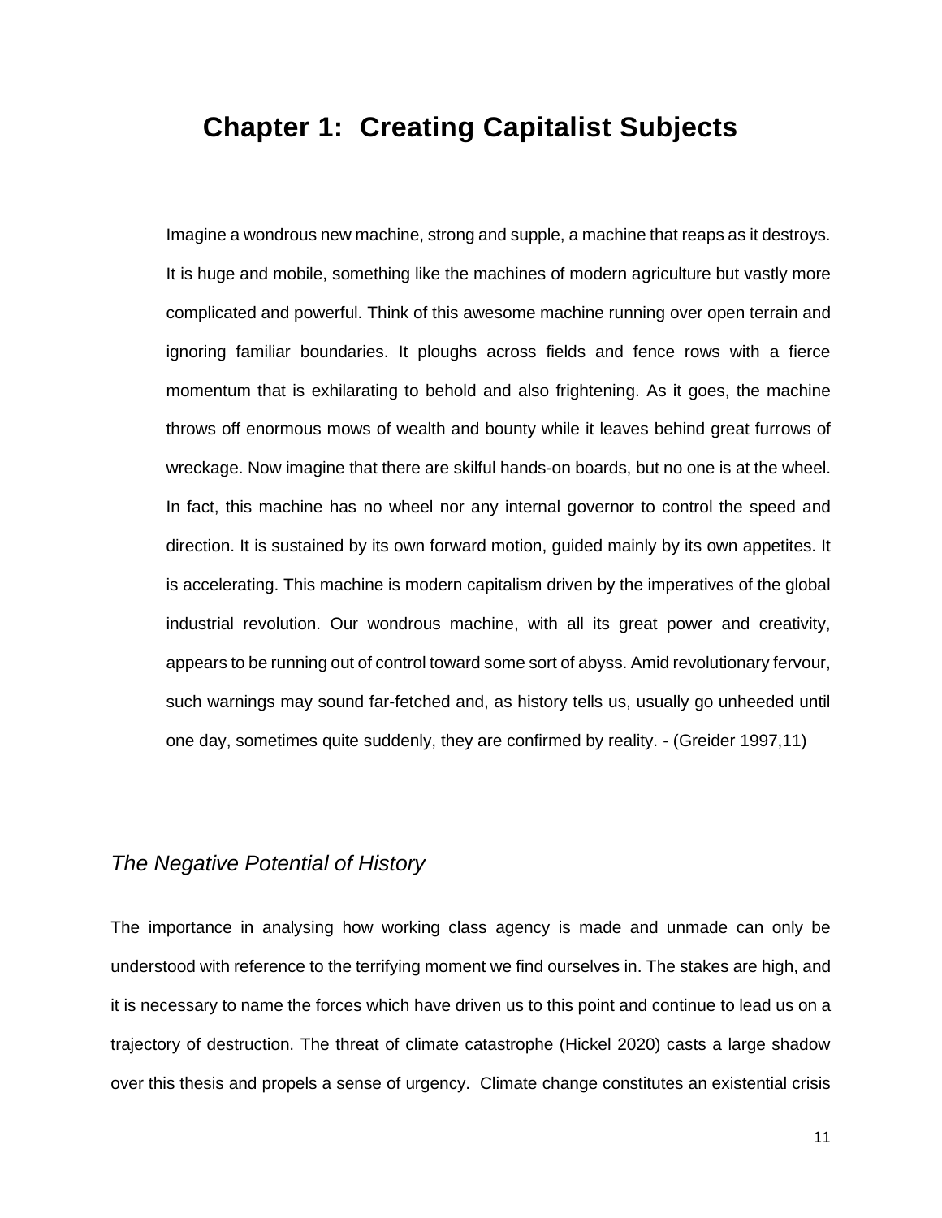# Chapter 1: Creating Capitalist Subjects

> Imagine a wondrous new machine, strong and supple, a machine that reaps as it destroys. It is huge and mobile, something like the machines of modern agriculture but vastly more complicated and powerful. Think of this awesome machine running over open terrain and ignoring familiar boundaries. It ploughs across fields and fence rows with a fierce momentum that is exhilarating to behold and also frightening. As it goes, the machine throws off enormous mows of wealth and bounty while it leaves behind great furrows of wreckage. Now imagine that there are skilful hands-on boards, but no one is at the wheel. In fact, this machine has no wheel nor any internal governor to control the speed and direction. It is sustained by its own forward motion, guided mainly by its own appetites. It is accelerating. This machine is modern capitalism driven by the imperatives of the global industrial revolution. Our wondrous machine, with all its great power and creativity, appears to be running out of control toward some sort of abyss. Amid revolutionary fervour, such warnings may sound far-fetched and, as history tells us, usually go unheeded until one day, sometimes quite suddenly, they are confirmed by reality. - (Greider 1997,11)

## *The Negative Potential of History*

The importance in analysing how working class agency is made and unmade can only be understood with reference to the terrifying moment we find ourselves in. The stakes are high, and it is necessary to name the forces which have driven us to this point and continue to lead us on a trajectory of destruction. The threat of climate catastrophe (Hickel 2020) casts a large shadow over this thesis and propels a sense of urgency. Climate change constitutes an existential crisis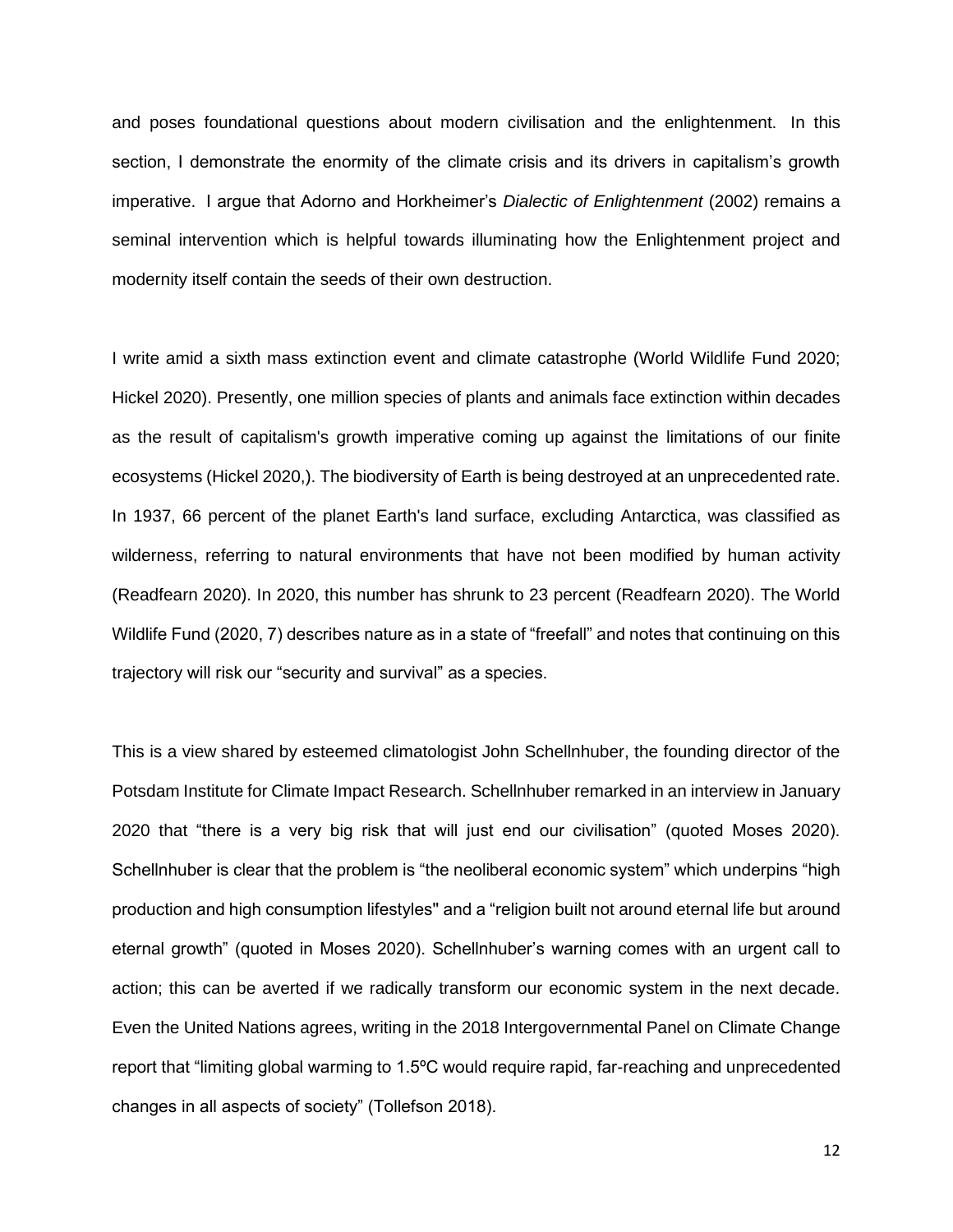and poses foundational questions about modern civilisation and the enlightenment. In this section, I demonstrate the enormity of the climate crisis and its drivers in capitalism's growth imperative. I argue that Adorno and Horkheimer's *Dialectic of Enlightenment* (2002) remains a seminal intervention which is helpful towards illuminating how the Enlightenment project and modernity itself contain the seeds of their own destruction.

I write amid a sixth mass extinction event and climate catastrophe (World Wildlife Fund 2020; Hickel 2020). Presently, one million species of plants and animals face extinction within decades as the result of capitalism's growth imperative coming up against the limitations of our finite ecosystems (Hickel 2020,). The biodiversity of Earth is being destroyed at an unprecedented rate. In 1937, 66 percent of the planet Earth's land surface, excluding Antarctica, was classified as wilderness, referring to natural environments that have not been modified by human activity (Readfearn 2020). In 2020, this number has shrunk to 23 percent (Readfearn 2020). The World Wildlife Fund (2020, 7) describes nature as in a state of "freefall" and notes that continuing on this trajectory will risk our "security and survival" as a species.

This is a view shared by esteemed climatologist John Schellnhuber, the founding director of the Potsdam Institute for Climate Impact Research. Schellnhuber remarked in an interview in January 2020 that "there is a very big risk that will just end our civilisation" (quoted Moses 2020). Schellnhuber is clear that the problem is "the neoliberal economic system" which underpins "high production and high consumption lifestyles" and a "religion built not around eternal life but around eternal growth" (quoted in Moses 2020). Schellnhuber's warning comes with an urgent call to action; this can be averted if we radically transform our economic system in the next decade. Even the United Nations agrees, writing in the 2018 Intergovernmental Panel on Climate Change report that "limiting global warming to 1.5ºC would require rapid, far-reaching and unprecedented changes in all aspects of society" (Tollefson 2018).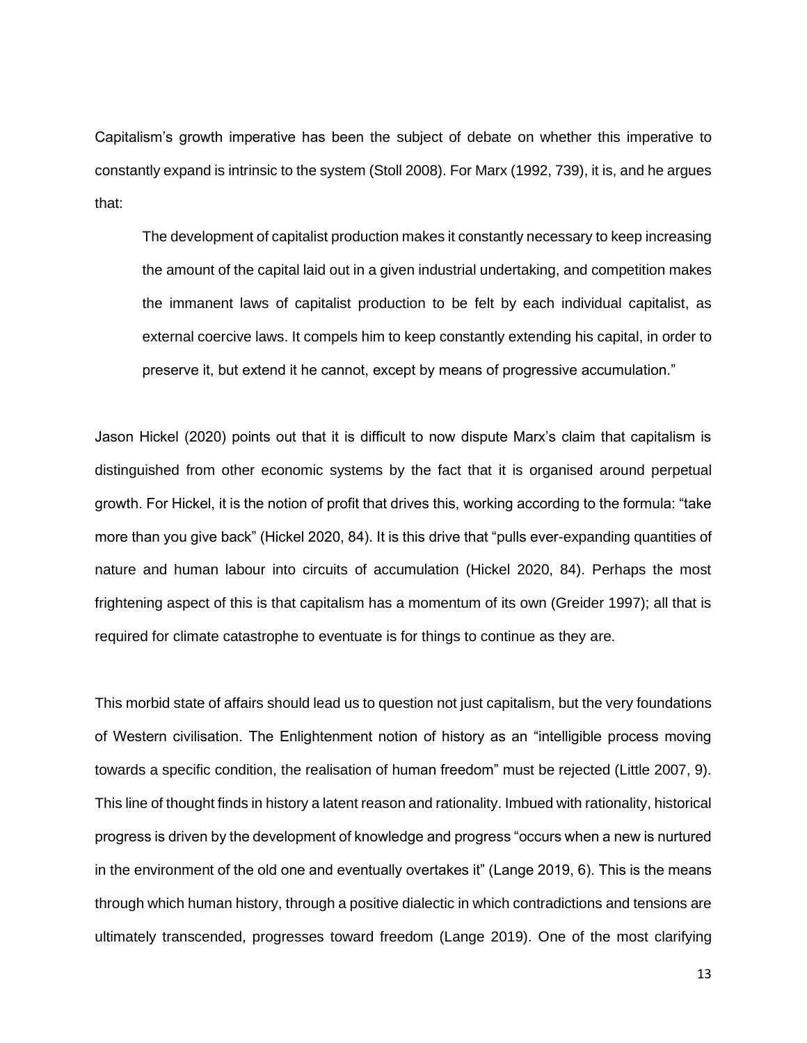Capitalism's growth imperative has been the subject of debate on whether this imperative to constantly expand is intrinsic to the system (Stoll 2008). For Marx (1992, 739), it is, and he argues that:

> The development of capitalist production makes it constantly necessary to keep increasing the amount of the capital laid out in a given industrial undertaking, and competition makes the immanent laws of capitalist production to be felt by each individual capitalist, as external coercive laws. It compels him to keep constantly extending his capital, in order to preserve it, but extend it he cannot, except by means of progressive accumulation."

Jason Hickel (2020) points out that it is difficult to now dispute Marx's claim that capitalism is distinguished from other economic systems by the fact that it is organised around perpetual growth. For Hickel, it is the notion of profit that drives this, working according to the formula: "take more than you give back" (Hickel 2020, 84). It is this drive that "pulls ever-expanding quantities of nature and human labour into circuits of accumulation (Hickel 2020, 84). Perhaps the most frightening aspect of this is that capitalism has a momentum of its own (Greider 1997); all that is required for climate catastrophe to eventuate is for things to continue as they are.

This morbid state of affairs should lead us to question not just capitalism, but the very foundations of Western civilisation. The Enlightenment notion of history as an "intelligible process moving towards a specific condition, the realisation of human freedom" must be rejected (Little 2007, 9). This line of thought finds in history a latent reason and rationality. Imbued with rationality, historical progress is driven by the development of knowledge and progress "occurs when a new is nurtured in the environment of the old one and eventually overtakes it" (Lange 2019, 6). This is the means through which human history, through a positive dialectic in which contradictions and tensions are ultimately transcended, progresses toward freedom (Lange 2019). One of the most clarifying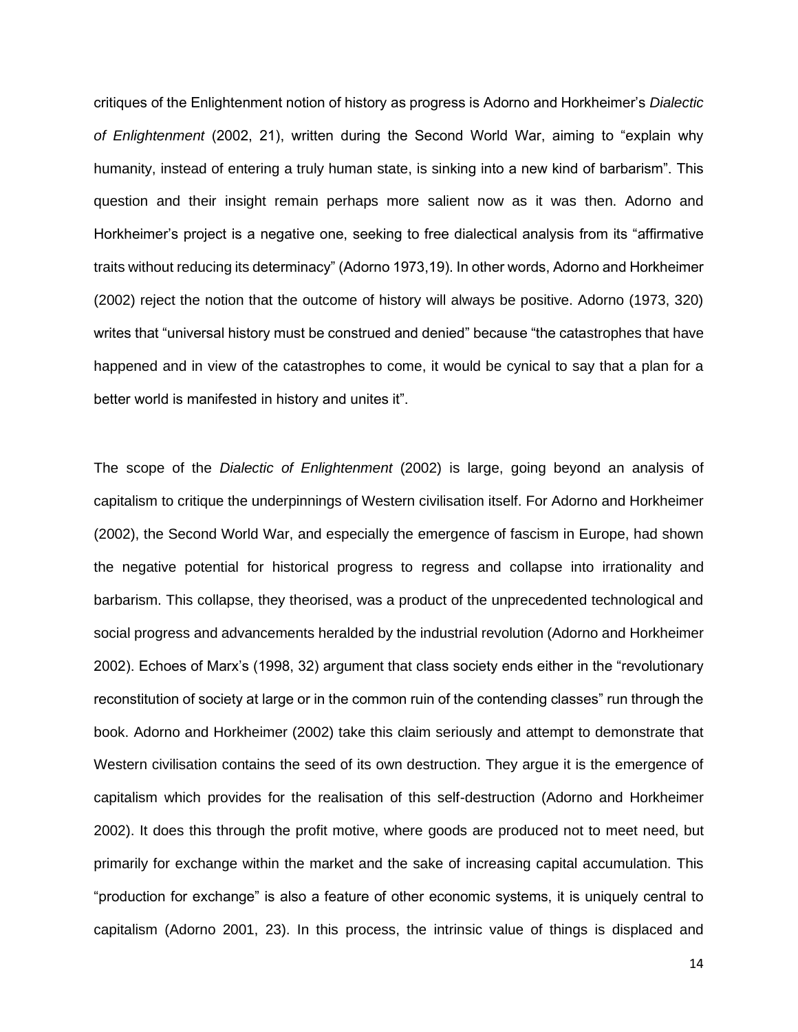critiques of the Enlightenment notion of history as progress is Adorno and Horkheimer's *Dialectic of Enlightenment* (2002, 21), written during the Second World War, aiming to "explain why humanity, instead of entering a truly human state, is sinking into a new kind of barbarism". This question and their insight remain perhaps more salient now as it was then. Adorno and Horkheimer's project is a negative one, seeking to free dialectical analysis from its "affirmative traits without reducing its determinacy" (Adorno 1973,19). In other words, Adorno and Horkheimer (2002) reject the notion that the outcome of history will always be positive. Adorno (1973, 320) writes that "universal history must be construed and denied" because "the catastrophes that have happened and in view of the catastrophes to come, it would be cynical to say that a plan for a better world is manifested in history and unites it".

The scope of the *Dialectic of Enlightenment* (2002) is large, going beyond an analysis of capitalism to critique the underpinnings of Western civilisation itself. For Adorno and Horkheimer (2002), the Second World War, and especially the emergence of fascism in Europe, had shown the negative potential for historical progress to regress and collapse into irrationality and barbarism. This collapse, they theorised, was a product of the unprecedented technological and social progress and advancements heralded by the industrial revolution (Adorno and Horkheimer 2002). Echoes of Marx's (1998, 32) argument that class society ends either in the "revolutionary reconstitution of society at large or in the common ruin of the contending classes" run through the book. Adorno and Horkheimer (2002) take this claim seriously and attempt to demonstrate that Western civilisation contains the seed of its own destruction. They argue it is the emergence of capitalism which provides for the realisation of this self-destruction (Adorno and Horkheimer 2002). It does this through the profit motive, where goods are produced not to meet need, but primarily for exchange within the market and the sake of increasing capital accumulation. This "production for exchange" is also a feature of other economic systems, it is uniquely central to capitalism (Adorno 2001, 23). In this process, the intrinsic value of things is displaced and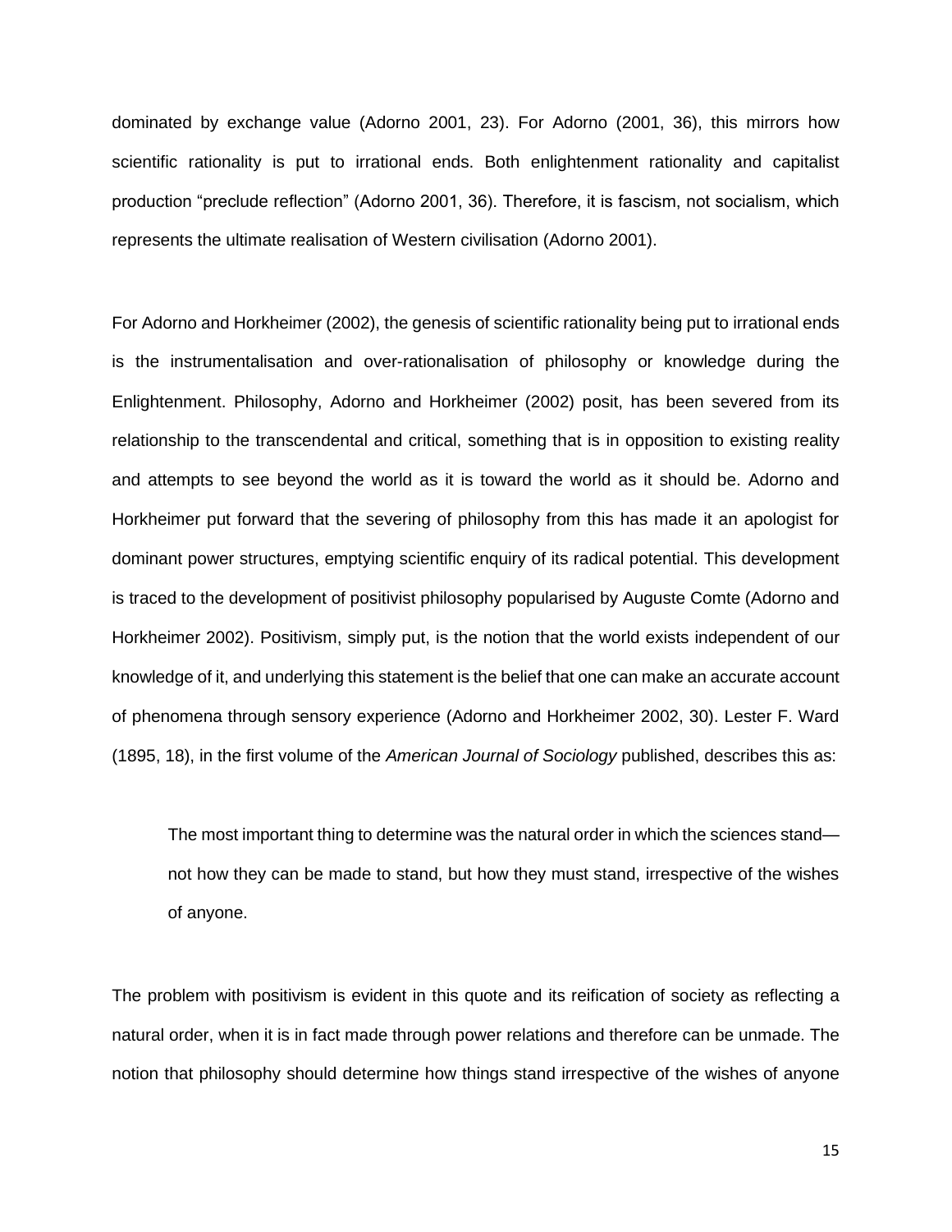dominated by exchange value (Adorno 2001, 23). For Adorno (2001, 36), this mirrors how scientific rationality is put to irrational ends. Both enlightenment rationality and capitalist production "preclude reflection" (Adorno 2001, 36). Therefore, it is fascism, not socialism, which represents the ultimate realisation of Western civilisation (Adorno 2001).

For Adorno and Horkheimer (2002), the genesis of scientific rationality being put to irrational ends is the instrumentalisation and over-rationalisation of philosophy or knowledge during the Enlightenment. Philosophy, Adorno and Horkheimer (2002) posit, has been severed from its relationship to the transcendental and critical, something that is in opposition to existing reality and attempts to see beyond the world as it is toward the world as it should be. Adorno and Horkheimer put forward that the severing of philosophy from this has made it an apologist for dominant power structures, emptying scientific enquiry of its radical potential. This development is traced to the development of positivist philosophy popularised by Auguste Comte (Adorno and Horkheimer 2002). Positivism, simply put, is the notion that the world exists independent of our knowledge of it, and underlying this statement is the belief that one can make an accurate account of phenomena through sensory experience (Adorno and Horkheimer 2002, 30). Lester F. Ward (1895, 18), in the first volume of the *American Journal of Sociology* published, describes this as:

> The most important thing to determine was the natural order in which the sciences stand—not how they can be made to stand, but how they must stand, irrespective of the wishes of anyone.

The problem with positivism is evident in this quote and its reification of society as reflecting a natural order, when it is in fact made through power relations and therefore can be unmade. The notion that philosophy should determine how things stand irrespective of the wishes of anyone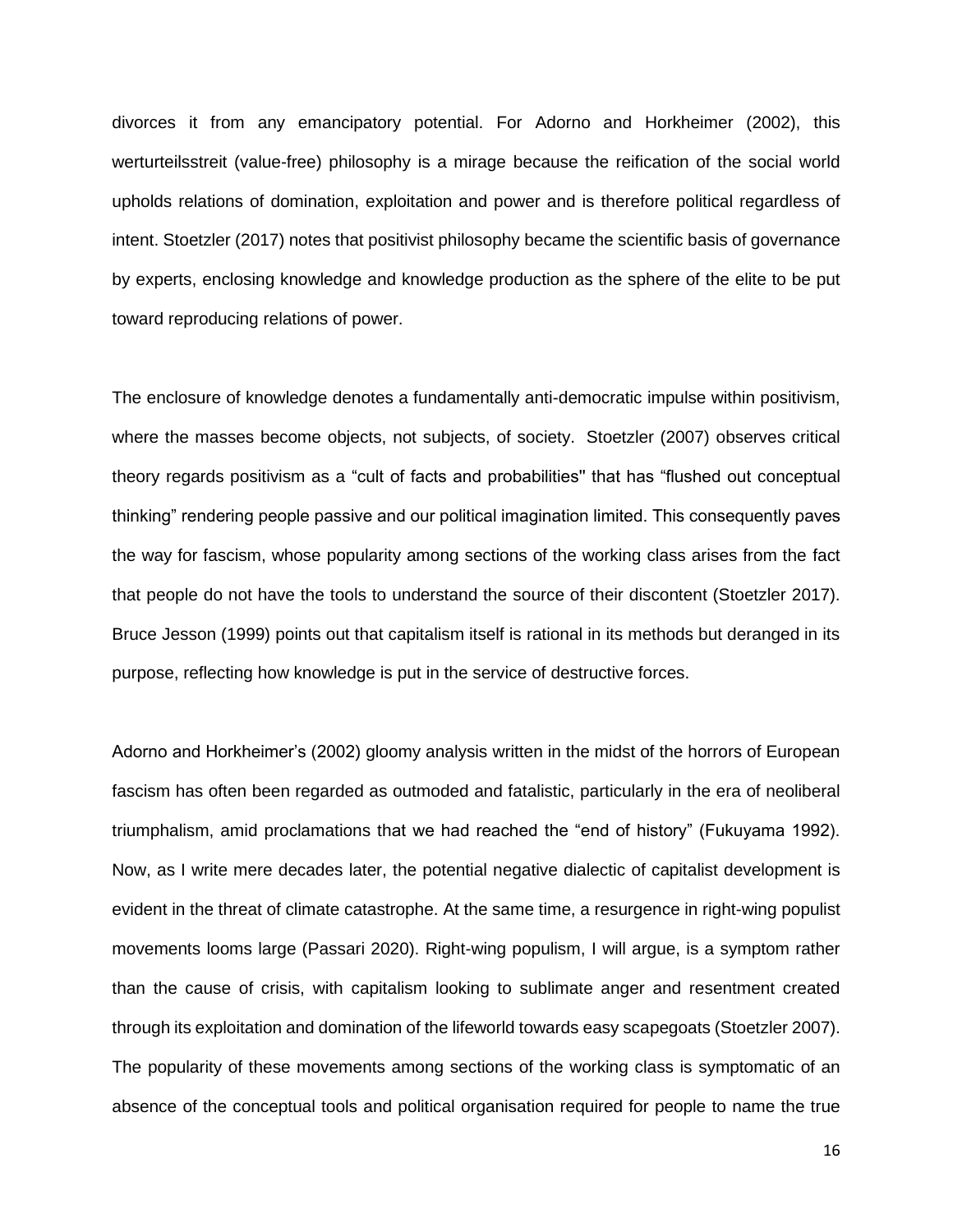divorces it from any emancipatory potential. For Adorno and Horkheimer (2002), this werturteilsstreit (value-free) philosophy is a mirage because the reification of the social world upholds relations of domination, exploitation and power and is therefore political regardless of intent. Stoetzler (2017) notes that positivist philosophy became the scientific basis of governance by experts, enclosing knowledge and knowledge production as the sphere of the elite to be put toward reproducing relations of power.

The enclosure of knowledge denotes a fundamentally anti-democratic impulse within positivism, where the masses become objects, not subjects, of society. Stoetzler (2007) observes critical theory regards positivism as a "cult of facts and probabilities" that has "flushed out conceptual thinking" rendering people passive and our political imagination limited. This consequently paves the way for fascism, whose popularity among sections of the working class arises from the fact that people do not have the tools to understand the source of their discontent (Stoetzler 2017). Bruce Jesson (1999) points out that capitalism itself is rational in its methods but deranged in its purpose, reflecting how knowledge is put in the service of destructive forces.

Adorno and Horkheimer's (2002) gloomy analysis written in the midst of the horrors of European fascism has often been regarded as outmoded and fatalistic, particularly in the era of neoliberal triumphalism, amid proclamations that we had reached the "end of history" (Fukuyama 1992). Now, as I write mere decades later, the potential negative dialectic of capitalist development is evident in the threat of climate catastrophe. At the same time, a resurgence in right-wing populist movements looms large (Passari 2020). Right-wing populism, I will argue, is a symptom rather than the cause of crisis, with capitalism looking to sublimate anger and resentment created through its exploitation and domination of the lifeworld towards easy scapegoats (Stoetzler 2007). The popularity of these movements among sections of the working class is symptomatic of an absence of the conceptual tools and political organisation required for people to name the true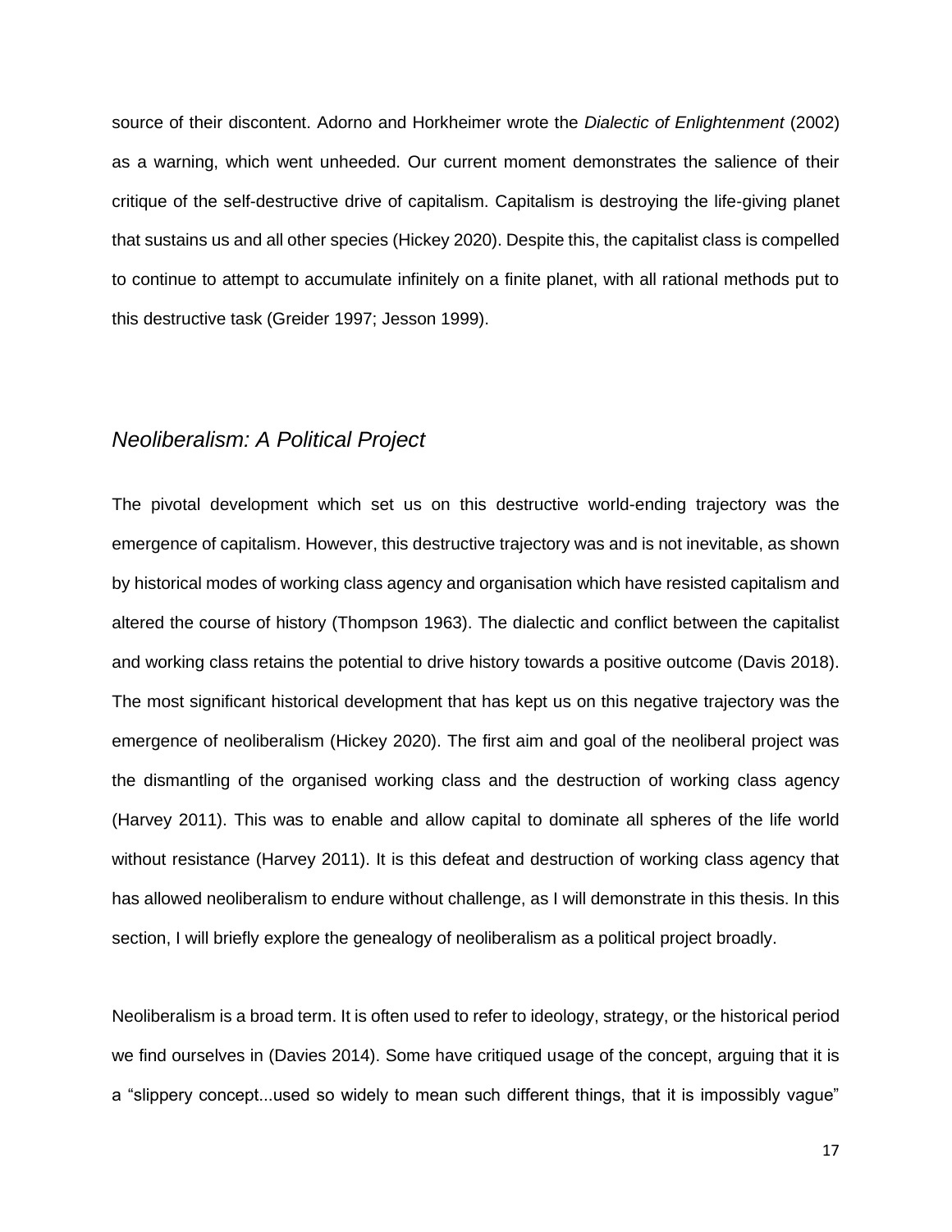source of their discontent. Adorno and Horkheimer wrote the *Dialectic of Enlightenment* (2002) as a warning, which went unheeded. Our current moment demonstrates the salience of their critique of the self-destructive drive of capitalism. Capitalism is destroying the life-giving planet that sustains us and all other species (Hickey 2020). Despite this, the capitalist class is compelled to continue to attempt to accumulate infinitely on a finite planet, with all rational methods put to this destructive task (Greider 1997; Jesson 1999).

## *Neoliberalism: A Political Project*

The pivotal development which set us on this destructive world-ending trajectory was the emergence of capitalism. However, this destructive trajectory was and is not inevitable, as shown by historical modes of working class agency and organisation which have resisted capitalism and altered the course of history (Thompson 1963). The dialectic and conflict between the capitalist and working class retains the potential to drive history towards a positive outcome (Davis 2018). The most significant historical development that has kept us on this negative trajectory was the emergence of neoliberalism (Hickey 2020). The first aim and goal of the neoliberal project was the dismantling of the organised working class and the destruction of working class agency (Harvey 2011). This was to enable and allow capital to dominate all spheres of the life world without resistance (Harvey 2011). It is this defeat and destruction of working class agency that has allowed neoliberalism to endure without challenge, as I will demonstrate in this thesis. In this section, I will briefly explore the genealogy of neoliberalism as a political project broadly.

Neoliberalism is a broad term. It is often used to refer to ideology, strategy, or the historical period we find ourselves in (Davies 2014). Some have critiqued usage of the concept, arguing that it is a "slippery concept...used so widely to mean such different things, that it is impossibly vague"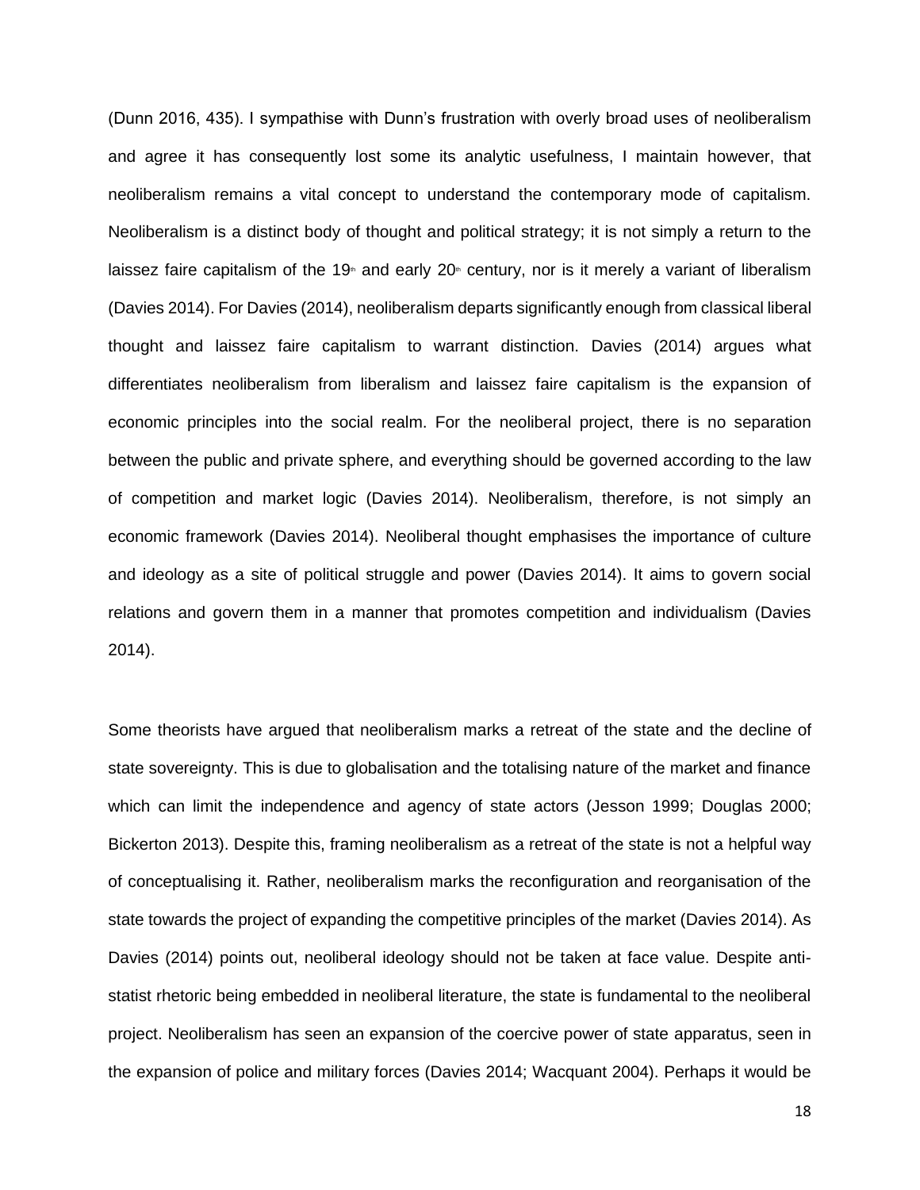(Dunn 2016, 435). I sympathise with Dunn's frustration with overly broad uses of neoliberalism and agree it has consequently lost some its analytic usefulness, I maintain however, that neoliberalism remains a vital concept to understand the contemporary mode of capitalism. Neoliberalism is a distinct body of thought and political strategy; it is not simply a return to the laissez faire capitalism of the 19th and early 20th century, nor is it merely a variant of liberalism (Davies 2014). For Davies (2014), neoliberalism departs significantly enough from classical liberal thought and laissez faire capitalism to warrant distinction. Davies (2014) argues what differentiates neoliberalism from liberalism and laissez faire capitalism is the expansion of economic principles into the social realm. For the neoliberal project, there is no separation between the public and private sphere, and everything should be governed according to the law of competition and market logic (Davies 2014). Neoliberalism, therefore, is not simply an economic framework (Davies 2014). Neoliberal thought emphasises the importance of culture and ideology as a site of political struggle and power (Davies 2014). It aims to govern social relations and govern them in a manner that promotes competition and individualism (Davies 2014).

Some theorists have argued that neoliberalism marks a retreat of the state and the decline of state sovereignty. This is due to globalisation and the totalising nature of the market and finance which can limit the independence and agency of state actors (Jesson 1999; Douglas 2000; Bickerton 2013). Despite this, framing neoliberalism as a retreat of the state is not a helpful way of conceptualising it. Rather, neoliberalism marks the reconfiguration and reorganisation of the state towards the project of expanding the competitive principles of the market (Davies 2014). As Davies (2014) points out, neoliberal ideology should not be taken at face value. Despite anti-statist rhetoric being embedded in neoliberal literature, the state is fundamental to the neoliberal project. Neoliberalism has seen an expansion of the coercive power of state apparatus, seen in the expansion of police and military forces (Davies 2014; Wacquant 2004). Perhaps it would be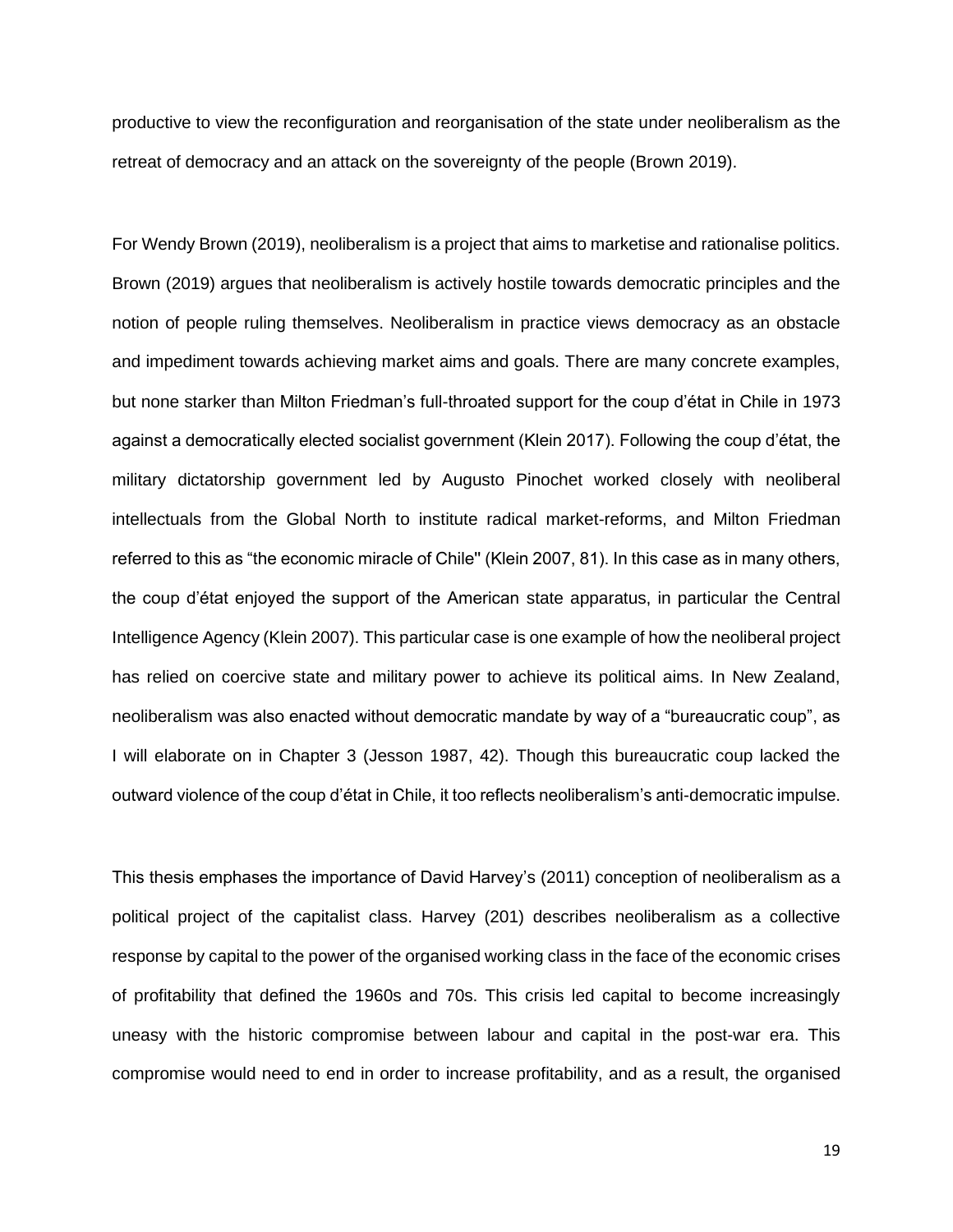productive to view the reconfiguration and reorganisation of the state under neoliberalism as the retreat of democracy and an attack on the sovereignty of the people (Brown 2019).

For Wendy Brown (2019), neoliberalism is a project that aims to marketise and rationalise politics. Brown (2019) argues that neoliberalism is actively hostile towards democratic principles and the notion of people ruling themselves. Neoliberalism in practice views democracy as an obstacle and impediment towards achieving market aims and goals. There are many concrete examples, but none starker than Milton Friedman's full-throated support for the coup d'état in Chile in 1973 against a democratically elected socialist government (Klein 2017). Following the coup d'état, the military dictatorship government led by Augusto Pinochet worked closely with neoliberal intellectuals from the Global North to institute radical market-reforms, and Milton Friedman referred to this as "the economic miracle of Chile" (Klein 2007, 81). In this case as in many others, the coup d'état enjoyed the support of the American state apparatus, in particular the Central Intelligence Agency (Klein 2007). This particular case is one example of how the neoliberal project has relied on coercive state and military power to achieve its political aims. In New Zealand, neoliberalism was also enacted without democratic mandate by way of a "bureaucratic coup", as I will elaborate on in Chapter 3 (Jesson 1987, 42). Though this bureaucratic coup lacked the outward violence of the coup d'état in Chile, it too reflects neoliberalism's anti-democratic impulse.

This thesis emphases the importance of David Harvey's (2011) conception of neoliberalism as a political project of the capitalist class. Harvey (201) describes neoliberalism as a collective response by capital to the power of the organised working class in the face of the economic crises of profitability that defined the 1960s and 70s. This crisis led capital to become increasingly uneasy with the historic compromise between labour and capital in the post-war era. This compromise would need to end in order to increase profitability, and as a result, the organised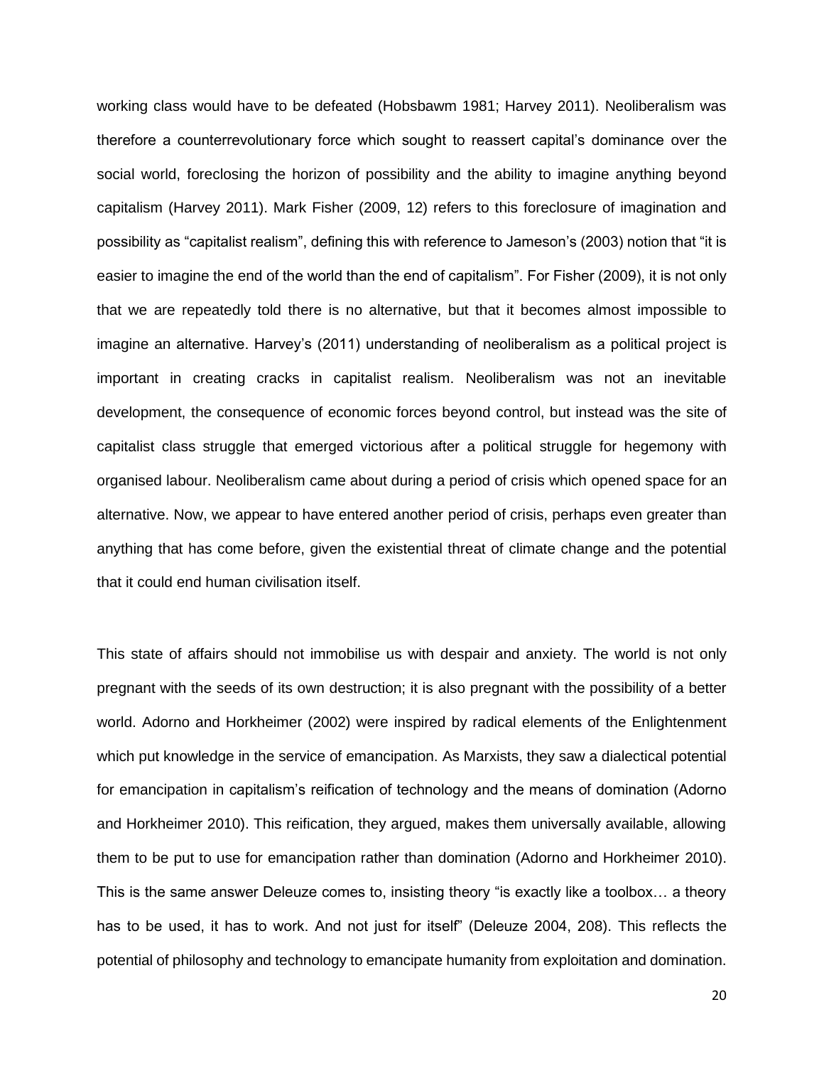working class would have to be defeated (Hobsbawm 1981; Harvey 2011). Neoliberalism was therefore a counterrevolutionary force which sought to reassert capital's dominance over the social world, foreclosing the horizon of possibility and the ability to imagine anything beyond capitalism (Harvey 2011). Mark Fisher (2009, 12) refers to this foreclosure of imagination and possibility as "capitalist realism", defining this with reference to Jameson's (2003) notion that "it is easier to imagine the end of the world than the end of capitalism". For Fisher (2009), it is not only that we are repeatedly told there is no alternative, but that it becomes almost impossible to imagine an alternative. Harvey's (2011) understanding of neoliberalism as a political project is important in creating cracks in capitalist realism. Neoliberalism was not an inevitable development, the consequence of economic forces beyond control, but instead was the site of capitalist class struggle that emerged victorious after a political struggle for hegemony with organised labour. Neoliberalism came about during a period of crisis which opened space for an alternative. Now, we appear to have entered another period of crisis, perhaps even greater than anything that has come before, given the existential threat of climate change and the potential that it could end human civilisation itself.

This state of affairs should not immobilise us with despair and anxiety. The world is not only pregnant with the seeds of its own destruction; it is also pregnant with the possibility of a better world. Adorno and Horkheimer (2002) were inspired by radical elements of the Enlightenment which put knowledge in the service of emancipation. As Marxists, they saw a dialectical potential for emancipation in capitalism's reification of technology and the means of domination (Adorno and Horkheimer 2010). This reification, they argued, makes them universally available, allowing them to be put to use for emancipation rather than domination (Adorno and Horkheimer 2010). This is the same answer Deleuze comes to, insisting theory "is exactly like a toolbox… a theory has to be used, it has to work. And not just for itself" (Deleuze 2004, 208). This reflects the potential of philosophy and technology to emancipate humanity from exploitation and domination.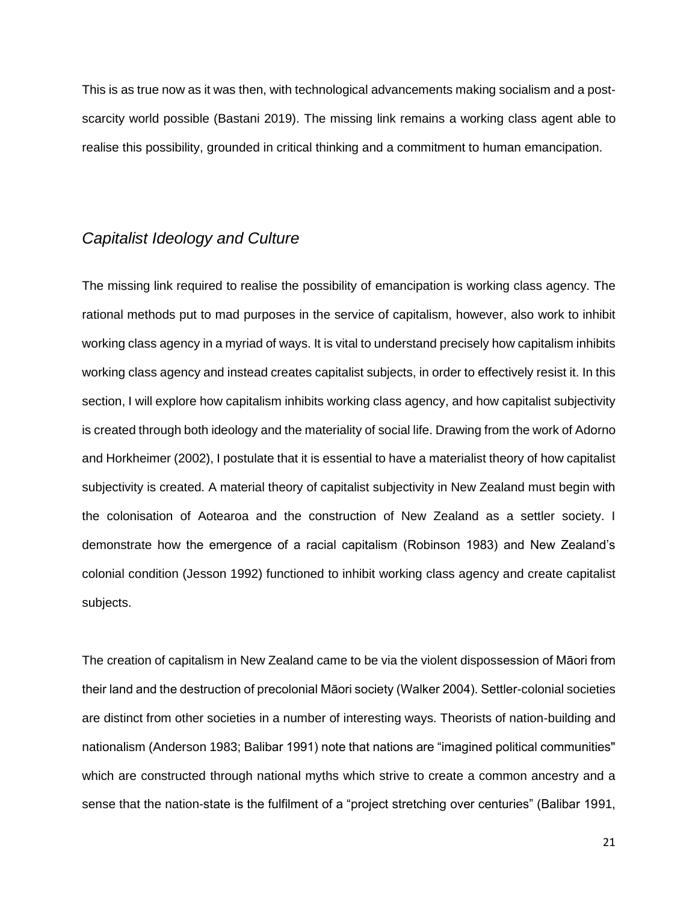This is as true now as it was then, with technological advancements making socialism and a post-scarcity world possible (Bastani 2019). The missing link remains a working class agent able to realise this possibility, grounded in critical thinking and a commitment to human emancipation.

### *Capitalist Ideology and Culture*

The missing link required to realise the possibility of emancipation is working class agency. The rational methods put to mad purposes in the service of capitalism, however, also work to inhibit working class agency in a myriad of ways. It is vital to understand precisely how capitalism inhibits working class agency and instead creates capitalist subjects, in order to effectively resist it. In this section, I will explore how capitalism inhibits working class agency, and how capitalist subjectivity is created through both ideology and the materiality of social life. Drawing from the work of Adorno and Horkheimer (2002), I postulate that it is essential to have a materialist theory of how capitalist subjectivity is created. A material theory of capitalist subjectivity in New Zealand must begin with the colonisation of Aotearoa and the construction of New Zealand as a settler society. I demonstrate how the emergence of a racial capitalism (Robinson 1983) and New Zealand's colonial condition (Jesson 1992) functioned to inhibit working class agency and create capitalist subjects.

The creation of capitalism in New Zealand came to be via the violent dispossession of Māori from their land and the destruction of precolonial Māori society (Walker 2004). Settler-colonial societies are distinct from other societies in a number of interesting ways. Theorists of nation-building and nationalism (Anderson 1983; Balibar 1991) note that nations are "imagined political communities" which are constructed through national myths which strive to create a common ancestry and a sense that the nation-state is the fulfilment of a "project stretching over centuries" (Balibar 1991,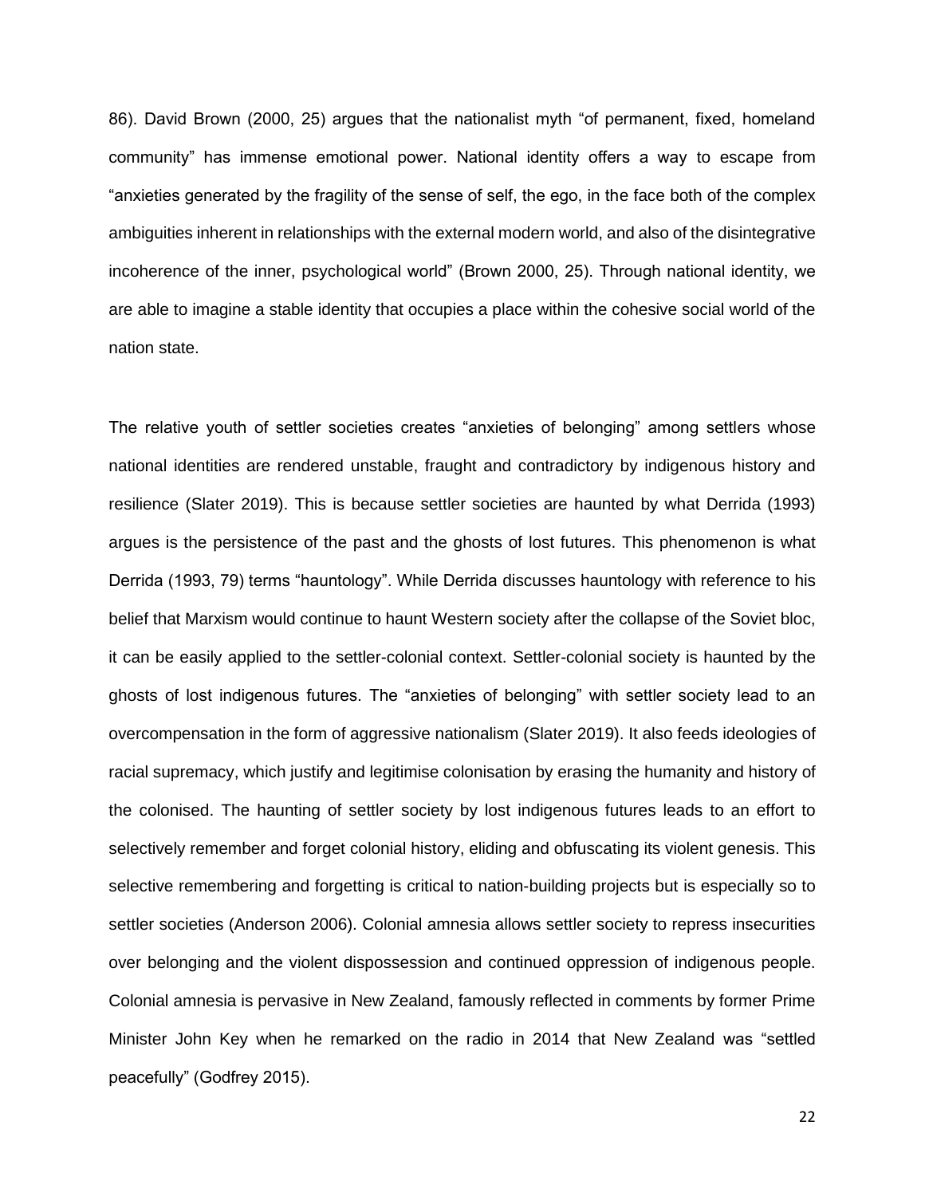86). David Brown (2000, 25) argues that the nationalist myth "of permanent, fixed, homeland community" has immense emotional power. National identity offers a way to escape from "anxieties generated by the fragility of the sense of self, the ego, in the face both of the complex ambiguities inherent in relationships with the external modern world, and also of the disintegrative incoherence of the inner, psychological world" (Brown 2000, 25). Through national identity, we are able to imagine a stable identity that occupies a place within the cohesive social world of the nation state.

The relative youth of settler societies creates "anxieties of belonging" among settlers whose national identities are rendered unstable, fraught and contradictory by indigenous history and resilience (Slater 2019). This is because settler societies are haunted by what Derrida (1993) argues is the persistence of the past and the ghosts of lost futures. This phenomenon is what Derrida (1993, 79) terms "hauntology". While Derrida discusses hauntology with reference to his belief that Marxism would continue to haunt Western society after the collapse of the Soviet bloc, it can be easily applied to the settler-colonial context. Settler-colonial society is haunted by the ghosts of lost indigenous futures. The "anxieties of belonging" with settler society lead to an overcompensation in the form of aggressive nationalism (Slater 2019). It also feeds ideologies of racial supremacy, which justify and legitimise colonisation by erasing the humanity and history of the colonised. The haunting of settler society by lost indigenous futures leads to an effort to selectively remember and forget colonial history, eliding and obfuscating its violent genesis. This selective remembering and forgetting is critical to nation-building projects but is especially so to settler societies (Anderson 2006). Colonial amnesia allows settler society to repress insecurities over belonging and the violent dispossession and continued oppression of indigenous people. Colonial amnesia is pervasive in New Zealand, famously reflected in comments by former Prime Minister John Key when he remarked on the radio in 2014 that New Zealand was "settled peacefully" (Godfrey 2015).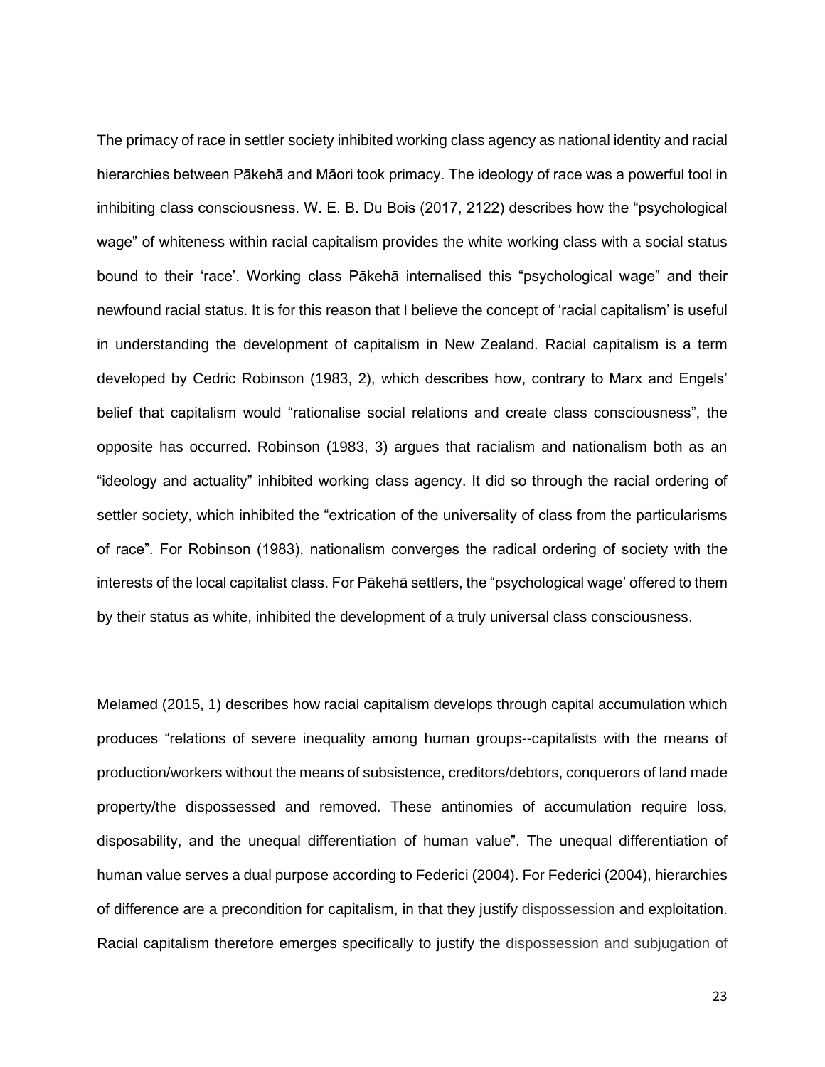The primacy of race in settler society inhibited working class agency as national identity and racial hierarchies between Pākehā and Māori took primacy. The ideology of race was a powerful tool in inhibiting class consciousness. W. E. B. Du Bois (2017, 2122) describes how the "psychological wage" of whiteness within racial capitalism provides the white working class with a social status bound to their 'race'. Working class Pākehā internalised this "psychological wage" and their newfound racial status. It is for this reason that I believe the concept of 'racial capitalism' is useful in understanding the development of capitalism in New Zealand. Racial capitalism is a term developed by Cedric Robinson (1983, 2), which describes how, contrary to Marx and Engels' belief that capitalism would "rationalise social relations and create class consciousness", the opposite has occurred. Robinson (1983, 3) argues that racialism and nationalism both as an "ideology and actuality" inhibited working class agency. It did so through the racial ordering of settler society, which inhibited the "extrication of the universality of class from the particularisms of race". For Robinson (1983), nationalism converges the radical ordering of society with the interests of the local capitalist class. For Pākehā settlers, the "psychological wage' offered to them by their status as white, inhibited the development of a truly universal class consciousness.

Melamed (2015, 1) describes how racial capitalism develops through capital accumulation which produces "relations of severe inequality among human groups--capitalists with the means of production/workers without the means of subsistence, creditors/debtors, conquerors of land made property/the dispossessed and removed. These antinomies of accumulation require loss, disposability, and the unequal differentiation of human value". The unequal differentiation of human value serves a dual purpose according to Federici (2004). For Federici (2004), hierarchies of difference are a precondition for capitalism, in that they justify dispossession and exploitation. Racial capitalism therefore emerges specifically to justify the dispossession and subjugation of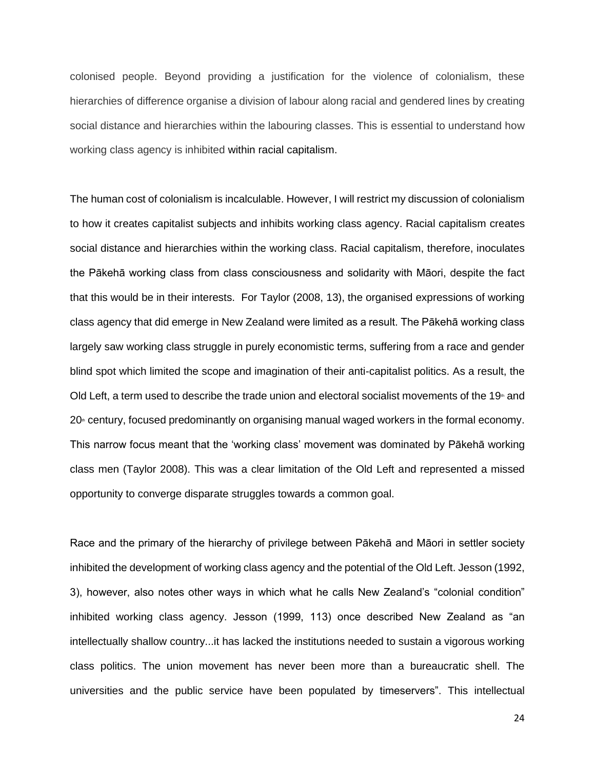colonised people. Beyond providing a justification for the violence of colonialism, these hierarchies of difference organise a division of labour along racial and gendered lines by creating social distance and hierarchies within the labouring classes. This is essential to understand how working class agency is inhibited within racial capitalism.

The human cost of colonialism is incalculable. However, I will restrict my discussion of colonialism to how it creates capitalist subjects and inhibits working class agency. Racial capitalism creates social distance and hierarchies within the working class. Racial capitalism, therefore, inoculates the Pākehā working class from class consciousness and solidarity with Māori, despite the fact that this would be in their interests. For Taylor (2008, 13), the organised expressions of working class agency that did emerge in New Zealand were limited as a result. The Pākehā working class largely saw working class struggle in purely economistic terms, suffering from a race and gender blind spot which limited the scope and imagination of their anti-capitalist politics. As a result, the Old Left, a term used to describe the trade union and electoral socialist movements of the 19th and 20th century, focused predominantly on organising manual waged workers in the formal economy. This narrow focus meant that the 'working class' movement was dominated by Pākehā working class men (Taylor 2008). This was a clear limitation of the Old Left and represented a missed opportunity to converge disparate struggles towards a common goal.

Race and the primary of the hierarchy of privilege between Pākehā and Māori in settler society inhibited the development of working class agency and the potential of the Old Left. Jesson (1992, 3), however, also notes other ways in which what he calls New Zealand's "colonial condition" inhibited working class agency. Jesson (1999, 113) once described New Zealand as "an intellectually shallow country...it has lacked the institutions needed to sustain a vigorous working class politics. The union movement has never been more than a bureaucratic shell. The universities and the public service have been populated by timeservers". This intellectual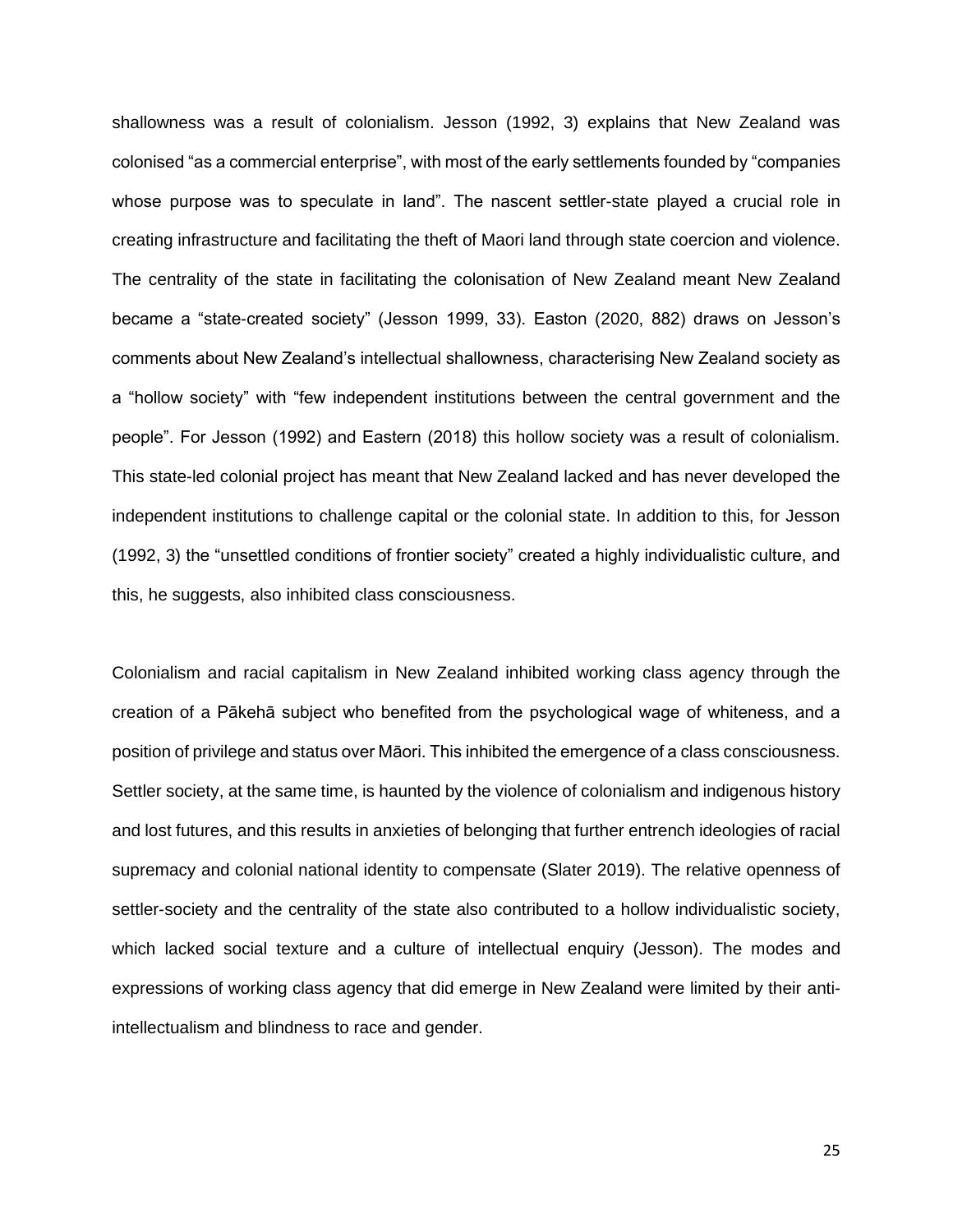shallowness was a result of colonialism. Jesson (1992, 3) explains that New Zealand was colonised "as a commercial enterprise", with most of the early settlements founded by "companies whose purpose was to speculate in land". The nascent settler-state played a crucial role in creating infrastructure and facilitating the theft of Maori land through state coercion and violence. The centrality of the state in facilitating the colonisation of New Zealand meant New Zealand became a "state-created society" (Jesson 1999, 33). Easton (2020, 882) draws on Jesson's comments about New Zealand's intellectual shallowness, characterising New Zealand society as a "hollow society" with "few independent institutions between the central government and the people". For Jesson (1992) and Eastern (2018) this hollow society was a result of colonialism. This state-led colonial project has meant that New Zealand lacked and has never developed the independent institutions to challenge capital or the colonial state. In addition to this, for Jesson (1992, 3) the "unsettled conditions of frontier society" created a highly individualistic culture, and this, he suggests, also inhibited class consciousness.

Colonialism and racial capitalism in New Zealand inhibited working class agency through the creation of a Pākehā subject who benefited from the psychological wage of whiteness, and a position of privilege and status over Māori. This inhibited the emergence of a class consciousness. Settler society, at the same time, is haunted by the violence of colonialism and indigenous history and lost futures, and this results in anxieties of belonging that further entrench ideologies of racial supremacy and colonial national identity to compensate (Slater 2019). The relative openness of settler-society and the centrality of the state also contributed to a hollow individualistic society, which lacked social texture and a culture of intellectual enquiry (Jesson). The modes and expressions of working class agency that did emerge in New Zealand were limited by their anti-intellectualism and blindness to race and gender.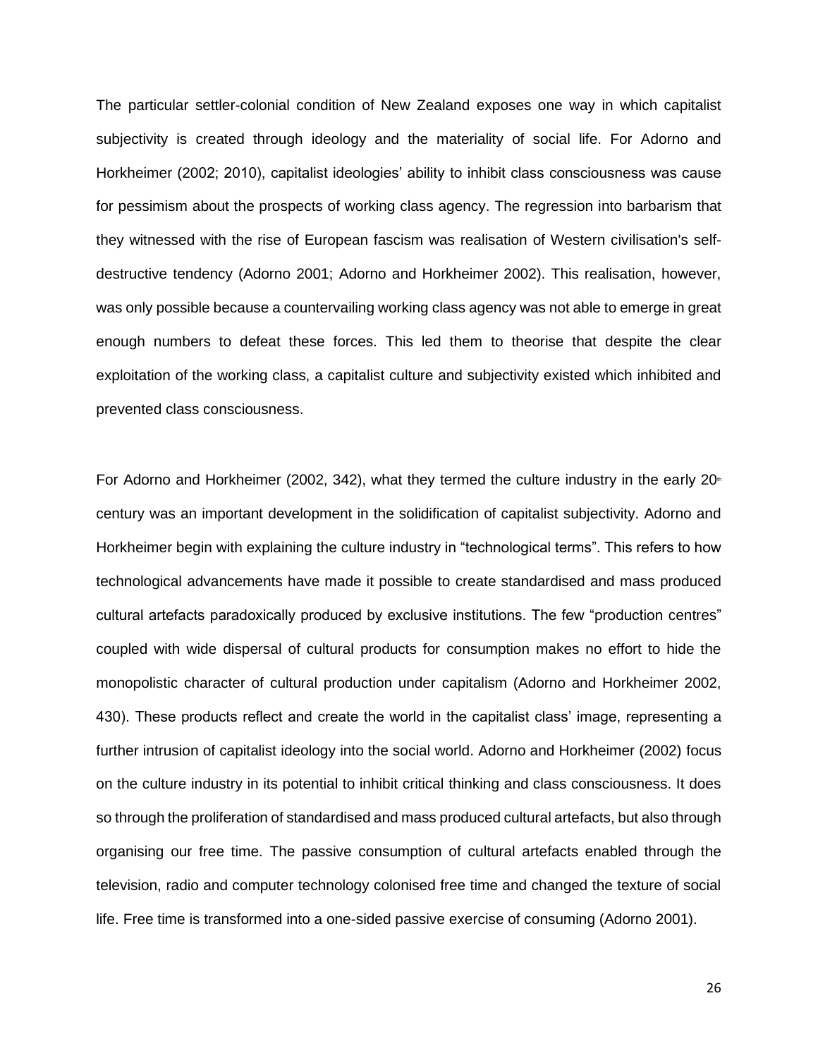The particular settler-colonial condition of New Zealand exposes one way in which capitalist subjectivity is created through ideology and the materiality of social life. For Adorno and Horkheimer (2002; 2010), capitalist ideologies' ability to inhibit class consciousness was cause for pessimism about the prospects of working class agency. The regression into barbarism that they witnessed with the rise of European fascism was realisation of Western civilisation's self-destructive tendency (Adorno 2001; Adorno and Horkheimer 2002). This realisation, however, was only possible because a countervailing working class agency was not able to emerge in great enough numbers to defeat these forces. This led them to theorise that despite the clear exploitation of the working class, a capitalist culture and subjectivity existed which inhibited and prevented class consciousness.

For Adorno and Horkheimer (2002, 342), what they termed the culture industry in the early 20th century was an important development in the solidification of capitalist subjectivity. Adorno and Horkheimer begin with explaining the culture industry in "technological terms". This refers to how technological advancements have made it possible to create standardised and mass produced cultural artefacts paradoxically produced by exclusive institutions. The few "production centres" coupled with wide dispersal of cultural products for consumption makes no effort to hide the monopolistic character of cultural production under capitalism (Adorno and Horkheimer 2002, 430). These products reflect and create the world in the capitalist class' image, representing a further intrusion of capitalist ideology into the social world. Adorno and Horkheimer (2002) focus on the culture industry in its potential to inhibit critical thinking and class consciousness. It does so through the proliferation of standardised and mass produced cultural artefacts, but also through organising our free time. The passive consumption of cultural artefacts enabled through the television, radio and computer technology colonised free time and changed the texture of social life. Free time is transformed into a one-sided passive exercise of consuming (Adorno 2001).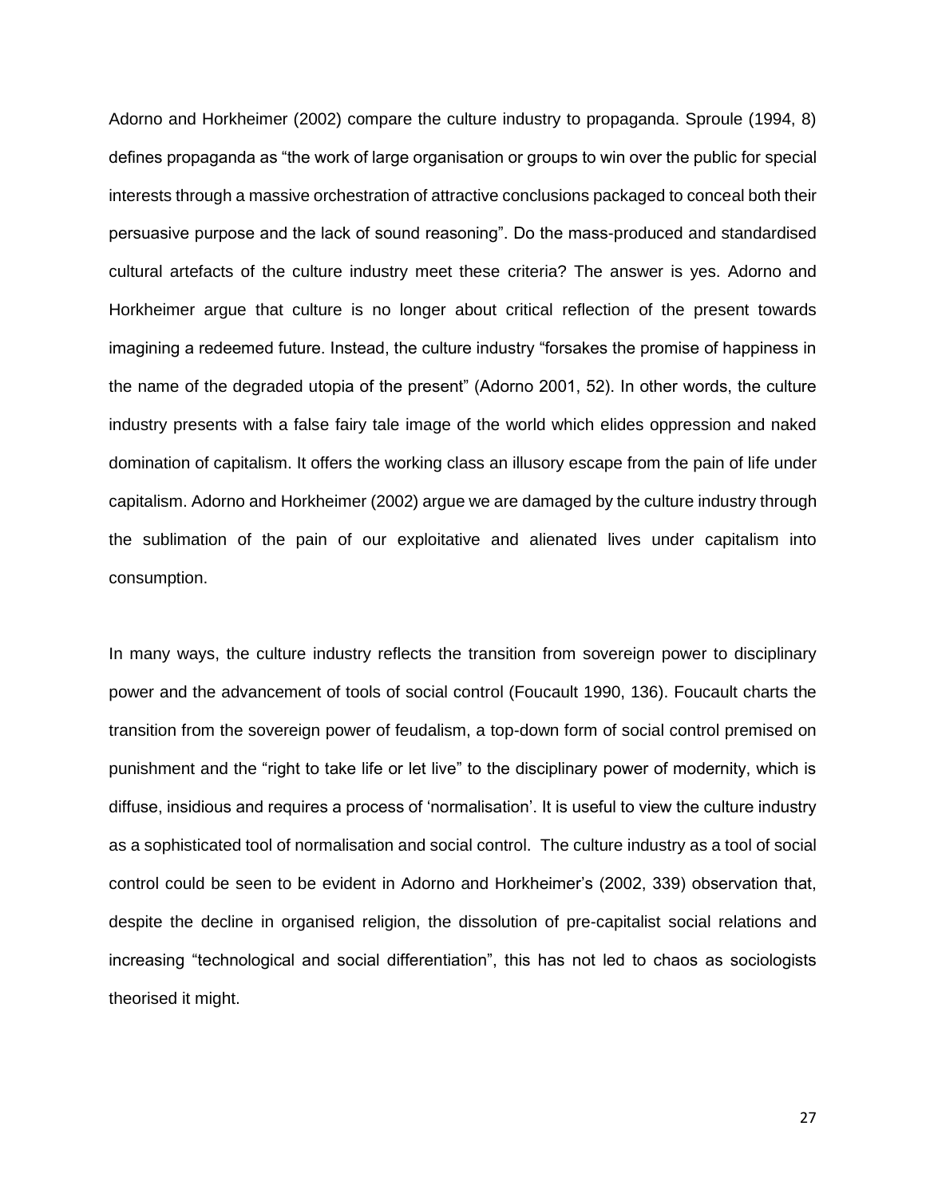Adorno and Horkheimer (2002) compare the culture industry to propaganda. Sproule (1994, 8) defines propaganda as "the work of large organisation or groups to win over the public for special interests through a massive orchestration of attractive conclusions packaged to conceal both their persuasive purpose and the lack of sound reasoning". Do the mass-produced and standardised cultural artefacts of the culture industry meet these criteria? The answer is yes. Adorno and Horkheimer argue that culture is no longer about critical reflection of the present towards imagining a redeemed future. Instead, the culture industry "forsakes the promise of happiness in the name of the degraded utopia of the present" (Adorno 2001, 52). In other words, the culture industry presents with a false fairy tale image of the world which elides oppression and naked domination of capitalism. It offers the working class an illusory escape from the pain of life under capitalism. Adorno and Horkheimer (2002) argue we are damaged by the culture industry through the sublimation of the pain of our exploitative and alienated lives under capitalism into consumption.

In many ways, the culture industry reflects the transition from sovereign power to disciplinary power and the advancement of tools of social control (Foucault 1990, 136). Foucault charts the transition from the sovereign power of feudalism, a top-down form of social control premised on punishment and the "right to take life or let live" to the disciplinary power of modernity, which is diffuse, insidious and requires a process of 'normalisation'. It is useful to view the culture industry as a sophisticated tool of normalisation and social control. The culture industry as a tool of social control could be seen to be evident in Adorno and Horkheimer's (2002, 339) observation that, despite the decline in organised religion, the dissolution of pre-capitalist social relations and increasing "technological and social differentiation", this has not led to chaos as sociologists theorised it might.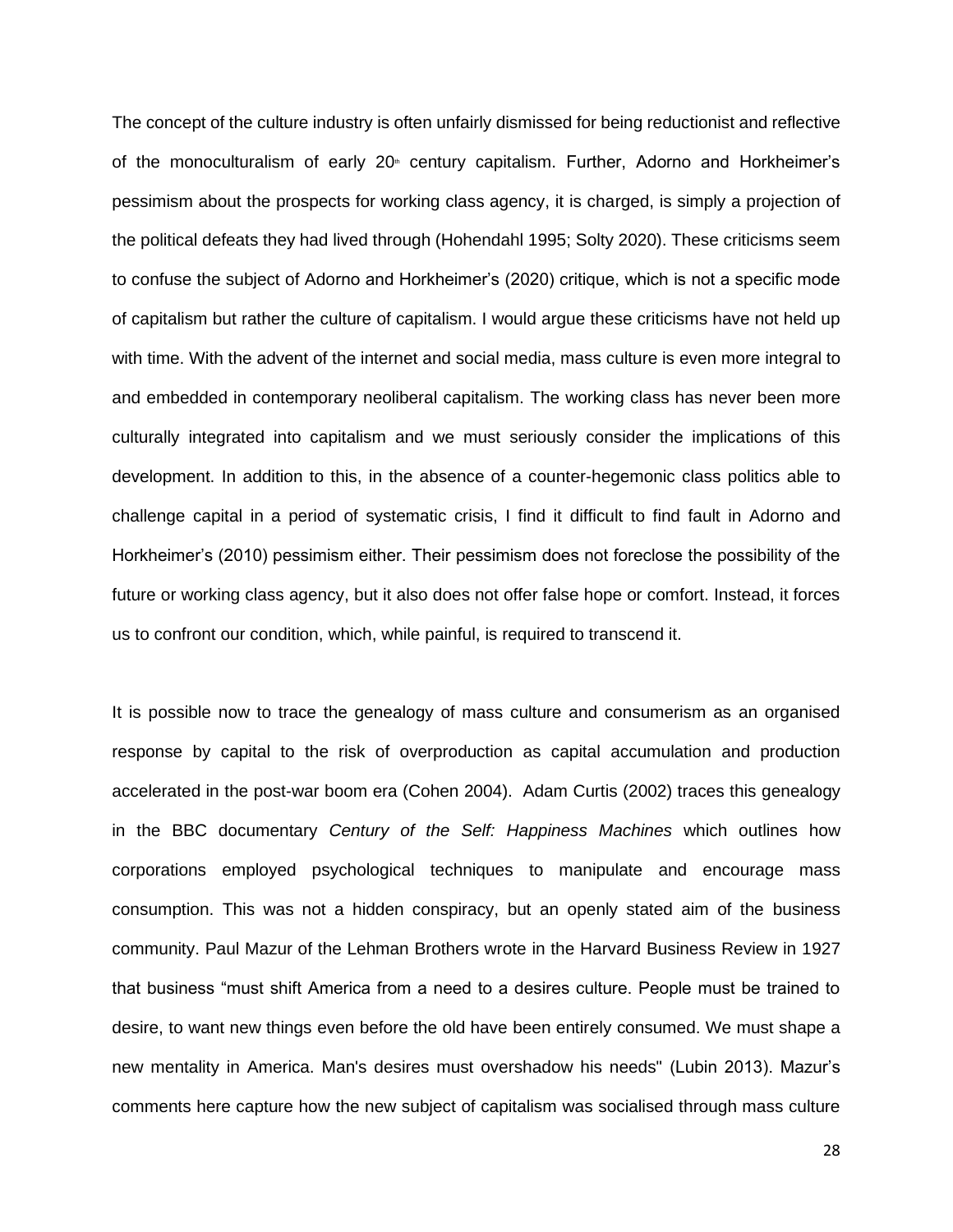The concept of the culture industry is often unfairly dismissed for being reductionist and reflective of the monoculturalism of early 20th century capitalism. Further, Adorno and Horkheimer's pessimism about the prospects for working class agency, it is charged, is simply a projection of the political defeats they had lived through (Hohendahl 1995; Solty 2020). These criticisms seem to confuse the subject of Adorno and Horkheimer's (2020) critique, which is not a specific mode of capitalism but rather the culture of capitalism. I would argue these criticisms have not held up with time. With the advent of the internet and social media, mass culture is even more integral to and embedded in contemporary neoliberal capitalism. The working class has never been more culturally integrated into capitalism and we must seriously consider the implications of this development. In addition to this, in the absence of a counter-hegemonic class politics able to challenge capital in a period of systematic crisis, I find it difficult to find fault in Adorno and Horkheimer's (2010) pessimism either. Their pessimism does not foreclose the possibility of the future or working class agency, but it also does not offer false hope or comfort. Instead, it forces us to confront our condition, which, while painful, is required to transcend it.

It is possible now to trace the genealogy of mass culture and consumerism as an organised response by capital to the risk of overproduction as capital accumulation and production accelerated in the post-war boom era (Cohen 2004). Adam Curtis (2002) traces this genealogy in the BBC documentary *Century of the Self: Happiness Machines* which outlines how corporations employed psychological techniques to manipulate and encourage mass consumption. This was not a hidden conspiracy, but an openly stated aim of the business community. Paul Mazur of the Lehman Brothers wrote in the Harvard Business Review in 1927 that business "must shift America from a need to a desires culture. People must be trained to desire, to want new things even before the old have been entirely consumed. We must shape a new mentality in America. Man's desires must overshadow his needs" (Lubin 2013). Mazur's comments here capture how the new subject of capitalism was socialised through mass culture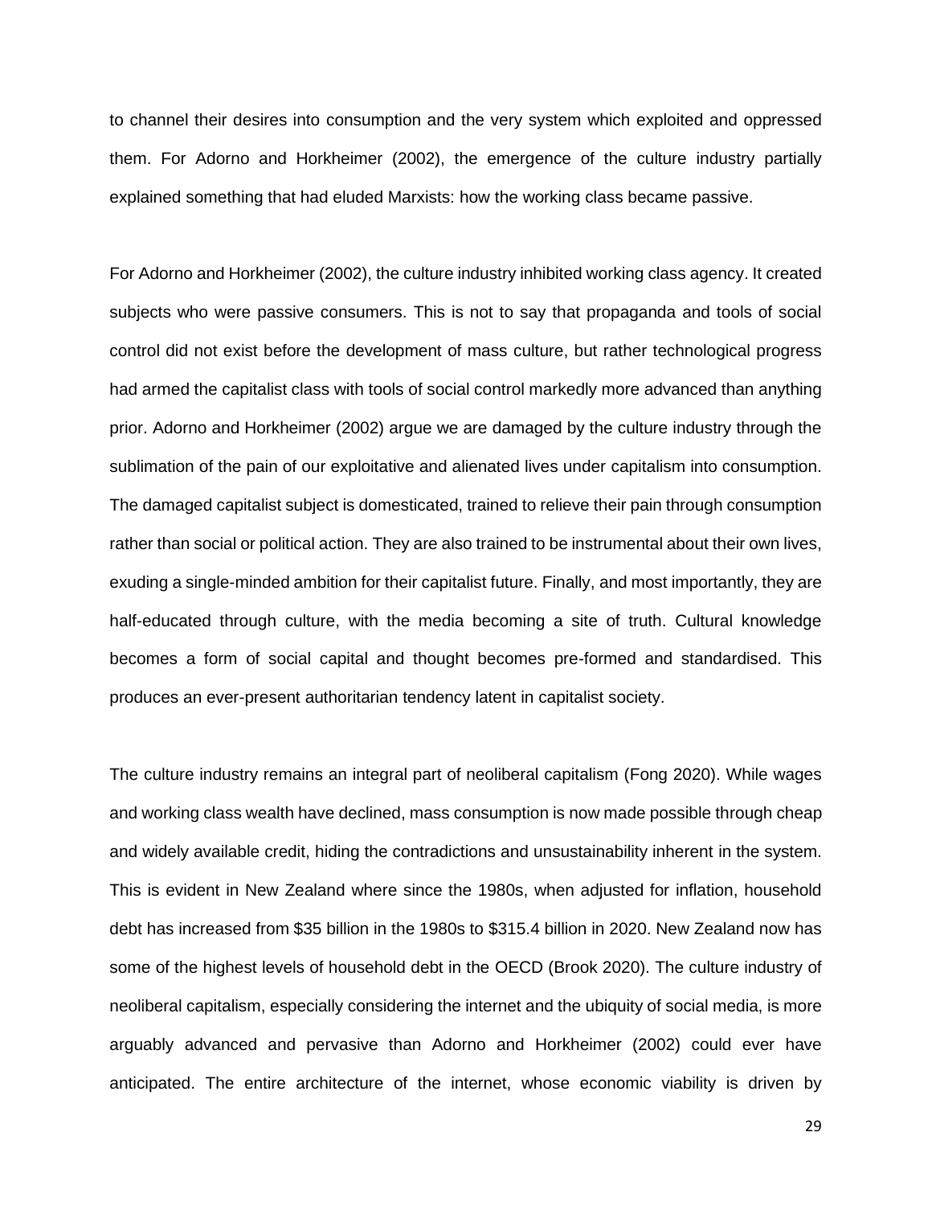to channel their desires into consumption and the very system which exploited and oppressed them. For Adorno and Horkheimer (2002), the emergence of the culture industry partially explained something that had eluded Marxists: how the working class became passive.

For Adorno and Horkheimer (2002), the culture industry inhibited working class agency. It created subjects who were passive consumers. This is not to say that propaganda and tools of social control did not exist before the development of mass culture, but rather technological progress had armed the capitalist class with tools of social control markedly more advanced than anything prior. Adorno and Horkheimer (2002) argue we are damaged by the culture industry through the sublimation of the pain of our exploitative and alienated lives under capitalism into consumption. The damaged capitalist subject is domesticated, trained to relieve their pain through consumption rather than social or political action. They are also trained to be instrumental about their own lives, exuding a single-minded ambition for their capitalist future. Finally, and most importantly, they are half-educated through culture, with the media becoming a site of truth. Cultural knowledge becomes a form of social capital and thought becomes pre-formed and standardised. This produces an ever-present authoritarian tendency latent in capitalist society.

The culture industry remains an integral part of neoliberal capitalism (Fong 2020). While wages and working class wealth have declined, mass consumption is now made possible through cheap and widely available credit, hiding the contradictions and unsustainability inherent in the system. This is evident in New Zealand where since the 1980s, when adjusted for inflation, household debt has increased from $35 billion in the 1980s to $315.4 billion in 2020. New Zealand now has some of the highest levels of household debt in the OECD (Brook 2020). The culture industry of neoliberal capitalism, especially considering the internet and the ubiquity of social media, is more arguably advanced and pervasive than Adorno and Horkheimer (2002) could ever have anticipated. The entire architecture of the internet, whose economic viability is driven by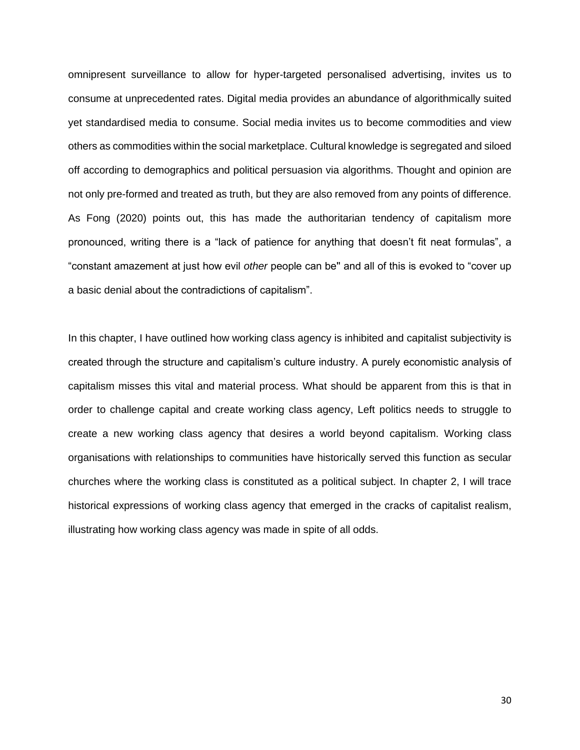omnipresent surveillance to allow for hyper-targeted personalised advertising, invites us to consume at unprecedented rates. Digital media provides an abundance of algorithmically suited yet standardised media to consume. Social media invites us to become commodities and view others as commodities within the social marketplace. Cultural knowledge is segregated and siloed off according to demographics and political persuasion via algorithms. Thought and opinion are not only pre-formed and treated as truth, but they are also removed from any points of difference. As Fong (2020) points out, this has made the authoritarian tendency of capitalism more pronounced, writing there is a "lack of patience for anything that doesn't fit neat formulas", a "constant amazement at just how evil *other* people can be" and all of this is evoked to "cover up a basic denial about the contradictions of capitalism".

In this chapter, I have outlined how working class agency is inhibited and capitalist subjectivity is created through the structure and capitalism's culture industry. A purely economistic analysis of capitalism misses this vital and material process. What should be apparent from this is that in order to challenge capital and create working class agency, Left politics needs to struggle to create a new working class agency that desires a world beyond capitalism. Working class organisations with relationships to communities have historically served this function as secular churches where the working class is constituted as a political subject. In chapter 2, I will trace historical expressions of working class agency that emerged in the cracks of capitalist realism, illustrating how working class agency was made in spite of all odds.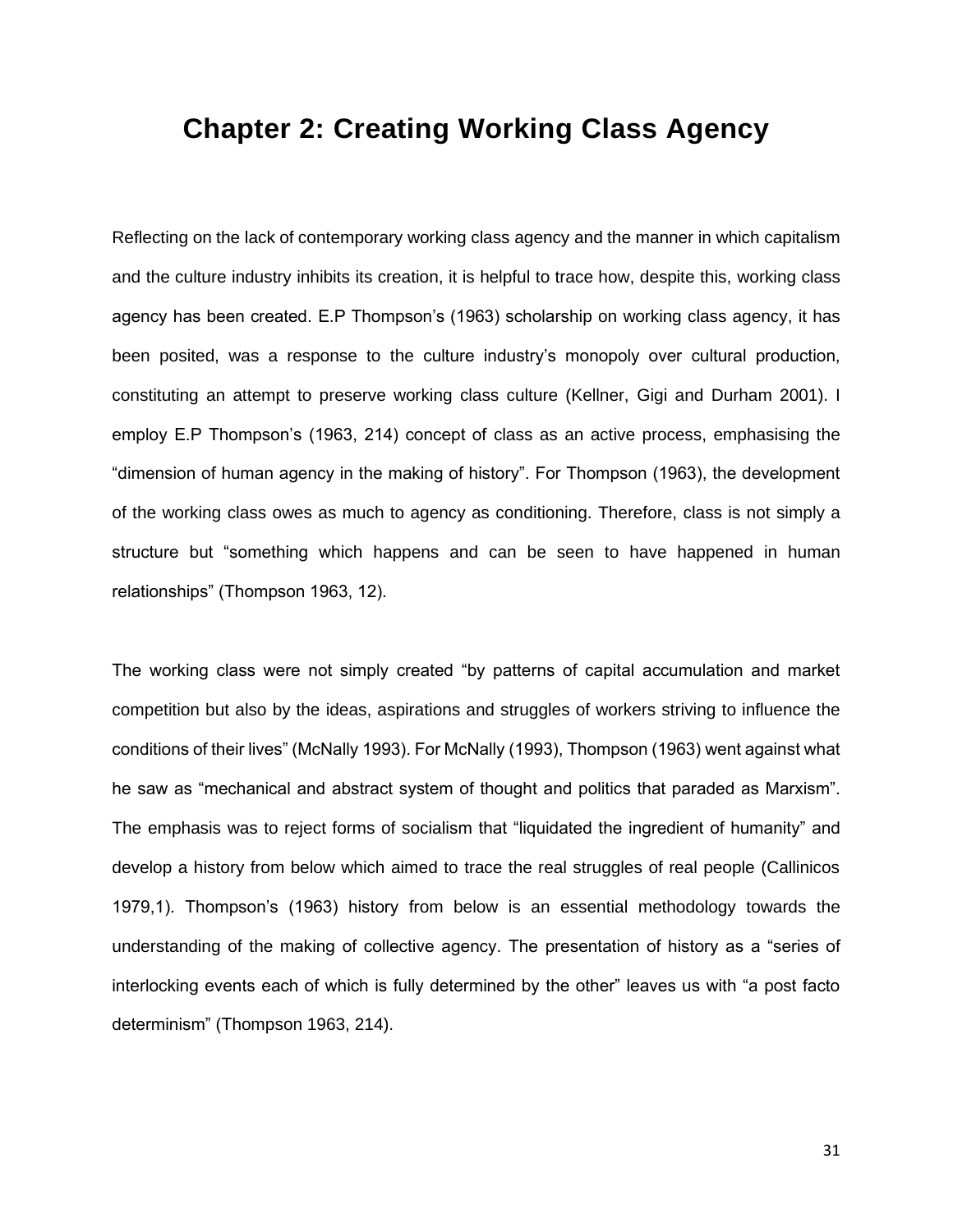# Chapter 2: Creating Working Class Agency

Reflecting on the lack of contemporary working class agency and the manner in which capitalism and the culture industry inhibits its creation, it is helpful to trace how, despite this, working class agency has been created. E.P Thompson's (1963) scholarship on working class agency, it has been posited, was a response to the culture industry's monopoly over cultural production, constituting an attempt to preserve working class culture (Kellner, Gigi and Durham 2001). I employ E.P Thompson's (1963, 214) concept of class as an active process, emphasising the "dimension of human agency in the making of history". For Thompson (1963), the development of the working class owes as much to agency as conditioning. Therefore, class is not simply a structure but "something which happens and can be seen to have happened in human relationships" (Thompson 1963, 12).

The working class were not simply created "by patterns of capital accumulation and market competition but also by the ideas, aspirations and struggles of workers striving to influence the conditions of their lives" (McNally 1993). For McNally (1993), Thompson (1963) went against what he saw as "mechanical and abstract system of thought and politics that paraded as Marxism". The emphasis was to reject forms of socialism that "liquidated the ingredient of humanity" and develop a history from below which aimed to trace the real struggles of real people (Callinicos 1979,1). Thompson's (1963) history from below is an essential methodology towards the understanding of the making of collective agency. The presentation of history as a "series of interlocking events each of which is fully determined by the other" leaves us with "a post facto determinism" (Thompson 1963, 214).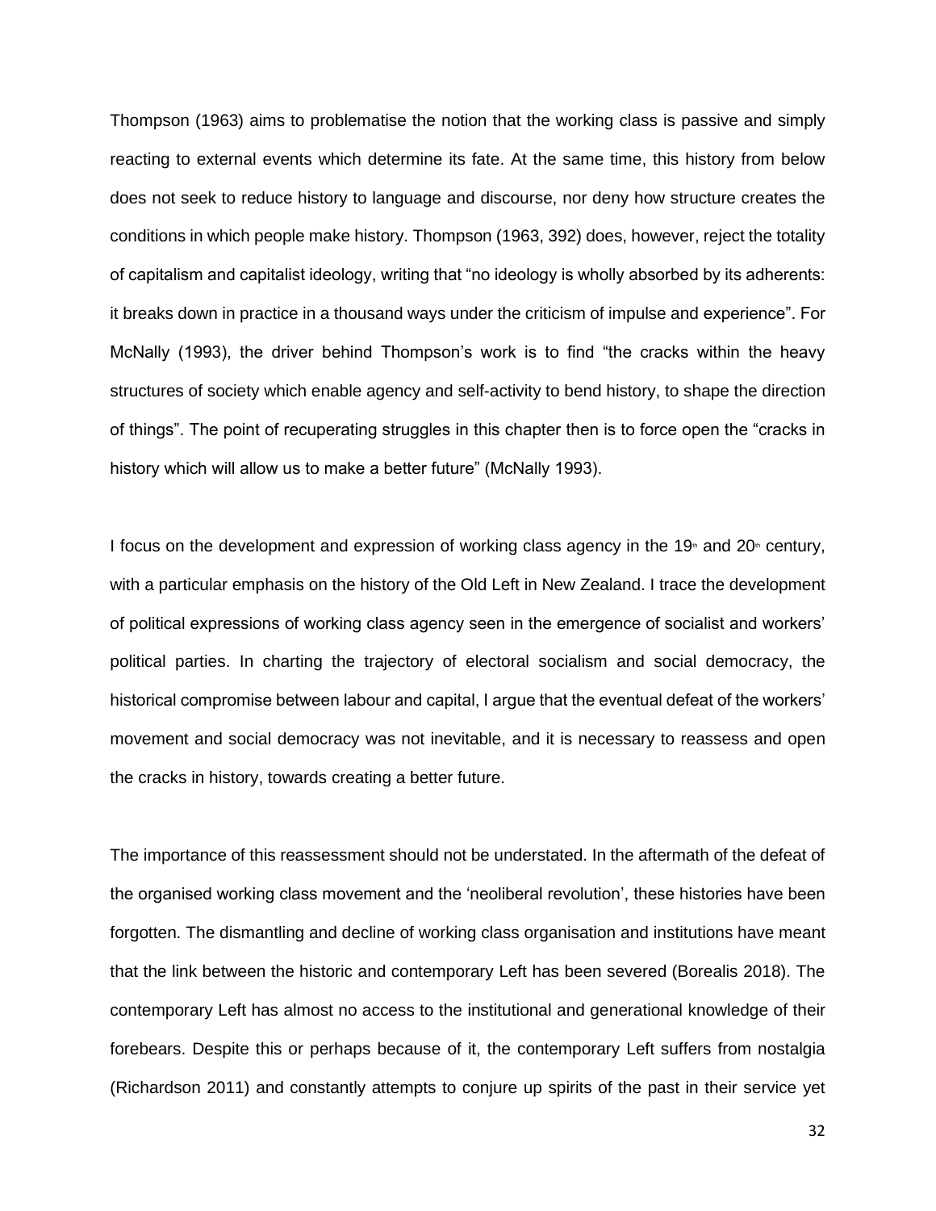Thompson (1963) aims to problematise the notion that the working class is passive and simply reacting to external events which determine its fate. At the same time, this history from below does not seek to reduce history to language and discourse, nor deny how structure creates the conditions in which people make history. Thompson (1963, 392) does, however, reject the totality of capitalism and capitalist ideology, writing that "no ideology is wholly absorbed by its adherents: it breaks down in practice in a thousand ways under the criticism of impulse and experience". For McNally (1993), the driver behind Thompson's work is to find "the cracks within the heavy structures of society which enable agency and self-activity to bend history, to shape the direction of things". The point of recuperating struggles in this chapter then is to force open the "cracks in history which will allow us to make a better future" (McNally 1993).

I focus on the development and expression of working class agency in the 19th and 20th century, with a particular emphasis on the history of the Old Left in New Zealand. I trace the development of political expressions of working class agency seen in the emergence of socialist and workers' political parties. In charting the trajectory of electoral socialism and social democracy, the historical compromise between labour and capital, I argue that the eventual defeat of the workers' movement and social democracy was not inevitable, and it is necessary to reassess and open the cracks in history, towards creating a better future.

The importance of this reassessment should not be understated. In the aftermath of the defeat of the organised working class movement and the 'neoliberal revolution', these histories have been forgotten. The dismantling and decline of working class organisation and institutions have meant that the link between the historic and contemporary Left has been severed (Borealis 2018). The contemporary Left has almost no access to the institutional and generational knowledge of their forebears. Despite this or perhaps because of it, the contemporary Left suffers from nostalgia (Richardson 2011) and constantly attempts to conjure up spirits of the past in their service yet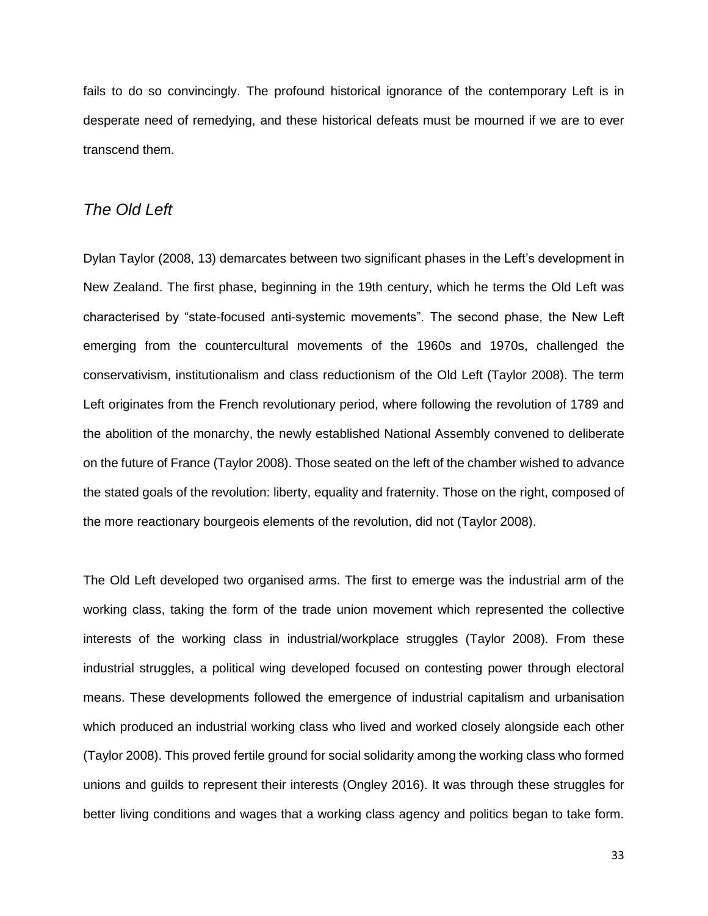fails to do so convincingly. The profound historical ignorance of the contemporary Left is in desperate need of remedying, and these historical defeats must be mourned if we are to ever transcend them.

## *The Old Left*

Dylan Taylor (2008, 13) demarcates between two significant phases in the Left's development in New Zealand. The first phase, beginning in the 19th century, which he terms the Old Left was characterised by "state-focused anti-systemic movements". The second phase, the New Left emerging from the countercultural movements of the 1960s and 1970s, challenged the conservativism, institutionalism and class reductionism of the Old Left (Taylor 2008). The term Left originates from the French revolutionary period, where following the revolution of 1789 and the abolition of the monarchy, the newly established National Assembly convened to deliberate on the future of France (Taylor 2008). Those seated on the left of the chamber wished to advance the stated goals of the revolution: liberty, equality and fraternity. Those on the right, composed of the more reactionary bourgeois elements of the revolution, did not (Taylor 2008).

The Old Left developed two organised arms. The first to emerge was the industrial arm of the working class, taking the form of the trade union movement which represented the collective interests of the working class in industrial/workplace struggles (Taylor 2008). From these industrial struggles, a political wing developed focused on contesting power through electoral means. These developments followed the emergence of industrial capitalism and urbanisation which produced an industrial working class who lived and worked closely alongside each other (Taylor 2008). This proved fertile ground for social solidarity among the working class who formed unions and guilds to represent their interests (Ongley 2016). It was through these struggles for better living conditions and wages that a working class agency and politics began to take form.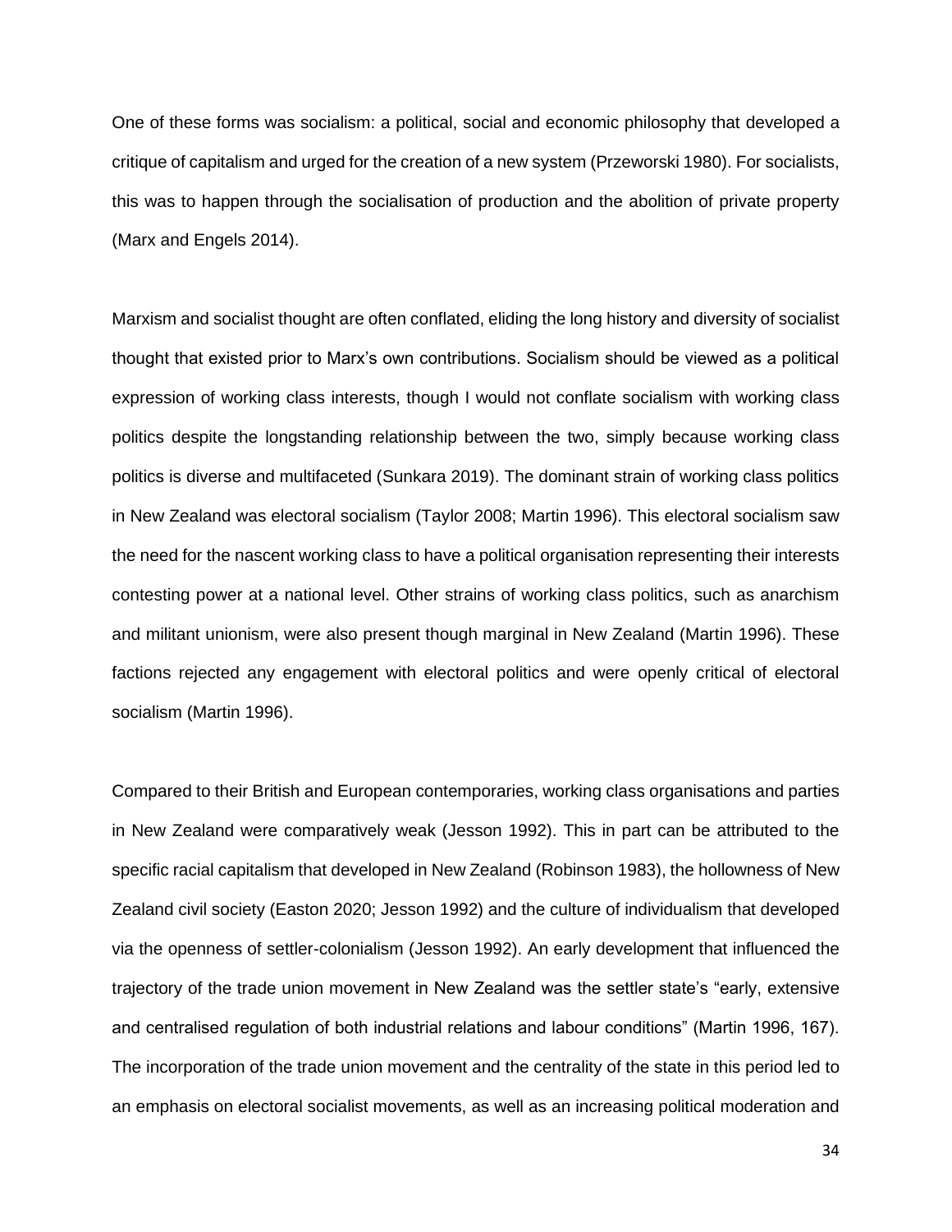One of these forms was socialism: a political, social and economic philosophy that developed a critique of capitalism and urged for the creation of a new system (Przeworski 1980). For socialists, this was to happen through the socialisation of production and the abolition of private property (Marx and Engels 2014).

Marxism and socialist thought are often conflated, eliding the long history and diversity of socialist thought that existed prior to Marx's own contributions. Socialism should be viewed as a political expression of working class interests, though I would not conflate socialism with working class politics despite the longstanding relationship between the two, simply because working class politics is diverse and multifaceted (Sunkara 2019). The dominant strain of working class politics in New Zealand was electoral socialism (Taylor 2008; Martin 1996). This electoral socialism saw the need for the nascent working class to have a political organisation representing their interests contesting power at a national level. Other strains of working class politics, such as anarchism and militant unionism, were also present though marginal in New Zealand (Martin 1996). These factions rejected any engagement with electoral politics and were openly critical of electoral socialism (Martin 1996).

Compared to their British and European contemporaries, working class organisations and parties in New Zealand were comparatively weak (Jesson 1992). This in part can be attributed to the specific racial capitalism that developed in New Zealand (Robinson 1983), the hollowness of New Zealand civil society (Easton 2020; Jesson 1992) and the culture of individualism that developed via the openness of settler-colonialism (Jesson 1992). An early development that influenced the trajectory of the trade union movement in New Zealand was the settler state's "early, extensive and centralised regulation of both industrial relations and labour conditions" (Martin 1996, 167). The incorporation of the trade union movement and the centrality of the state in this period led to an emphasis on electoral socialist movements, as well as an increasing political moderation and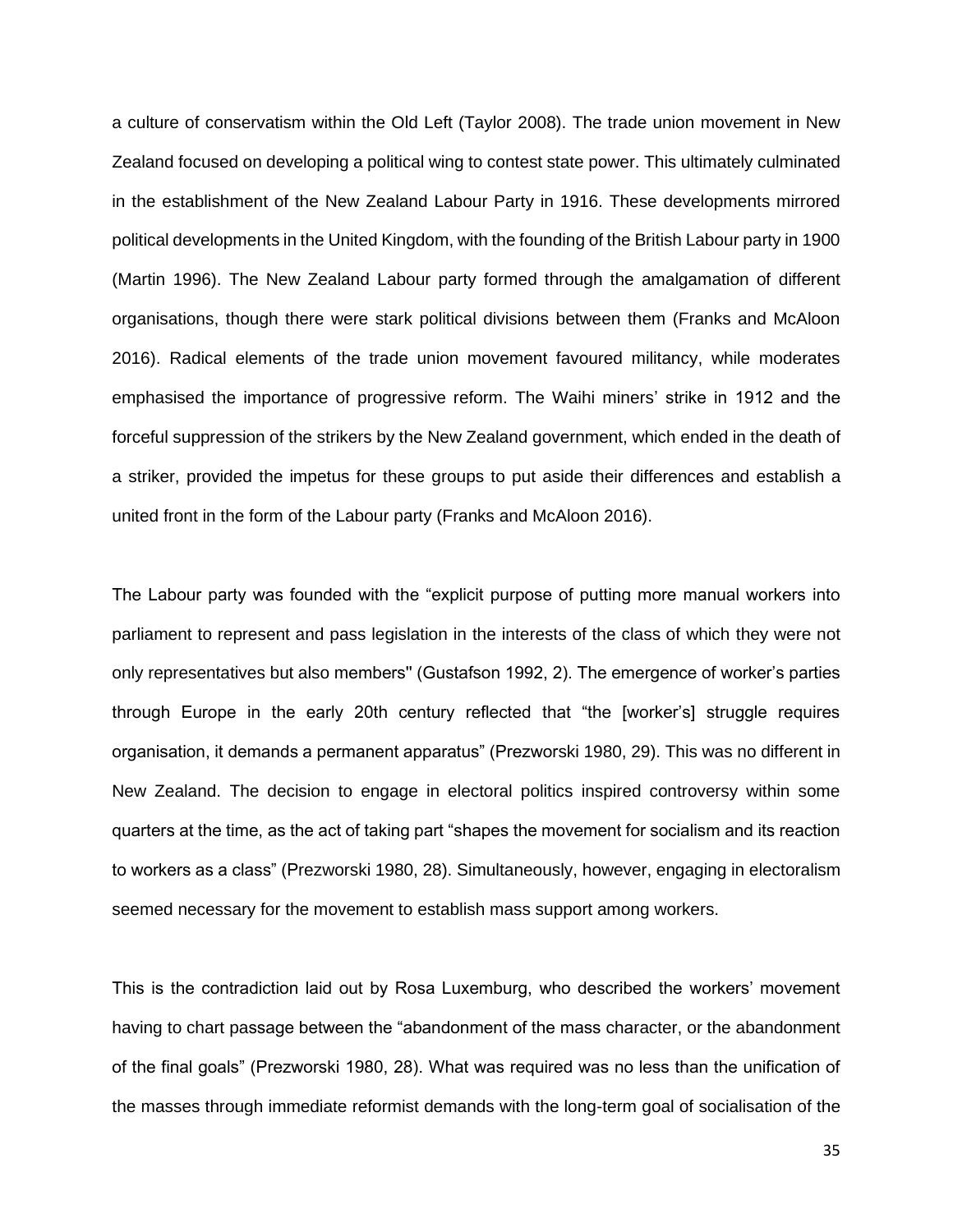a culture of conservatism within the Old Left (Taylor 2008). The trade union movement in New Zealand focused on developing a political wing to contest state power. This ultimately culminated in the establishment of the New Zealand Labour Party in 1916. These developments mirrored political developments in the United Kingdom, with the founding of the British Labour party in 1900 (Martin 1996). The New Zealand Labour party formed through the amalgamation of different organisations, though there were stark political divisions between them (Franks and McAloon 2016). Radical elements of the trade union movement favoured militancy, while moderates emphasised the importance of progressive reform. The Waihi miners' strike in 1912 and the forceful suppression of the strikers by the New Zealand government, which ended in the death of a striker, provided the impetus for these groups to put aside their differences and establish a united front in the form of the Labour party (Franks and McAloon 2016).

The Labour party was founded with the "explicit purpose of putting more manual workers into parliament to represent and pass legislation in the interests of the class of which they were not only representatives but also members" (Gustafson 1992, 2). The emergence of worker's parties through Europe in the early 20th century reflected that "the [worker's] struggle requires organisation, it demands a permanent apparatus" (Prezworski 1980, 29). This was no different in New Zealand. The decision to engage in electoral politics inspired controversy within some quarters at the time, as the act of taking part "shapes the movement for socialism and its reaction to workers as a class" (Prezworski 1980, 28). Simultaneously, however, engaging in electoralism seemed necessary for the movement to establish mass support among workers.

This is the contradiction laid out by Rosa Luxemburg, who described the workers' movement having to chart passage between the "abandonment of the mass character, or the abandonment of the final goals" (Prezworski 1980, 28). What was required was no less than the unification of the masses through immediate reformist demands with the long-term goal of socialisation of the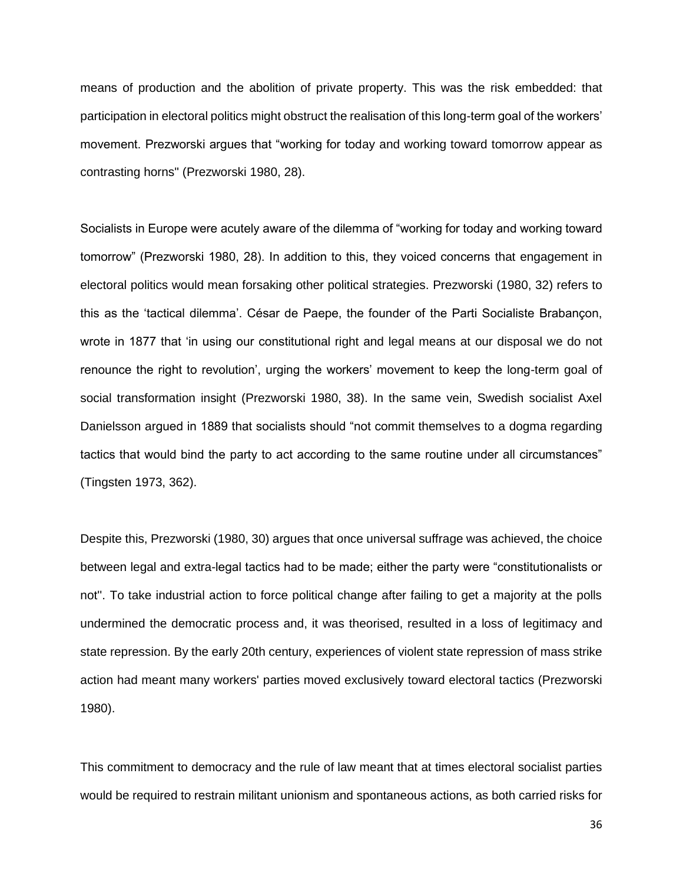means of production and the abolition of private property. This was the risk embedded: that participation in electoral politics might obstruct the realisation of this long-term goal of the workers' movement. Prezworski argues that "working for today and working toward tomorrow appear as contrasting horns'' (Prezworski 1980, 28).

Socialists in Europe were acutely aware of the dilemma of "working for today and working toward tomorrow" (Prezworski 1980, 28). In addition to this, they voiced concerns that engagement in electoral politics would mean forsaking other political strategies. Prezworski (1980, 32) refers to this as the 'tactical dilemma'. César de Paepe, the founder of the Parti Socialiste Brabançon, wrote in 1877 that 'in using our constitutional right and legal means at our disposal we do not renounce the right to revolution', urging the workers' movement to keep the long-term goal of social transformation insight (Prezworski 1980, 38). In the same vein, Swedish socialist Axel Danielsson argued in 1889 that socialists should "not commit themselves to a dogma regarding tactics that would bind the party to act according to the same routine under all circumstances" (Tingsten 1973, 362).

Despite this, Prezworski (1980, 30) argues that once universal suffrage was achieved, the choice between legal and extra-legal tactics had to be made; either the party were "constitutionalists or not''. To take industrial action to force political change after failing to get a majority at the polls undermined the democratic process and, it was theorised, resulted in a loss of legitimacy and state repression. By the early 20th century, experiences of violent state repression of mass strike action had meant many workers' parties moved exclusively toward electoral tactics (Prezworski 1980).

This commitment to democracy and the rule of law meant that at times electoral socialist parties would be required to restrain militant unionism and spontaneous actions, as both carried risks for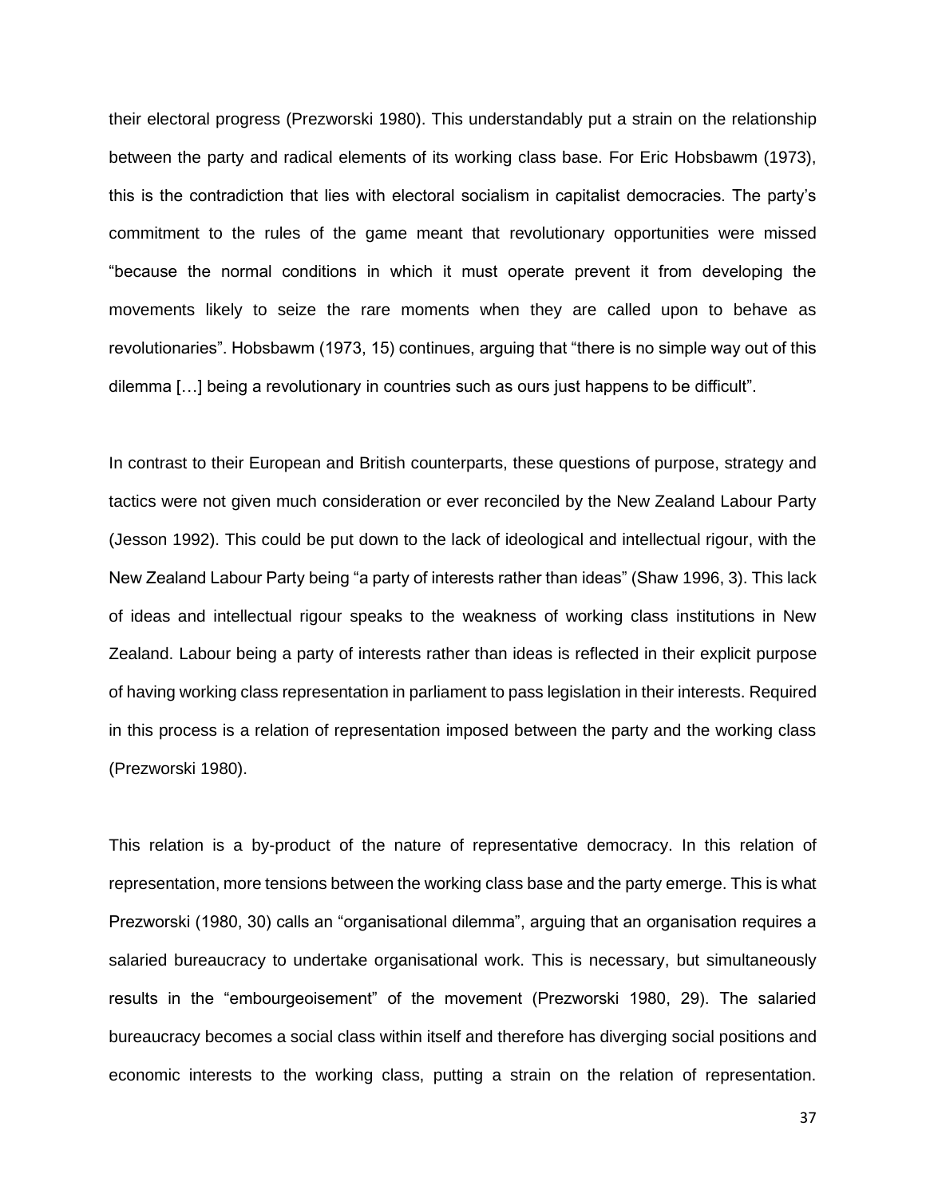their electoral progress (Prezworski 1980). This understandably put a strain on the relationship between the party and radical elements of its working class base. For Eric Hobsbawm (1973), this is the contradiction that lies with electoral socialism in capitalist democracies. The party's commitment to the rules of the game meant that revolutionary opportunities were missed "because the normal conditions in which it must operate prevent it from developing the movements likely to seize the rare moments when they are called upon to behave as revolutionaries". Hobsbawm (1973, 15) continues, arguing that "there is no simple way out of this dilemma […] being a revolutionary in countries such as ours just happens to be difficult".

In contrast to their European and British counterparts, these questions of purpose, strategy and tactics were not given much consideration or ever reconciled by the New Zealand Labour Party (Jesson 1992). This could be put down to the lack of ideological and intellectual rigour, with the New Zealand Labour Party being "a party of interests rather than ideas" (Shaw 1996, 3). This lack of ideas and intellectual rigour speaks to the weakness of working class institutions in New Zealand. Labour being a party of interests rather than ideas is reflected in their explicit purpose of having working class representation in parliament to pass legislation in their interests. Required in this process is a relation of representation imposed between the party and the working class (Prezworski 1980).

This relation is a by-product of the nature of representative democracy. In this relation of representation, more tensions between the working class base and the party emerge. This is what Prezworski (1980, 30) calls an "organisational dilemma", arguing that an organisation requires a salaried bureaucracy to undertake organisational work. This is necessary, but simultaneously results in the "embourgeoisement" of the movement (Prezworski 1980, 29). The salaried bureaucracy becomes a social class within itself and therefore has diverging social positions and economic interests to the working class, putting a strain on the relation of representation.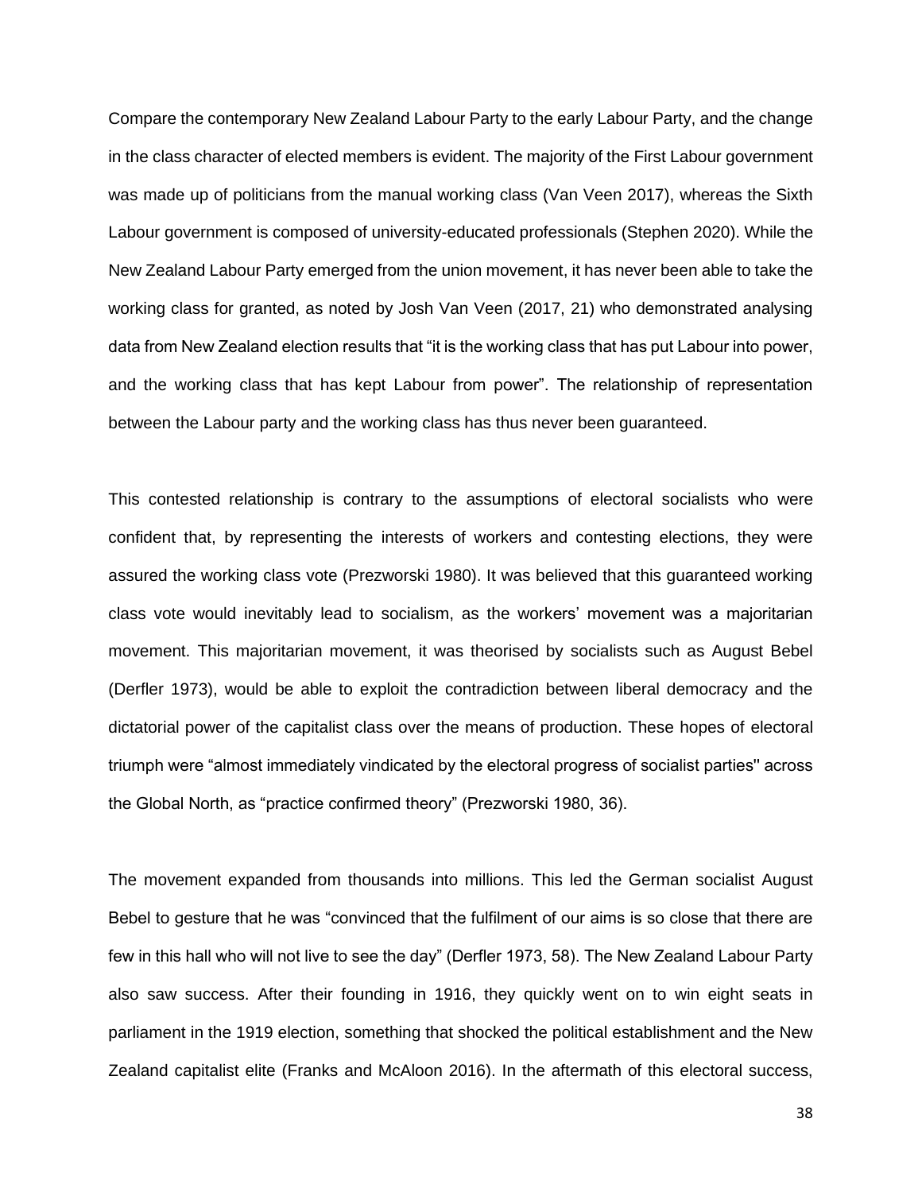Compare the contemporary New Zealand Labour Party to the early Labour Party, and the change in the class character of elected members is evident. The majority of the First Labour government was made up of politicians from the manual working class (Van Veen 2017), whereas the Sixth Labour government is composed of university-educated professionals (Stephen 2020). While the New Zealand Labour Party emerged from the union movement, it has never been able to take the working class for granted, as noted by Josh Van Veen (2017, 21) who demonstrated analysing data from New Zealand election results that "it is the working class that has put Labour into power, and the working class that has kept Labour from power". The relationship of representation between the Labour party and the working class has thus never been guaranteed.

This contested relationship is contrary to the assumptions of electoral socialists who were confident that, by representing the interests of workers and contesting elections, they were assured the working class vote (Prezworski 1980). It was believed that this guaranteed working class vote would inevitably lead to socialism, as the workers' movement was a majoritarian movement. This majoritarian movement, it was theorised by socialists such as August Bebel (Derfler 1973), would be able to exploit the contradiction between liberal democracy and the dictatorial power of the capitalist class over the means of production. These hopes of electoral triumph were "almost immediately vindicated by the electoral progress of socialist parties" across the Global North, as "practice confirmed theory" (Prezworski 1980, 36).

The movement expanded from thousands into millions. This led the German socialist August Bebel to gesture that he was "convinced that the fulfilment of our aims is so close that there are few in this hall who will not live to see the day" (Derfler 1973, 58). The New Zealand Labour Party also saw success. After their founding in 1916, they quickly went on to win eight seats in parliament in the 1919 election, something that shocked the political establishment and the New Zealand capitalist elite (Franks and McAloon 2016). In the aftermath of this electoral success,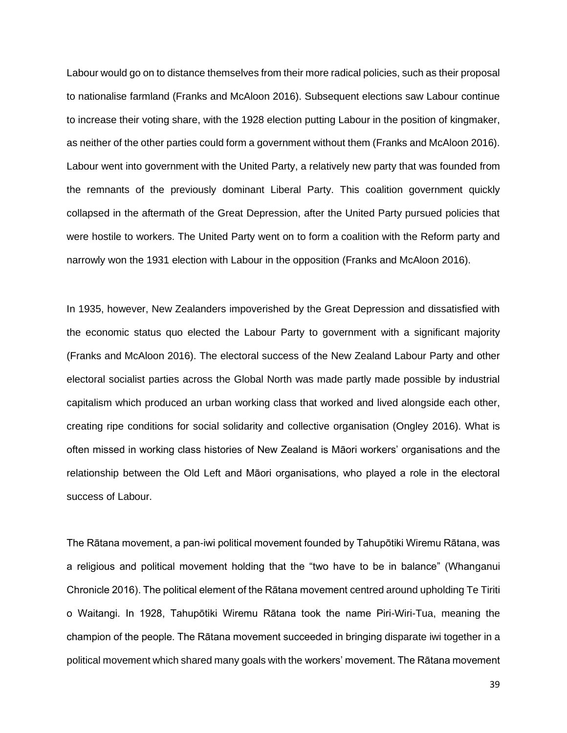Labour would go on to distance themselves from their more radical policies, such as their proposal to nationalise farmland (Franks and McAloon 2016). Subsequent elections saw Labour continue to increase their voting share, with the 1928 election putting Labour in the position of kingmaker, as neither of the other parties could form a government without them (Franks and McAloon 2016). Labour went into government with the United Party, a relatively new party that was founded from the remnants of the previously dominant Liberal Party. This coalition government quickly collapsed in the aftermath of the Great Depression, after the United Party pursued policies that were hostile to workers. The United Party went on to form a coalition with the Reform party and narrowly won the 1931 election with Labour in the opposition (Franks and McAloon 2016).

In 1935, however, New Zealanders impoverished by the Great Depression and dissatisfied with the economic status quo elected the Labour Party to government with a significant majority (Franks and McAloon 2016). The electoral success of the New Zealand Labour Party and other electoral socialist parties across the Global North was made partly made possible by industrial capitalism which produced an urban working class that worked and lived alongside each other, creating ripe conditions for social solidarity and collective organisation (Ongley 2016). What is often missed in working class histories of New Zealand is Māori workers' organisations and the relationship between the Old Left and Māori organisations, who played a role in the electoral success of Labour.

The Rātana movement, a pan-iwi political movement founded by Tahupōtiki Wiremu Rātana, was a religious and political movement holding that the "two have to be in balance" (Whanganui Chronicle 2016). The political element of the Rātana movement centred around upholding Te Tiriti o Waitangi. In 1928, Tahupōtiki Wiremu Rātana took the name Piri-Wiri-Tua, meaning the champion of the people. The Rātana movement succeeded in bringing disparate iwi together in a political movement which shared many goals with the workers' movement. The Rātana movement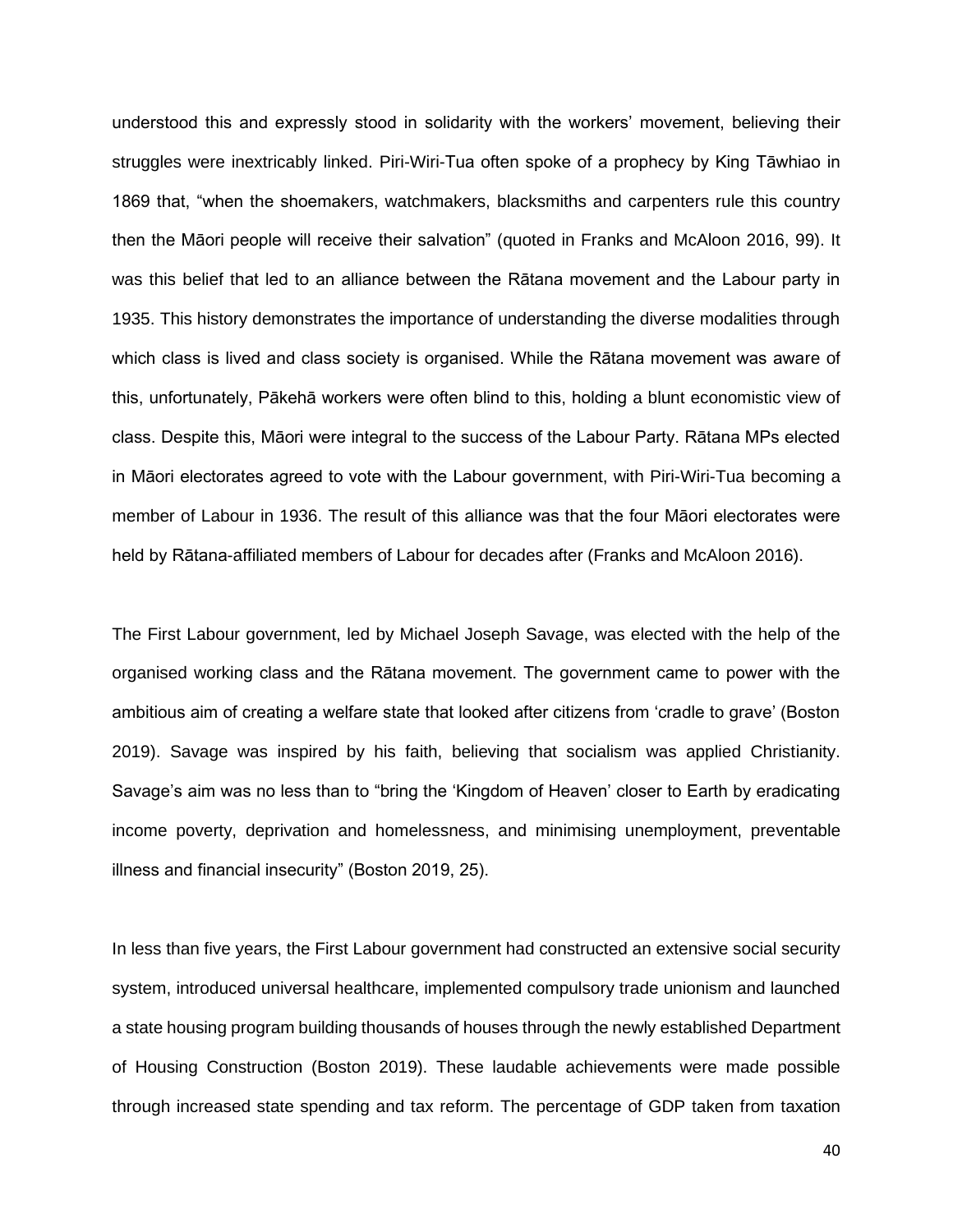understood this and expressly stood in solidarity with the workers' movement, believing their struggles were inextricably linked. Piri-Wiri-Tua often spoke of a prophecy by King Tāwhiao in 1869 that, "when the shoemakers, watchmakers, blacksmiths and carpenters rule this country then the Māori people will receive their salvation" (quoted in Franks and McAloon 2016, 99). It was this belief that led to an alliance between the Rātana movement and the Labour party in 1935. This history demonstrates the importance of understanding the diverse modalities through which class is lived and class society is organised. While the Rātana movement was aware of this, unfortunately, Pākehā workers were often blind to this, holding a blunt economistic view of class. Despite this, Māori were integral to the success of the Labour Party. Rātana MPs elected in Māori electorates agreed to vote with the Labour government, with Piri-Wiri-Tua becoming a member of Labour in 1936. The result of this alliance was that the four Māori electorates were held by Rātana-affiliated members of Labour for decades after (Franks and McAloon 2016).

The First Labour government, led by Michael Joseph Savage, was elected with the help of the organised working class and the Rātana movement. The government came to power with the ambitious aim of creating a welfare state that looked after citizens from 'cradle to grave' (Boston 2019). Savage was inspired by his faith, believing that socialism was applied Christianity. Savage's aim was no less than to "bring the 'Kingdom of Heaven' closer to Earth by eradicating income poverty, deprivation and homelessness, and minimising unemployment, preventable illness and financial insecurity" (Boston 2019, 25).

In less than five years, the First Labour government had constructed an extensive social security system, introduced universal healthcare, implemented compulsory trade unionism and launched a state housing program building thousands of houses through the newly established Department of Housing Construction (Boston 2019). These laudable achievements were made possible through increased state spending and tax reform. The percentage of GDP taken from taxation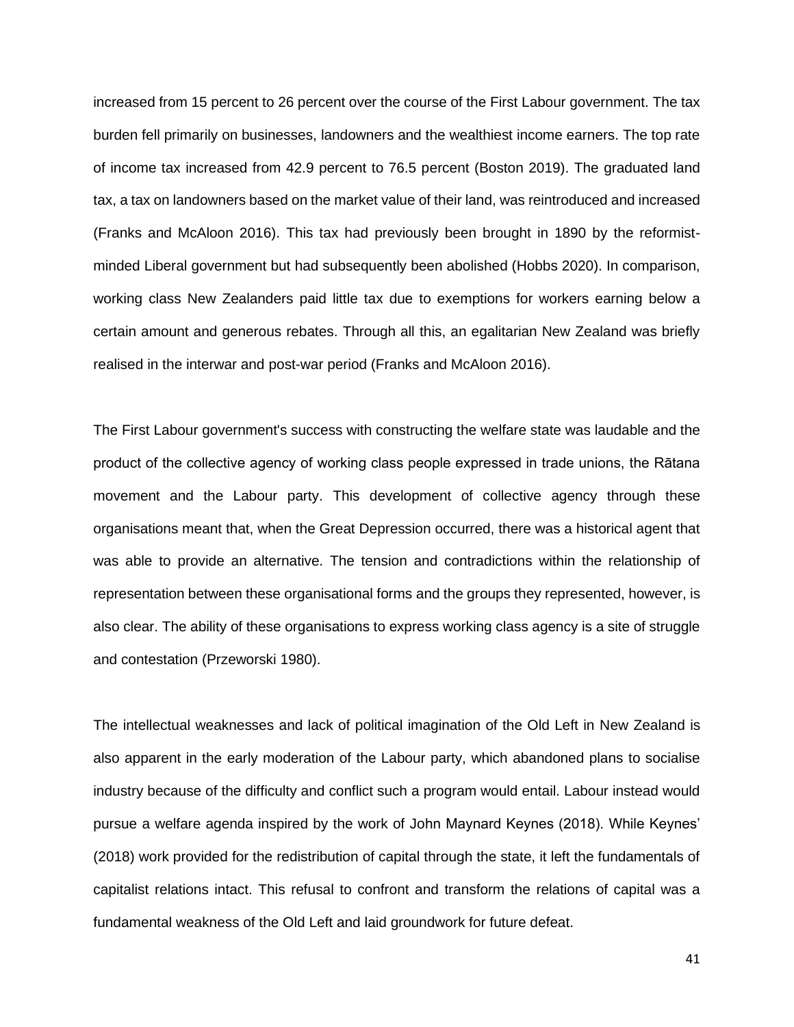increased from 15 percent to 26 percent over the course of the First Labour government. The tax burden fell primarily on businesses, landowners and the wealthiest income earners. The top rate of income tax increased from 42.9 percent to 76.5 percent (Boston 2019). The graduated land tax, a tax on landowners based on the market value of their land, was reintroduced and increased (Franks and McAloon 2016). This tax had previously been brought in 1890 by the reformist-minded Liberal government but had subsequently been abolished (Hobbs 2020). In comparison, working class New Zealanders paid little tax due to exemptions for workers earning below a certain amount and generous rebates. Through all this, an egalitarian New Zealand was briefly realised in the interwar and post-war period (Franks and McAloon 2016).

The First Labour government's success with constructing the welfare state was laudable and the product of the collective agency of working class people expressed in trade unions, the Rātana movement and the Labour party. This development of collective agency through these organisations meant that, when the Great Depression occurred, there was a historical agent that was able to provide an alternative. The tension and contradictions within the relationship of representation between these organisational forms and the groups they represented, however, is also clear. The ability of these organisations to express working class agency is a site of struggle and contestation (Przeworski 1980).

The intellectual weaknesses and lack of political imagination of the Old Left in New Zealand is also apparent in the early moderation of the Labour party, which abandoned plans to socialise industry because of the difficulty and conflict such a program would entail. Labour instead would pursue a welfare agenda inspired by the work of John Maynard Keynes (2018). While Keynes' (2018) work provided for the redistribution of capital through the state, it left the fundamentals of capitalist relations intact. This refusal to confront and transform the relations of capital was a fundamental weakness of the Old Left and laid groundwork for future defeat.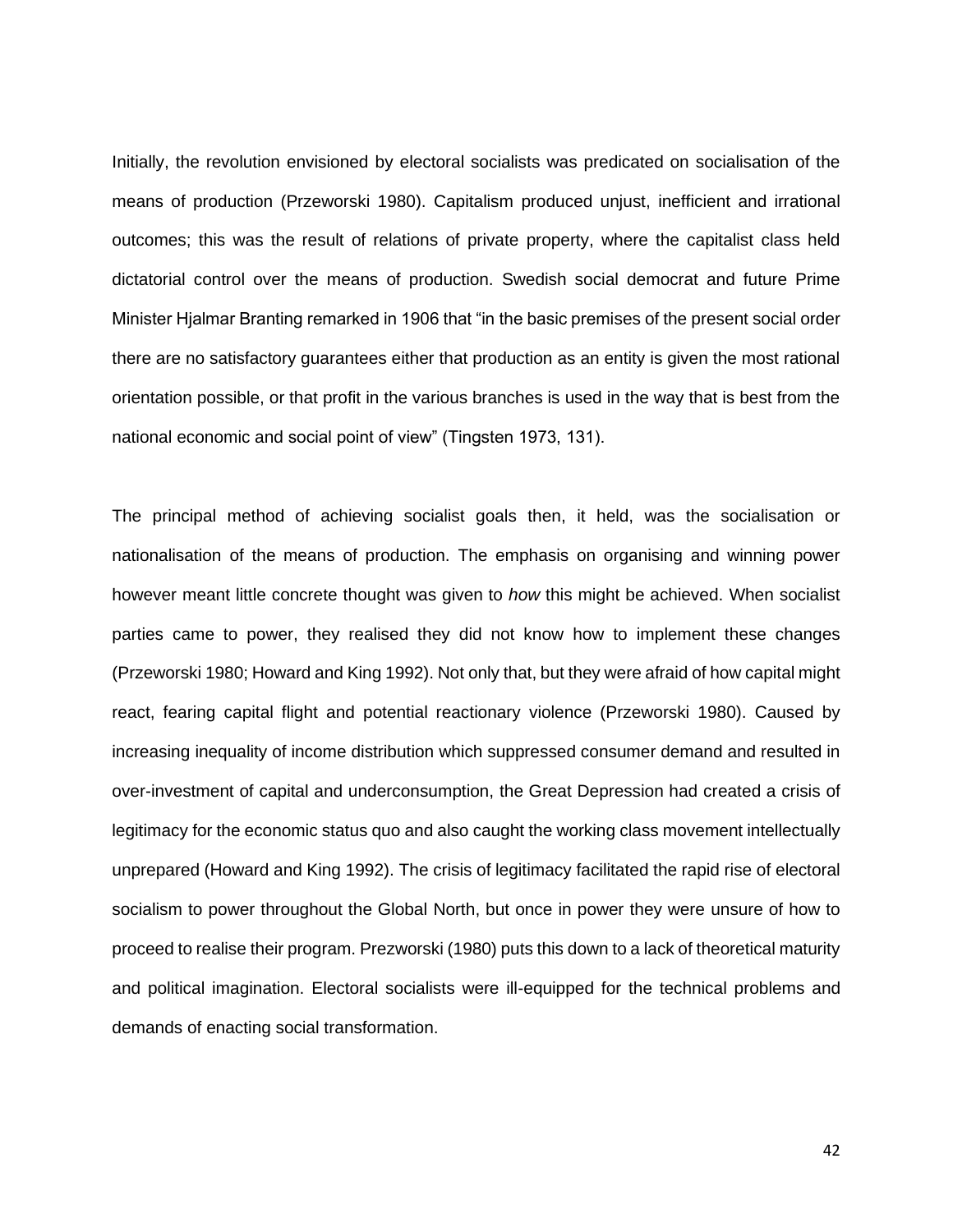Initially, the revolution envisioned by electoral socialists was predicated on socialisation of the means of production (Przeworski 1980). Capitalism produced unjust, inefficient and irrational outcomes; this was the result of relations of private property, where the capitalist class held dictatorial control over the means of production. Swedish social democrat and future Prime Minister Hjalmar Branting remarked in 1906 that "in the basic premises of the present social order there are no satisfactory guarantees either that production as an entity is given the most rational orientation possible, or that profit in the various branches is used in the way that is best from the national economic and social point of view" (Tingsten 1973, 131).

The principal method of achieving socialist goals then, it held, was the socialisation or nationalisation of the means of production. The emphasis on organising and winning power however meant little concrete thought was given to *how* this might be achieved. When socialist parties came to power, they realised they did not know how to implement these changes (Przeworski 1980; Howard and King 1992). Not only that, but they were afraid of how capital might react, fearing capital flight and potential reactionary violence (Przeworski 1980). Caused by increasing inequality of income distribution which suppressed consumer demand and resulted in over-investment of capital and underconsumption, the Great Depression had created a crisis of legitimacy for the economic status quo and also caught the working class movement intellectually unprepared (Howard and King 1992). The crisis of legitimacy facilitated the rapid rise of electoral socialism to power throughout the Global North, but once in power they were unsure of how to proceed to realise their program. Prezworski (1980) puts this down to a lack of theoretical maturity and political imagination. Electoral socialists were ill-equipped for the technical problems and demands of enacting social transformation.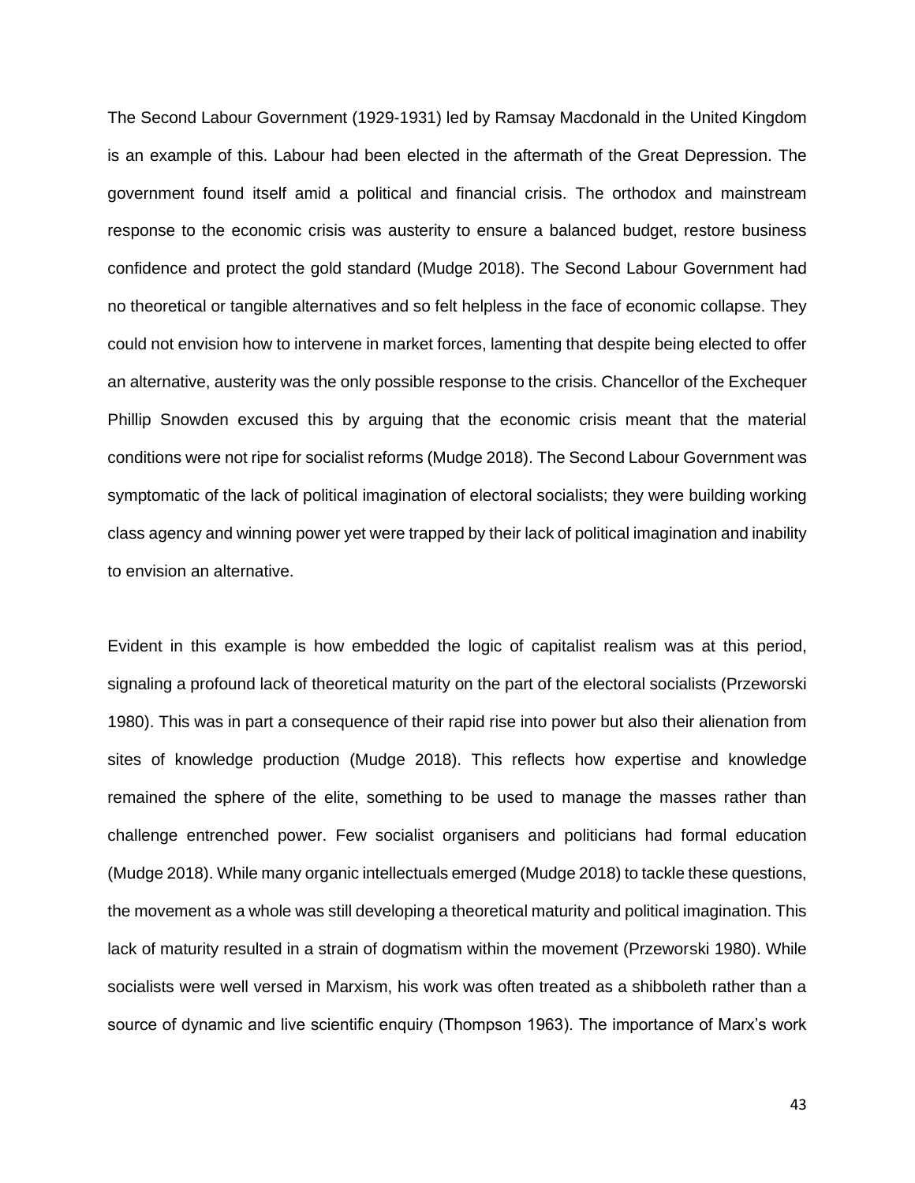The Second Labour Government (1929-1931) led by Ramsay Macdonald in the United Kingdom is an example of this. Labour had been elected in the aftermath of the Great Depression. The government found itself amid a political and financial crisis. The orthodox and mainstream response to the economic crisis was austerity to ensure a balanced budget, restore business confidence and protect the gold standard (Mudge 2018). The Second Labour Government had no theoretical or tangible alternatives and so felt helpless in the face of economic collapse. They could not envision how to intervene in market forces, lamenting that despite being elected to offer an alternative, austerity was the only possible response to the crisis. Chancellor of the Exchequer Phillip Snowden excused this by arguing that the economic crisis meant that the material conditions were not ripe for socialist reforms (Mudge 2018). The Second Labour Government was symptomatic of the lack of political imagination of electoral socialists; they were building working class agency and winning power yet were trapped by their lack of political imagination and inability to envision an alternative.

Evident in this example is how embedded the logic of capitalist realism was at this period, signaling a profound lack of theoretical maturity on the part of the electoral socialists (Przeworski 1980). This was in part a consequence of their rapid rise into power but also their alienation from sites of knowledge production (Mudge 2018). This reflects how expertise and knowledge remained the sphere of the elite, something to be used to manage the masses rather than challenge entrenched power. Few socialist organisers and politicians had formal education (Mudge 2018). While many organic intellectuals emerged (Mudge 2018) to tackle these questions, the movement as a whole was still developing a theoretical maturity and political imagination. This lack of maturity resulted in a strain of dogmatism within the movement (Przeworski 1980). While socialists were well versed in Marxism, his work was often treated as a shibboleth rather than a source of dynamic and live scientific enquiry (Thompson 1963). The importance of Marx's work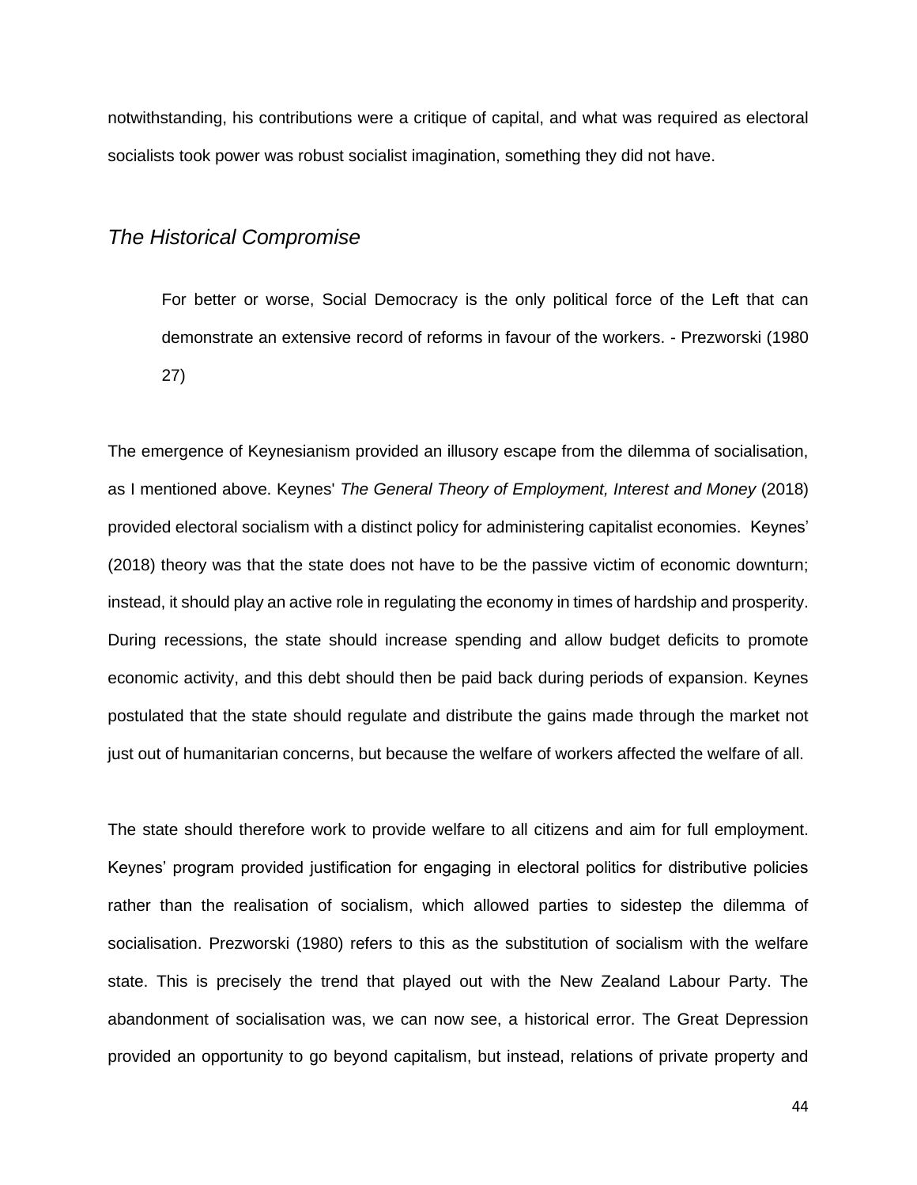notwithstanding, his contributions were a critique of capital, and what was required as electoral socialists took power was robust socialist imagination, something they did not have.

## *The Historical Compromise*

> For better or worse, Social Democracy is the only political force of the Left that can demonstrate an extensive record of reforms in favour of the workers. - Prezworski (1980 27)

The emergence of Keynesianism provided an illusory escape from the dilemma of socialisation, as I mentioned above. Keynes' *The General Theory of Employment, Interest and Money* (2018) provided electoral socialism with a distinct policy for administering capitalist economies. Keynes' (2018) theory was that the state does not have to be the passive victim of economic downturn; instead, it should play an active role in regulating the economy in times of hardship and prosperity. During recessions, the state should increase spending and allow budget deficits to promote economic activity, and this debt should then be paid back during periods of expansion. Keynes postulated that the state should regulate and distribute the gains made through the market not just out of humanitarian concerns, but because the welfare of workers affected the welfare of all.

The state should therefore work to provide welfare to all citizens and aim for full employment. Keynes' program provided justification for engaging in electoral politics for distributive policies rather than the realisation of socialism, which allowed parties to sidestep the dilemma of socialisation. Prezworski (1980) refers to this as the substitution of socialism with the welfare state. This is precisely the trend that played out with the New Zealand Labour Party. The abandonment of socialisation was, we can now see, a historical error. The Great Depression provided an opportunity to go beyond capitalism, but instead, relations of private property and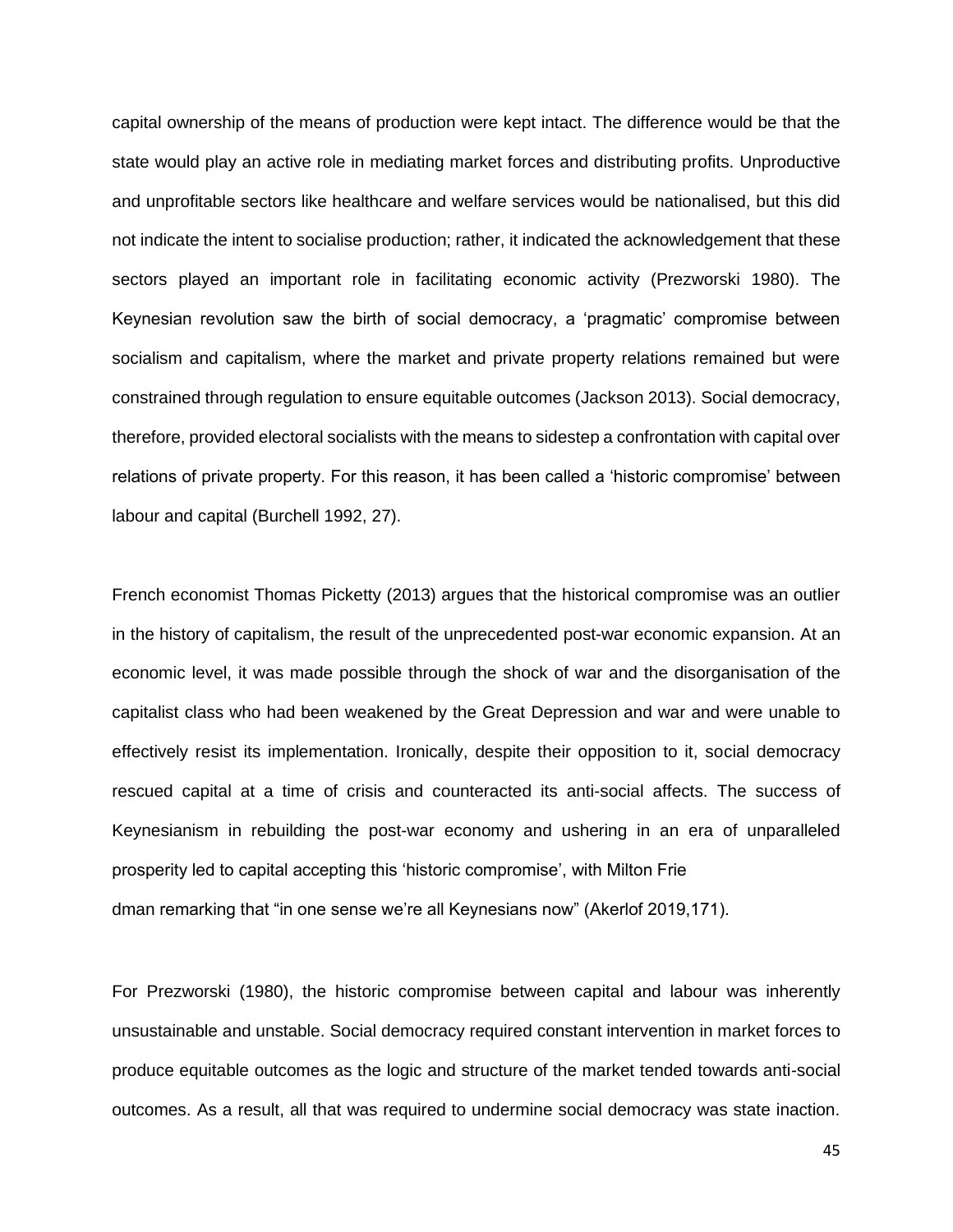capital ownership of the means of production were kept intact. The difference would be that the state would play an active role in mediating market forces and distributing profits. Unproductive and unprofitable sectors like healthcare and welfare services would be nationalised, but this did not indicate the intent to socialise production; rather, it indicated the acknowledgement that these sectors played an important role in facilitating economic activity (Prezworski 1980). The Keynesian revolution saw the birth of social democracy, a 'pragmatic' compromise between socialism and capitalism, where the market and private property relations remained but were constrained through regulation to ensure equitable outcomes (Jackson 2013). Social democracy, therefore, provided electoral socialists with the means to sidestep a confrontation with capital over relations of private property. For this reason, it has been called a 'historic compromise' between labour and capital (Burchell 1992, 27).

French economist Thomas Picketty (2013) argues that the historical compromise was an outlier in the history of capitalism, the result of the unprecedented post-war economic expansion. At an economic level, it was made possible through the shock of war and the disorganisation of the capitalist class who had been weakened by the Great Depression and war and were unable to effectively resist its implementation. Ironically, despite their opposition to it, social democracy rescued capital at a time of crisis and counteracted its anti-social affects. The success of Keynesianism in rebuilding the post-war economy and ushering in an era of unparalleled prosperity led to capital accepting this 'historic compromise', with Milton Frie dman remarking that "in one sense we're all Keynesians now" (Akerlof 2019,171).

For Prezworski (1980), the historic compromise between capital and labour was inherently unsustainable and unstable. Social democracy required constant intervention in market forces to produce equitable outcomes as the logic and structure of the market tended towards anti-social outcomes. As a result, all that was required to undermine social democracy was state inaction.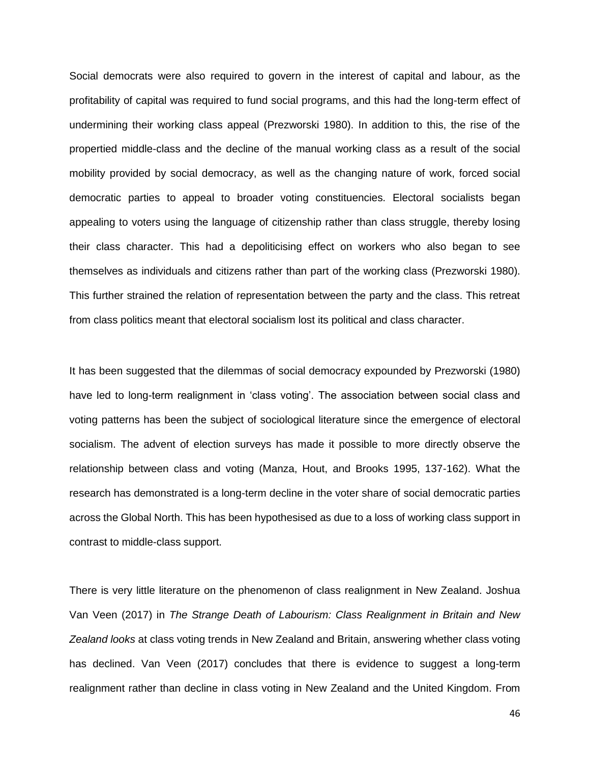Social democrats were also required to govern in the interest of capital and labour, as the profitability of capital was required to fund social programs, and this had the long-term effect of undermining their working class appeal (Prezworski 1980). In addition to this, the rise of the propertied middle-class and the decline of the manual working class as a result of the social mobility provided by social democracy, as well as the changing nature of work, forced social democratic parties to appeal to broader voting constituencies. Electoral socialists began appealing to voters using the language of citizenship rather than class struggle, thereby losing their class character. This had a depoliticising effect on workers who also began to see themselves as individuals and citizens rather than part of the working class (Prezworski 1980). This further strained the relation of representation between the party and the class. This retreat from class politics meant that electoral socialism lost its political and class character.

It has been suggested that the dilemmas of social democracy expounded by Prezworski (1980) have led to long-term realignment in 'class voting'. The association between social class and voting patterns has been the subject of sociological literature since the emergence of electoral socialism. The advent of election surveys has made it possible to more directly observe the relationship between class and voting (Manza, Hout, and Brooks 1995, 137-162). What the research has demonstrated is a long-term decline in the voter share of social democratic parties across the Global North. This has been hypothesised as due to a loss of working class support in contrast to middle-class support.

There is very little literature on the phenomenon of class realignment in New Zealand. Joshua Van Veen (2017) in *The Strange Death of Labourism: Class Realignment in Britain and New Zealand looks* at class voting trends in New Zealand and Britain, answering whether class voting has declined. Van Veen (2017) concludes that there is evidence to suggest a long-term realignment rather than decline in class voting in New Zealand and the United Kingdom. From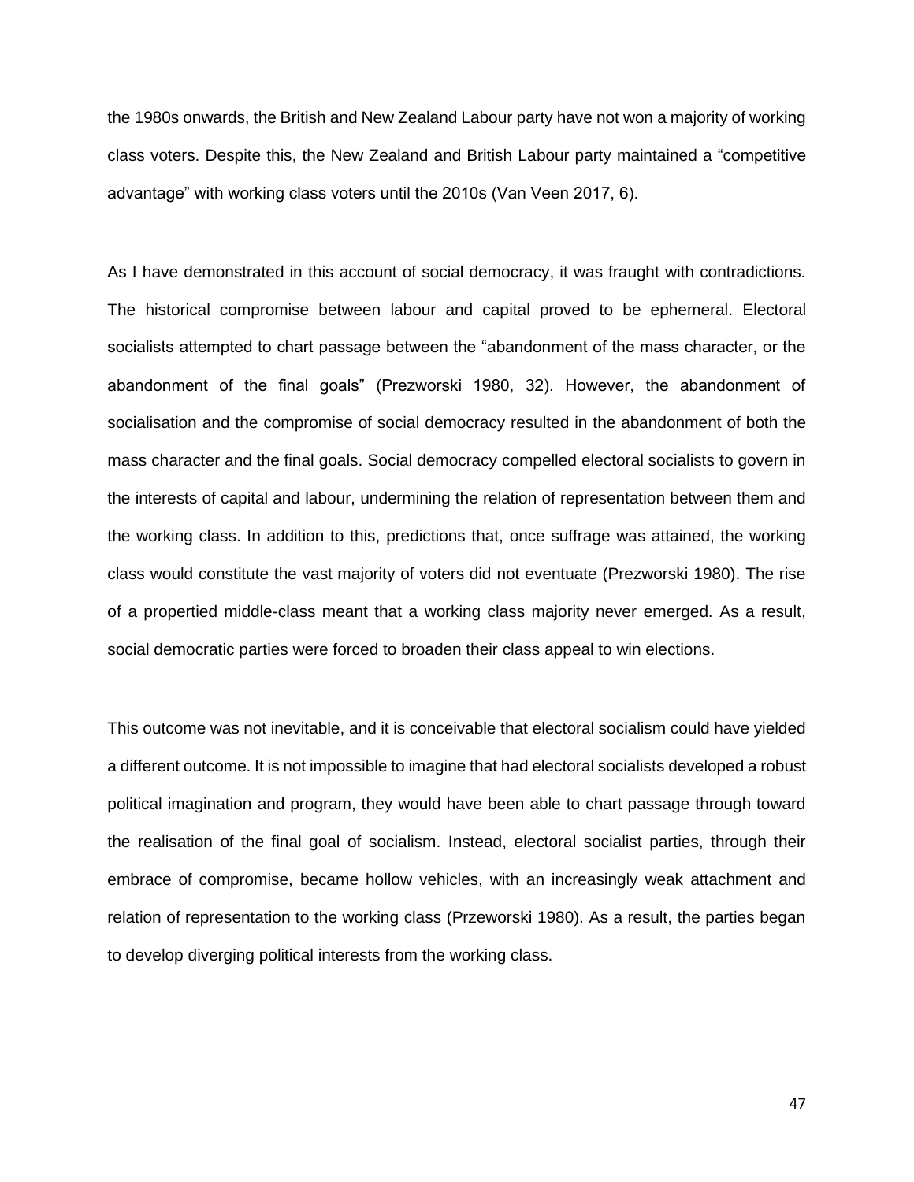the 1980s onwards, the British and New Zealand Labour party have not won a majority of working class voters. Despite this, the New Zealand and British Labour party maintained a "competitive advantage" with working class voters until the 2010s (Van Veen 2017, 6).

As I have demonstrated in this account of social democracy, it was fraught with contradictions. The historical compromise between labour and capital proved to be ephemeral. Electoral socialists attempted to chart passage between the "abandonment of the mass character, or the abandonment of the final goals" (Prezworski 1980, 32). However, the abandonment of socialisation and the compromise of social democracy resulted in the abandonment of both the mass character and the final goals. Social democracy compelled electoral socialists to govern in the interests of capital and labour, undermining the relation of representation between them and the working class. In addition to this, predictions that, once suffrage was attained, the working class would constitute the vast majority of voters did not eventuate (Prezworski 1980). The rise of a propertied middle-class meant that a working class majority never emerged. As a result, social democratic parties were forced to broaden their class appeal to win elections.

This outcome was not inevitable, and it is conceivable that electoral socialism could have yielded a different outcome. It is not impossible to imagine that had electoral socialists developed a robust political imagination and program, they would have been able to chart passage through toward the realisation of the final goal of socialism. Instead, electoral socialist parties, through their embrace of compromise, became hollow vehicles, with an increasingly weak attachment and relation of representation to the working class (Przeworski 1980). As a result, the parties began to develop diverging political interests from the working class.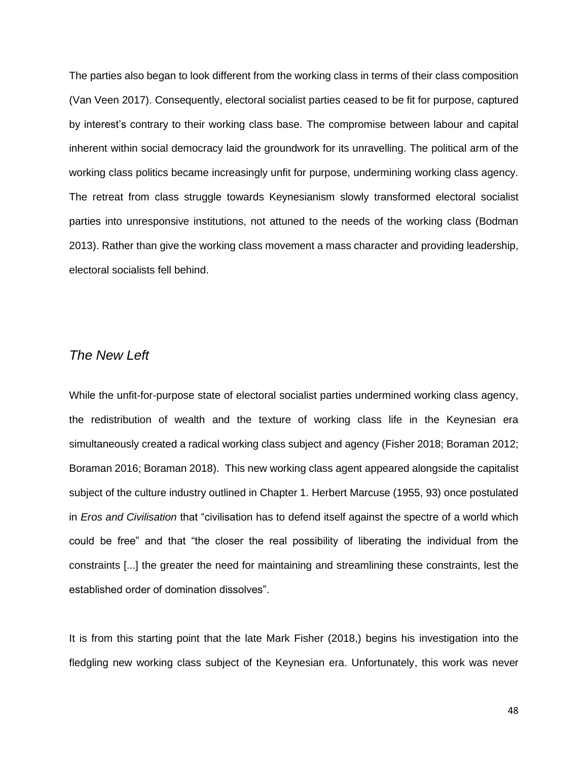The parties also began to look different from the working class in terms of their class composition (Van Veen 2017). Consequently, electoral socialist parties ceased to be fit for purpose, captured by interest's contrary to their working class base. The compromise between labour and capital inherent within social democracy laid the groundwork for its unravelling. The political arm of the working class politics became increasingly unfit for purpose, undermining working class agency. The retreat from class struggle towards Keynesianism slowly transformed electoral socialist parties into unresponsive institutions, not attuned to the needs of the working class (Bodman 2013). Rather than give the working class movement a mass character and providing leadership, electoral socialists fell behind.

## *The New Left*

While the unfit-for-purpose state of electoral socialist parties undermined working class agency, the redistribution of wealth and the texture of working class life in the Keynesian era simultaneously created a radical working class subject and agency (Fisher 2018; Boraman 2012; Boraman 2016; Boraman 2018). This new working class agent appeared alongside the capitalist subject of the culture industry outlined in Chapter 1. Herbert Marcuse (1955, 93) once postulated in *Eros and Civilisation* that "civilisation has to defend itself against the spectre of a world which could be free" and that "the closer the real possibility of liberating the individual from the constraints [...] the greater the need for maintaining and streamlining these constraints, lest the established order of domination dissolves".

It is from this starting point that the late Mark Fisher (2018,) begins his investigation into the fledgling new working class subject of the Keynesian era. Unfortunately, this work was never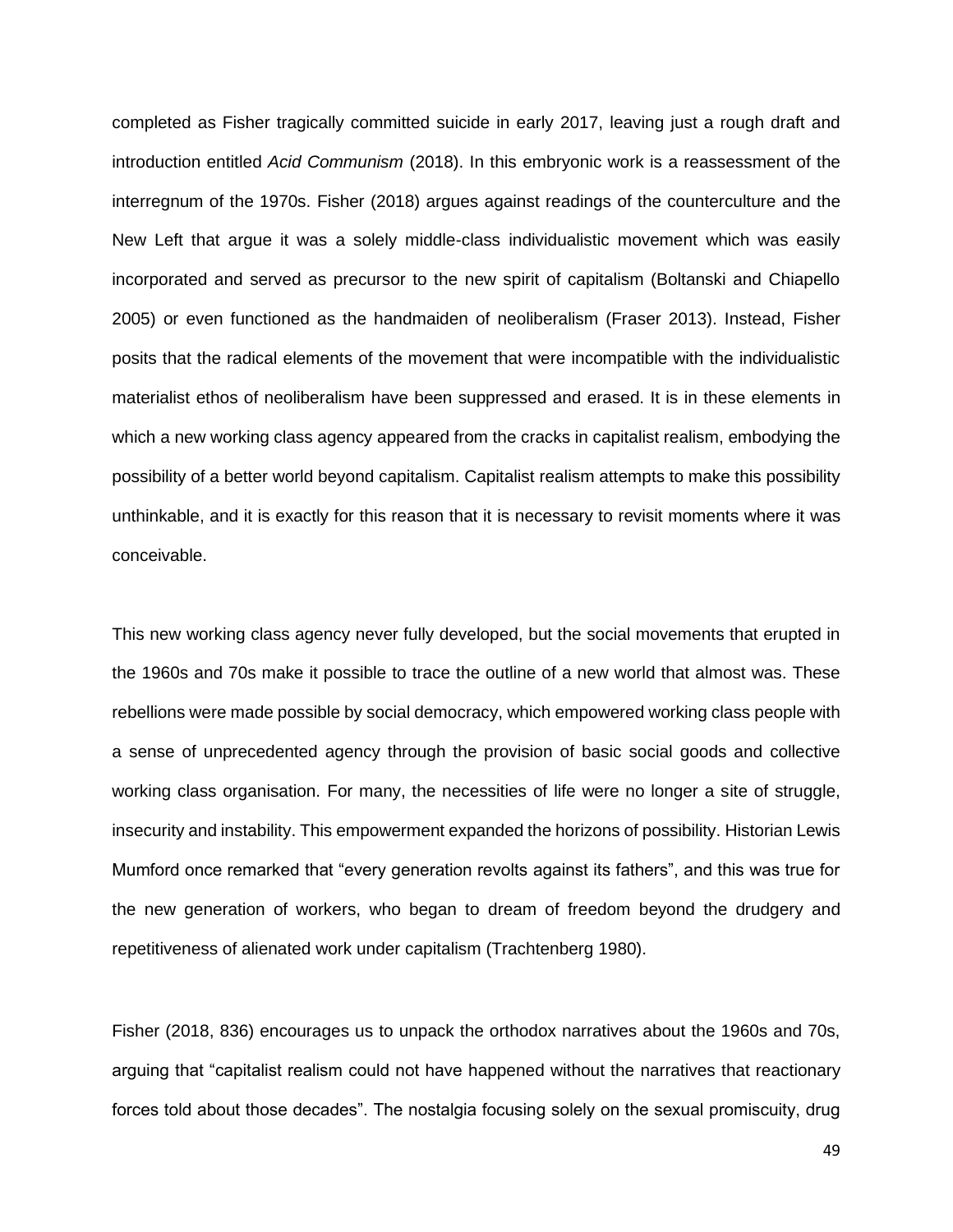completed as Fisher tragically committed suicide in early 2017, leaving just a rough draft and introduction entitled *Acid Communism* (2018). In this embryonic work is a reassessment of the interregnum of the 1970s. Fisher (2018) argues against readings of the counterculture and the New Left that argue it was a solely middle-class individualistic movement which was easily incorporated and served as precursor to the new spirit of capitalism (Boltanski and Chiapello 2005) or even functioned as the handmaiden of neoliberalism (Fraser 2013). Instead, Fisher posits that the radical elements of the movement that were incompatible with the individualistic materialist ethos of neoliberalism have been suppressed and erased. It is in these elements in which a new working class agency appeared from the cracks in capitalist realism, embodying the possibility of a better world beyond capitalism. Capitalist realism attempts to make this possibility unthinkable, and it is exactly for this reason that it is necessary to revisit moments where it was conceivable.

This new working class agency never fully developed, but the social movements that erupted in the 1960s and 70s make it possible to trace the outline of a new world that almost was. These rebellions were made possible by social democracy, which empowered working class people with a sense of unprecedented agency through the provision of basic social goods and collective working class organisation. For many, the necessities of life were no longer a site of struggle, insecurity and instability. This empowerment expanded the horizons of possibility. Historian Lewis Mumford once remarked that "every generation revolts against its fathers", and this was true for the new generation of workers, who began to dream of freedom beyond the drudgery and repetitiveness of alienated work under capitalism (Trachtenberg 1980).

Fisher (2018, 836) encourages us to unpack the orthodox narratives about the 1960s and 70s, arguing that "capitalist realism could not have happened without the narratives that reactionary forces told about those decades". The nostalgia focusing solely on the sexual promiscuity, drug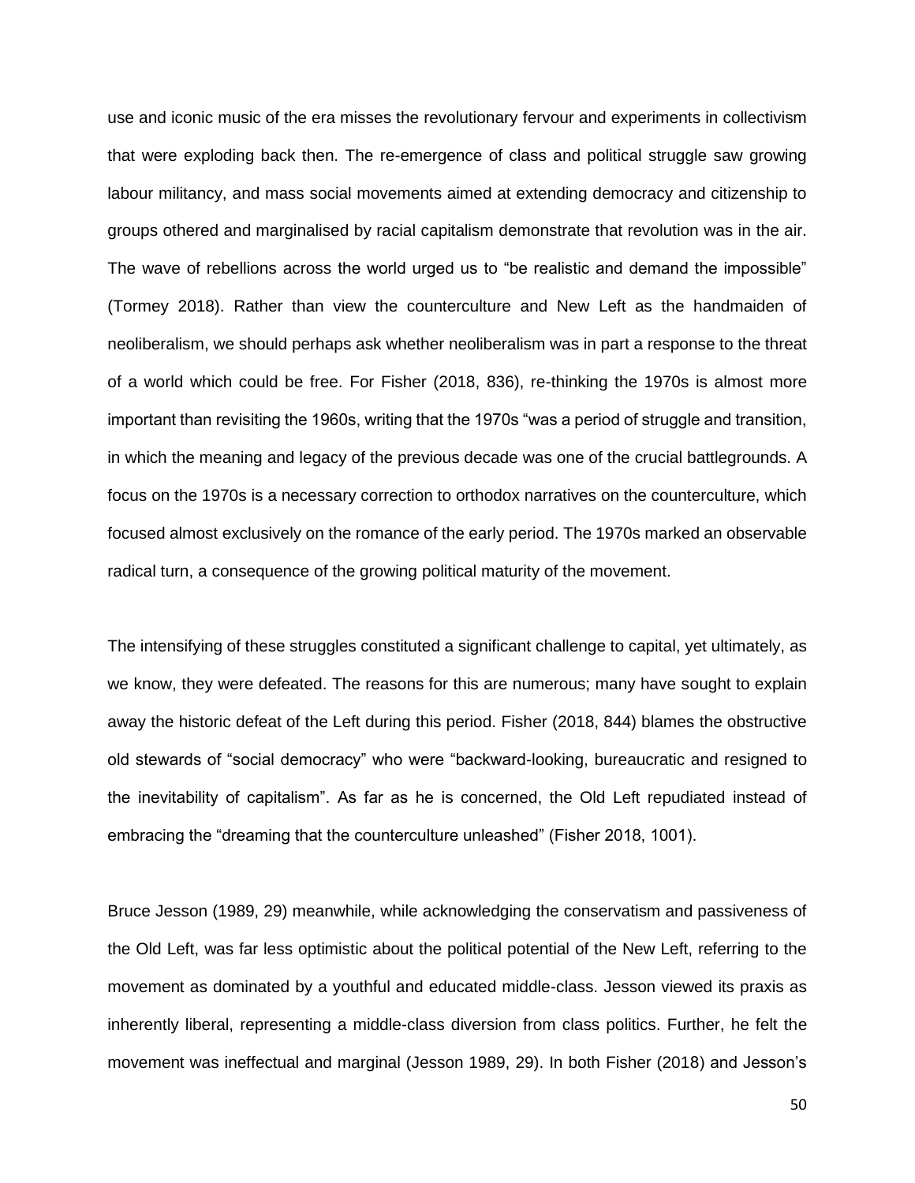use and iconic music of the era misses the revolutionary fervour and experiments in collectivism that were exploding back then. The re-emergence of class and political struggle saw growing labour militancy, and mass social movements aimed at extending democracy and citizenship to groups othered and marginalised by racial capitalism demonstrate that revolution was in the air. The wave of rebellions across the world urged us to "be realistic and demand the impossible" (Tormey 2018). Rather than view the counterculture and New Left as the handmaiden of neoliberalism, we should perhaps ask whether neoliberalism was in part a response to the threat of a world which could be free. For Fisher (2018, 836), re-thinking the 1970s is almost more important than revisiting the 1960s, writing that the 1970s "was a period of struggle and transition, in which the meaning and legacy of the previous decade was one of the crucial battlegrounds. A focus on the 1970s is a necessary correction to orthodox narratives on the counterculture, which focused almost exclusively on the romance of the early period. The 1970s marked an observable radical turn, a consequence of the growing political maturity of the movement.

The intensifying of these struggles constituted a significant challenge to capital, yet ultimately, as we know, they were defeated. The reasons for this are numerous; many have sought to explain away the historic defeat of the Left during this period. Fisher (2018, 844) blames the obstructive old stewards of "social democracy" who were "backward-looking, bureaucratic and resigned to the inevitability of capitalism". As far as he is concerned, the Old Left repudiated instead of embracing the "dreaming that the counterculture unleashed" (Fisher 2018, 1001).

Bruce Jesson (1989, 29) meanwhile, while acknowledging the conservatism and passiveness of the Old Left, was far less optimistic about the political potential of the New Left, referring to the movement as dominated by a youthful and educated middle-class. Jesson viewed its praxis as inherently liberal, representing a middle-class diversion from class politics. Further, he felt the movement was ineffectual and marginal (Jesson 1989, 29). In both Fisher (2018) and Jesson's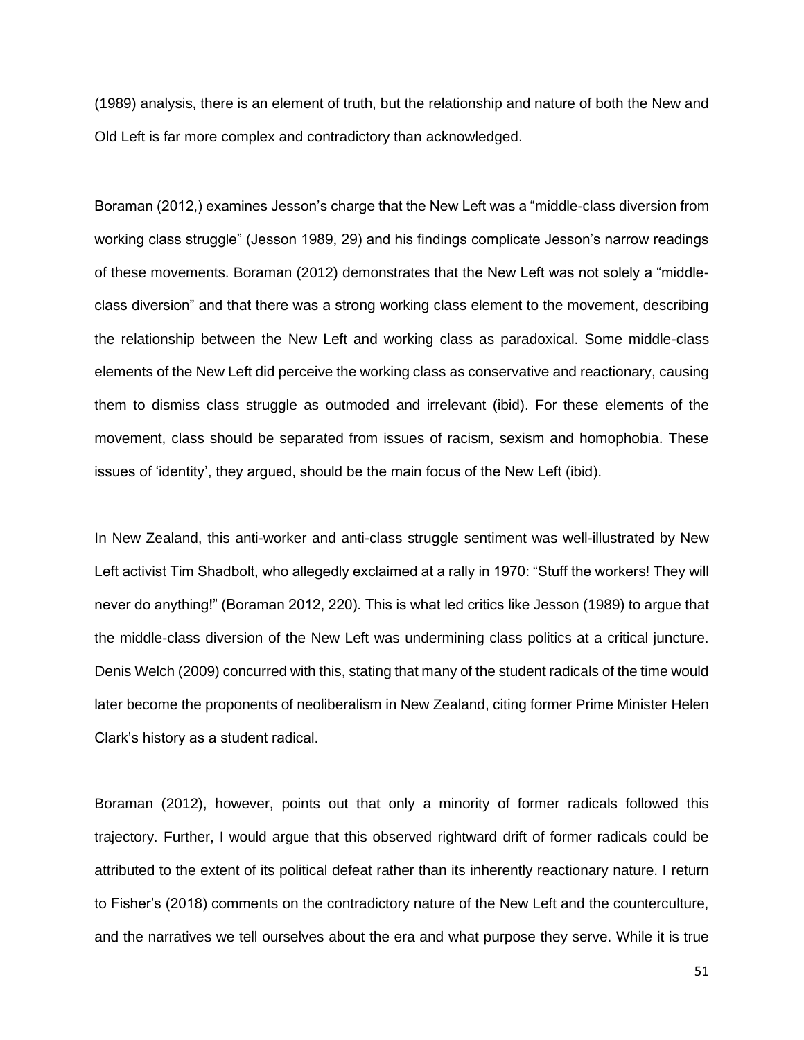(1989) analysis, there is an element of truth, but the relationship and nature of both the New and Old Left is far more complex and contradictory than acknowledged.

Boraman (2012,) examines Jesson's charge that the New Left was a "middle-class diversion from working class struggle" (Jesson 1989, 29) and his findings complicate Jesson's narrow readings of these movements. Boraman (2012) demonstrates that the New Left was not solely a "middle-class diversion" and that there was a strong working class element to the movement, describing the relationship between the New Left and working class as paradoxical. Some middle-class elements of the New Left did perceive the working class as conservative and reactionary, causing them to dismiss class struggle as outmoded and irrelevant (ibid). For these elements of the movement, class should be separated from issues of racism, sexism and homophobia. These issues of 'identity', they argued, should be the main focus of the New Left (ibid).

In New Zealand, this anti-worker and anti-class struggle sentiment was well-illustrated by New Left activist Tim Shadbolt, who allegedly exclaimed at a rally in 1970: "Stuff the workers! They will never do anything!" (Boraman 2012, 220). This is what led critics like Jesson (1989) to argue that the middle-class diversion of the New Left was undermining class politics at a critical juncture. Denis Welch (2009) concurred with this, stating that many of the student radicals of the time would later become the proponents of neoliberalism in New Zealand, citing former Prime Minister Helen Clark's history as a student radical.

Boraman (2012), however, points out that only a minority of former radicals followed this trajectory. Further, I would argue that this observed rightward drift of former radicals could be attributed to the extent of its political defeat rather than its inherently reactionary nature. I return to Fisher's (2018) comments on the contradictory nature of the New Left and the counterculture, and the narratives we tell ourselves about the era and what purpose they serve. While it is true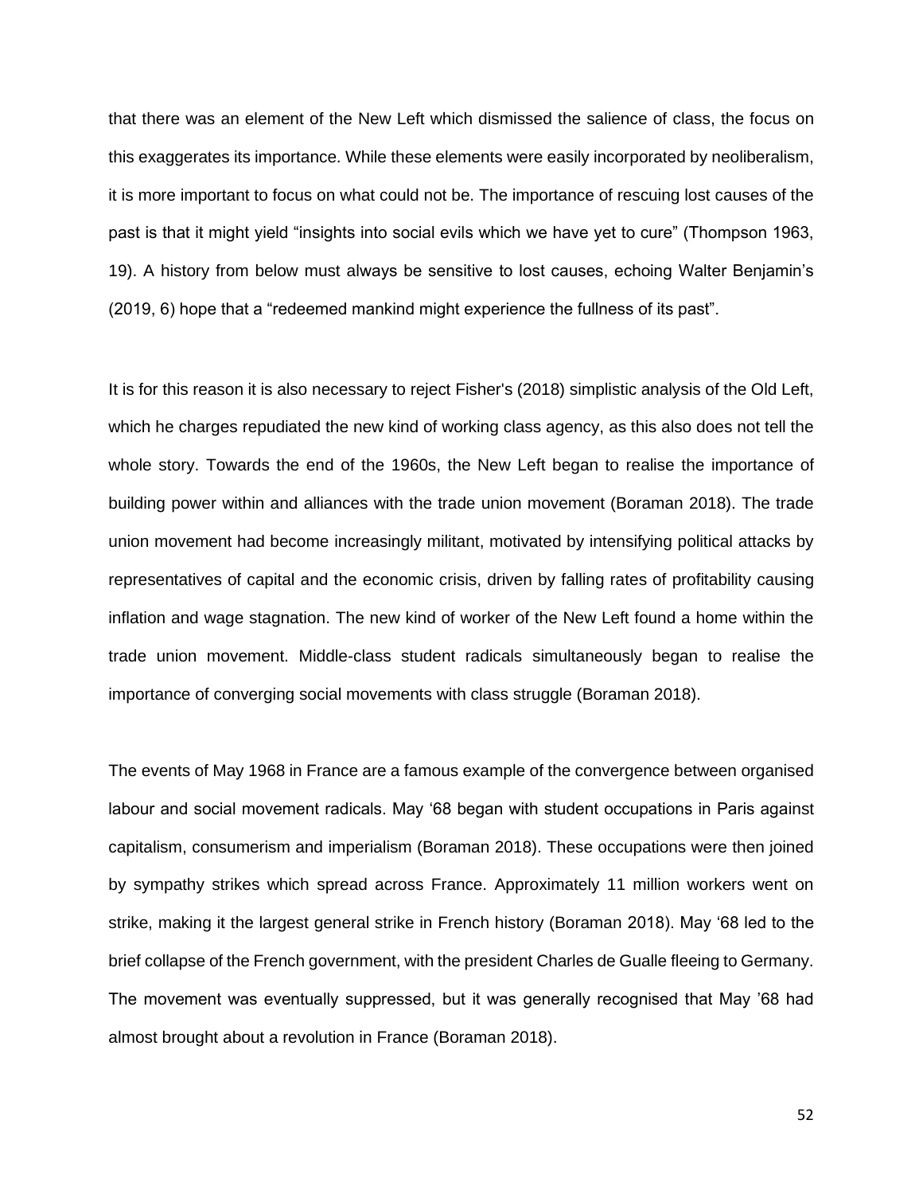that there was an element of the New Left which dismissed the salience of class, the focus on this exaggerates its importance. While these elements were easily incorporated by neoliberalism, it is more important to focus on what could not be. The importance of rescuing lost causes of the past is that it might yield “insights into social evils which we have yet to cure” (Thompson 1963, 19). A history from below must always be sensitive to lost causes, echoing Walter Benjamin’s (2019, 6) hope that a “redeemed mankind might experience the fullness of its past”.

It is for this reason it is also necessary to reject Fisher's (2018) simplistic analysis of the Old Left, which he charges repudiated the new kind of working class agency, as this also does not tell the whole story. Towards the end of the 1960s, the New Left began to realise the importance of building power within and alliances with the trade union movement (Boraman 2018). The trade union movement had become increasingly militant, motivated by intensifying political attacks by representatives of capital and the economic crisis, driven by falling rates of profitability causing inflation and wage stagnation. The new kind of worker of the New Left found a home within the trade union movement. Middle-class student radicals simultaneously began to realise the importance of converging social movements with class struggle (Boraman 2018).

The events of May 1968 in France are a famous example of the convergence between organised labour and social movement radicals. May ‘68 began with student occupations in Paris against capitalism, consumerism and imperialism (Boraman 2018). These occupations were then joined by sympathy strikes which spread across France. Approximately 11 million workers went on strike, making it the largest general strike in French history (Boraman 2018). May ‘68 led to the brief collapse of the French government, with the president Charles de Gualle fleeing to Germany. The movement was eventually suppressed, but it was generally recognised that May ’68 had almost brought about a revolution in France (Boraman 2018).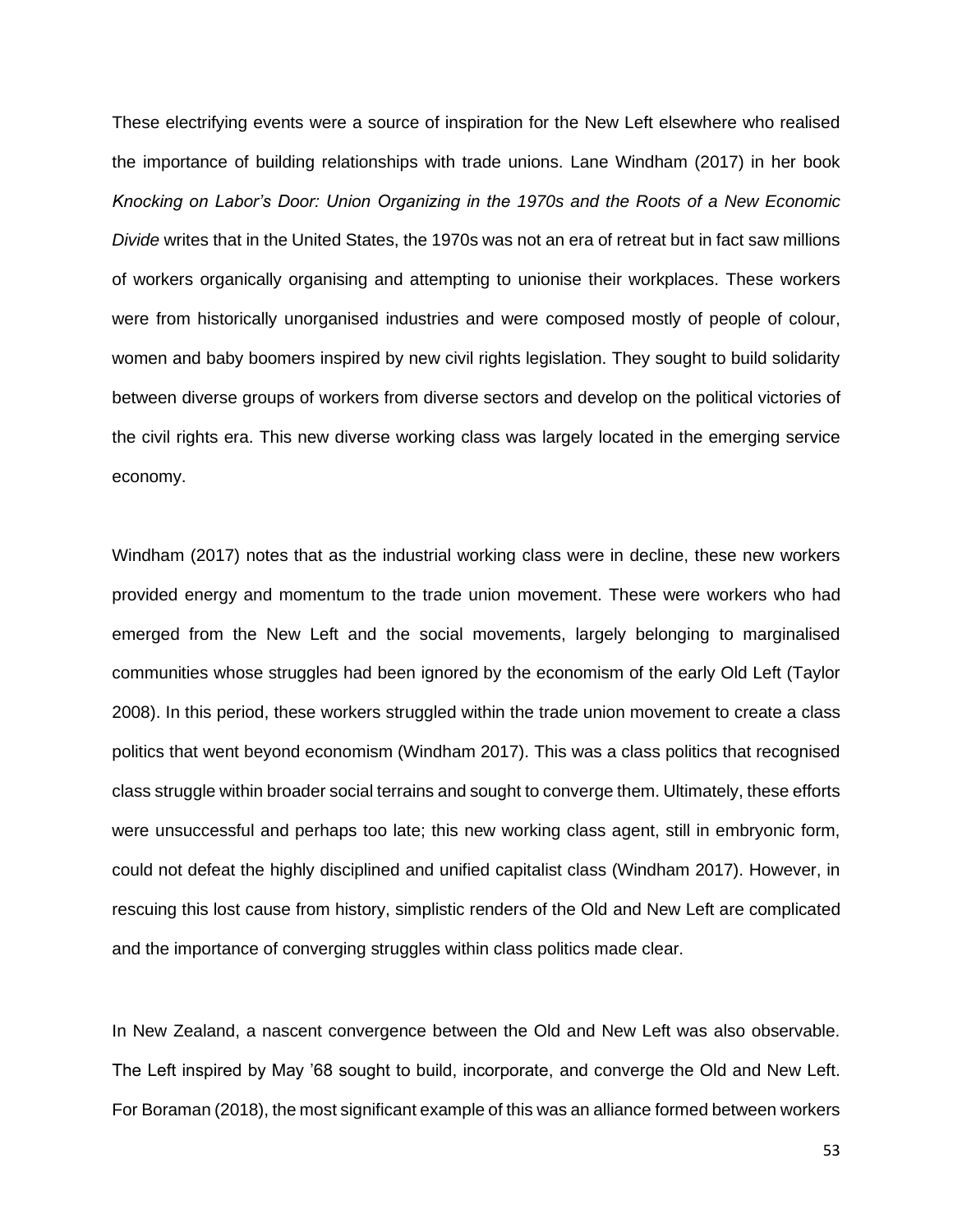These electrifying events were a source of inspiration for the New Left elsewhere who realised the importance of building relationships with trade unions. Lane Windham (2017) in her book *Knocking on Labor's Door: Union Organizing in the 1970s and the Roots of a New Economic Divide* writes that in the United States, the 1970s was not an era of retreat but in fact saw millions of workers organically organising and attempting to unionise their workplaces. These workers were from historically unorganised industries and were composed mostly of people of colour, women and baby boomers inspired by new civil rights legislation. They sought to build solidarity between diverse groups of workers from diverse sectors and develop on the political victories of the civil rights era. This new diverse working class was largely located in the emerging service economy.

Windham (2017) notes that as the industrial working class were in decline, these new workers provided energy and momentum to the trade union movement. These were workers who had emerged from the New Left and the social movements, largely belonging to marginalised communities whose struggles had been ignored by the economism of the early Old Left (Taylor 2008). In this period, these workers struggled within the trade union movement to create a class politics that went beyond economism (Windham 2017). This was a class politics that recognised class struggle within broader social terrains and sought to converge them. Ultimately, these efforts were unsuccessful and perhaps too late; this new working class agent, still in embryonic form, could not defeat the highly disciplined and unified capitalist class (Windham 2017). However, in rescuing this lost cause from history, simplistic renders of the Old and New Left are complicated and the importance of converging struggles within class politics made clear.

In New Zealand, a nascent convergence between the Old and New Left was also observable. The Left inspired by May '68 sought to build, incorporate, and converge the Old and New Left. For Boraman (2018), the most significant example of this was an alliance formed between workers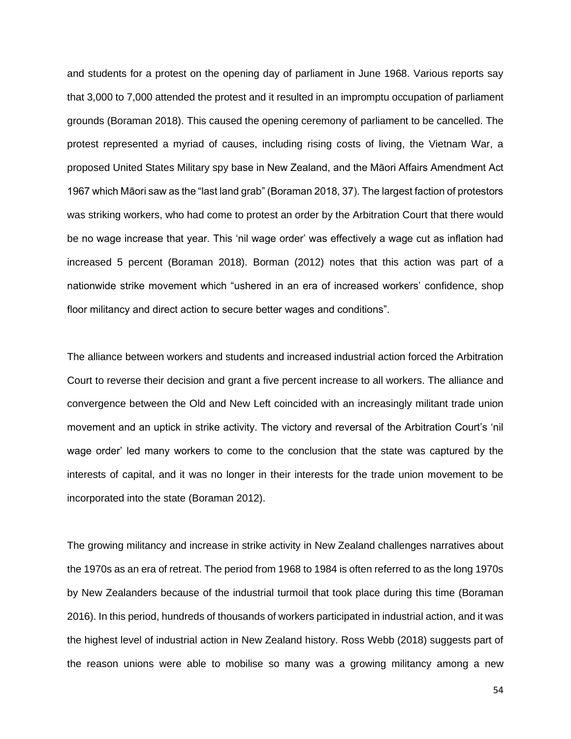and students for a protest on the opening day of parliament in June 1968. Various reports say that 3,000 to 7,000 attended the protest and it resulted in an impromptu occupation of parliament grounds (Boraman 2018). This caused the opening ceremony of parliament to be cancelled. The protest represented a myriad of causes, including rising costs of living, the Vietnam War, a proposed United States Military spy base in New Zealand, and the Māori Affairs Amendment Act 1967 which Māori saw as the "last land grab" (Boraman 2018, 37). The largest faction of protestors was striking workers, who had come to protest an order by the Arbitration Court that there would be no wage increase that year. This 'nil wage order' was effectively a wage cut as inflation had increased 5 percent (Boraman 2018). Borman (2012) notes that this action was part of a nationwide strike movement which "ushered in an era of increased workers' confidence, shop floor militancy and direct action to secure better wages and conditions".

The alliance between workers and students and increased industrial action forced the Arbitration Court to reverse their decision and grant a five percent increase to all workers. The alliance and convergence between the Old and New Left coincided with an increasingly militant trade union movement and an uptick in strike activity. The victory and reversal of the Arbitration Court's 'nil wage order' led many workers to come to the conclusion that the state was captured by the interests of capital, and it was no longer in their interests for the trade union movement to be incorporated into the state (Boraman 2012).

The growing militancy and increase in strike activity in New Zealand challenges narratives about the 1970s as an era of retreat. The period from 1968 to 1984 is often referred to as the long 1970s by New Zealanders because of the industrial turmoil that took place during this time (Boraman 2016). In this period, hundreds of thousands of workers participated in industrial action, and it was the highest level of industrial action in New Zealand history. Ross Webb (2018) suggests part of the reason unions were able to mobilise so many was a growing militancy among a new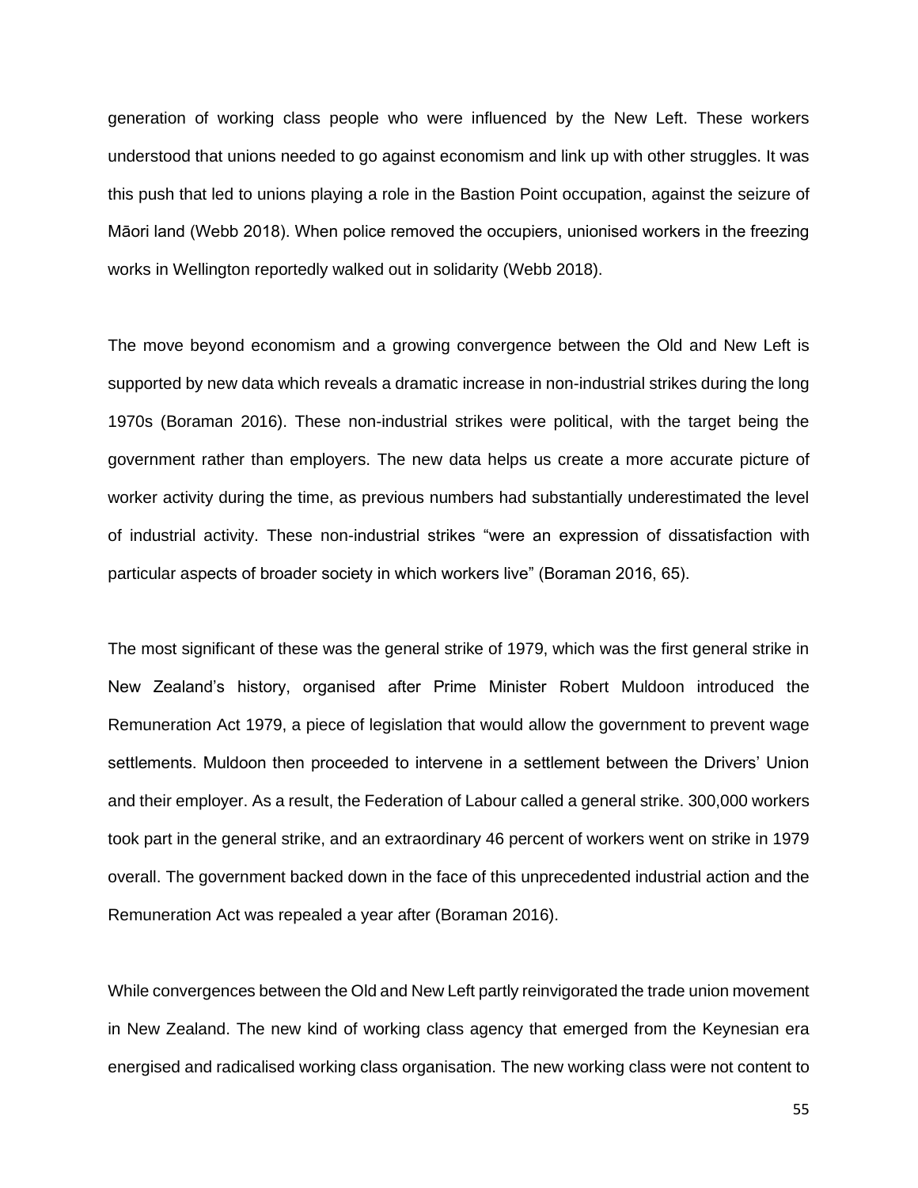generation of working class people who were influenced by the New Left. These workers understood that unions needed to go against economism and link up with other struggles. It was this push that led to unions playing a role in the Bastion Point occupation, against the seizure of Māori land (Webb 2018). When police removed the occupiers, unionised workers in the freezing works in Wellington reportedly walked out in solidarity (Webb 2018).

The move beyond economism and a growing convergence between the Old and New Left is supported by new data which reveals a dramatic increase in non-industrial strikes during the long 1970s (Boraman 2016). These non-industrial strikes were political, with the target being the government rather than employers. The new data helps us create a more accurate picture of worker activity during the time, as previous numbers had substantially underestimated the level of industrial activity. These non-industrial strikes "were an expression of dissatisfaction with particular aspects of broader society in which workers live" (Boraman 2016, 65).

The most significant of these was the general strike of 1979, which was the first general strike in New Zealand's history, organised after Prime Minister Robert Muldoon introduced the Remuneration Act 1979, a piece of legislation that would allow the government to prevent wage settlements. Muldoon then proceeded to intervene in a settlement between the Drivers' Union and their employer. As a result, the Federation of Labour called a general strike. 300,000 workers took part in the general strike, and an extraordinary 46 percent of workers went on strike in 1979 overall. The government backed down in the face of this unprecedented industrial action and the Remuneration Act was repealed a year after (Boraman 2016).

While convergences between the Old and New Left partly reinvigorated the trade union movement in New Zealand. The new kind of working class agency that emerged from the Keynesian era energised and radicalised working class organisation. The new working class were not content to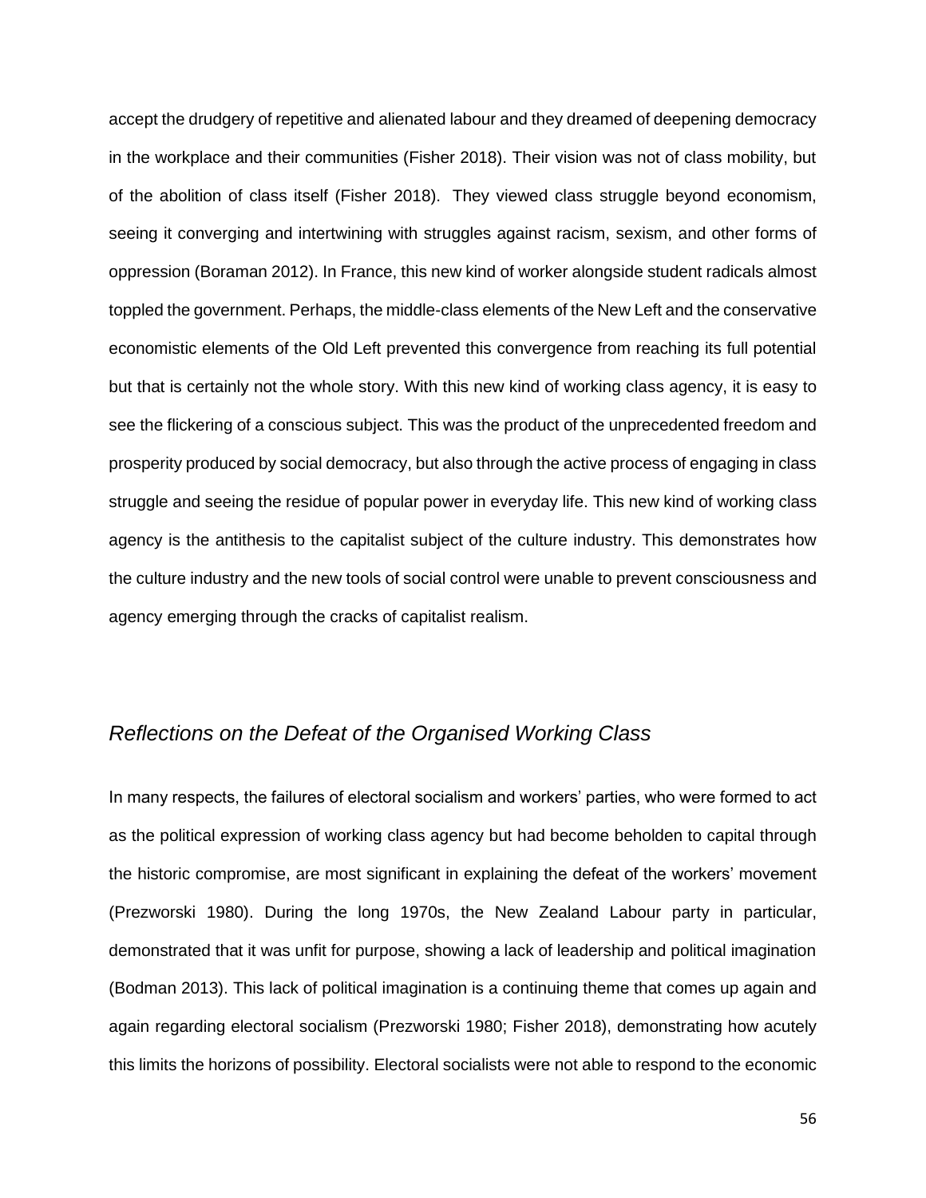accept the drudgery of repetitive and alienated labour and they dreamed of deepening democracy in the workplace and their communities (Fisher 2018). Their vision was not of class mobility, but of the abolition of class itself (Fisher 2018). They viewed class struggle beyond economism, seeing it converging and intertwining with struggles against racism, sexism, and other forms of oppression (Boraman 2012). In France, this new kind of worker alongside student radicals almost toppled the government. Perhaps, the middle-class elements of the New Left and the conservative economistic elements of the Old Left prevented this convergence from reaching its full potential but that is certainly not the whole story. With this new kind of working class agency, it is easy to see the flickering of a conscious subject. This was the product of the unprecedented freedom and prosperity produced by social democracy, but also through the active process of engaging in class struggle and seeing the residue of popular power in everyday life. This new kind of working class agency is the antithesis to the capitalist subject of the culture industry. This demonstrates how the culture industry and the new tools of social control were unable to prevent consciousness and agency emerging through the cracks of capitalist realism.

## *Reflections on the Defeat of the Organised Working Class*

In many respects, the failures of electoral socialism and workers' parties, who were formed to act as the political expression of working class agency but had become beholden to capital through the historic compromise, are most significant in explaining the defeat of the workers' movement (Prezworski 1980). During the long 1970s, the New Zealand Labour party in particular, demonstrated that it was unfit for purpose, showing a lack of leadership and political imagination (Bodman 2013). This lack of political imagination is a continuing theme that comes up again and again regarding electoral socialism (Prezworski 1980; Fisher 2018), demonstrating how acutely this limits the horizons of possibility. Electoral socialists were not able to respond to the economic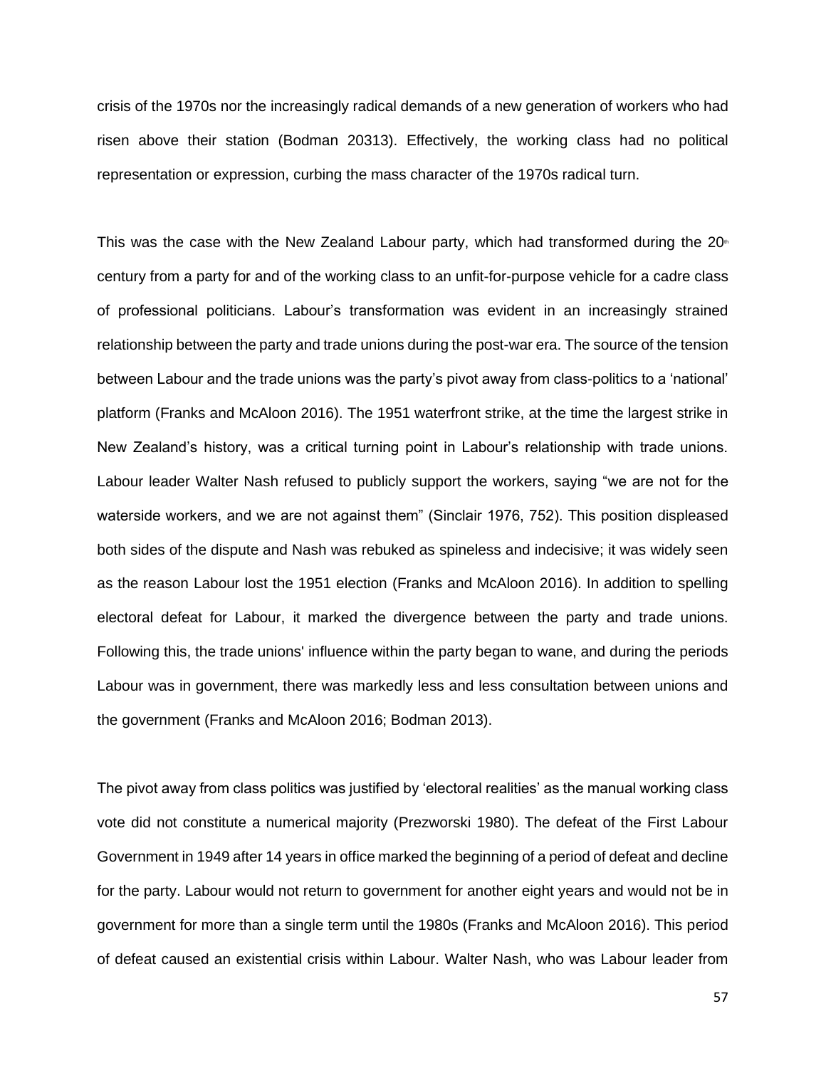crisis of the 1970s nor the increasingly radical demands of a new generation of workers who had risen above their station (Bodman 20313). Effectively, the working class had no political representation or expression, curbing the mass character of the 1970s radical turn.

This was the case with the New Zealand Labour party, which had transformed during the 20th century from a party for and of the working class to an unfit-for-purpose vehicle for a cadre class of professional politicians. Labour's transformation was evident in an increasingly strained relationship between the party and trade unions during the post-war era. The source of the tension between Labour and the trade unions was the party's pivot away from class-politics to a 'national' platform (Franks and McAloon 2016). The 1951 waterfront strike, at the time the largest strike in New Zealand's history, was a critical turning point in Labour's relationship with trade unions. Labour leader Walter Nash refused to publicly support the workers, saying "we are not for the waterside workers, and we are not against them" (Sinclair 1976, 752). This position displeased both sides of the dispute and Nash was rebuked as spineless and indecisive; it was widely seen as the reason Labour lost the 1951 election (Franks and McAloon 2016). In addition to spelling electoral defeat for Labour, it marked the divergence between the party and trade unions. Following this, the trade unions' influence within the party began to wane, and during the periods Labour was in government, there was markedly less and less consultation between unions and the government (Franks and McAloon 2016; Bodman 2013).

The pivot away from class politics was justified by 'electoral realities' as the manual working class vote did not constitute a numerical majority (Prezworski 1980). The defeat of the First Labour Government in 1949 after 14 years in office marked the beginning of a period of defeat and decline for the party. Labour would not return to government for another eight years and would not be in government for more than a single term until the 1980s (Franks and McAloon 2016). This period of defeat caused an existential crisis within Labour. Walter Nash, who was Labour leader from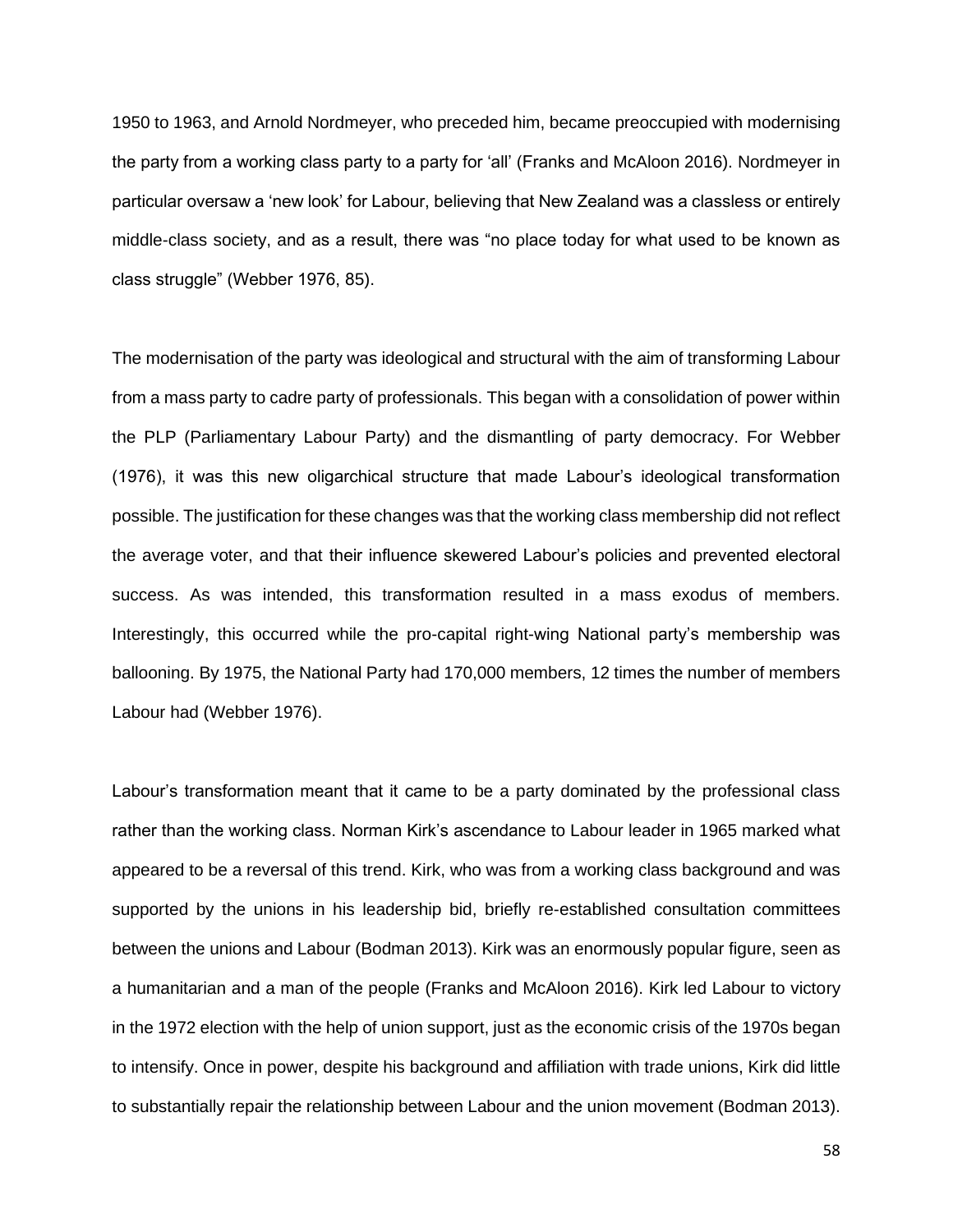1950 to 1963, and Arnold Nordmeyer, who preceded him, became preoccupied with modernising the party from a working class party to a party for 'all' (Franks and McAloon 2016). Nordmeyer in particular oversaw a 'new look' for Labour, believing that New Zealand was a classless or entirely middle-class society, and as a result, there was "no place today for what used to be known as class struggle" (Webber 1976, 85).

The modernisation of the party was ideological and structural with the aim of transforming Labour from a mass party to cadre party of professionals. This began with a consolidation of power within the PLP (Parliamentary Labour Party) and the dismantling of party democracy. For Webber (1976), it was this new oligarchical structure that made Labour's ideological transformation possible. The justification for these changes was that the working class membership did not reflect the average voter, and that their influence skewered Labour's policies and prevented electoral success. As was intended, this transformation resulted in a mass exodus of members. Interestingly, this occurred while the pro-capital right-wing National party's membership was ballooning. By 1975, the National Party had 170,000 members, 12 times the number of members Labour had (Webber 1976).

Labour's transformation meant that it came to be a party dominated by the professional class rather than the working class. Norman Kirk's ascendance to Labour leader in 1965 marked what appeared to be a reversal of this trend. Kirk, who was from a working class background and was supported by the unions in his leadership bid, briefly re-established consultation committees between the unions and Labour (Bodman 2013). Kirk was an enormously popular figure, seen as a humanitarian and a man of the people (Franks and McAloon 2016). Kirk led Labour to victory in the 1972 election with the help of union support, just as the economic crisis of the 1970s began to intensify. Once in power, despite his background and affiliation with trade unions, Kirk did little to substantially repair the relationship between Labour and the union movement (Bodman 2013).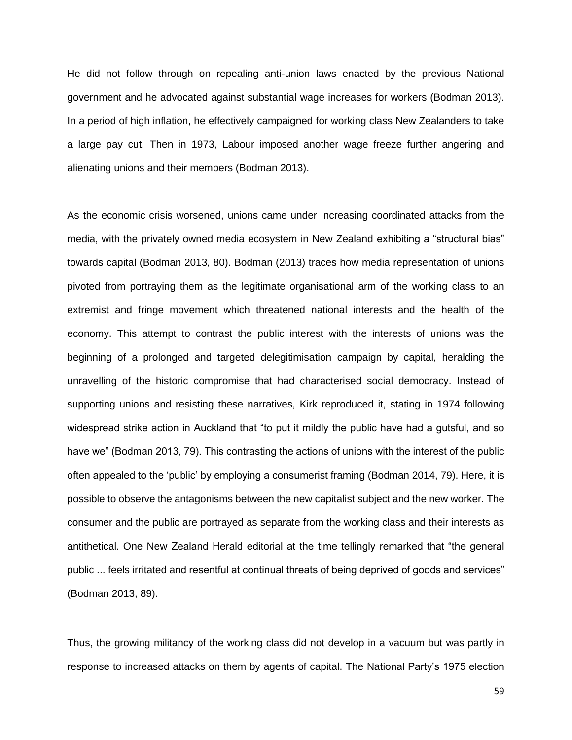He did not follow through on repealing anti-union laws enacted by the previous National government and he advocated against substantial wage increases for workers (Bodman 2013). In a period of high inflation, he effectively campaigned for working class New Zealanders to take a large pay cut. Then in 1973, Labour imposed another wage freeze further angering and alienating unions and their members (Bodman 2013).

As the economic crisis worsened, unions came under increasing coordinated attacks from the media, with the privately owned media ecosystem in New Zealand exhibiting a "structural bias" towards capital (Bodman 2013, 80). Bodman (2013) traces how media representation of unions pivoted from portraying them as the legitimate organisational arm of the working class to an extremist and fringe movement which threatened national interests and the health of the economy. This attempt to contrast the public interest with the interests of unions was the beginning of a prolonged and targeted delegitimisation campaign by capital, heralding the unravelling of the historic compromise that had characterised social democracy. Instead of supporting unions and resisting these narratives, Kirk reproduced it, stating in 1974 following widespread strike action in Auckland that "to put it mildly the public have had a gutsful, and so have we" (Bodman 2013, 79). This contrasting the actions of unions with the interest of the public often appealed to the 'public' by employing a consumerist framing (Bodman 2014, 79). Here, it is possible to observe the antagonisms between the new capitalist subject and the new worker. The consumer and the public are portrayed as separate from the working class and their interests as antithetical. One New Zealand Herald editorial at the time tellingly remarked that "the general public ... feels irritated and resentful at continual threats of being deprived of goods and services" (Bodman 2013, 89).

Thus, the growing militancy of the working class did not develop in a vacuum but was partly in response to increased attacks on them by agents of capital. The National Party's 1975 election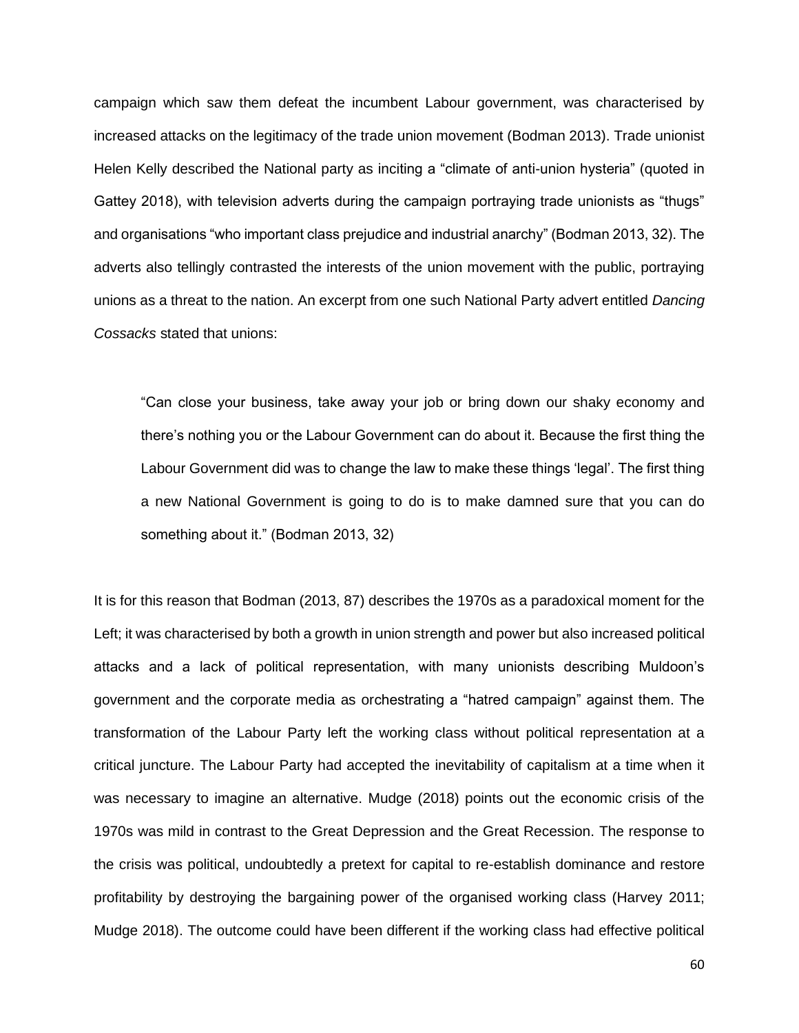campaign which saw them defeat the incumbent Labour government, was characterised by increased attacks on the legitimacy of the trade union movement (Bodman 2013). Trade unionist Helen Kelly described the National party as inciting a "climate of anti-union hysteria" (quoted in Gattey 2018), with television adverts during the campaign portraying trade unionists as "thugs" and organisations "who important class prejudice and industrial anarchy" (Bodman 2013, 32). The adverts also tellingly contrasted the interests of the union movement with the public, portraying unions as a threat to the nation. An excerpt from one such National Party advert entitled *Dancing Cossacks* stated that unions:

> "Can close your business, take away your job or bring down our shaky economy and there's nothing you or the Labour Government can do about it. Because the first thing the Labour Government did was to change the law to make these things 'legal'. The first thing a new National Government is going to do is to make damned sure that you can do something about it." (Bodman 2013, 32)

It is for this reason that Bodman (2013, 87) describes the 1970s as a paradoxical moment for the Left; it was characterised by both a growth in union strength and power but also increased political attacks and a lack of political representation, with many unionists describing Muldoon's government and the corporate media as orchestrating a "hatred campaign" against them. The transformation of the Labour Party left the working class without political representation at a critical juncture. The Labour Party had accepted the inevitability of capitalism at a time when it was necessary to imagine an alternative. Mudge (2018) points out the economic crisis of the 1970s was mild in contrast to the Great Depression and the Great Recession. The response to the crisis was political, undoubtedly a pretext for capital to re-establish dominance and restore profitability by destroying the bargaining power of the organised working class (Harvey 2011; Mudge 2018). The outcome could have been different if the working class had effective political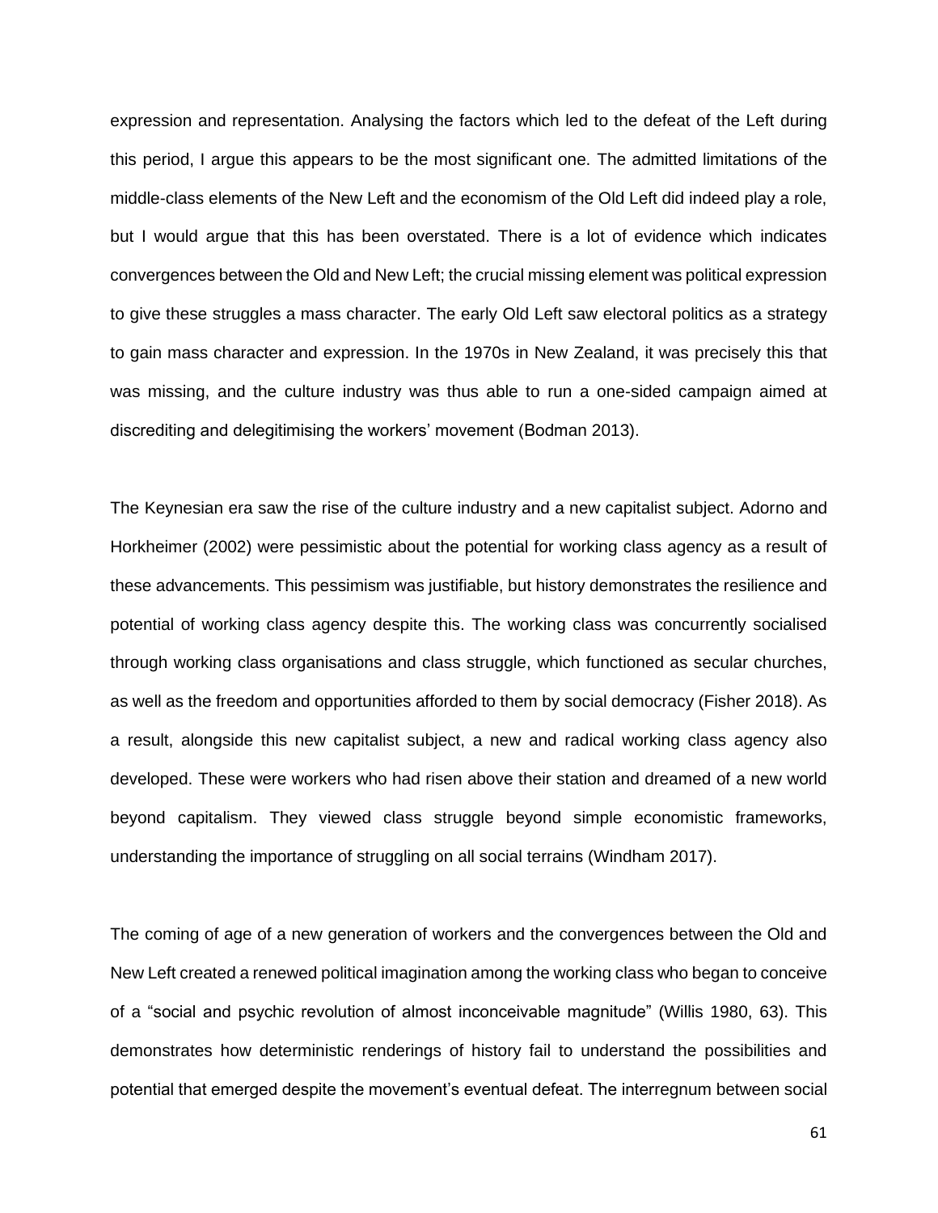expression and representation. Analysing the factors which led to the defeat of the Left during this period, I argue this appears to be the most significant one. The admitted limitations of the middle-class elements of the New Left and the economism of the Old Left did indeed play a role, but I would argue that this has been overstated. There is a lot of evidence which indicates convergences between the Old and New Left; the crucial missing element was political expression to give these struggles a mass character. The early Old Left saw electoral politics as a strategy to gain mass character and expression. In the 1970s in New Zealand, it was precisely this that was missing, and the culture industry was thus able to run a one-sided campaign aimed at discrediting and delegitimising the workers' movement (Bodman 2013).

The Keynesian era saw the rise of the culture industry and a new capitalist subject. Adorno and Horkheimer (2002) were pessimistic about the potential for working class agency as a result of these advancements. This pessimism was justifiable, but history demonstrates the resilience and potential of working class agency despite this. The working class was concurrently socialised through working class organisations and class struggle, which functioned as secular churches, as well as the freedom and opportunities afforded to them by social democracy (Fisher 2018). As a result, alongside this new capitalist subject, a new and radical working class agency also developed. These were workers who had risen above their station and dreamed of a new world beyond capitalism. They viewed class struggle beyond simple economistic frameworks, understanding the importance of struggling on all social terrains (Windham 2017).

The coming of age of a new generation of workers and the convergences between the Old and New Left created a renewed political imagination among the working class who began to conceive of a "social and psychic revolution of almost inconceivable magnitude" (Willis 1980, 63). This demonstrates how deterministic renderings of history fail to understand the possibilities and potential that emerged despite the movement's eventual defeat. The interregnum between social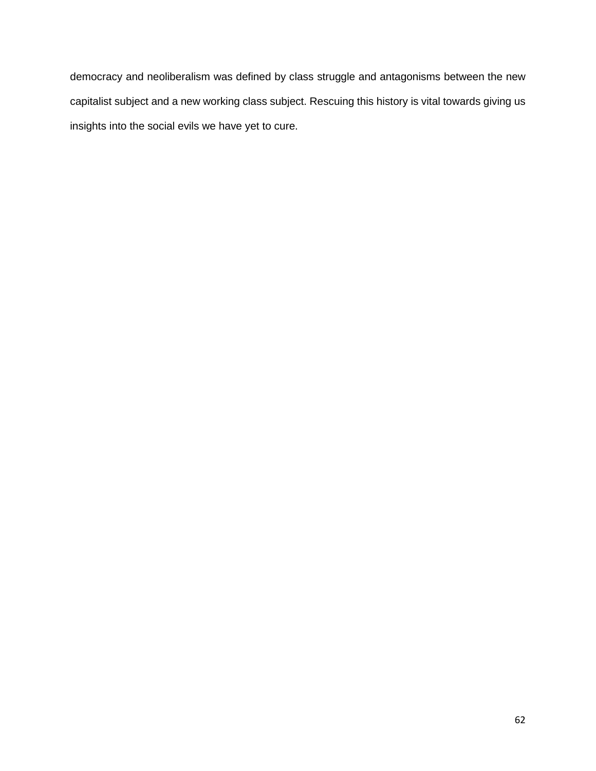democracy and neoliberalism was defined by class struggle and antagonisms between the new capitalist subject and a new working class subject. Rescuing this history is vital towards giving us insights into the social evils we have yet to cure.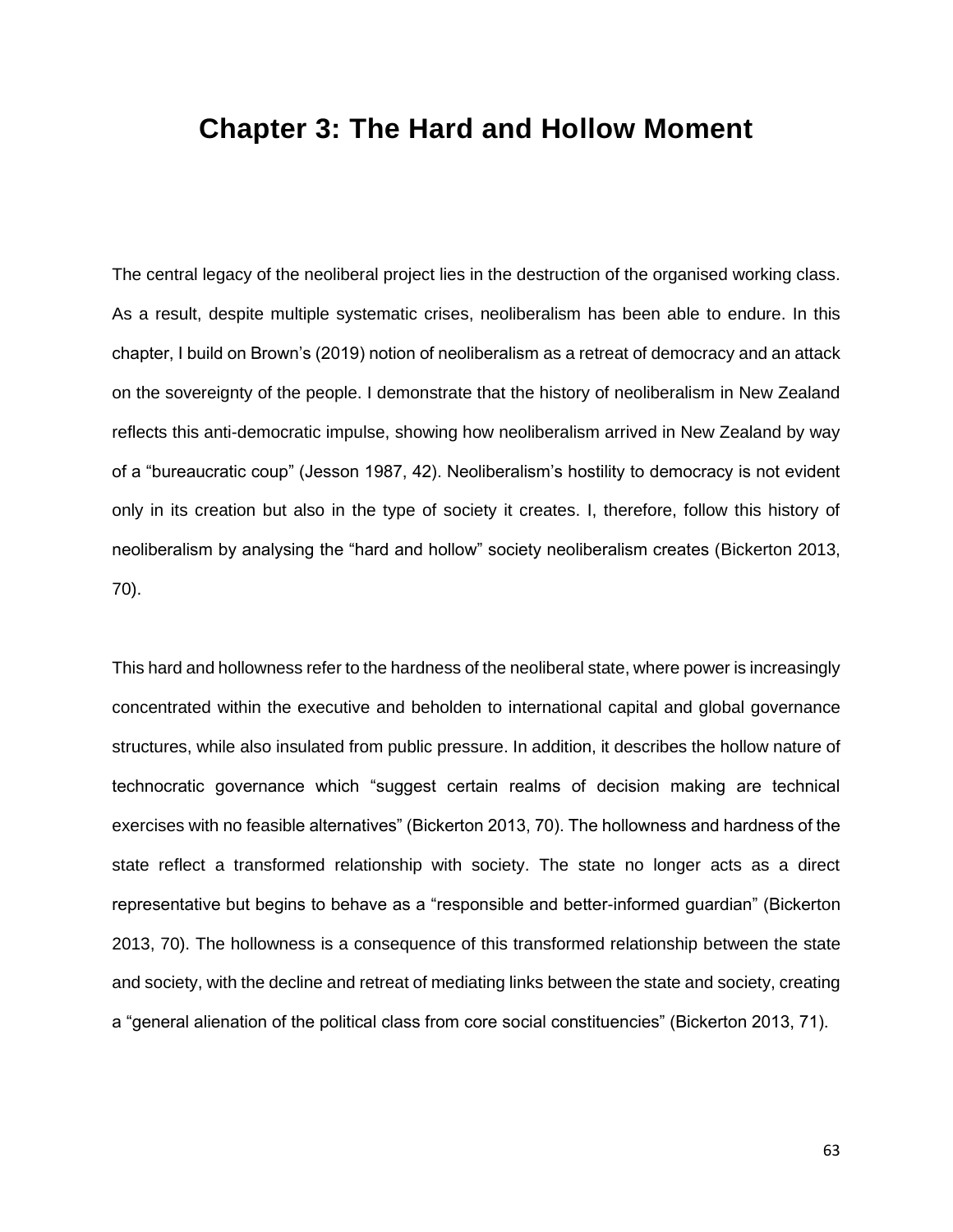# Chapter 3: The Hard and Hollow Moment

The central legacy of the neoliberal project lies in the destruction of the organised working class. As a result, despite multiple systematic crises, neoliberalism has been able to endure. In this chapter, I build on Brown's (2019) notion of neoliberalism as a retreat of democracy and an attack on the sovereignty of the people. I demonstrate that the history of neoliberalism in New Zealand reflects this anti-democratic impulse, showing how neoliberalism arrived in New Zealand by way of a "bureaucratic coup" (Jesson 1987, 42). Neoliberalism's hostility to democracy is not evident only in its creation but also in the type of society it creates. I, therefore, follow this history of neoliberalism by analysing the "hard and hollow" society neoliberalism creates (Bickerton 2013, 70).

This hard and hollowness refer to the hardness of the neoliberal state, where power is increasingly concentrated within the executive and beholden to international capital and global governance structures, while also insulated from public pressure. In addition, it describes the hollow nature of technocratic governance which "suggest certain realms of decision making are technical exercises with no feasible alternatives" (Bickerton 2013, 70). The hollowness and hardness of the state reflect a transformed relationship with society. The state no longer acts as a direct representative but begins to behave as a "responsible and better-informed guardian" (Bickerton 2013, 70). The hollowness is a consequence of this transformed relationship between the state and society, with the decline and retreat of mediating links between the state and society, creating a "general alienation of the political class from core social constituencies" (Bickerton 2013, 71).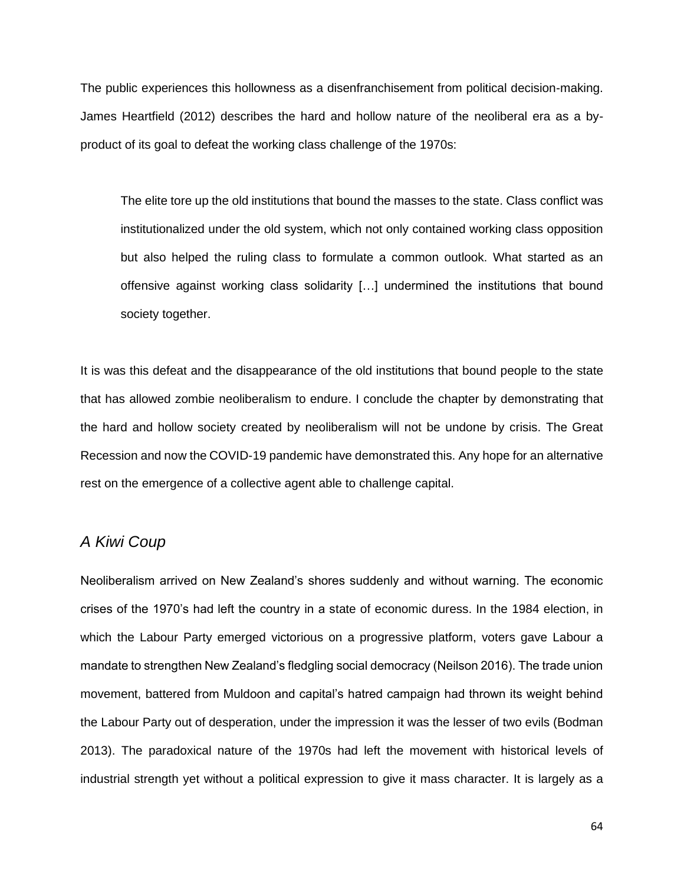The public experiences this hollowness as a disenfranchisement from political decision-making. James Heartfield (2012) describes the hard and hollow nature of the neoliberal era as a by-product of its goal to defeat the working class challenge of the 1970s:

> The elite tore up the old institutions that bound the masses to the state. Class conflict was institutionalized under the old system, which not only contained working class opposition but also helped the ruling class to formulate a common outlook. What started as an offensive against working class solidarity […] undermined the institutions that bound society together.

It is was this defeat and the disappearance of the old institutions that bound people to the state that has allowed zombie neoliberalism to endure. I conclude the chapter by demonstrating that the hard and hollow society created by neoliberalism will not be undone by crisis. The Great Recession and now the COVID-19 pandemic have demonstrated this. Any hope for an alternative rest on the emergence of a collective agent able to challenge capital.

## *A Kiwi Coup*

Neoliberalism arrived on New Zealand's shores suddenly and without warning. The economic crises of the 1970's had left the country in a state of economic duress. In the 1984 election, in which the Labour Party emerged victorious on a progressive platform, voters gave Labour a mandate to strengthen New Zealand's fledgling social democracy (Neilson 2016). The trade union movement, battered from Muldoon and capital's hatred campaign had thrown its weight behind the Labour Party out of desperation, under the impression it was the lesser of two evils (Bodman 2013). The paradoxical nature of the 1970s had left the movement with historical levels of industrial strength yet without a political expression to give it mass character. It is largely as a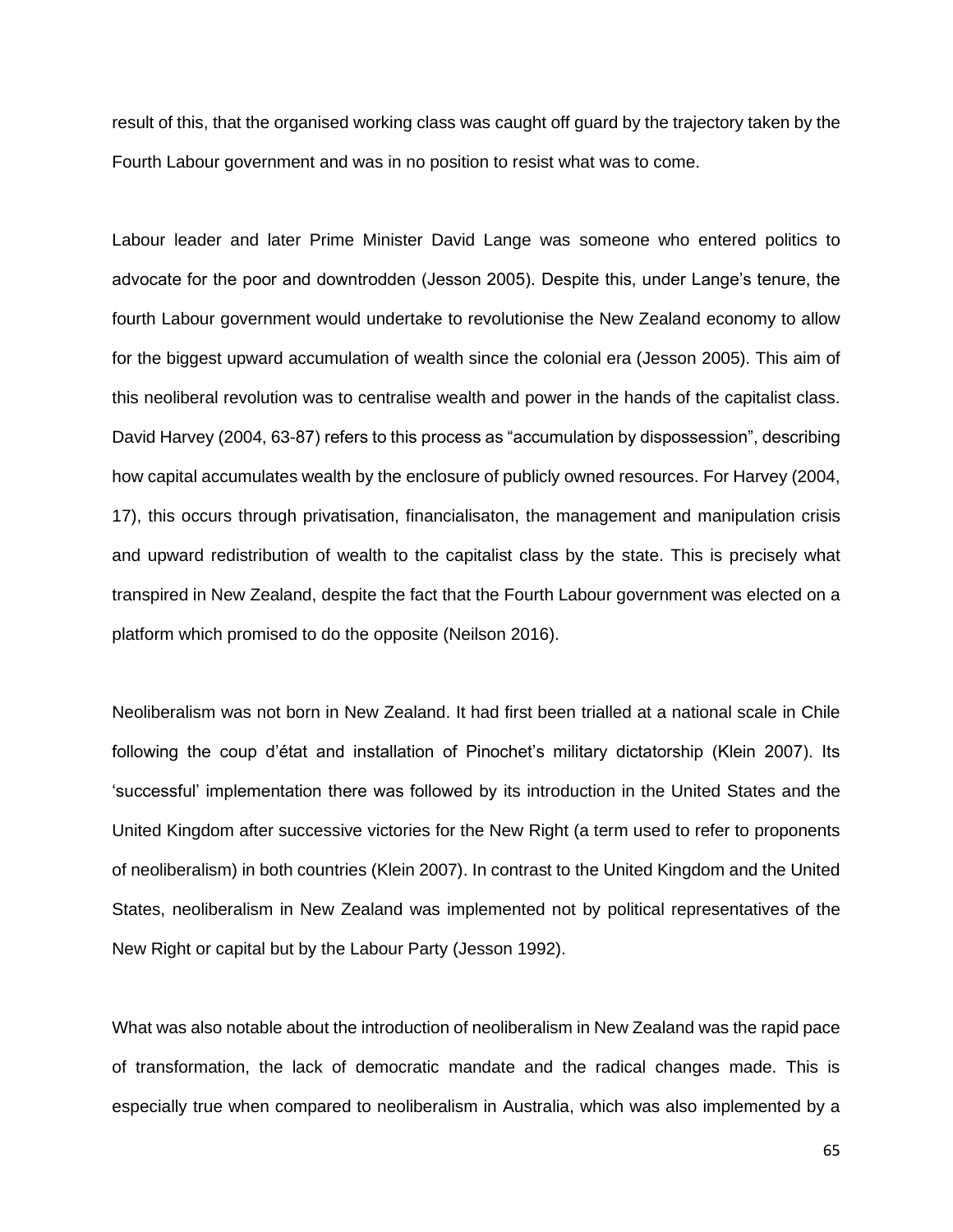result of this, that the organised working class was caught off guard by the trajectory taken by the Fourth Labour government and was in no position to resist what was to come.

Labour leader and later Prime Minister David Lange was someone who entered politics to advocate for the poor and downtrodden (Jesson 2005). Despite this, under Lange's tenure, the fourth Labour government would undertake to revolutionise the New Zealand economy to allow for the biggest upward accumulation of wealth since the colonial era (Jesson 2005). This aim of this neoliberal revolution was to centralise wealth and power in the hands of the capitalist class. David Harvey (2004, 63-87) refers to this process as "accumulation by dispossession", describing how capital accumulates wealth by the enclosure of publicly owned resources. For Harvey (2004, 17), this occurs through privatisation, financialisaton, the management and manipulation crisis and upward redistribution of wealth to the capitalist class by the state. This is precisely what transpired in New Zealand, despite the fact that the Fourth Labour government was elected on a platform which promised to do the opposite (Neilson 2016).

Neoliberalism was not born in New Zealand. It had first been trialled at a national scale in Chile following the coup d'état and installation of Pinochet's military dictatorship (Klein 2007). Its 'successful' implementation there was followed by its introduction in the United States and the United Kingdom after successive victories for the New Right (a term used to refer to proponents of neoliberalism) in both countries (Klein 2007). In contrast to the United Kingdom and the United States, neoliberalism in New Zealand was implemented not by political representatives of the New Right or capital but by the Labour Party (Jesson 1992).

What was also notable about the introduction of neoliberalism in New Zealand was the rapid pace of transformation, the lack of democratic mandate and the radical changes made. This is especially true when compared to neoliberalism in Australia, which was also implemented by a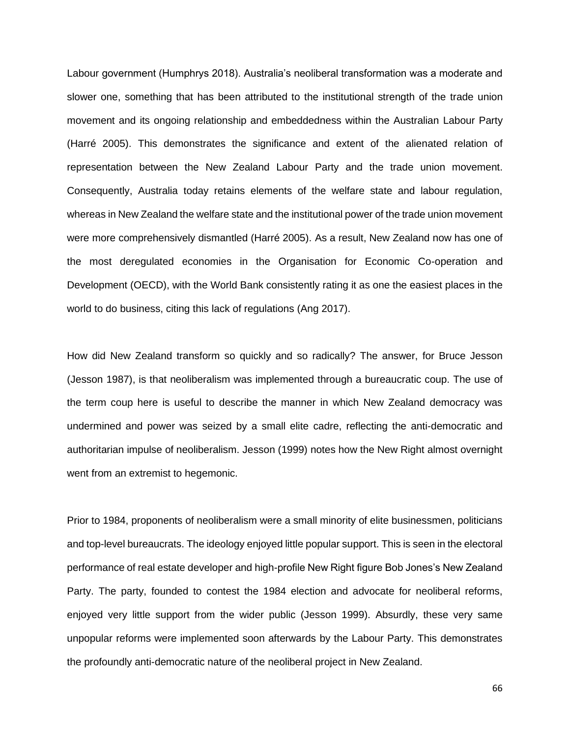Labour government (Humphrys 2018). Australia's neoliberal transformation was a moderate and slower one, something that has been attributed to the institutional strength of the trade union movement and its ongoing relationship and embeddedness within the Australian Labour Party (Harré 2005). This demonstrates the significance and extent of the alienated relation of representation between the New Zealand Labour Party and the trade union movement. Consequently, Australia today retains elements of the welfare state and labour regulation, whereas in New Zealand the welfare state and the institutional power of the trade union movement were more comprehensively dismantled (Harré 2005). As a result, New Zealand now has one of the most deregulated economies in the Organisation for Economic Co-operation and Development (OECD), with the World Bank consistently rating it as one the easiest places in the world to do business, citing this lack of regulations (Ang 2017).

How did New Zealand transform so quickly and so radically? The answer, for Bruce Jesson (Jesson 1987), is that neoliberalism was implemented through a bureaucratic coup. The use of the term coup here is useful to describe the manner in which New Zealand democracy was undermined and power was seized by a small elite cadre, reflecting the anti-democratic and authoritarian impulse of neoliberalism. Jesson (1999) notes how the New Right almost overnight went from an extremist to hegemonic.

Prior to 1984, proponents of neoliberalism were a small minority of elite businessmen, politicians and top-level bureaucrats. The ideology enjoyed little popular support. This is seen in the electoral performance of real estate developer and high-profile New Right figure Bob Jones's New Zealand Party. The party, founded to contest the 1984 election and advocate for neoliberal reforms, enjoyed very little support from the wider public (Jesson 1999). Absurdly, these very same unpopular reforms were implemented soon afterwards by the Labour Party. This demonstrates the profoundly anti-democratic nature of the neoliberal project in New Zealand.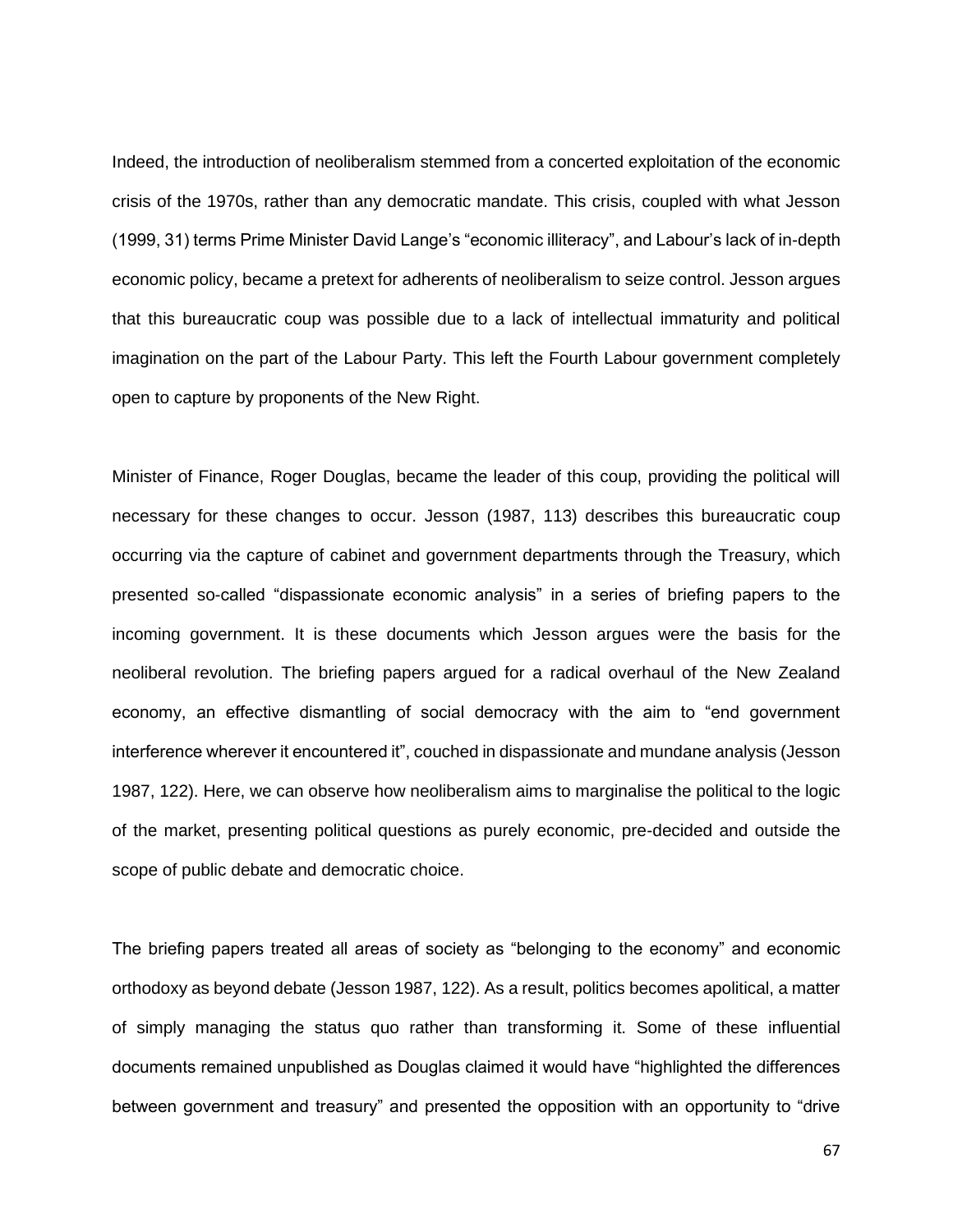Indeed, the introduction of neoliberalism stemmed from a concerted exploitation of the economic crisis of the 1970s, rather than any democratic mandate. This crisis, coupled with what Jesson (1999, 31) terms Prime Minister David Lange's "economic illiteracy", and Labour's lack of in-depth economic policy, became a pretext for adherents of neoliberalism to seize control. Jesson argues that this bureaucratic coup was possible due to a lack of intellectual immaturity and political imagination on the part of the Labour Party. This left the Fourth Labour government completely open to capture by proponents of the New Right.

Minister of Finance, Roger Douglas, became the leader of this coup, providing the political will necessary for these changes to occur. Jesson (1987, 113) describes this bureaucratic coup occurring via the capture of cabinet and government departments through the Treasury, which presented so-called "dispassionate economic analysis" in a series of briefing papers to the incoming government. It is these documents which Jesson argues were the basis for the neoliberal revolution. The briefing papers argued for a radical overhaul of the New Zealand economy, an effective dismantling of social democracy with the aim to "end government interference wherever it encountered it", couched in dispassionate and mundane analysis (Jesson 1987, 122). Here, we can observe how neoliberalism aims to marginalise the political to the logic of the market, presenting political questions as purely economic, pre-decided and outside the scope of public debate and democratic choice.

The briefing papers treated all areas of society as "belonging to the economy" and economic orthodoxy as beyond debate (Jesson 1987, 122). As a result, politics becomes apolitical, a matter of simply managing the status quo rather than transforming it. Some of these influential documents remained unpublished as Douglas claimed it would have "highlighted the differences between government and treasury" and presented the opposition with an opportunity to "drive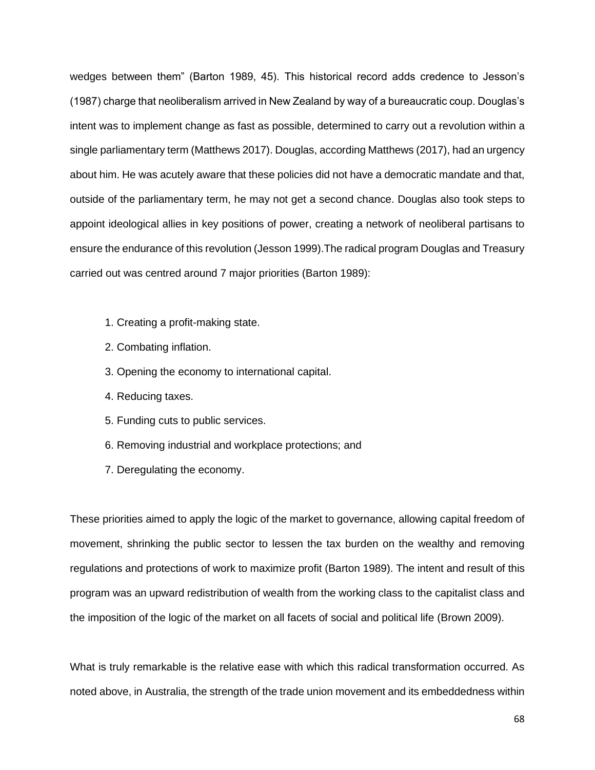wedges between them" (Barton 1989, 45). This historical record adds credence to Jesson's (1987) charge that neoliberalism arrived in New Zealand by way of a bureaucratic coup. Douglas's intent was to implement change as fast as possible, determined to carry out a revolution within a single parliamentary term (Matthews 2017). Douglas, according Matthews (2017), had an urgency about him. He was acutely aware that these policies did not have a democratic mandate and that, outside of the parliamentary term, he may not get a second chance. Douglas also took steps to appoint ideological allies in key positions of power, creating a network of neoliberal partisans to ensure the endurance of this revolution (Jesson 1999).The radical program Douglas and Treasury carried out was centred around 7 major priorities (Barton 1989):

1. Creating a profit-making state.
2. Combating inflation.
3. Opening the economy to international capital.
4. Reducing taxes.
5. Funding cuts to public services.
6. Removing industrial and workplace protections; and
7. Deregulating the economy.

These priorities aimed to apply the logic of the market to governance, allowing capital freedom of movement, shrinking the public sector to lessen the tax burden on the wealthy and removing regulations and protections of work to maximize profit (Barton 1989). The intent and result of this program was an upward redistribution of wealth from the working class to the capitalist class and the imposition of the logic of the market on all facets of social and political life (Brown 2009).

What is truly remarkable is the relative ease with which this radical transformation occurred. As noted above, in Australia, the strength of the trade union movement and its embeddedness within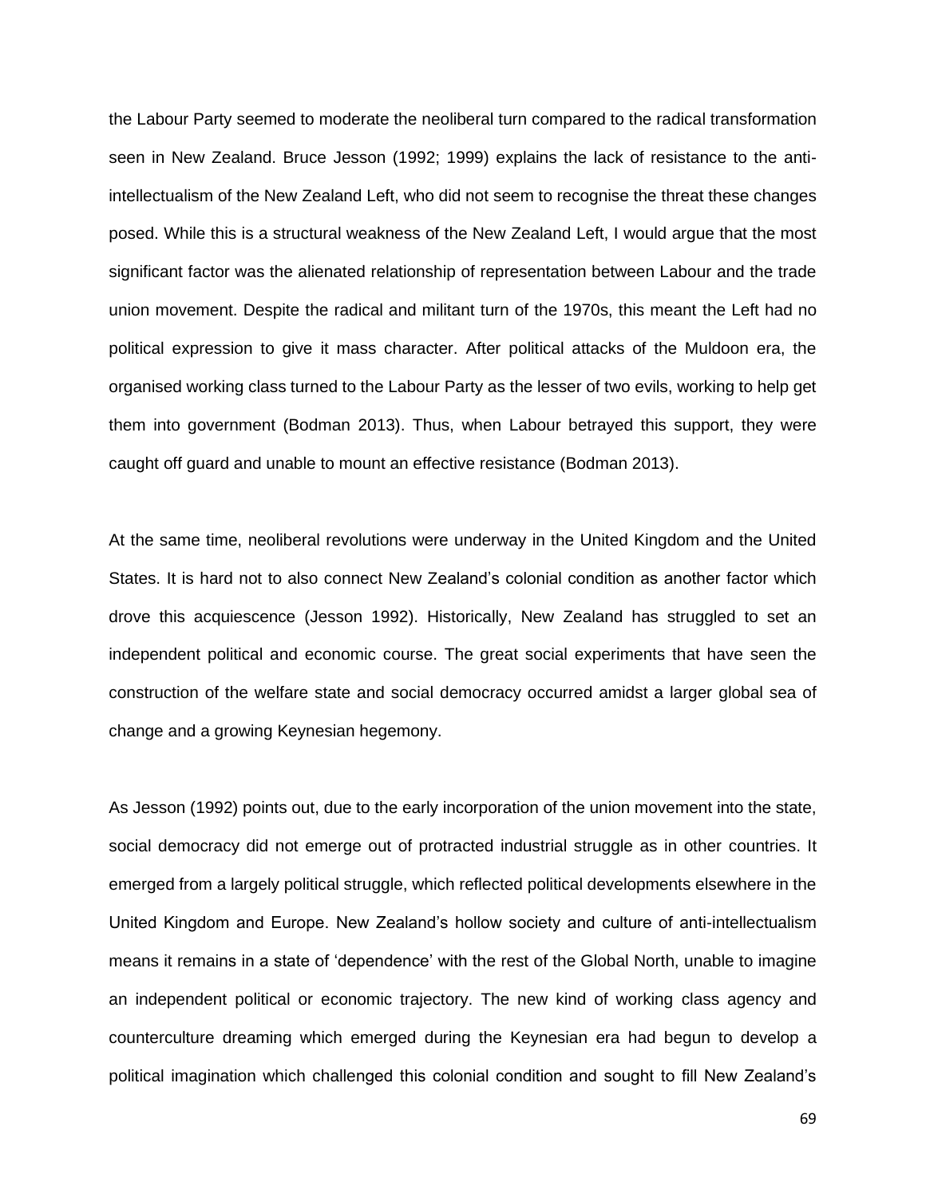the Labour Party seemed to moderate the neoliberal turn compared to the radical transformation seen in New Zealand. Bruce Jesson (1992; 1999) explains the lack of resistance to the anti-intellectualism of the New Zealand Left, who did not seem to recognise the threat these changes posed. While this is a structural weakness of the New Zealand Left, I would argue that the most significant factor was the alienated relationship of representation between Labour and the trade union movement. Despite the radical and militant turn of the 1970s, this meant the Left had no political expression to give it mass character. After political attacks of the Muldoon era, the organised working class turned to the Labour Party as the lesser of two evils, working to help get them into government (Bodman 2013). Thus, when Labour betrayed this support, they were caught off guard and unable to mount an effective resistance (Bodman 2013).

At the same time, neoliberal revolutions were underway in the United Kingdom and the United States. It is hard not to also connect New Zealand's colonial condition as another factor which drove this acquiescence (Jesson 1992). Historically, New Zealand has struggled to set an independent political and economic course. The great social experiments that have seen the construction of the welfare state and social democracy occurred amidst a larger global sea of change and a growing Keynesian hegemony.

As Jesson (1992) points out, due to the early incorporation of the union movement into the state, social democracy did not emerge out of protracted industrial struggle as in other countries. It emerged from a largely political struggle, which reflected political developments elsewhere in the United Kingdom and Europe. New Zealand's hollow society and culture of anti-intellectualism means it remains in a state of 'dependence' with the rest of the Global North, unable to imagine an independent political or economic trajectory. The new kind of working class agency and counterculture dreaming which emerged during the Keynesian era had begun to develop a political imagination which challenged this colonial condition and sought to fill New Zealand's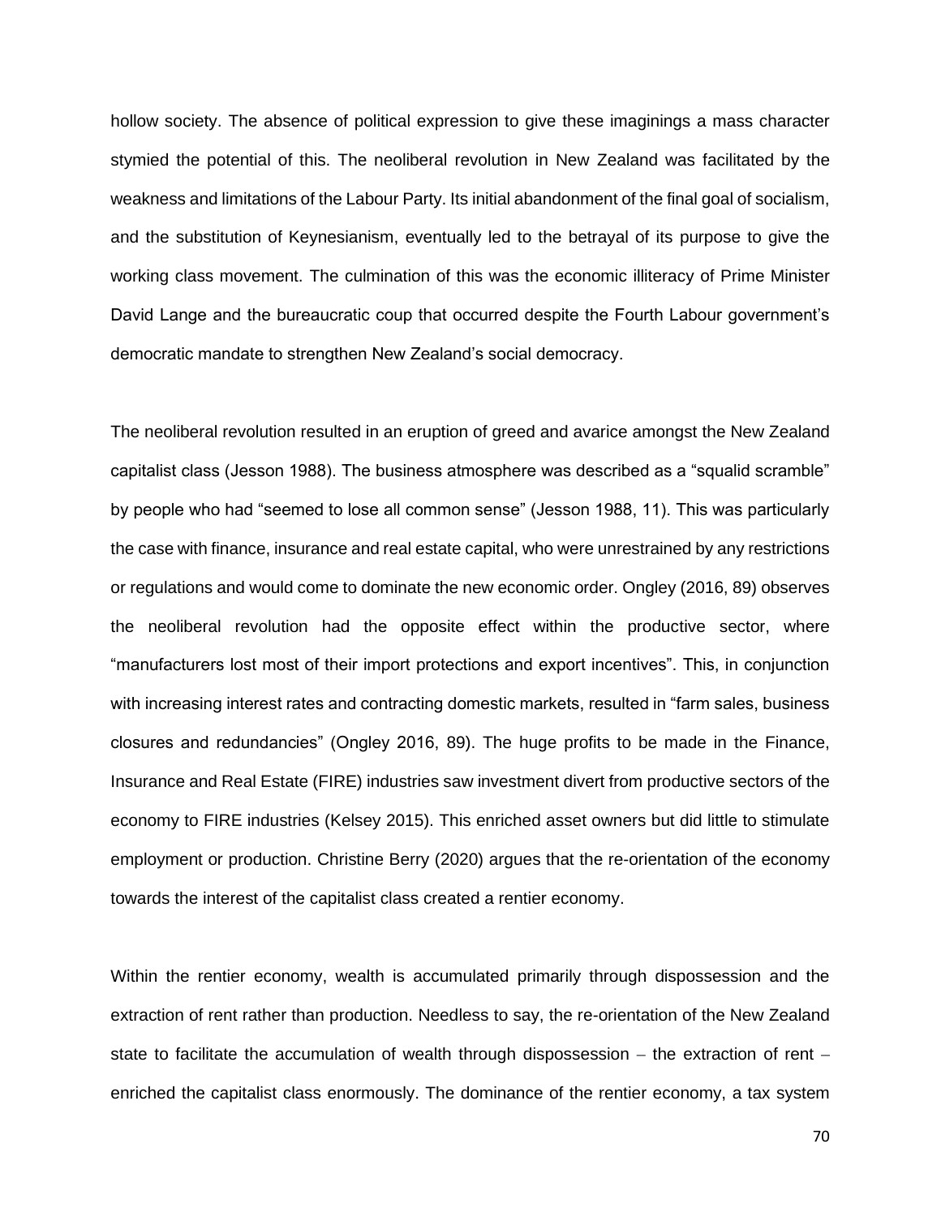hollow society. The absence of political expression to give these imaginings a mass character stymied the potential of this. The neoliberal revolution in New Zealand was facilitated by the weakness and limitations of the Labour Party. Its initial abandonment of the final goal of socialism, and the substitution of Keynesianism, eventually led to the betrayal of its purpose to give the working class movement. The culmination of this was the economic illiteracy of Prime Minister David Lange and the bureaucratic coup that occurred despite the Fourth Labour government's democratic mandate to strengthen New Zealand's social democracy.

The neoliberal revolution resulted in an eruption of greed and avarice amongst the New Zealand capitalist class (Jesson 1988). The business atmosphere was described as a "squalid scramble" by people who had "seemed to lose all common sense" (Jesson 1988, 11). This was particularly the case with finance, insurance and real estate capital, who were unrestrained by any restrictions or regulations and would come to dominate the new economic order. Ongley (2016, 89) observes the neoliberal revolution had the opposite effect within the productive sector, where "manufacturers lost most of their import protections and export incentives". This, in conjunction with increasing interest rates and contracting domestic markets, resulted in "farm sales, business closures and redundancies" (Ongley 2016, 89). The huge profits to be made in the Finance, Insurance and Real Estate (FIRE) industries saw investment divert from productive sectors of the economy to FIRE industries (Kelsey 2015). This enriched asset owners but did little to stimulate employment or production. Christine Berry (2020) argues that the re-orientation of the economy towards the interest of the capitalist class created a rentier economy.

Within the rentier economy, wealth is accumulated primarily through dispossession and the extraction of rent rather than production. Needless to say, the re-orientation of the New Zealand state to facilitate the accumulation of wealth through dispossession – the extraction of rent – enriched the capitalist class enormously. The dominance of the rentier economy, a tax system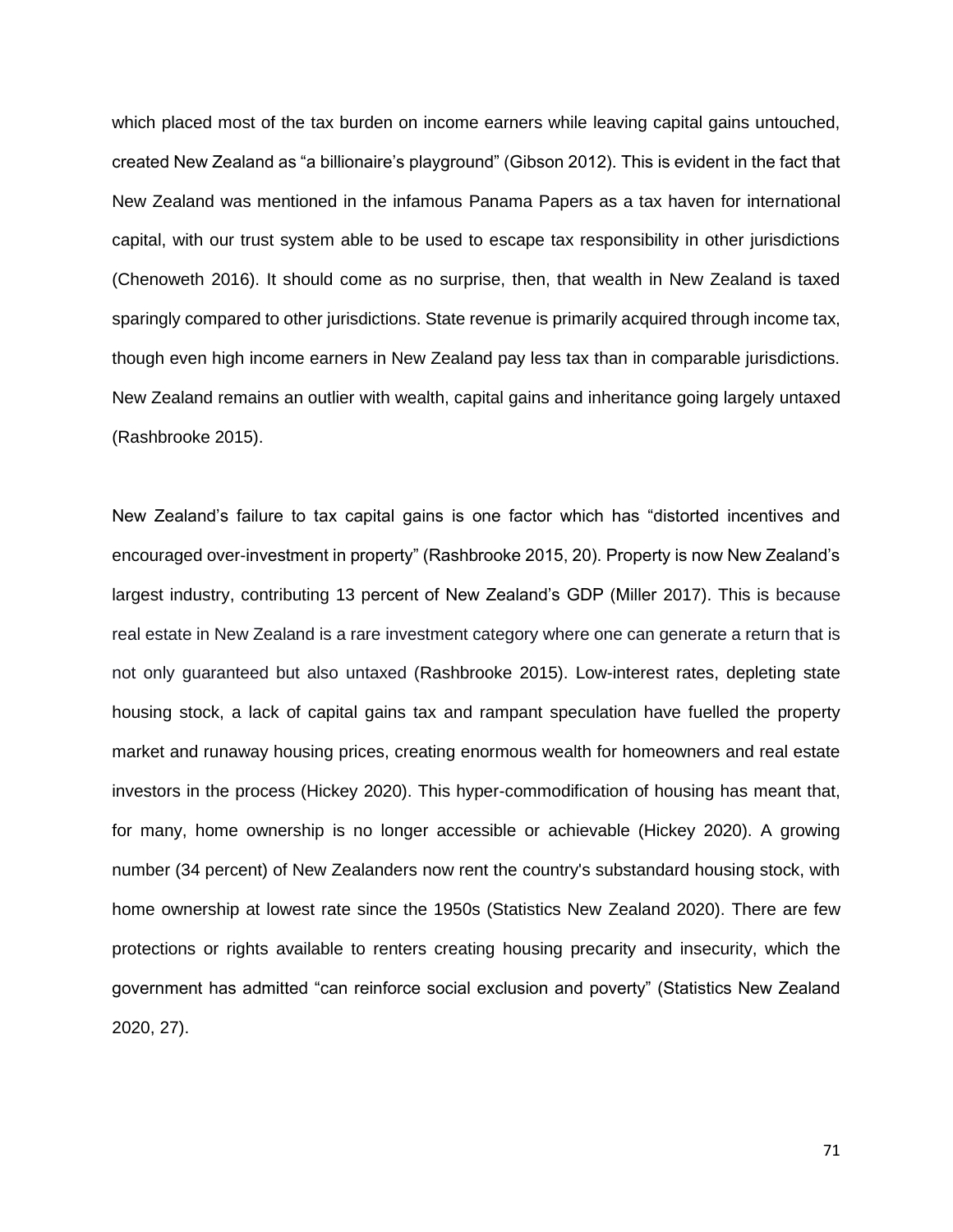which placed most of the tax burden on income earners while leaving capital gains untouched, created New Zealand as "a billionaire's playground" (Gibson 2012). This is evident in the fact that New Zealand was mentioned in the infamous Panama Papers as a tax haven for international capital, with our trust system able to be used to escape tax responsibility in other jurisdictions (Chenoweth 2016). It should come as no surprise, then, that wealth in New Zealand is taxed sparingly compared to other jurisdictions. State revenue is primarily acquired through income tax, though even high income earners in New Zealand pay less tax than in comparable jurisdictions. New Zealand remains an outlier with wealth, capital gains and inheritance going largely untaxed (Rashbrooke 2015).

New Zealand's failure to tax capital gains is one factor which has "distorted incentives and encouraged over-investment in property" (Rashbrooke 2015, 20). Property is now New Zealand's largest industry, contributing 13 percent of New Zealand's GDP (Miller 2017). This is because real estate in New Zealand is a rare investment category where one can generate a return that is not only guaranteed but also untaxed (Rashbrooke 2015). Low-interest rates, depleting state housing stock, a lack of capital gains tax and rampant speculation have fuelled the property market and runaway housing prices, creating enormous wealth for homeowners and real estate investors in the process (Hickey 2020). This hyper-commodification of housing has meant that, for many, home ownership is no longer accessible or achievable (Hickey 2020). A growing number (34 percent) of New Zealanders now rent the country's substandard housing stock, with home ownership at lowest rate since the 1950s (Statistics New Zealand 2020). There are few protections or rights available to renters creating housing precarity and insecurity, which the government has admitted "can reinforce social exclusion and poverty" (Statistics New Zealand 2020, 27).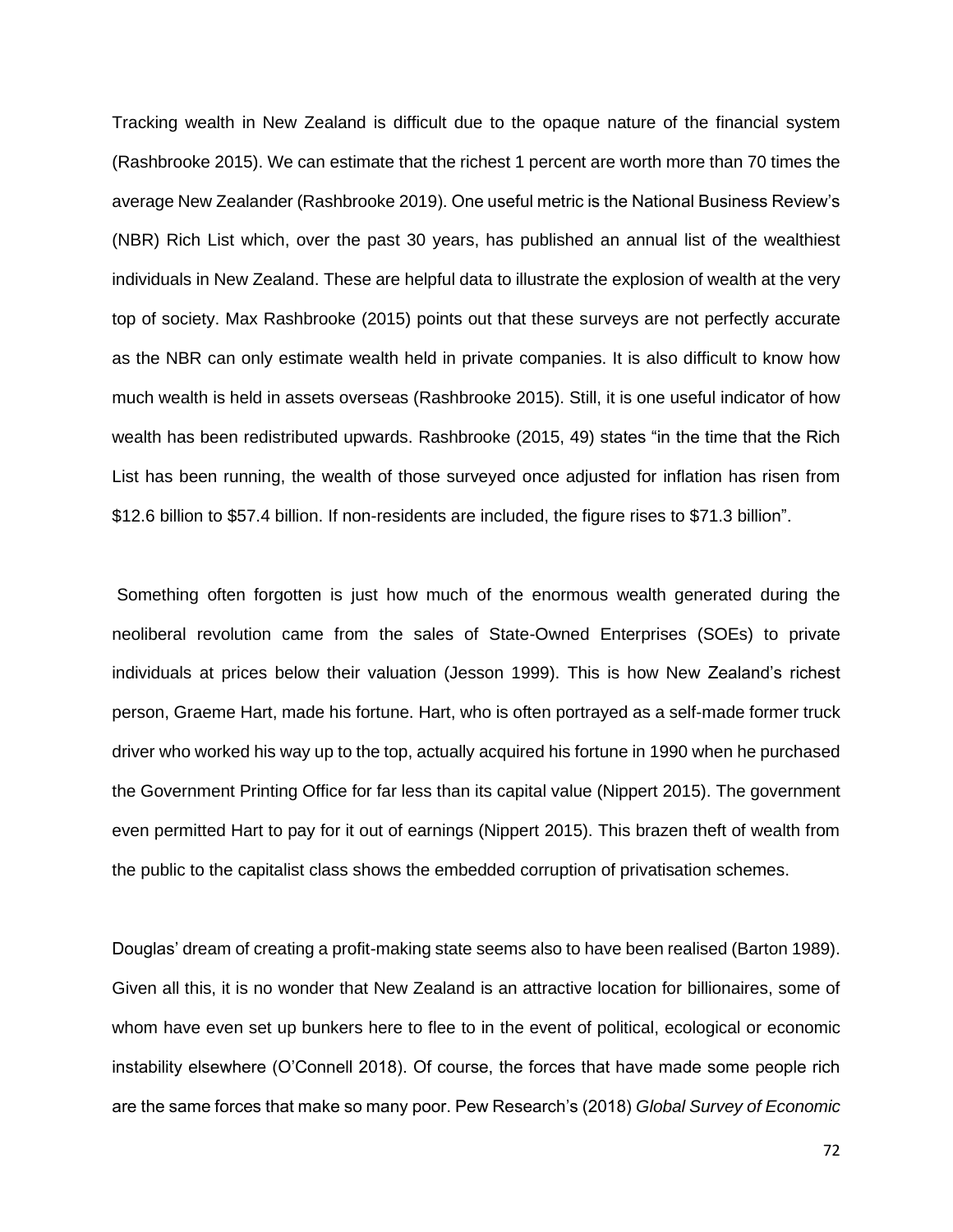Tracking wealth in New Zealand is difficult due to the opaque nature of the financial system (Rashbrooke 2015). We can estimate that the richest 1 percent are worth more than 70 times the average New Zealander (Rashbrooke 2019). One useful metric is the National Business Review's (NBR) Rich List which, over the past 30 years, has published an annual list of the wealthiest individuals in New Zealand. These are helpful data to illustrate the explosion of wealth at the very top of society. Max Rashbrooke (2015) points out that these surveys are not perfectly accurate as the NBR can only estimate wealth held in private companies. It is also difficult to know how much wealth is held in assets overseas (Rashbrooke 2015). Still, it is one useful indicator of how wealth has been redistributed upwards. Rashbrooke (2015, 49) states "in the time that the Rich List has been running, the wealth of those surveyed once adjusted for inflation has risen from $12.6 billion to $57.4 billion. If non-residents are included, the figure rises to $71.3 billion".

Something often forgotten is just how much of the enormous wealth generated during the neoliberal revolution came from the sales of State-Owned Enterprises (SOEs) to private individuals at prices below their valuation (Jesson 1999). This is how New Zealand's richest person, Graeme Hart, made his fortune. Hart, who is often portrayed as a self-made former truck driver who worked his way up to the top, actually acquired his fortune in 1990 when he purchased the Government Printing Office for far less than its capital value (Nippert 2015). The government even permitted Hart to pay for it out of earnings (Nippert 2015). This brazen theft of wealth from the public to the capitalist class shows the embedded corruption of privatisation schemes.

Douglas' dream of creating a profit-making state seems also to have been realised (Barton 1989). Given all this, it is no wonder that New Zealand is an attractive location for billionaires, some of whom have even set up bunkers here to flee to in the event of political, ecological or economic instability elsewhere (O'Connell 2018). Of course, the forces that have made some people rich are the same forces that make so many poor. Pew Research's (2018) *Global Survey of Economic*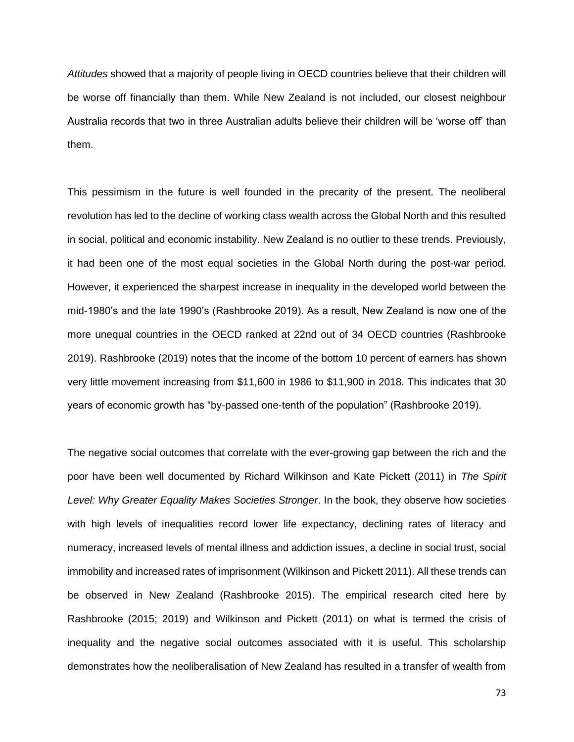*Attitudes* showed that a majority of people living in OECD countries believe that their children will be worse off financially than them. While New Zealand is not included, our closest neighbour Australia records that two in three Australian adults believe their children will be 'worse off' than them.

This pessimism in the future is well founded in the precarity of the present. The neoliberal revolution has led to the decline of working class wealth across the Global North and this resulted in social, political and economic instability. New Zealand is no outlier to these trends. Previously, it had been one of the most equal societies in the Global North during the post-war period. However, it experienced the sharpest increase in inequality in the developed world between the mid-1980's and the late 1990's (Rashbrooke 2019). As a result, New Zealand is now one of the more unequal countries in the OECD ranked at 22nd out of 34 OECD countries (Rashbrooke 2019). Rashbrooke (2019) notes that the income of the bottom 10 percent of earners has shown very little movement increasing from $11,600 in 1986 to $11,900 in 2018. This indicates that 30 years of economic growth has "by-passed one-tenth of the population" (Rashbrooke 2019).

The negative social outcomes that correlate with the ever-growing gap between the rich and the poor have been well documented by Richard Wilkinson and Kate Pickett (2011) in *The Spirit Level: Why Greater Equality Makes Societies Stronger*. In the book, they observe how societies with high levels of inequalities record lower life expectancy, declining rates of literacy and numeracy, increased levels of mental illness and addiction issues, a decline in social trust, social immobility and increased rates of imprisonment (Wilkinson and Pickett 2011). All these trends can be observed in New Zealand (Rashbrooke 2015). The empirical research cited here by Rashbrooke (2015; 2019) and Wilkinson and Pickett (2011) on what is termed the crisis of inequality and the negative social outcomes associated with it is useful. This scholarship demonstrates how the neoliberalisation of New Zealand has resulted in a transfer of wealth from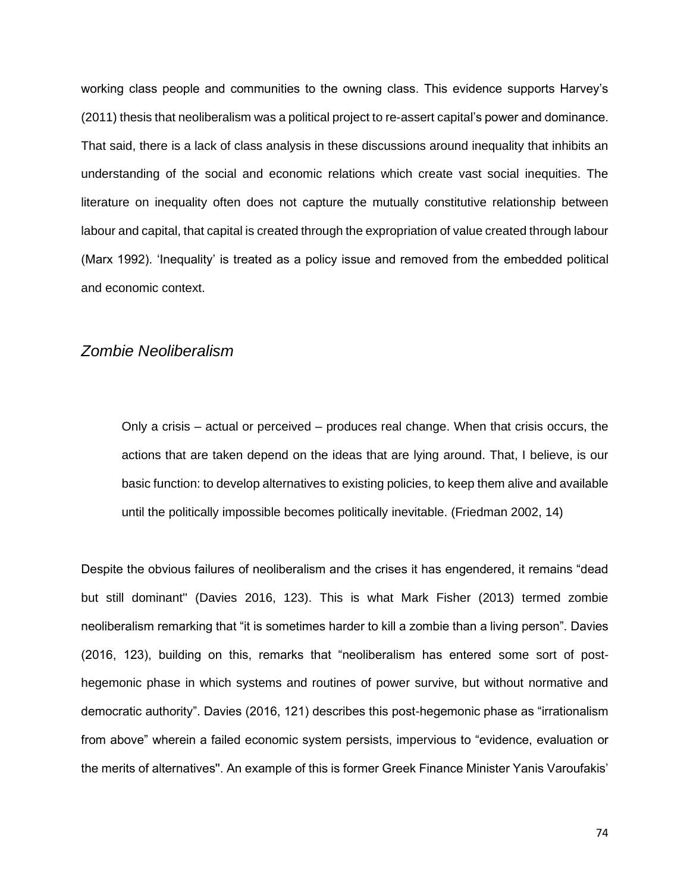working class people and communities to the owning class. This evidence supports Harvey's (2011) thesis that neoliberalism was a political project to re-assert capital's power and dominance. That said, there is a lack of class analysis in these discussions around inequality that inhibits an understanding of the social and economic relations which create vast social inequities. The literature on inequality often does not capture the mutually constitutive relationship between labour and capital, that capital is created through the expropriation of value created through labour (Marx 1992). 'Inequality' is treated as a policy issue and removed from the embedded political and economic context.

## *Zombie Neoliberalism*

> Only a crisis – actual or perceived – produces real change. When that crisis occurs, the actions that are taken depend on the ideas that are lying around. That, I believe, is our basic function: to develop alternatives to existing policies, to keep them alive and available until the politically impossible becomes politically inevitable. (Friedman 2002, 14)

Despite the obvious failures of neoliberalism and the crises it has engendered, it remains "dead but still dominant" (Davies 2016, 123). This is what Mark Fisher (2013) termed zombie neoliberalism remarking that "it is sometimes harder to kill a zombie than a living person". Davies (2016, 123), building on this, remarks that "neoliberalism has entered some sort of post-hegemonic phase in which systems and routines of power survive, but without normative and democratic authority". Davies (2016, 121) describes this post-hegemonic phase as "irrationalism from above" wherein a failed economic system persists, impervious to "evidence, evaluation or the merits of alternatives". An example of this is former Greek Finance Minister Yanis Varoufakis'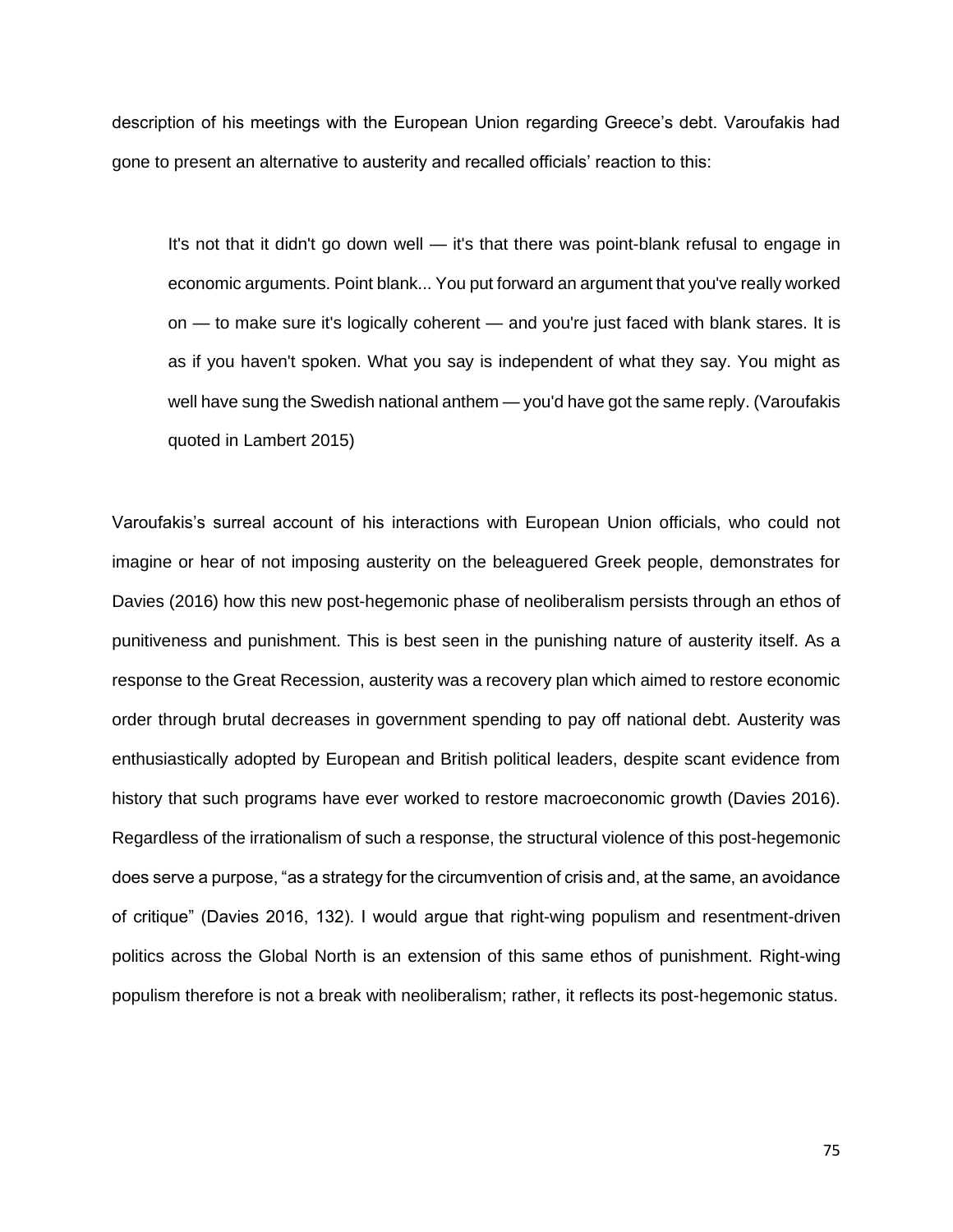description of his meetings with the European Union regarding Greece's debt. Varoufakis had gone to present an alternative to austerity and recalled officials' reaction to this:

> It's not that it didn't go down well — it's that there was point-blank refusal to engage in economic arguments. Point blank... You put forward an argument that you've really worked on — to make sure it's logically coherent — and you're just faced with blank stares. It is as if you haven't spoken. What you say is independent of what they say. You might as well have sung the Swedish national anthem — you'd have got the same reply. (Varoufakis quoted in Lambert 2015)

Varoufakis's surreal account of his interactions with European Union officials, who could not imagine or hear of not imposing austerity on the beleaguered Greek people, demonstrates for Davies (2016) how this new post-hegemonic phase of neoliberalism persists through an ethos of punitiveness and punishment. This is best seen in the punishing nature of austerity itself. As a response to the Great Recession, austerity was a recovery plan which aimed to restore economic order through brutal decreases in government spending to pay off national debt. Austerity was enthusiastically adopted by European and British political leaders, despite scant evidence from history that such programs have ever worked to restore macroeconomic growth (Davies 2016). Regardless of the irrationalism of such a response, the structural violence of this post-hegemonic does serve a purpose, "as a strategy for the circumvention of crisis and, at the same, an avoidance of critique" (Davies 2016, 132). I would argue that right-wing populism and resentment-driven politics across the Global North is an extension of this same ethos of punishment. Right-wing populism therefore is not a break with neoliberalism; rather, it reflects its post-hegemonic status.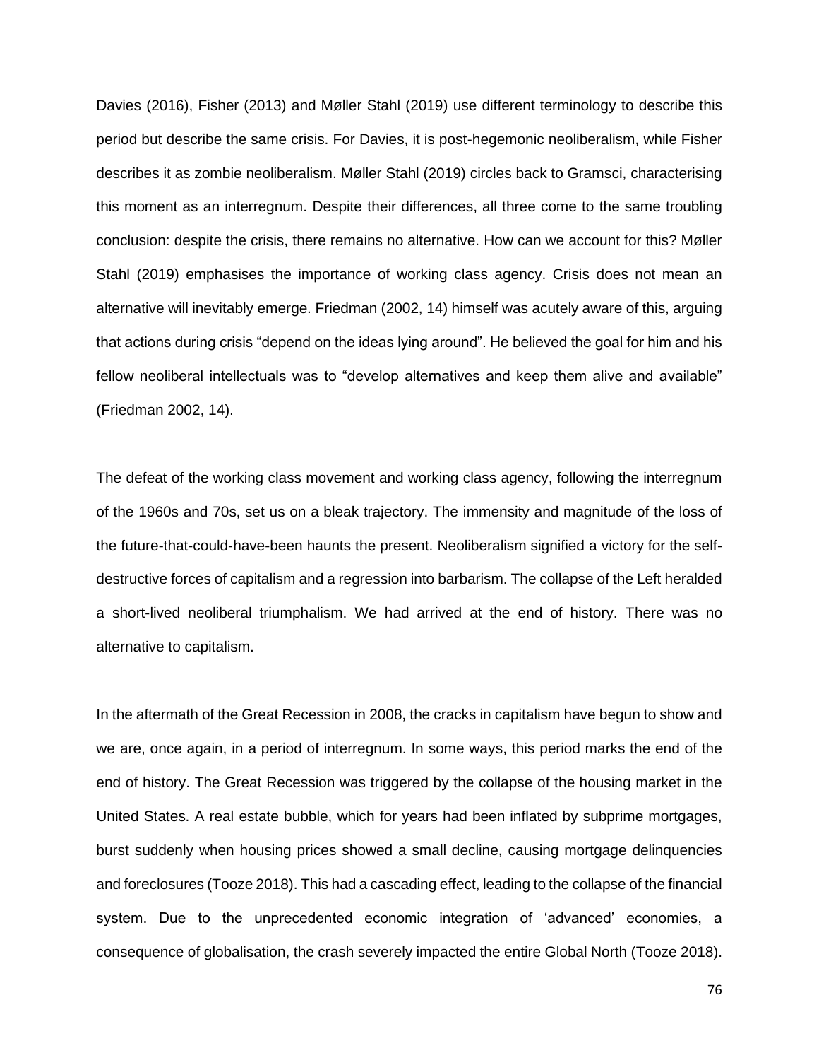Davies (2016), Fisher (2013) and Møller Stahl (2019) use different terminology to describe this period but describe the same crisis. For Davies, it is post-hegemonic neoliberalism, while Fisher describes it as zombie neoliberalism. Møller Stahl (2019) circles back to Gramsci, characterising this moment as an interregnum. Despite their differences, all three come to the same troubling conclusion: despite the crisis, there remains no alternative. How can we account for this? Møller Stahl (2019) emphasises the importance of working class agency. Crisis does not mean an alternative will inevitably emerge. Friedman (2002, 14) himself was acutely aware of this, arguing that actions during crisis "depend on the ideas lying around". He believed the goal for him and his fellow neoliberal intellectuals was to "develop alternatives and keep them alive and available" (Friedman 2002, 14).

The defeat of the working class movement and working class agency, following the interregnum of the 1960s and 70s, set us on a bleak trajectory. The immensity and magnitude of the loss of the future-that-could-have-been haunts the present. Neoliberalism signified a victory for the self-destructive forces of capitalism and a regression into barbarism. The collapse of the Left heralded a short-lived neoliberal triumphalism. We had arrived at the end of history. There was no alternative to capitalism.

In the aftermath of the Great Recession in 2008, the cracks in capitalism have begun to show and we are, once again, in a period of interregnum. In some ways, this period marks the end of the end of history. The Great Recession was triggered by the collapse of the housing market in the United States. A real estate bubble, which for years had been inflated by subprime mortgages, burst suddenly when housing prices showed a small decline, causing mortgage delinquencies and foreclosures (Tooze 2018). This had a cascading effect, leading to the collapse of the financial system. Due to the unprecedented economic integration of 'advanced' economies, a consequence of globalisation, the crash severely impacted the entire Global North (Tooze 2018).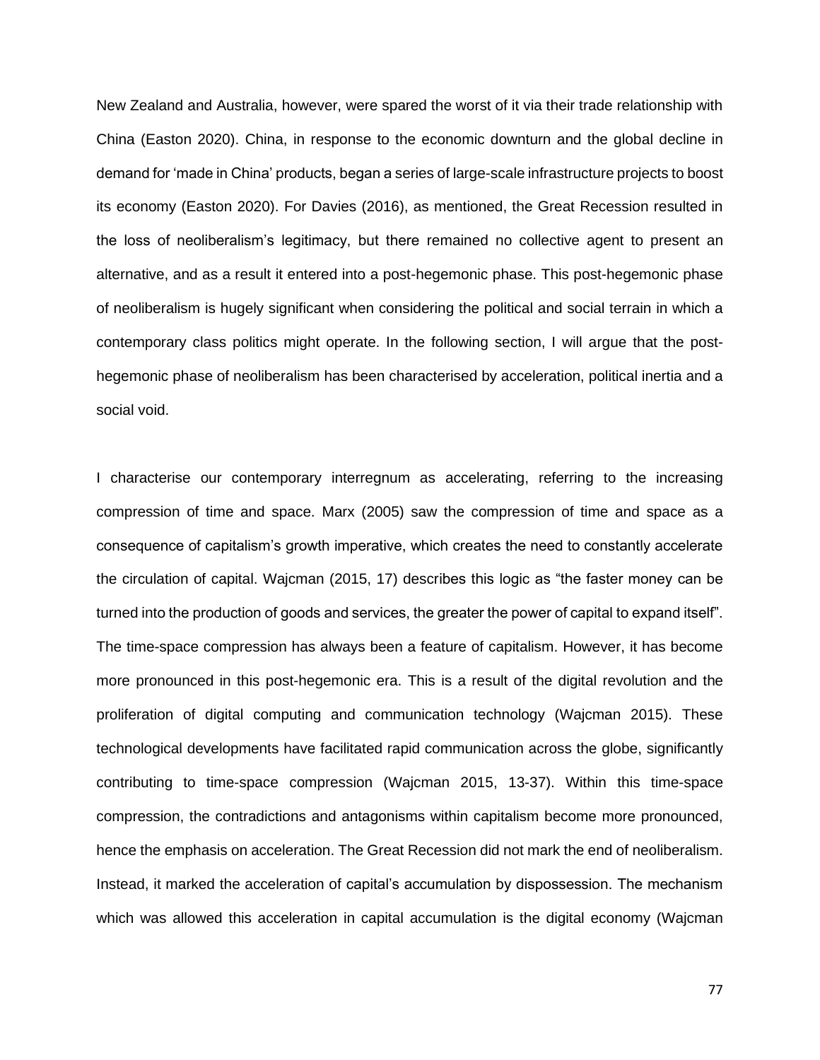New Zealand and Australia, however, were spared the worst of it via their trade relationship with China (Easton 2020). China, in response to the economic downturn and the global decline in demand for 'made in China' products, began a series of large-scale infrastructure projects to boost its economy (Easton 2020). For Davies (2016), as mentioned, the Great Recession resulted in the loss of neoliberalism's legitimacy, but there remained no collective agent to present an alternative, and as a result it entered into a post-hegemonic phase. This post-hegemonic phase of neoliberalism is hugely significant when considering the political and social terrain in which a contemporary class politics might operate. In the following section, I will argue that the post-hegemonic phase of neoliberalism has been characterised by acceleration, political inertia and a social void.

I characterise our contemporary interregnum as accelerating, referring to the increasing compression of time and space. Marx (2005) saw the compression of time and space as a consequence of capitalism's growth imperative, which creates the need to constantly accelerate the circulation of capital. Wajcman (2015, 17) describes this logic as "the faster money can be turned into the production of goods and services, the greater the power of capital to expand itself". The time-space compression has always been a feature of capitalism. However, it has become more pronounced in this post-hegemonic era. This is a result of the digital revolution and the proliferation of digital computing and communication technology (Wajcman 2015). These technological developments have facilitated rapid communication across the globe, significantly contributing to time-space compression (Wajcman 2015, 13-37). Within this time-space compression, the contradictions and antagonisms within capitalism become more pronounced, hence the emphasis on acceleration. The Great Recession did not mark the end of neoliberalism. Instead, it marked the acceleration of capital's accumulation by dispossession. The mechanism which was allowed this acceleration in capital accumulation is the digital economy (Wajcman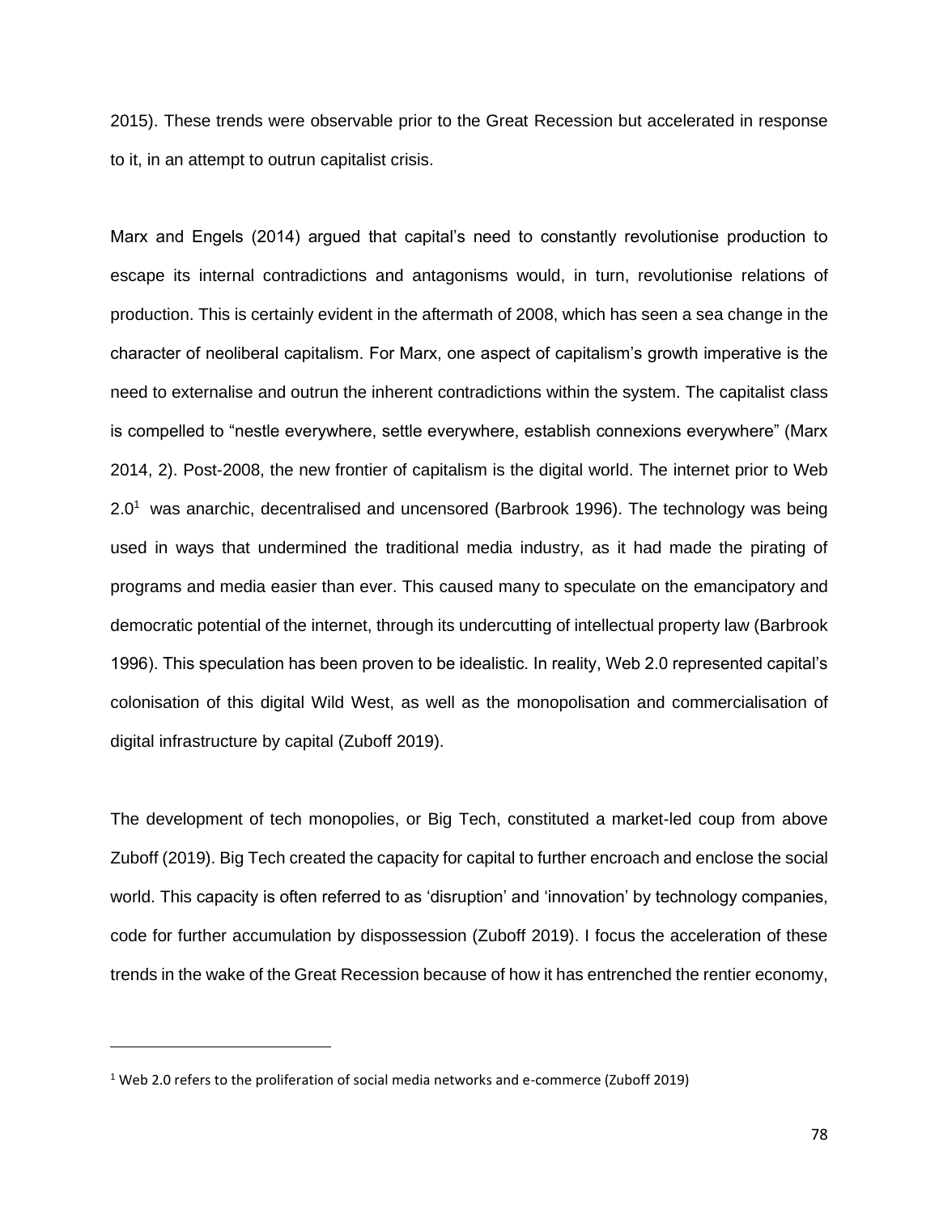2015). These trends were observable prior to the Great Recession but accelerated in response to it, in an attempt to outrun capitalist crisis.

Marx and Engels (2014) argued that capital's need to constantly revolutionise production to escape its internal contradictions and antagonisms would, in turn, revolutionise relations of production. This is certainly evident in the aftermath of 2008, which has seen a sea change in the character of neoliberal capitalism. For Marx, one aspect of capitalism's growth imperative is the need to externalise and outrun the inherent contradictions within the system. The capitalist class is compelled to "nestle everywhere, settle everywhere, establish connexions everywhere" (Marx 2014, 2). Post-2008, the new frontier of capitalism is the digital world. The internet prior to Web 2.0[1] was anarchic, decentralised and uncensored (Barbrook 1996). The technology was being used in ways that undermined the traditional media industry, as it had made the pirating of programs and media easier than ever. This caused many to speculate on the emancipatory and democratic potential of the internet, through its undercutting of intellectual property law (Barbrook 1996). This speculation has been proven to be idealistic. In reality, Web 2.0 represented capital's colonisation of this digital Wild West, as well as the monopolisation and commercialisation of digital infrastructure by capital (Zuboff 2019).

The development of tech monopolies, or Big Tech, constituted a market-led coup from above Zuboff (2019). Big Tech created the capacity for capital to further encroach and enclose the social world. This capacity is often referred to as 'disruption' and 'innovation' by technology companies, code for further accumulation by dispossession (Zuboff 2019). I focus the acceleration of these trends in the wake of the Great Recession because of how it has entrenched the rentier economy,

[1] Web 2.0 refers to the proliferation of social media networks and e-commerce (Zuboff 2019)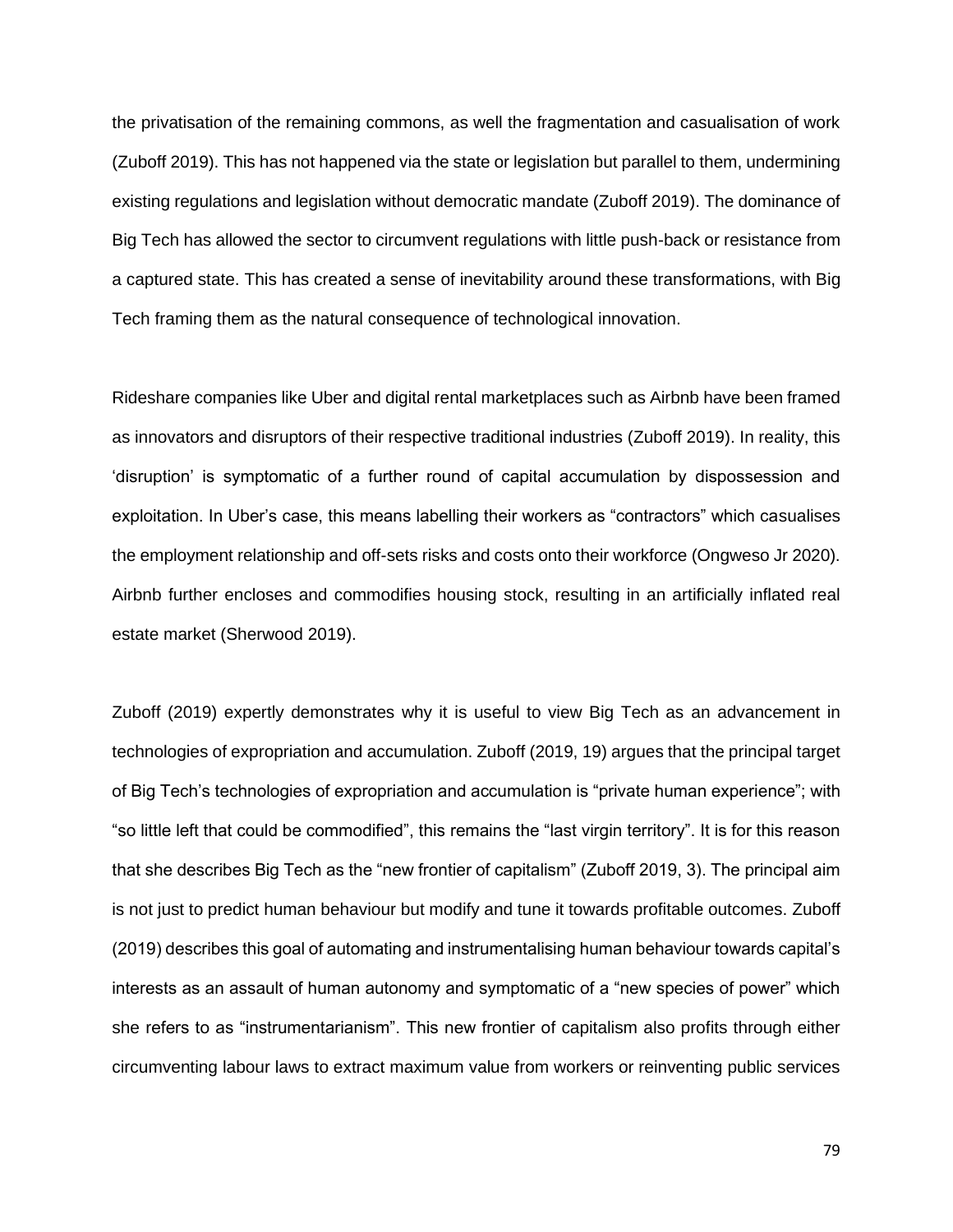the privatisation of the remaining commons, as well the fragmentation and casualisation of work (Zuboff 2019). This has not happened via the state or legislation but parallel to them, undermining existing regulations and legislation without democratic mandate (Zuboff 2019). The dominance of Big Tech has allowed the sector to circumvent regulations with little push-back or resistance from a captured state. This has created a sense of inevitability around these transformations, with Big Tech framing them as the natural consequence of technological innovation.

Rideshare companies like Uber and digital rental marketplaces such as Airbnb have been framed as innovators and disruptors of their respective traditional industries (Zuboff 2019). In reality, this 'disruption' is symptomatic of a further round of capital accumulation by dispossession and exploitation. In Uber's case, this means labelling their workers as "contractors" which casualises the employment relationship and off-sets risks and costs onto their workforce (Ongweso Jr 2020). Airbnb further encloses and commodifies housing stock, resulting in an artificially inflated real estate market (Sherwood 2019).

Zuboff (2019) expertly demonstrates why it is useful to view Big Tech as an advancement in technologies of expropriation and accumulation. Zuboff (2019, 19) argues that the principal target of Big Tech's technologies of expropriation and accumulation is "private human experience"; with "so little left that could be commodified", this remains the "last virgin territory". It is for this reason that she describes Big Tech as the "new frontier of capitalism" (Zuboff 2019, 3). The principal aim is not just to predict human behaviour but modify and tune it towards profitable outcomes. Zuboff (2019) describes this goal of automating and instrumentalising human behaviour towards capital's interests as an assault of human autonomy and symptomatic of a "new species of power" which she refers to as "instrumentarianism". This new frontier of capitalism also profits through either circumventing labour laws to extract maximum value from workers or reinventing public services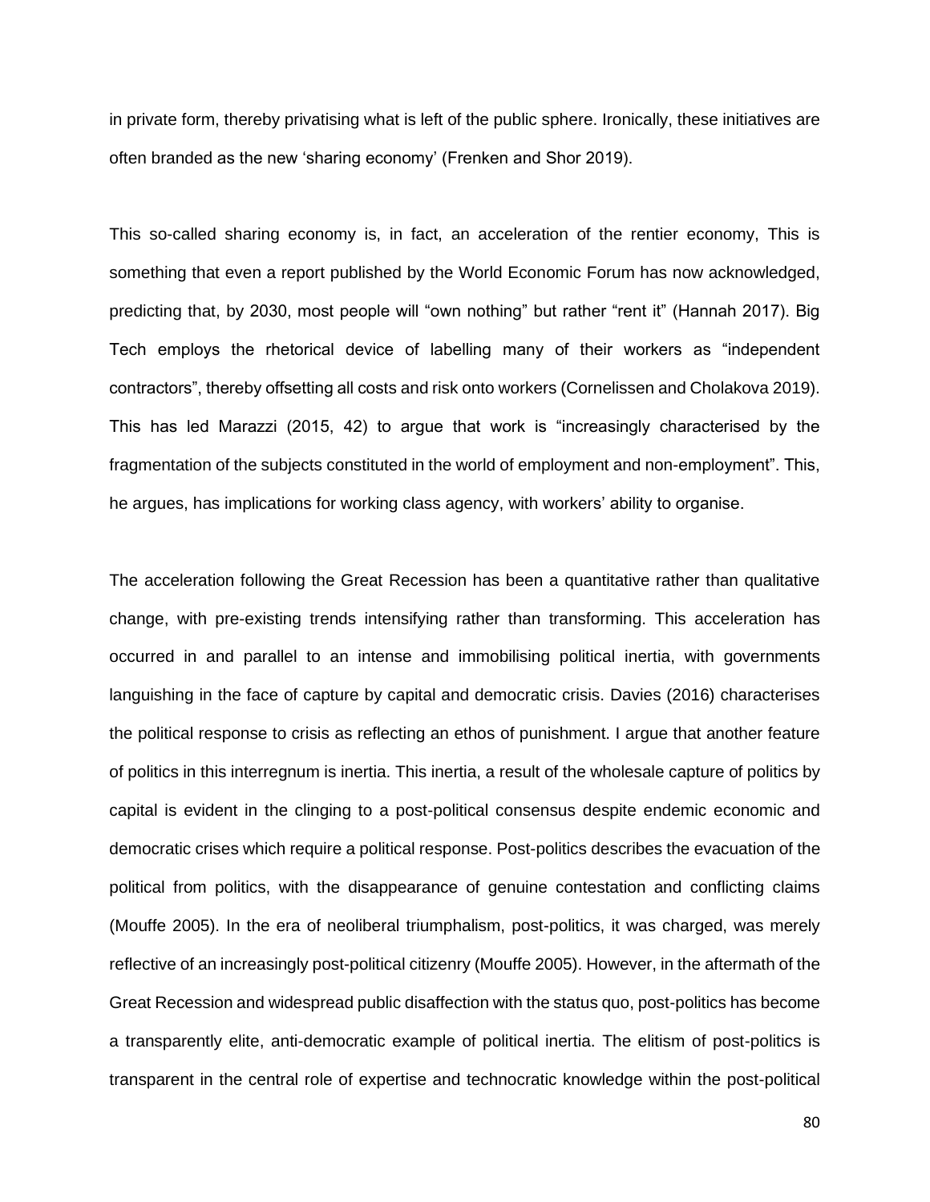in private form, thereby privatising what is left of the public sphere. Ironically, these initiatives are often branded as the new 'sharing economy' (Frenken and Shor 2019).

This so-called sharing economy is, in fact, an acceleration of the rentier economy, This is something that even a report published by the World Economic Forum has now acknowledged, predicting that, by 2030, most people will "own nothing" but rather "rent it" (Hannah 2017). Big Tech employs the rhetorical device of labelling many of their workers as "independent contractors", thereby offsetting all costs and risk onto workers (Cornelissen and Cholakova 2019). This has led Marazzi (2015, 42) to argue that work is "increasingly characterised by the fragmentation of the subjects constituted in the world of employment and non-employment". This, he argues, has implications for working class agency, with workers' ability to organise.

The acceleration following the Great Recession has been a quantitative rather than qualitative change, with pre-existing trends intensifying rather than transforming. This acceleration has occurred in and parallel to an intense and immobilising political inertia, with governments languishing in the face of capture by capital and democratic crisis. Davies (2016) characterises the political response to crisis as reflecting an ethos of punishment. I argue that another feature of politics in this interregnum is inertia. This inertia, a result of the wholesale capture of politics by capital is evident in the clinging to a post-political consensus despite endemic economic and democratic crises which require a political response. Post-politics describes the evacuation of the political from politics, with the disappearance of genuine contestation and conflicting claims (Mouffe 2005). In the era of neoliberal triumphalism, post-politics, it was charged, was merely reflective of an increasingly post-political citizenry (Mouffe 2005). However, in the aftermath of the Great Recession and widespread public disaffection with the status quo, post-politics has become a transparently elite, anti-democratic example of political inertia. The elitism of post-politics is transparent in the central role of expertise and technocratic knowledge within the post-political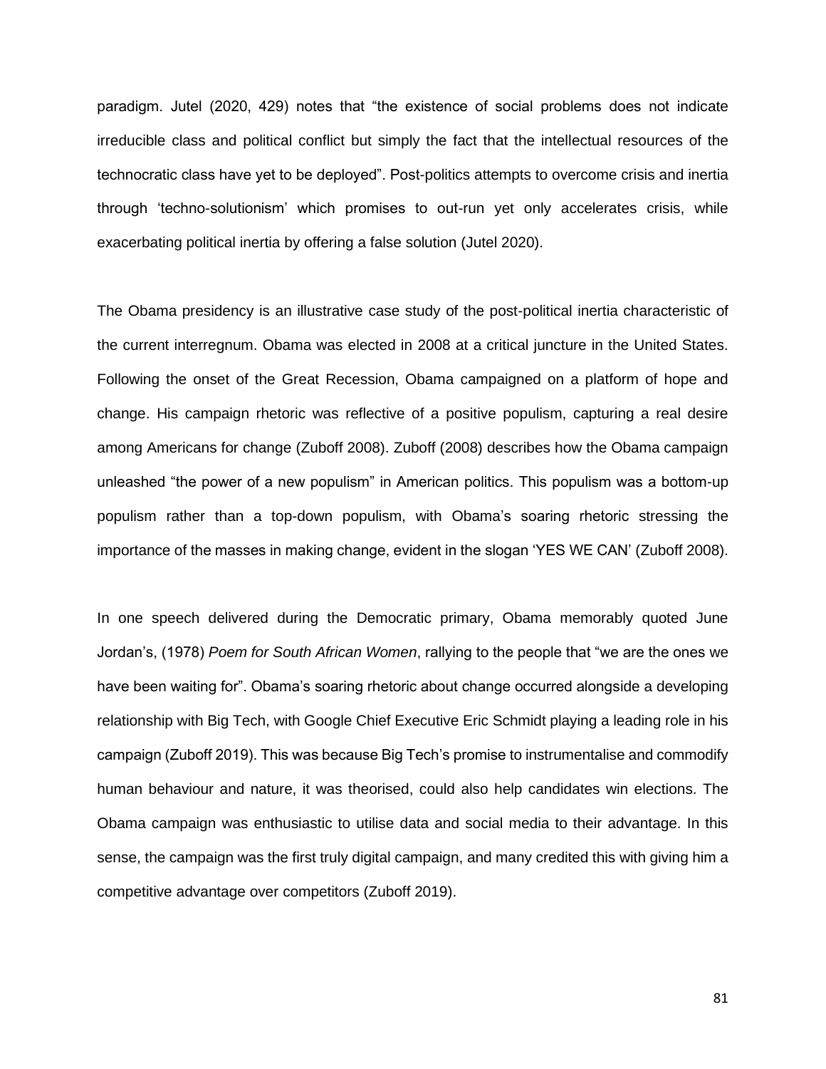paradigm. Jutel (2020, 429) notes that "the existence of social problems does not indicate irreducible class and political conflict but simply the fact that the intellectual resources of the technocratic class have yet to be deployed". Post-politics attempts to overcome crisis and inertia through 'techno-solutionism' which promises to out-run yet only accelerates crisis, while exacerbating political inertia by offering a false solution (Jutel 2020).

The Obama presidency is an illustrative case study of the post-political inertia characteristic of the current interregnum. Obama was elected in 2008 at a critical juncture in the United States. Following the onset of the Great Recession, Obama campaigned on a platform of hope and change. His campaign rhetoric was reflective of a positive populism, capturing a real desire among Americans for change (Zuboff 2008). Zuboff (2008) describes how the Obama campaign unleashed "the power of a new populism" in American politics. This populism was a bottom-up populism rather than a top-down populism, with Obama's soaring rhetoric stressing the importance of the masses in making change, evident in the slogan 'YES WE CAN' (Zuboff 2008).

In one speech delivered during the Democratic primary, Obama memorably quoted June Jordan's, (1978) *Poem for South African Women*, rallying to the people that "we are the ones we have been waiting for". Obama's soaring rhetoric about change occurred alongside a developing relationship with Big Tech, with Google Chief Executive Eric Schmidt playing a leading role in his campaign (Zuboff 2019). This was because Big Tech's promise to instrumentalise and commodify human behaviour and nature, it was theorised, could also help candidates win elections. The Obama campaign was enthusiastic to utilise data and social media to their advantage. In this sense, the campaign was the first truly digital campaign, and many credited this with giving him a competitive advantage over competitors (Zuboff 2019).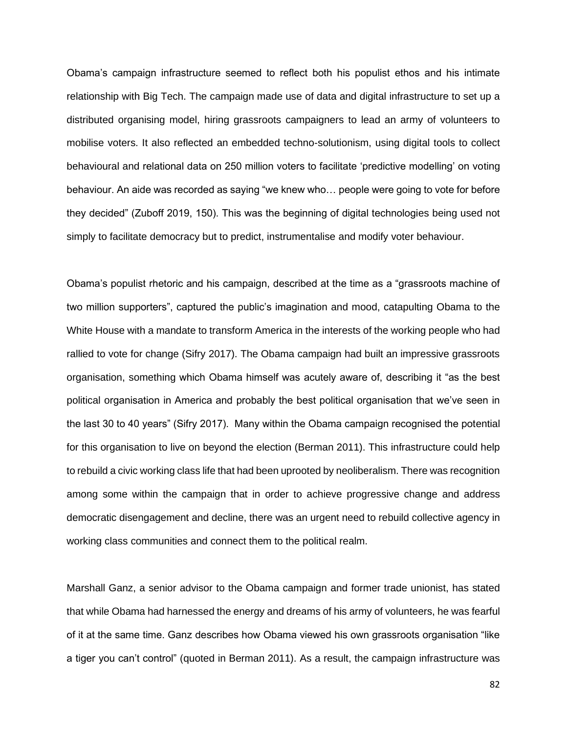Obama's campaign infrastructure seemed to reflect both his populist ethos and his intimate relationship with Big Tech. The campaign made use of data and digital infrastructure to set up a distributed organising model, hiring grassroots campaigners to lead an army of volunteers to mobilise voters. It also reflected an embedded techno-solutionism, using digital tools to collect behavioural and relational data on 250 million voters to facilitate 'predictive modelling' on voting behaviour. An aide was recorded as saying "we knew who… people were going to vote for before they decided" (Zuboff 2019, 150). This was the beginning of digital technologies being used not simply to facilitate democracy but to predict, instrumentalise and modify voter behaviour.

Obama's populist rhetoric and his campaign, described at the time as a "grassroots machine of two million supporters", captured the public's imagination and mood, catapulting Obama to the White House with a mandate to transform America in the interests of the working people who had rallied to vote for change (Sifry 2017). The Obama campaign had built an impressive grassroots organisation, something which Obama himself was acutely aware of, describing it "as the best political organisation in America and probably the best political organisation that we've seen in the last 30 to 40 years" (Sifry 2017). Many within the Obama campaign recognised the potential for this organisation to live on beyond the election (Berman 2011). This infrastructure could help to rebuild a civic working class life that had been uprooted by neoliberalism. There was recognition among some within the campaign that in order to achieve progressive change and address democratic disengagement and decline, there was an urgent need to rebuild collective agency in working class communities and connect them to the political realm.

Marshall Ganz, a senior advisor to the Obama campaign and former trade unionist, has stated that while Obama had harnessed the energy and dreams of his army of volunteers, he was fearful of it at the same time. Ganz describes how Obama viewed his own grassroots organisation "like a tiger you can't control" (quoted in Berman 2011). As a result, the campaign infrastructure was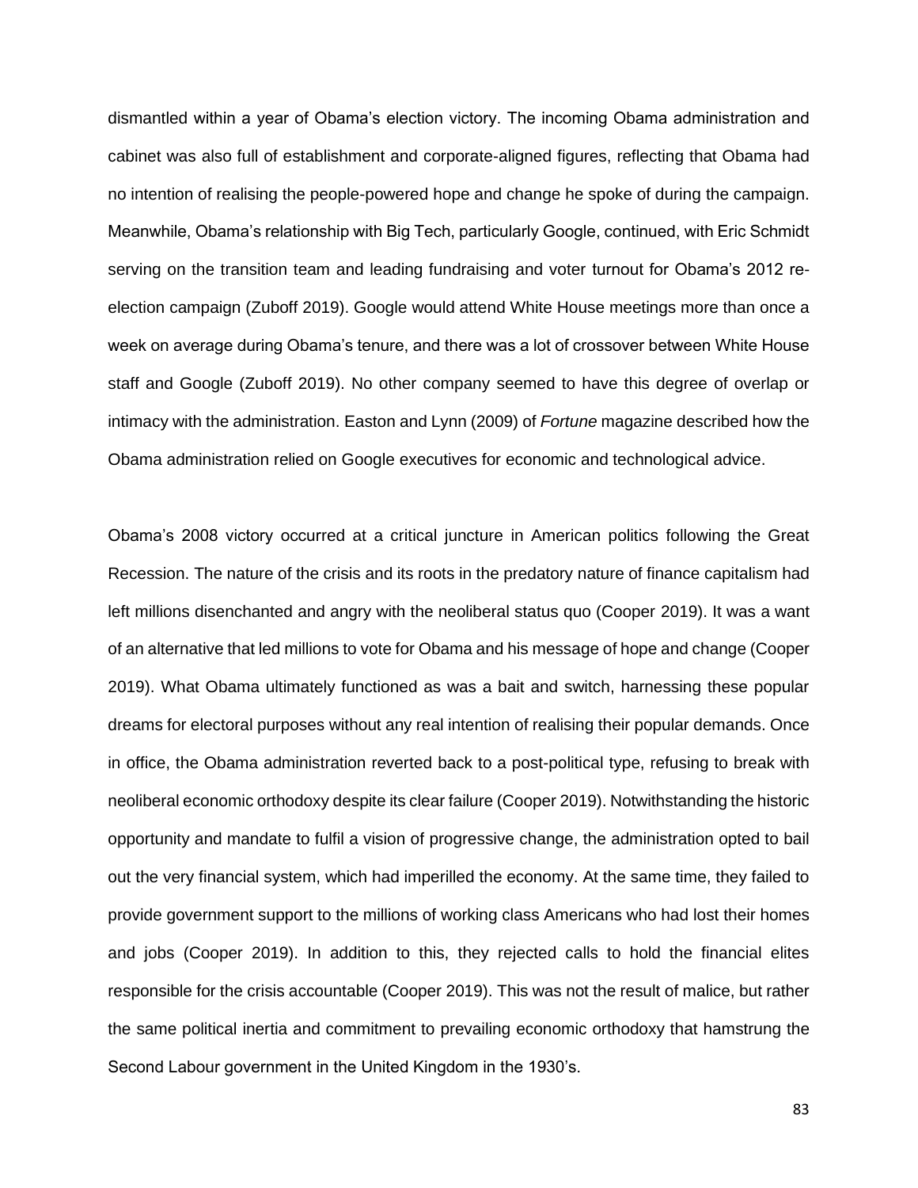dismantled within a year of Obama's election victory. The incoming Obama administration and cabinet was also full of establishment and corporate-aligned figures, reflecting that Obama had no intention of realising the people-powered hope and change he spoke of during the campaign. Meanwhile, Obama's relationship with Big Tech, particularly Google, continued, with Eric Schmidt serving on the transition team and leading fundraising and voter turnout for Obama's 2012 re-election campaign (Zuboff 2019). Google would attend White House meetings more than once a week on average during Obama's tenure, and there was a lot of crossover between White House staff and Google (Zuboff 2019). No other company seemed to have this degree of overlap or intimacy with the administration. Easton and Lynn (2009) of *Fortune* magazine described how the Obama administration relied on Google executives for economic and technological advice.

Obama's 2008 victory occurred at a critical juncture in American politics following the Great Recession. The nature of the crisis and its roots in the predatory nature of finance capitalism had left millions disenchanted and angry with the neoliberal status quo (Cooper 2019). It was a want of an alternative that led millions to vote for Obama and his message of hope and change (Cooper 2019). What Obama ultimately functioned as was a bait and switch, harnessing these popular dreams for electoral purposes without any real intention of realising their popular demands. Once in office, the Obama administration reverted back to a post-political type, refusing to break with neoliberal economic orthodoxy despite its clear failure (Cooper 2019). Notwithstanding the historic opportunity and mandate to fulfil a vision of progressive change, the administration opted to bail out the very financial system, which had imperilled the economy. At the same time, they failed to provide government support to the millions of working class Americans who had lost their homes and jobs (Cooper 2019). In addition to this, they rejected calls to hold the financial elites responsible for the crisis accountable (Cooper 2019). This was not the result of malice, but rather the same political inertia and commitment to prevailing economic orthodoxy that hamstrung the Second Labour government in the United Kingdom in the 1930's.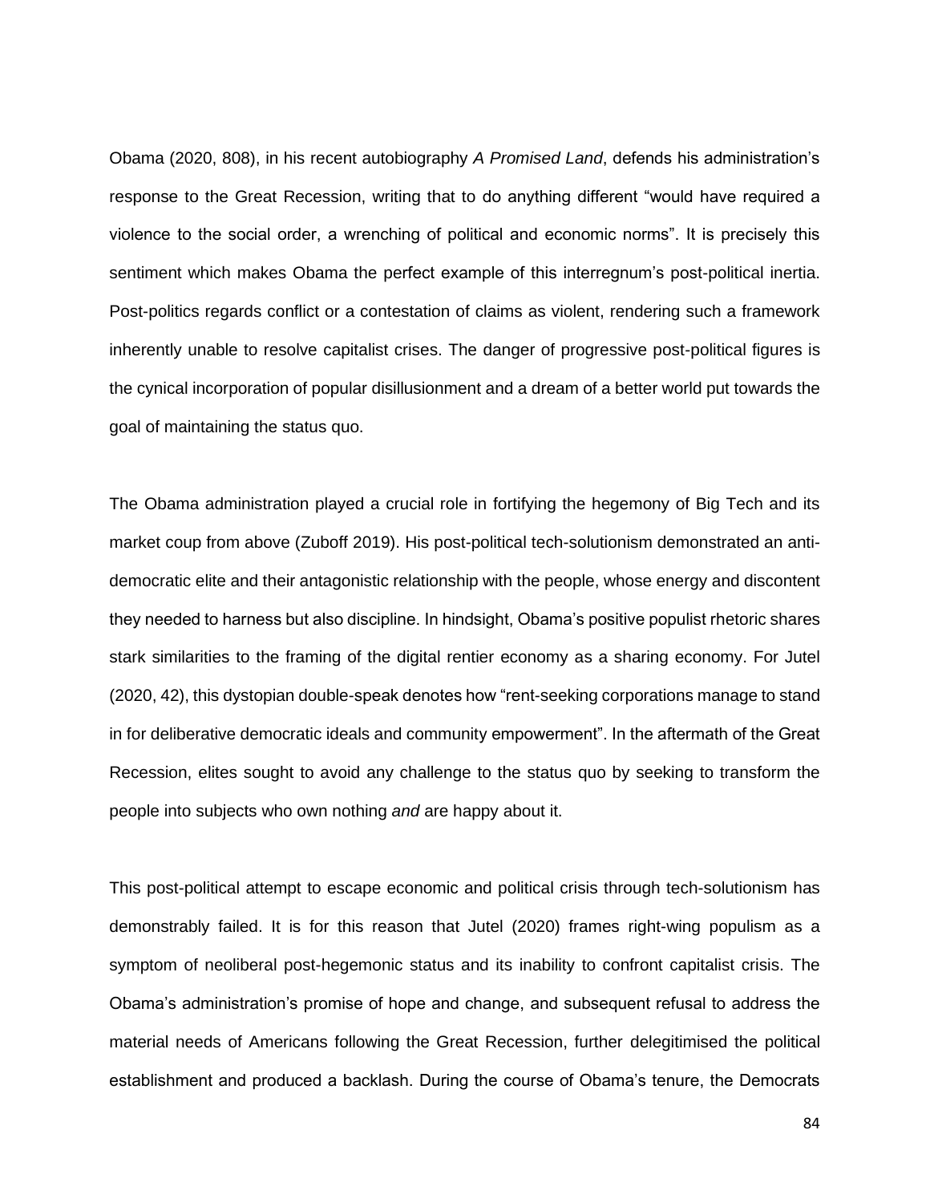Obama (2020, 808), in his recent autobiography *A Promised Land*, defends his administration's response to the Great Recession, writing that to do anything different "would have required a violence to the social order, a wrenching of political and economic norms". It is precisely this sentiment which makes Obama the perfect example of this interregnum's post-political inertia. Post-politics regards conflict or a contestation of claims as violent, rendering such a framework inherently unable to resolve capitalist crises. The danger of progressive post-political figures is the cynical incorporation of popular disillusionment and a dream of a better world put towards the goal of maintaining the status quo.

The Obama administration played a crucial role in fortifying the hegemony of Big Tech and its market coup from above (Zuboff 2019). His post-political tech-solutionism demonstrated an anti-democratic elite and their antagonistic relationship with the people, whose energy and discontent they needed to harness but also discipline. In hindsight, Obama's positive populist rhetoric shares stark similarities to the framing of the digital rentier economy as a sharing economy. For Jutel (2020, 42), this dystopian double-speak denotes how "rent-seeking corporations manage to stand in for deliberative democratic ideals and community empowerment". In the aftermath of the Great Recession, elites sought to avoid any challenge to the status quo by seeking to transform the people into subjects who own nothing *and* are happy about it.

This post-political attempt to escape economic and political crisis through tech-solutionism has demonstrably failed. It is for this reason that Jutel (2020) frames right-wing populism as a symptom of neoliberal post-hegemonic status and its inability to confront capitalist crisis. The Obama's administration's promise of hope and change, and subsequent refusal to address the material needs of Americans following the Great Recession, further delegitimised the political establishment and produced a backlash. During the course of Obama's tenure, the Democrats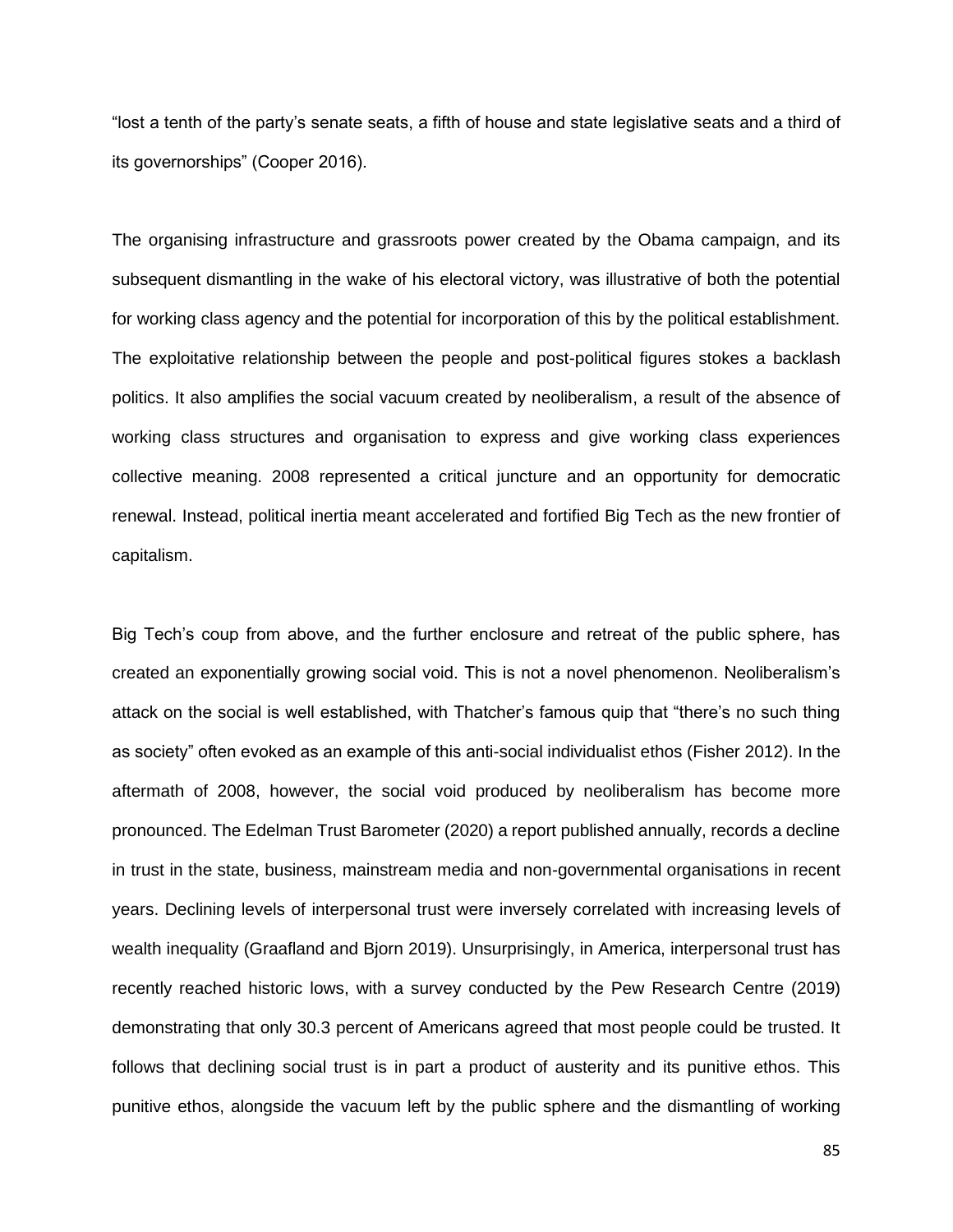"lost a tenth of the party's senate seats, a fifth of house and state legislative seats and a third of its governorships" (Cooper 2016).

The organising infrastructure and grassroots power created by the Obama campaign, and its subsequent dismantling in the wake of his electoral victory, was illustrative of both the potential for working class agency and the potential for incorporation of this by the political establishment. The exploitative relationship between the people and post-political figures stokes a backlash politics. It also amplifies the social vacuum created by neoliberalism, a result of the absence of working class structures and organisation to express and give working class experiences collective meaning. 2008 represented a critical juncture and an opportunity for democratic renewal. Instead, political inertia meant accelerated and fortified Big Tech as the new frontier of capitalism.

Big Tech's coup from above, and the further enclosure and retreat of the public sphere, has created an exponentially growing social void. This is not a novel phenomenon. Neoliberalism's attack on the social is well established, with Thatcher's famous quip that "there's no such thing as society" often evoked as an example of this anti-social individualist ethos (Fisher 2012). In the aftermath of 2008, however, the social void produced by neoliberalism has become more pronounced. The Edelman Trust Barometer (2020) a report published annually, records a decline in trust in the state, business, mainstream media and non-governmental organisations in recent years. Declining levels of interpersonal trust were inversely correlated with increasing levels of wealth inequality (Graafland and Bjorn 2019). Unsurprisingly, in America, interpersonal trust has recently reached historic lows, with a survey conducted by the Pew Research Centre (2019) demonstrating that only 30.3 percent of Americans agreed that most people could be trusted. It follows that declining social trust is in part a product of austerity and its punitive ethos. This punitive ethos, alongside the vacuum left by the public sphere and the dismantling of working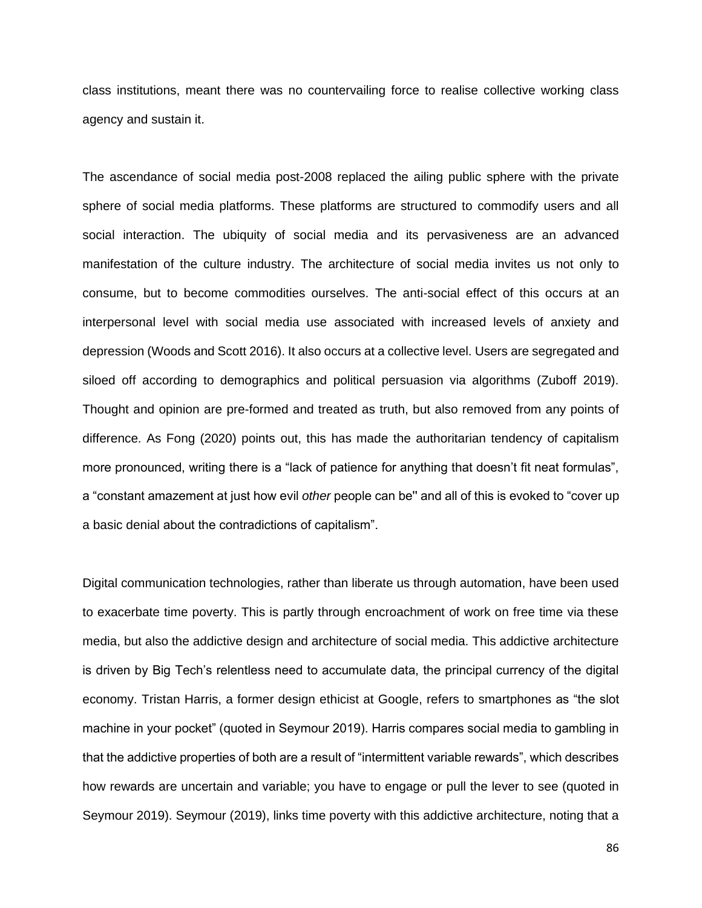class institutions, meant there was no countervailing force to realise collective working class agency and sustain it.

The ascendance of social media post-2008 replaced the ailing public sphere with the private sphere of social media platforms. These platforms are structured to commodify users and all social interaction. The ubiquity of social media and its pervasiveness are an advanced manifestation of the culture industry. The architecture of social media invites us not only to consume, but to become commodities ourselves. The anti-social effect of this occurs at an interpersonal level with social media use associated with increased levels of anxiety and depression (Woods and Scott 2016). It also occurs at a collective level. Users are segregated and siloed off according to demographics and political persuasion via algorithms (Zuboff 2019). Thought and opinion are pre-formed and treated as truth, but also removed from any points of difference. As Fong (2020) points out, this has made the authoritarian tendency of capitalism more pronounced, writing there is a "lack of patience for anything that doesn't fit neat formulas", a "constant amazement at just how evil *other* people can be" and all of this is evoked to "cover up a basic denial about the contradictions of capitalism".

Digital communication technologies, rather than liberate us through automation, have been used to exacerbate time poverty. This is partly through encroachment of work on free time via these media, but also the addictive design and architecture of social media. This addictive architecture is driven by Big Tech's relentless need to accumulate data, the principal currency of the digital economy. Tristan Harris, a former design ethicist at Google, refers to smartphones as "the slot machine in your pocket" (quoted in Seymour 2019). Harris compares social media to gambling in that the addictive properties of both are a result of "intermittent variable rewards", which describes how rewards are uncertain and variable; you have to engage or pull the lever to see (quoted in Seymour 2019). Seymour (2019), links time poverty with this addictive architecture, noting that a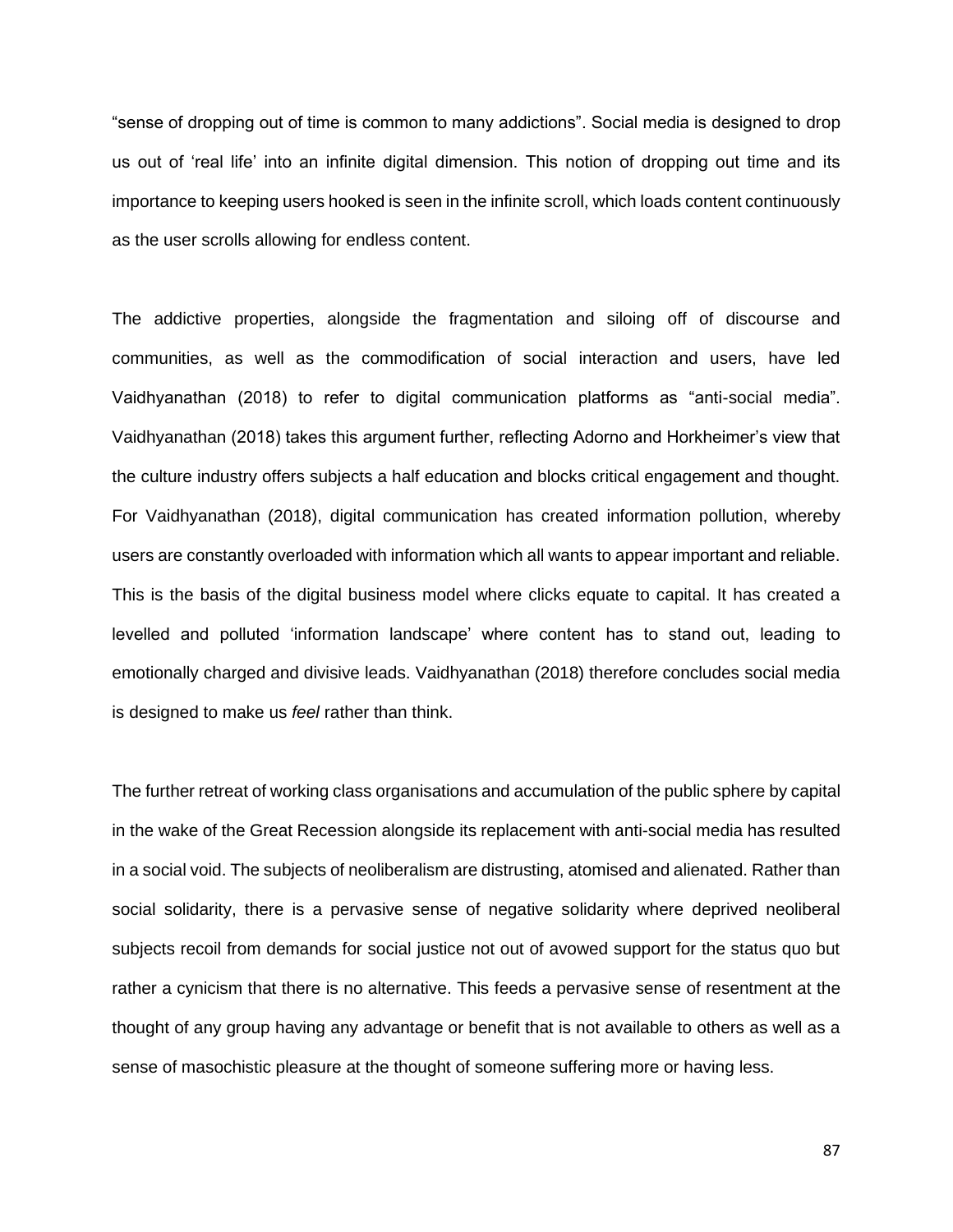“sense of dropping out of time is common to many addictions”. Social media is designed to drop us out of ‘real life’ into an infinite digital dimension. This notion of dropping out time and its importance to keeping users hooked is seen in the infinite scroll, which loads content continuously as the user scrolls allowing for endless content.

The addictive properties, alongside the fragmentation and siloing off of discourse and communities, as well as the commodification of social interaction and users, have led Vaidhyanathan (2018) to refer to digital communication platforms as “anti-social media”. Vaidhyanathan (2018) takes this argument further, reflecting Adorno and Horkheimer’s view that the culture industry offers subjects a half education and blocks critical engagement and thought. For Vaidhyanathan (2018), digital communication has created information pollution, whereby users are constantly overloaded with information which all wants to appear important and reliable. This is the basis of the digital business model where clicks equate to capital. It has created a levelled and polluted ‘information landscape’ where content has to stand out, leading to emotionally charged and divisive leads. Vaidhyanathan (2018) therefore concludes social media is designed to make us *feel* rather than think.

The further retreat of working class organisations and accumulation of the public sphere by capital in the wake of the Great Recession alongside its replacement with anti-social media has resulted in a social void. The subjects of neoliberalism are distrusting, atomised and alienated. Rather than social solidarity, there is a pervasive sense of negative solidarity where deprived neoliberal subjects recoil from demands for social justice not out of avowed support for the status quo but rather a cynicism that there is no alternative. This feeds a pervasive sense of resentment at the thought of any group having any advantage or benefit that is not available to others as well as a sense of masochistic pleasure at the thought of someone suffering more or having less.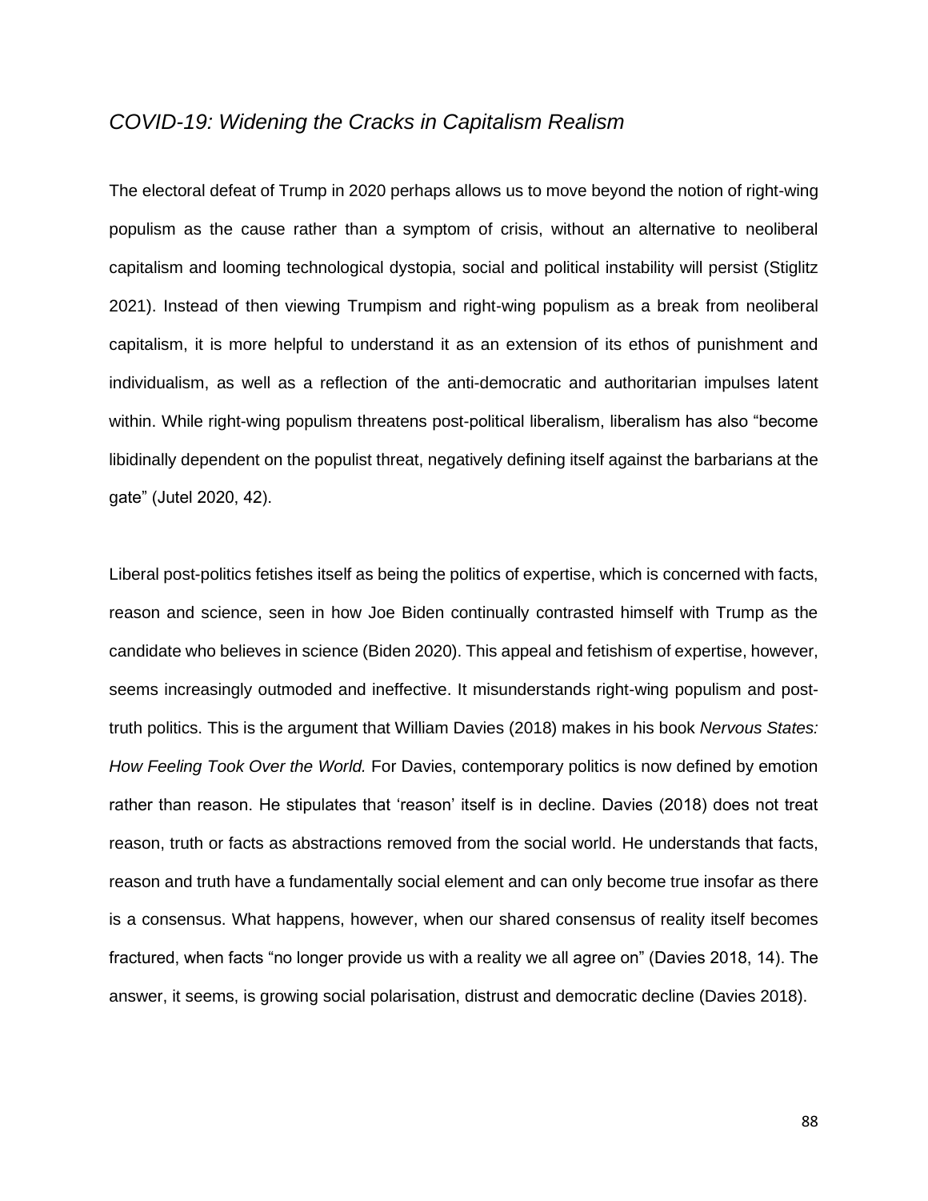## *COVID-19: Widening the Cracks in Capitalism Realism*

The electoral defeat of Trump in 2020 perhaps allows us to move beyond the notion of right-wing populism as the cause rather than a symptom of crisis, without an alternative to neoliberal capitalism and looming technological dystopia, social and political instability will persist (Stiglitz 2021). Instead of then viewing Trumpism and right-wing populism as a break from neoliberal capitalism, it is more helpful to understand it as an extension of its ethos of punishment and individualism, as well as a reflection of the anti-democratic and authoritarian impulses latent within. While right-wing populism threatens post-political liberalism, liberalism has also "become libidinally dependent on the populist threat, negatively defining itself against the barbarians at the gate" (Jutel 2020, 42).

Liberal post-politics fetishes itself as being the politics of expertise, which is concerned with facts, reason and science, seen in how Joe Biden continually contrasted himself with Trump as the candidate who believes in science (Biden 2020). This appeal and fetishism of expertise, however, seems increasingly outmoded and ineffective. It misunderstands right-wing populism and post-truth politics. This is the argument that William Davies (2018) makes in his book *Nervous States: How Feeling Took Over the World.* For Davies, contemporary politics is now defined by emotion rather than reason. He stipulates that 'reason' itself is in decline. Davies (2018) does not treat reason, truth or facts as abstractions removed from the social world. He understands that facts, reason and truth have a fundamentally social element and can only become true insofar as there is a consensus. What happens, however, when our shared consensus of reality itself becomes fractured, when facts "no longer provide us with a reality we all agree on" (Davies 2018, 14). The answer, it seems, is growing social polarisation, distrust and democratic decline (Davies 2018).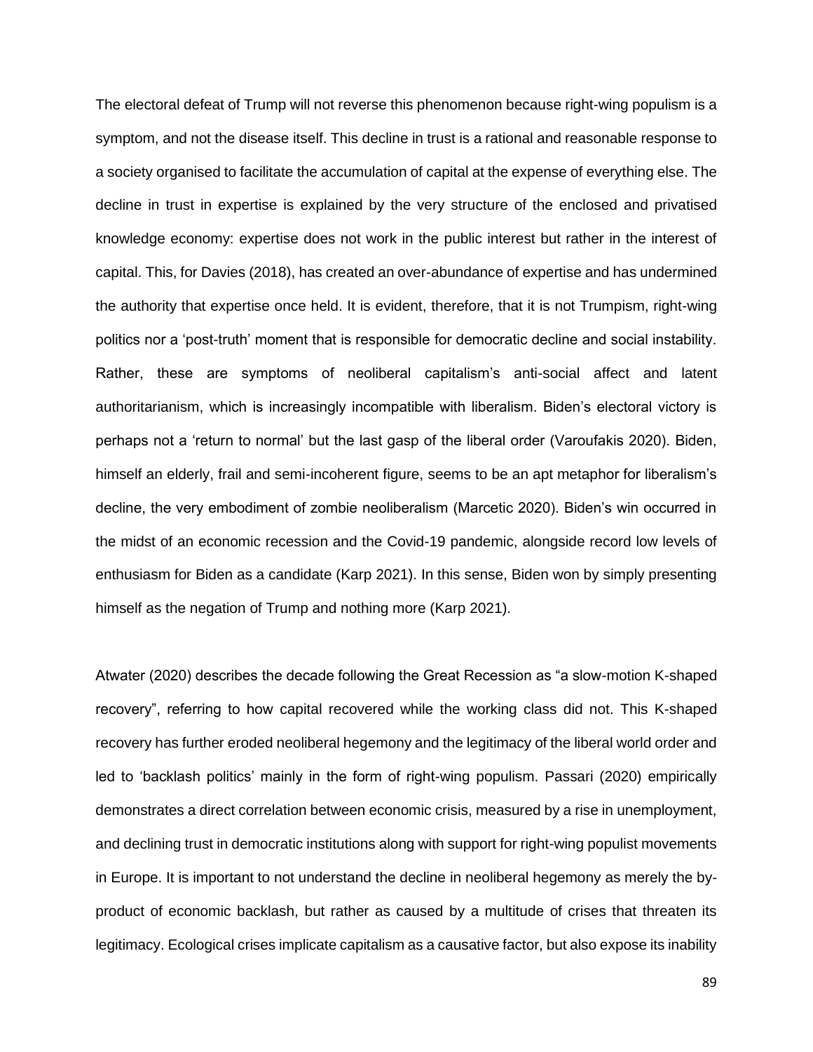The electoral defeat of Trump will not reverse this phenomenon because right-wing populism is a symptom, and not the disease itself. This decline in trust is a rational and reasonable response to a society organised to facilitate the accumulation of capital at the expense of everything else. The decline in trust in expertise is explained by the very structure of the enclosed and privatised knowledge economy: expertise does not work in the public interest but rather in the interest of capital. This, for Davies (2018), has created an over-abundance of expertise and has undermined the authority that expertise once held. It is evident, therefore, that it is not Trumpism, right-wing politics nor a 'post-truth' moment that is responsible for democratic decline and social instability. Rather, these are symptoms of neoliberal capitalism's anti-social affect and latent authoritarianism, which is increasingly incompatible with liberalism. Biden's electoral victory is perhaps not a 'return to normal' but the last gasp of the liberal order (Varoufakis 2020). Biden, himself an elderly, frail and semi-incoherent figure, seems to be an apt metaphor for liberalism's decline, the very embodiment of zombie neoliberalism (Marcetic 2020). Biden's win occurred in the midst of an economic recession and the Covid-19 pandemic, alongside record low levels of enthusiasm for Biden as a candidate (Karp 2021). In this sense, Biden won by simply presenting himself as the negation of Trump and nothing more (Karp 2021).

Atwater (2020) describes the decade following the Great Recession as "a slow-motion K-shaped recovery", referring to how capital recovered while the working class did not. This K-shaped recovery has further eroded neoliberal hegemony and the legitimacy of the liberal world order and led to 'backlash politics' mainly in the form of right-wing populism. Passari (2020) empirically demonstrates a direct correlation between economic crisis, measured by a rise in unemployment, and declining trust in democratic institutions along with support for right-wing populist movements in Europe. It is important to not understand the decline in neoliberal hegemony as merely the by-product of economic backlash, but rather as caused by a multitude of crises that threaten its legitimacy. Ecological crises implicate capitalism as a causative factor, but also expose its inability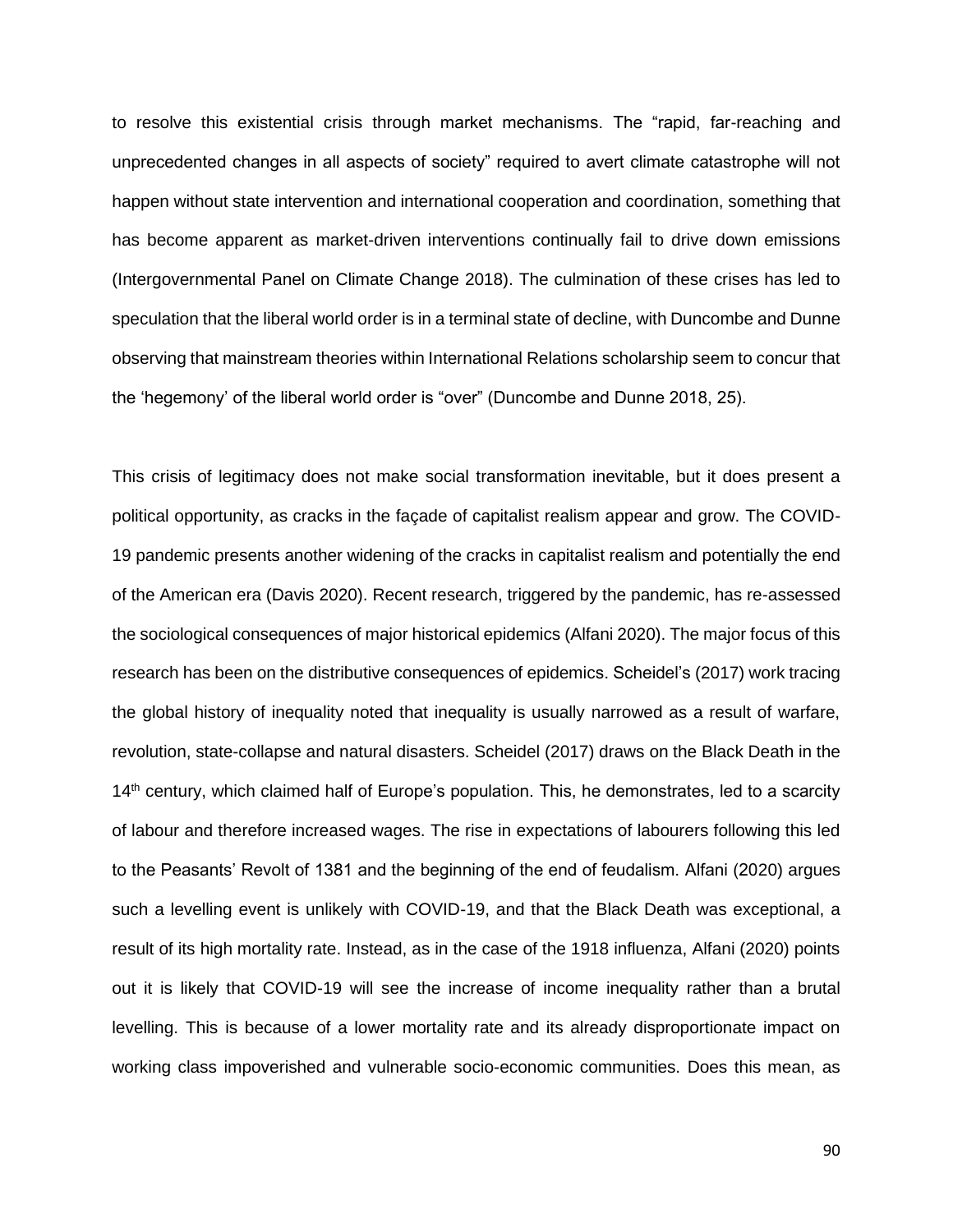to resolve this existential crisis through market mechanisms. The "rapid, far-reaching and unprecedented changes in all aspects of society" required to avert climate catastrophe will not happen without state intervention and international cooperation and coordination, something that has become apparent as market-driven interventions continually fail to drive down emissions (Intergovernmental Panel on Climate Change 2018). The culmination of these crises has led to speculation that the liberal world order is in a terminal state of decline, with Duncombe and Dunne observing that mainstream theories within International Relations scholarship seem to concur that the 'hegemony' of the liberal world order is "over" (Duncombe and Dunne 2018, 25).

This crisis of legitimacy does not make social transformation inevitable, but it does present a political opportunity, as cracks in the façade of capitalist realism appear and grow. The COVID-19 pandemic presents another widening of the cracks in capitalist realism and potentially the end of the American era (Davis 2020). Recent research, triggered by the pandemic, has re-assessed the sociological consequences of major historical epidemics (Alfani 2020). The major focus of this research has been on the distributive consequences of epidemics. Scheidel's (2017) work tracing the global history of inequality noted that inequality is usually narrowed as a result of warfare, revolution, state-collapse and natural disasters. Scheidel (2017) draws on the Black Death in the 14th century, which claimed half of Europe's population. This, he demonstrates, led to a scarcity of labour and therefore increased wages. The rise in expectations of labourers following this led to the Peasants' Revolt of 1381 and the beginning of the end of feudalism. Alfani (2020) argues such a levelling event is unlikely with COVID-19, and that the Black Death was exceptional, a result of its high mortality rate. Instead, as in the case of the 1918 influenza, Alfani (2020) points out it is likely that COVID-19 will see the increase of income inequality rather than a brutal levelling. This is because of a lower mortality rate and its already disproportionate impact on working class impoverished and vulnerable socio-economic communities. Does this mean, as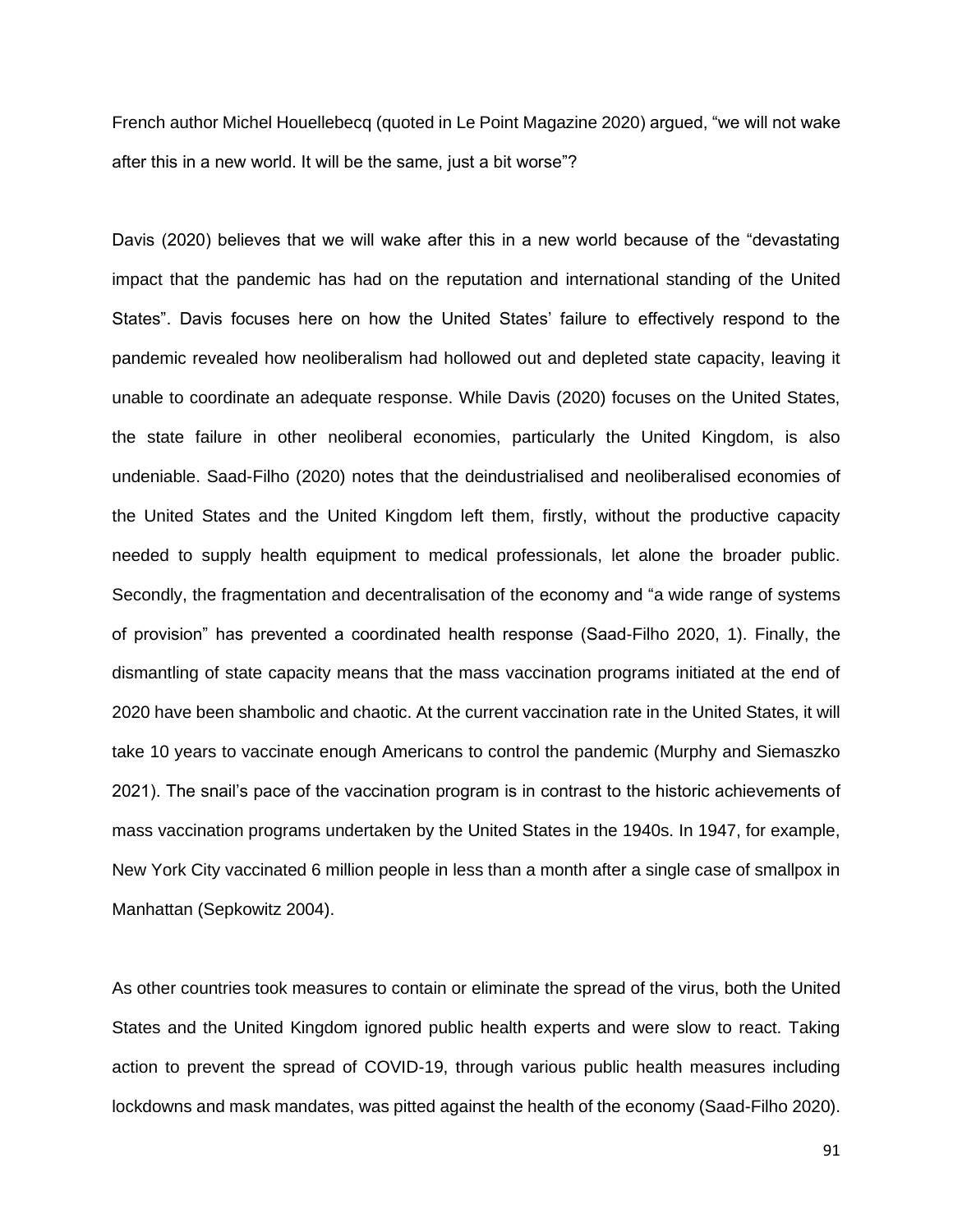French author Michel Houellebecq (quoted in Le Point Magazine 2020) argued, “we will not wake after this in a new world. It will be the same, just a bit worse”?

Davis (2020) believes that we will wake after this in a new world because of the “devastating impact that the pandemic has had on the reputation and international standing of the United States”. Davis focuses here on how the United States’ failure to effectively respond to the pandemic revealed how neoliberalism had hollowed out and depleted state capacity, leaving it unable to coordinate an adequate response. While Davis (2020) focuses on the United States, the state failure in other neoliberal economies, particularly the United Kingdom, is also undeniable. Saad-Filho (2020) notes that the deindustrialised and neoliberalised economies of the United States and the United Kingdom left them, firstly, without the productive capacity needed to supply health equipment to medical professionals, let alone the broader public. Secondly, the fragmentation and decentralisation of the economy and “a wide range of systems of provision” has prevented a coordinated health response (Saad-Filho 2020, 1). Finally, the dismantling of state capacity means that the mass vaccination programs initiated at the end of 2020 have been shambolic and chaotic. At the current vaccination rate in the United States, it will take 10 years to vaccinate enough Americans to control the pandemic (Murphy and Siemaszko 2021). The snail’s pace of the vaccination program is in contrast to the historic achievements of mass vaccination programs undertaken by the United States in the 1940s. In 1947, for example, New York City vaccinated 6 million people in less than a month after a single case of smallpox in Manhattan (Sepkowitz 2004).

As other countries took measures to contain or eliminate the spread of the virus, both the United States and the United Kingdom ignored public health experts and were slow to react. Taking action to prevent the spread of COVID-19, through various public health measures including lockdowns and mask mandates, was pitted against the health of the economy (Saad-Filho 2020).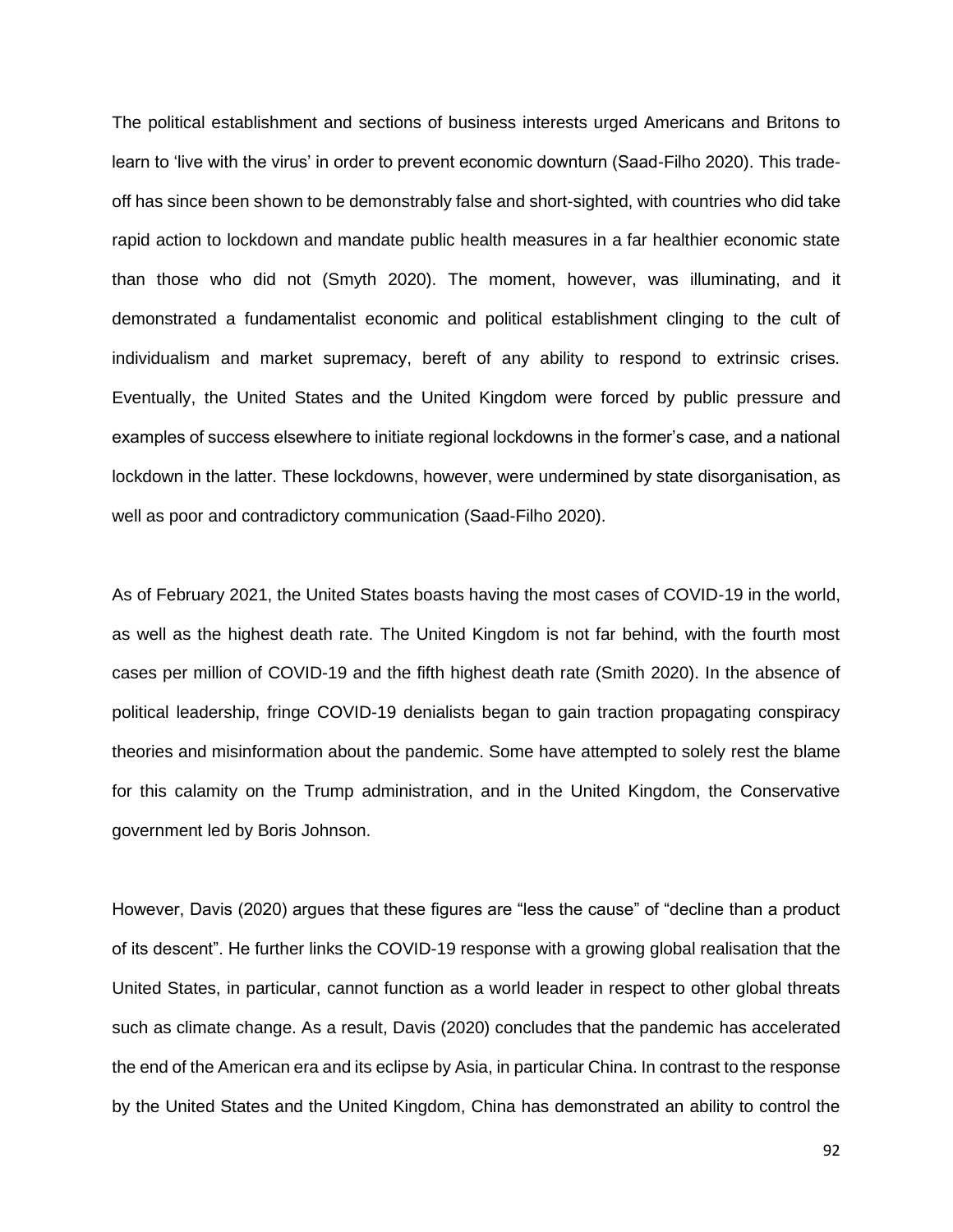The political establishment and sections of business interests urged Americans and Britons to learn to 'live with the virus' in order to prevent economic downturn (Saad-Filho 2020). This trade-off has since been shown to be demonstrably false and short-sighted, with countries who did take rapid action to lockdown and mandate public health measures in a far healthier economic state than those who did not (Smyth 2020). The moment, however, was illuminating, and it demonstrated a fundamentalist economic and political establishment clinging to the cult of individualism and market supremacy, bereft of any ability to respond to extrinsic crises. Eventually, the United States and the United Kingdom were forced by public pressure and examples of success elsewhere to initiate regional lockdowns in the former's case, and a national lockdown in the latter. These lockdowns, however, were undermined by state disorganisation, as well as poor and contradictory communication (Saad-Filho 2020).

As of February 2021, the United States boasts having the most cases of COVID-19 in the world, as well as the highest death rate. The United Kingdom is not far behind, with the fourth most cases per million of COVID-19 and the fifth highest death rate (Smith 2020). In the absence of political leadership, fringe COVID-19 denialists began to gain traction propagating conspiracy theories and misinformation about the pandemic. Some have attempted to solely rest the blame for this calamity on the Trump administration, and in the United Kingdom, the Conservative government led by Boris Johnson.

However, Davis (2020) argues that these figures are "less the cause" of "decline than a product of its descent". He further links the COVID-19 response with a growing global realisation that the United States, in particular, cannot function as a world leader in respect to other global threats such as climate change. As a result, Davis (2020) concludes that the pandemic has accelerated the end of the American era and its eclipse by Asia, in particular China. In contrast to the response by the United States and the United Kingdom, China has demonstrated an ability to control the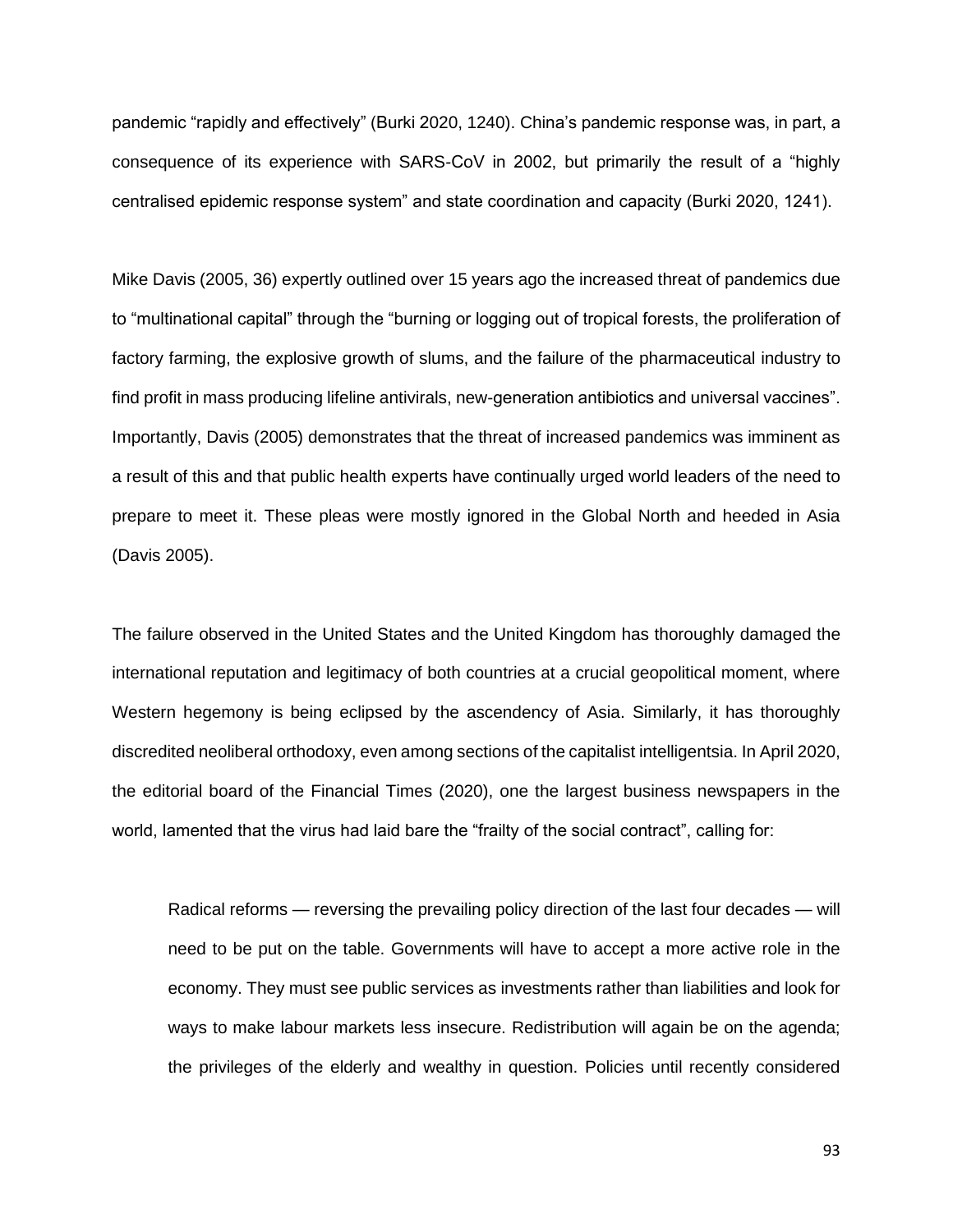pandemic “rapidly and effectively” (Burki 2020, 1240). China’s pandemic response was, in part, a consequence of its experience with SARS-CoV in 2002, but primarily the result of a “highly centralised epidemic response system” and state coordination and capacity (Burki 2020, 1241).

Mike Davis (2005, 36) expertly outlined over 15 years ago the increased threat of pandemics due to “multinational capital” through the “burning or logging out of tropical forests, the proliferation of factory farming, the explosive growth of slums, and the failure of the pharmaceutical industry to find profit in mass producing lifeline antivirals, new-generation antibiotics and universal vaccines”. Importantly, Davis (2005) demonstrates that the threat of increased pandemics was imminent as a result of this and that public health experts have continually urged world leaders of the need to prepare to meet it. These pleas were mostly ignored in the Global North and heeded in Asia (Davis 2005).

The failure observed in the United States and the United Kingdom has thoroughly damaged the international reputation and legitimacy of both countries at a crucial geopolitical moment, where Western hegemony is being eclipsed by the ascendency of Asia. Similarly, it has thoroughly discredited neoliberal orthodoxy, even among sections of the capitalist intelligentsia. In April 2020, the editorial board of the Financial Times (2020), one the largest business newspapers in the world, lamented that the virus had laid bare the “frailty of the social contract”, calling for:

> Radical reforms — reversing the prevailing policy direction of the last four decades — will need to be put on the table. Governments will have to accept a more active role in the economy. They must see public services as investments rather than liabilities and look for ways to make labour markets less insecure. Redistribution will again be on the agenda; the privileges of the elderly and wealthy in question. Policies until recently considered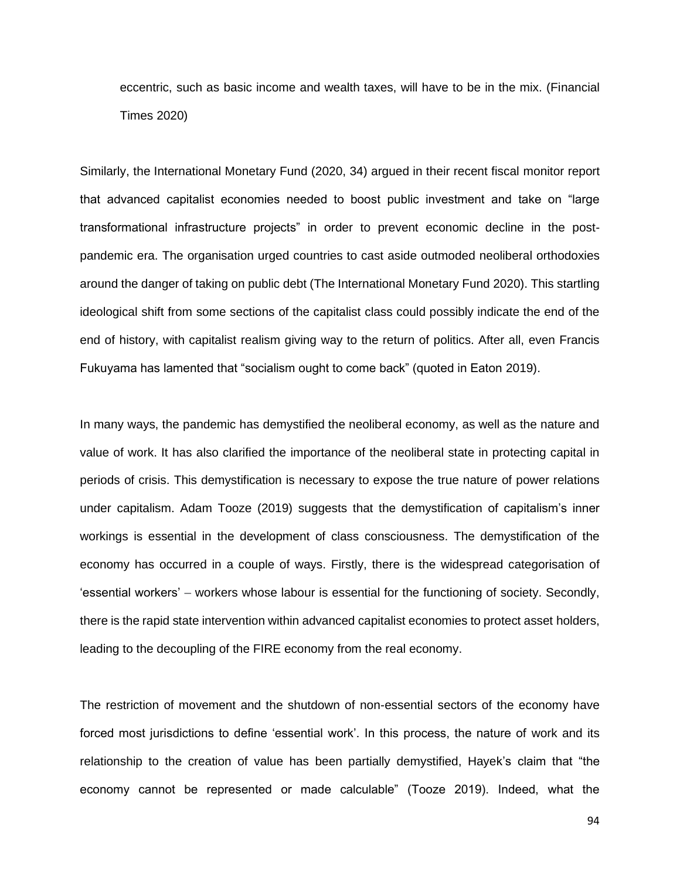> eccentric, such as basic income and wealth taxes, will have to be in the mix. (Financial Times 2020)

Similarly, the International Monetary Fund (2020, 34) argued in their recent fiscal monitor report that advanced capitalist economies needed to boost public investment and take on "large transformational infrastructure projects" in order to prevent economic decline in the post-pandemic era. The organisation urged countries to cast aside outmoded neoliberal orthodoxies around the danger of taking on public debt (The International Monetary Fund 2020). This startling ideological shift from some sections of the capitalist class could possibly indicate the end of the end of history, with capitalist realism giving way to the return of politics. After all, even Francis Fukuyama has lamented that "socialism ought to come back" (quoted in Eaton 2019).

In many ways, the pandemic has demystified the neoliberal economy, as well as the nature and value of work. It has also clarified the importance of the neoliberal state in protecting capital in periods of crisis. This demystification is necessary to expose the true nature of power relations under capitalism. Adam Tooze (2019) suggests that the demystification of capitalism's inner workings is essential in the development of class consciousness. The demystification of the economy has occurred in a couple of ways. Firstly, there is the widespread categorisation of 'essential workers' – workers whose labour is essential for the functioning of society. Secondly, there is the rapid state intervention within advanced capitalist economies to protect asset holders, leading to the decoupling of the FIRE economy from the real economy.

The restriction of movement and the shutdown of non-essential sectors of the economy have forced most jurisdictions to define 'essential work'. In this process, the nature of work and its relationship to the creation of value has been partially demystified, Hayek's claim that "the economy cannot be represented or made calculable" (Tooze 2019). Indeed, what the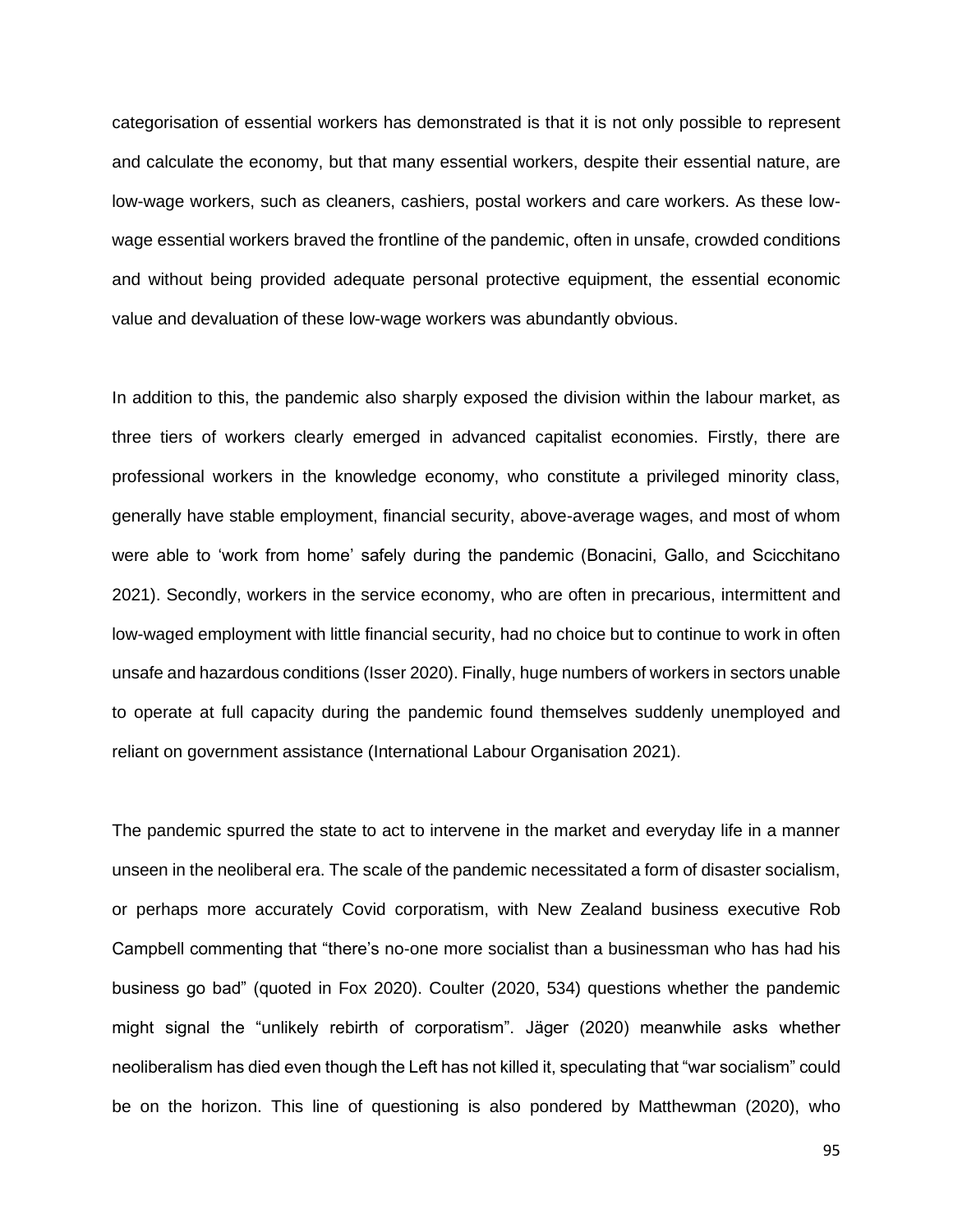categorisation of essential workers has demonstrated is that it is not only possible to represent and calculate the economy, but that many essential workers, despite their essential nature, are low-wage workers, such as cleaners, cashiers, postal workers and care workers. As these low-wage essential workers braved the frontline of the pandemic, often in unsafe, crowded conditions and without being provided adequate personal protective equipment, the essential economic value and devaluation of these low-wage workers was abundantly obvious.

In addition to this, the pandemic also sharply exposed the division within the labour market, as three tiers of workers clearly emerged in advanced capitalist economies. Firstly, there are professional workers in the knowledge economy, who constitute a privileged minority class, generally have stable employment, financial security, above-average wages, and most of whom were able to 'work from home' safely during the pandemic (Bonacini, Gallo, and Scicchitano 2021). Secondly, workers in the service economy, who are often in precarious, intermittent and low-waged employment with little financial security, had no choice but to continue to work in often unsafe and hazardous conditions (Isser 2020). Finally, huge numbers of workers in sectors unable to operate at full capacity during the pandemic found themselves suddenly unemployed and reliant on government assistance (International Labour Organisation 2021).

The pandemic spurred the state to act to intervene in the market and everyday life in a manner unseen in the neoliberal era. The scale of the pandemic necessitated a form of disaster socialism, or perhaps more accurately Covid corporatism, with New Zealand business executive Rob Campbell commenting that "there's no-one more socialist than a businessman who has had his business go bad" (quoted in Fox 2020). Coulter (2020, 534) questions whether the pandemic might signal the "unlikely rebirth of corporatism". Jäger (2020) meanwhile asks whether neoliberalism has died even though the Left has not killed it, speculating that "war socialism" could be on the horizon. This line of questioning is also pondered by Matthewman (2020), who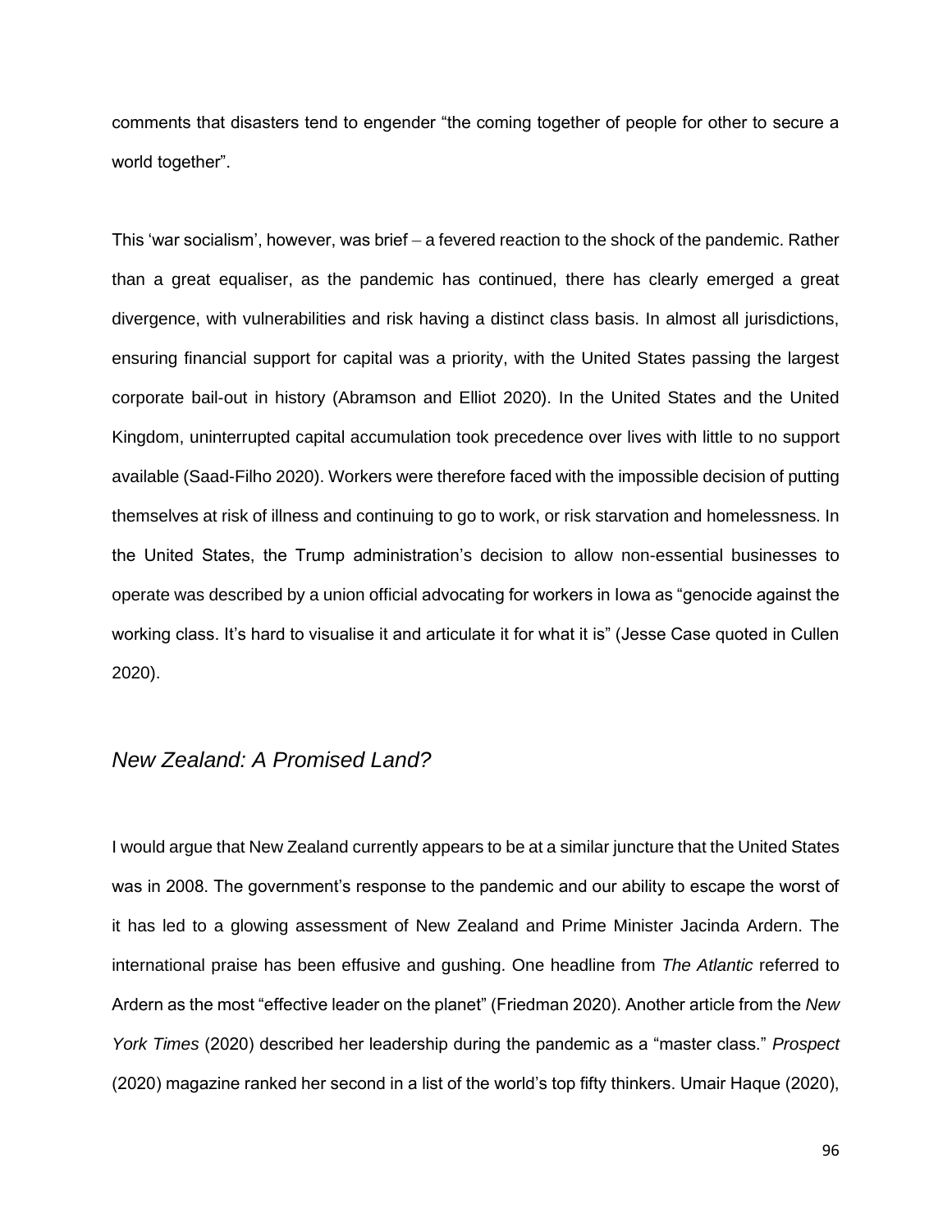comments that disasters tend to engender "the coming together of people for other to secure a world together".

This 'war socialism', however, was brief – a fevered reaction to the shock of the pandemic. Rather than a great equaliser, as the pandemic has continued, there has clearly emerged a great divergence, with vulnerabilities and risk having a distinct class basis. In almost all jurisdictions, ensuring financial support for capital was a priority, with the United States passing the largest corporate bail-out in history (Abramson and Elliot 2020). In the United States and the United Kingdom, uninterrupted capital accumulation took precedence over lives with little to no support available (Saad-Filho 2020). Workers were therefore faced with the impossible decision of putting themselves at risk of illness and continuing to go to work, or risk starvation and homelessness. In the United States, the Trump administration's decision to allow non-essential businesses to operate was described by a union official advocating for workers in Iowa as "genocide against the working class. It's hard to visualise it and articulate it for what it is" (Jesse Case quoted in Cullen 2020).

## *New Zealand: A Promised Land?*

I would argue that New Zealand currently appears to be at a similar juncture that the United States was in 2008. The government's response to the pandemic and our ability to escape the worst of it has led to a glowing assessment of New Zealand and Prime Minister Jacinda Ardern. The international praise has been effusive and gushing. One headline from *The Atlantic* referred to Ardern as the most "effective leader on the planet" (Friedman 2020). Another article from the *New York Times* (2020) described her leadership during the pandemic as a "master class." *Prospect* (2020) magazine ranked her second in a list of the world's top fifty thinkers. Umair Haque (2020),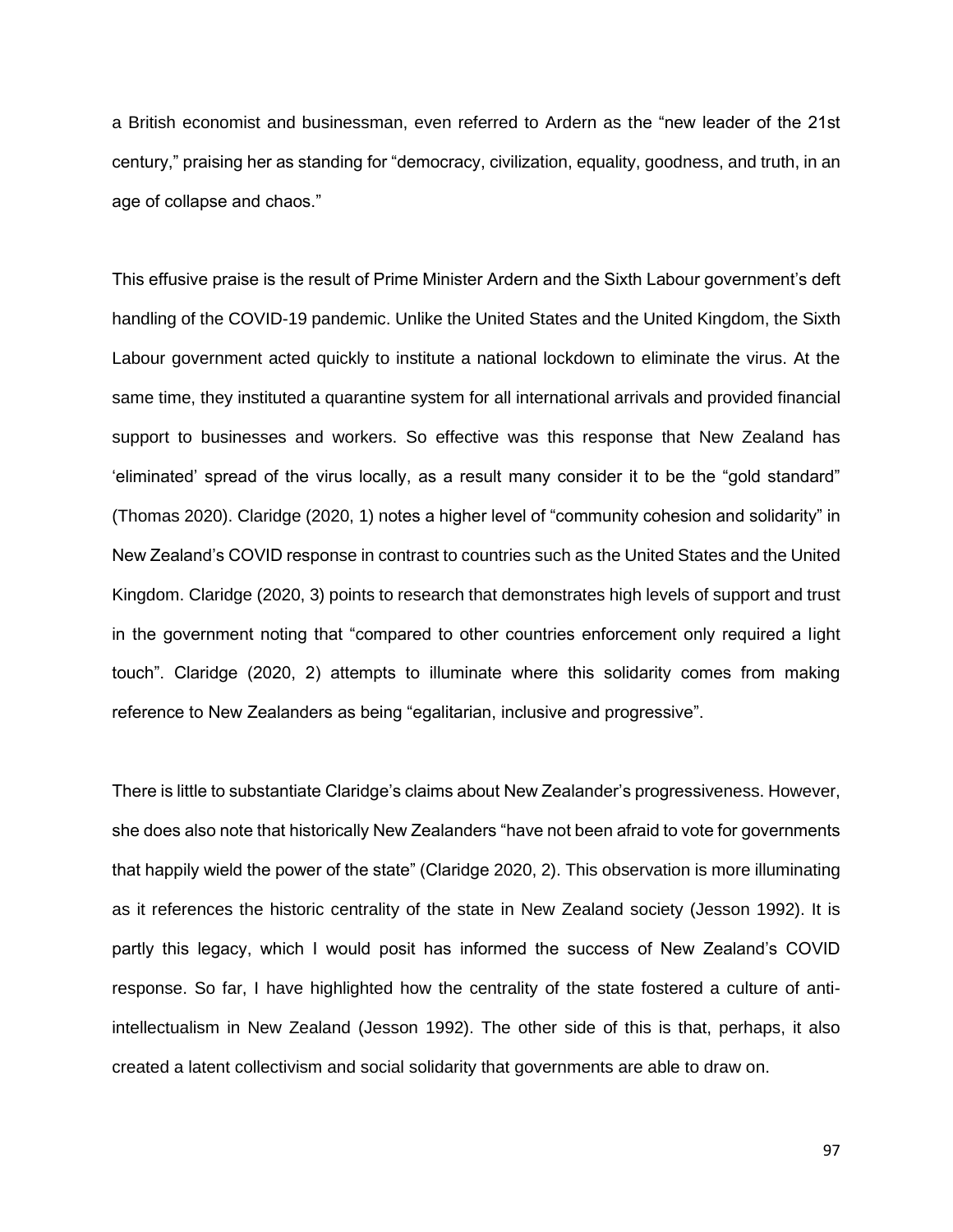a British economist and businessman, even referred to Ardern as the "new leader of the 21st century," praising her as standing for "democracy, civilization, equality, goodness, and truth, in an age of collapse and chaos."

This effusive praise is the result of Prime Minister Ardern and the Sixth Labour government's deft handling of the COVID-19 pandemic. Unlike the United States and the United Kingdom, the Sixth Labour government acted quickly to institute a national lockdown to eliminate the virus. At the same time, they instituted a quarantine system for all international arrivals and provided financial support to businesses and workers. So effective was this response that New Zealand has 'eliminated' spread of the virus locally, as a result many consider it to be the "gold standard" (Thomas 2020). Claridge (2020, 1) notes a higher level of "community cohesion and solidarity" in New Zealand's COVID response in contrast to countries such as the United States and the United Kingdom. Claridge (2020, 3) points to research that demonstrates high levels of support and trust in the government noting that "compared to other countries enforcement only required a light touch". Claridge (2020, 2) attempts to illuminate where this solidarity comes from making reference to New Zealanders as being "egalitarian, inclusive and progressive".

There is little to substantiate Claridge's claims about New Zealander's progressiveness. However, she does also note that historically New Zealanders "have not been afraid to vote for governments that happily wield the power of the state" (Claridge 2020, 2). This observation is more illuminating as it references the historic centrality of the state in New Zealand society (Jesson 1992). It is partly this legacy, which I would posit has informed the success of New Zealand's COVID response. So far, I have highlighted how the centrality of the state fostered a culture of anti-intellectualism in New Zealand (Jesson 1992). The other side of this is that, perhaps, it also created a latent collectivism and social solidarity that governments are able to draw on.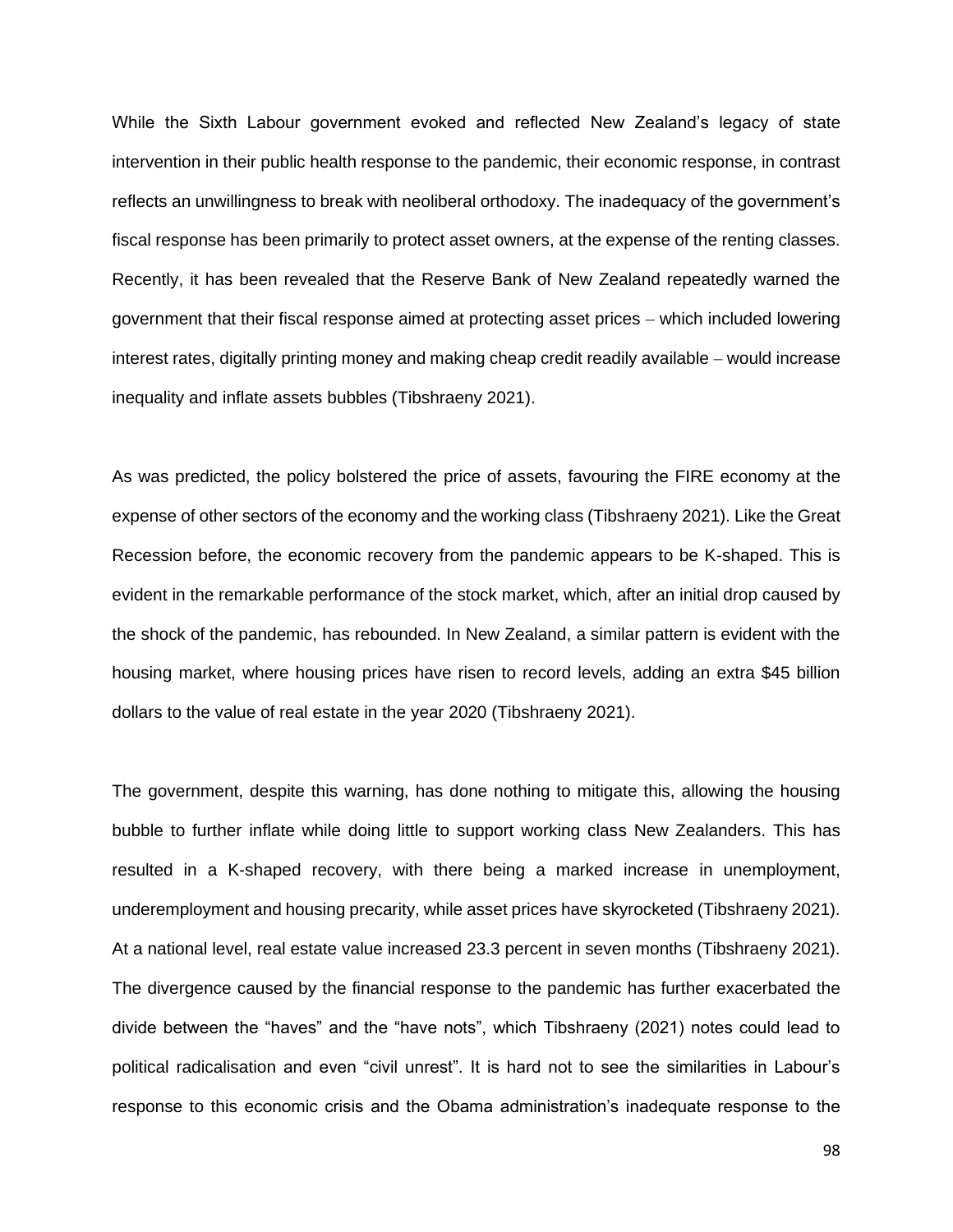While the Sixth Labour government evoked and reflected New Zealand's legacy of state intervention in their public health response to the pandemic, their economic response, in contrast reflects an unwillingness to break with neoliberal orthodoxy. The inadequacy of the government's fiscal response has been primarily to protect asset owners, at the expense of the renting classes. Recently, it has been revealed that the Reserve Bank of New Zealand repeatedly warned the government that their fiscal response aimed at protecting asset prices – which included lowering interest rates, digitally printing money and making cheap credit readily available – would increase inequality and inflate assets bubbles (Tibshraeny 2021).

As was predicted, the policy bolstered the price of assets, favouring the FIRE economy at the expense of other sectors of the economy and the working class (Tibshraeny 2021). Like the Great Recession before, the economic recovery from the pandemic appears to be K-shaped. This is evident in the remarkable performance of the stock market, which, after an initial drop caused by the shock of the pandemic, has rebounded. In New Zealand, a similar pattern is evident with the housing market, where housing prices have risen to record levels, adding an extra $45 billion dollars to the value of real estate in the year 2020 (Tibshraeny 2021).

The government, despite this warning, has done nothing to mitigate this, allowing the housing bubble to further inflate while doing little to support working class New Zealanders. This has resulted in a K-shaped recovery, with there being a marked increase in unemployment, underemployment and housing precarity, while asset prices have skyrocketed (Tibshraeny 2021). At a national level, real estate value increased 23.3 percent in seven months (Tibshraeny 2021). The divergence caused by the financial response to the pandemic has further exacerbated the divide between the "haves" and the "have nots", which Tibshraeny (2021) notes could lead to political radicalisation and even "civil unrest". It is hard not to see the similarities in Labour's response to this economic crisis and the Obama administration's inadequate response to the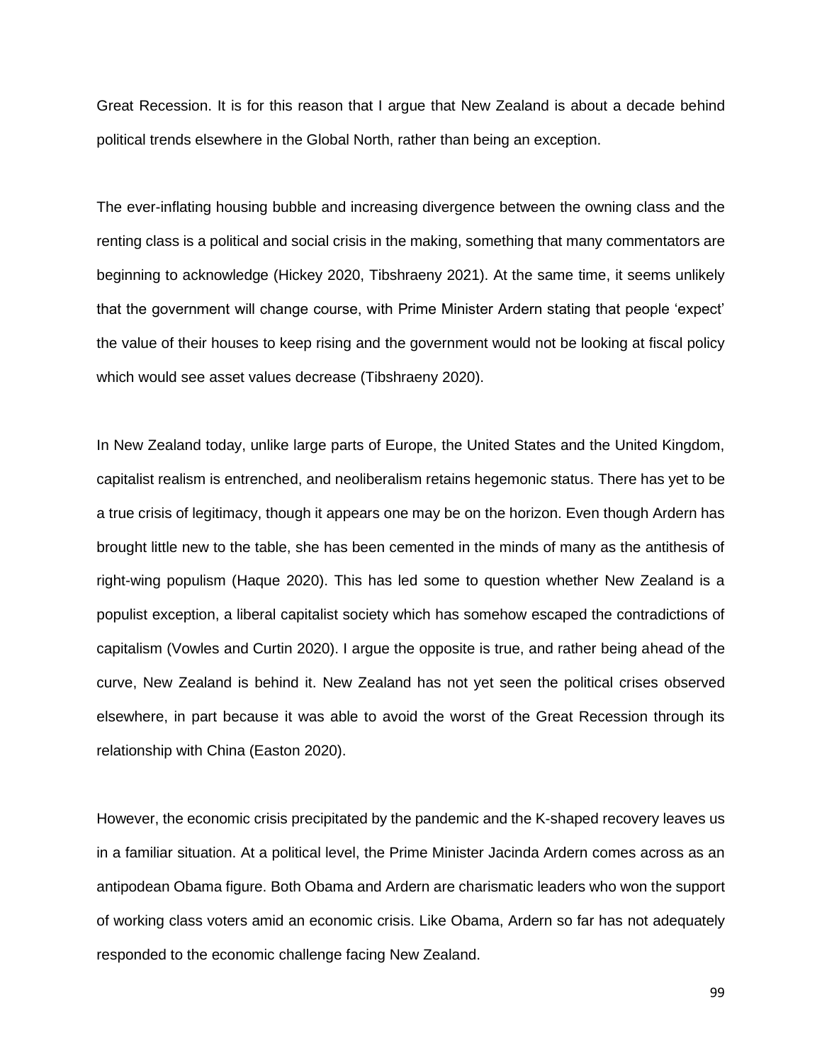Great Recession. It is for this reason that I argue that New Zealand is about a decade behind political trends elsewhere in the Global North, rather than being an exception.

The ever-inflating housing bubble and increasing divergence between the owning class and the renting class is a political and social crisis in the making, something that many commentators are beginning to acknowledge (Hickey 2020, Tibshraeny 2021). At the same time, it seems unlikely that the government will change course, with Prime Minister Ardern stating that people 'expect' the value of their houses to keep rising and the government would not be looking at fiscal policy which would see asset values decrease (Tibshraeny 2020).

In New Zealand today, unlike large parts of Europe, the United States and the United Kingdom, capitalist realism is entrenched, and neoliberalism retains hegemonic status. There has yet to be a true crisis of legitimacy, though it appears one may be on the horizon. Even though Ardern has brought little new to the table, she has been cemented in the minds of many as the antithesis of right-wing populism (Haque 2020). This has led some to question whether New Zealand is a populist exception, a liberal capitalist society which has somehow escaped the contradictions of capitalism (Vowles and Curtin 2020). I argue the opposite is true, and rather being ahead of the curve, New Zealand is behind it. New Zealand has not yet seen the political crises observed elsewhere, in part because it was able to avoid the worst of the Great Recession through its relationship with China (Easton 2020).

However, the economic crisis precipitated by the pandemic and the K-shaped recovery leaves us in a familiar situation. At a political level, the Prime Minister Jacinda Ardern comes across as an antipodean Obama figure. Both Obama and Ardern are charismatic leaders who won the support of working class voters amid an economic crisis. Like Obama, Ardern so far has not adequately responded to the economic challenge facing New Zealand.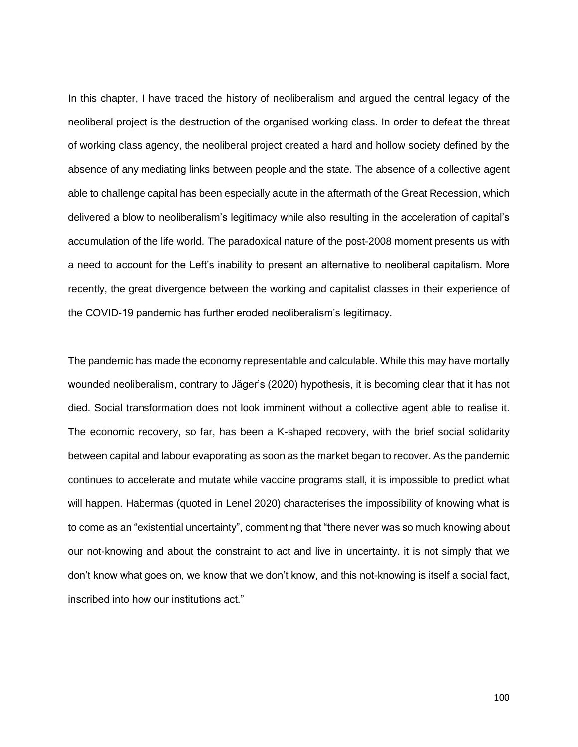In this chapter, I have traced the history of neoliberalism and argued the central legacy of the neoliberal project is the destruction of the organised working class. In order to defeat the threat of working class agency, the neoliberal project created a hard and hollow society defined by the absence of any mediating links between people and the state. The absence of a collective agent able to challenge capital has been especially acute in the aftermath of the Great Recession, which delivered a blow to neoliberalism's legitimacy while also resulting in the acceleration of capital's accumulation of the life world. The paradoxical nature of the post-2008 moment presents us with a need to account for the Left's inability to present an alternative to neoliberal capitalism. More recently, the great divergence between the working and capitalist classes in their experience of the COVID-19 pandemic has further eroded neoliberalism's legitimacy.

The pandemic has made the economy representable and calculable. While this may have mortally wounded neoliberalism, contrary to Jäger's (2020) hypothesis, it is becoming clear that it has not died. Social transformation does not look imminent without a collective agent able to realise it. The economic recovery, so far, has been a K-shaped recovery, with the brief social solidarity between capital and labour evaporating as soon as the market began to recover. As the pandemic continues to accelerate and mutate while vaccine programs stall, it is impossible to predict what will happen. Habermas (quoted in Lenel 2020) characterises the impossibility of knowing what is to come as an "existential uncertainty", commenting that "there never was so much knowing about our not-knowing and about the constraint to act and live in uncertainty. it is not simply that we don't know what goes on, we know that we don't know, and this not-knowing is itself a social fact, inscribed into how our institutions act."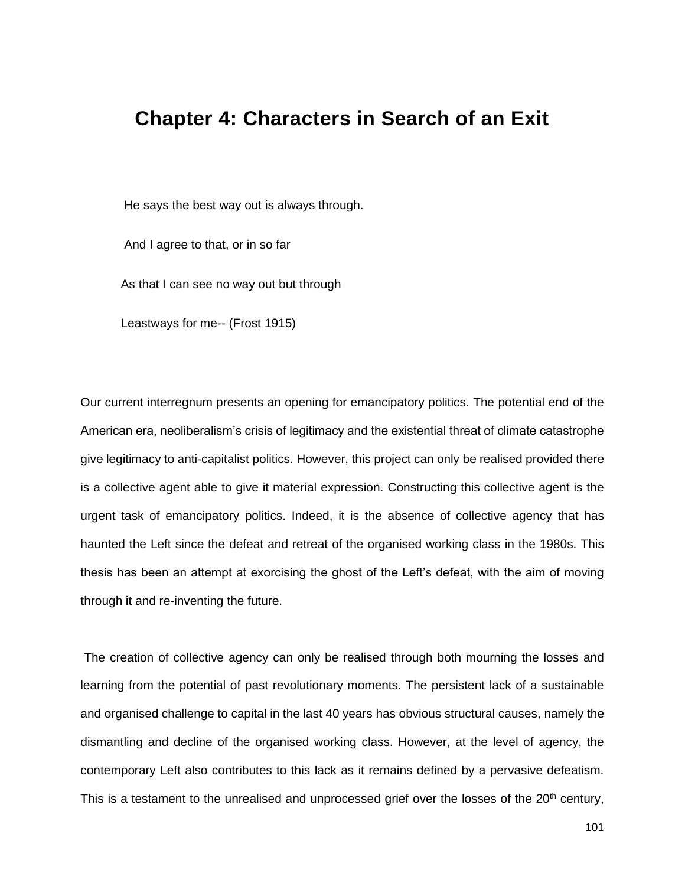# Chapter 4: Characters in Search of an Exit

> He says the best way out is always through.
>
> And I agree to that, or in so far
>
> As that I can see no way out but through
>
> Leastways for me-- (Frost 1915)

Our current interregnum presents an opening for emancipatory politics. The potential end of the American era, neoliberalism's crisis of legitimacy and the existential threat of climate catastrophe give legitimacy to anti-capitalist politics. However, this project can only be realised provided there is a collective agent able to give it material expression. Constructing this collective agent is the urgent task of emancipatory politics. Indeed, it is the absence of collective agency that has haunted the Left since the defeat and retreat of the organised working class in the 1980s. This thesis has been an attempt at exorcising the ghost of the Left's defeat, with the aim of moving through it and re-inventing the future.

The creation of collective agency can only be realised through both mourning the losses and learning from the potential of past revolutionary moments. The persistent lack of a sustainable and organised challenge to capital in the last 40 years has obvious structural causes, namely the dismantling and decline of the organised working class. However, at the level of agency, the contemporary Left also contributes to this lack as it remains defined by a pervasive defeatism. This is a testament to the unrealised and unprocessed grief over the losses of the 20th century,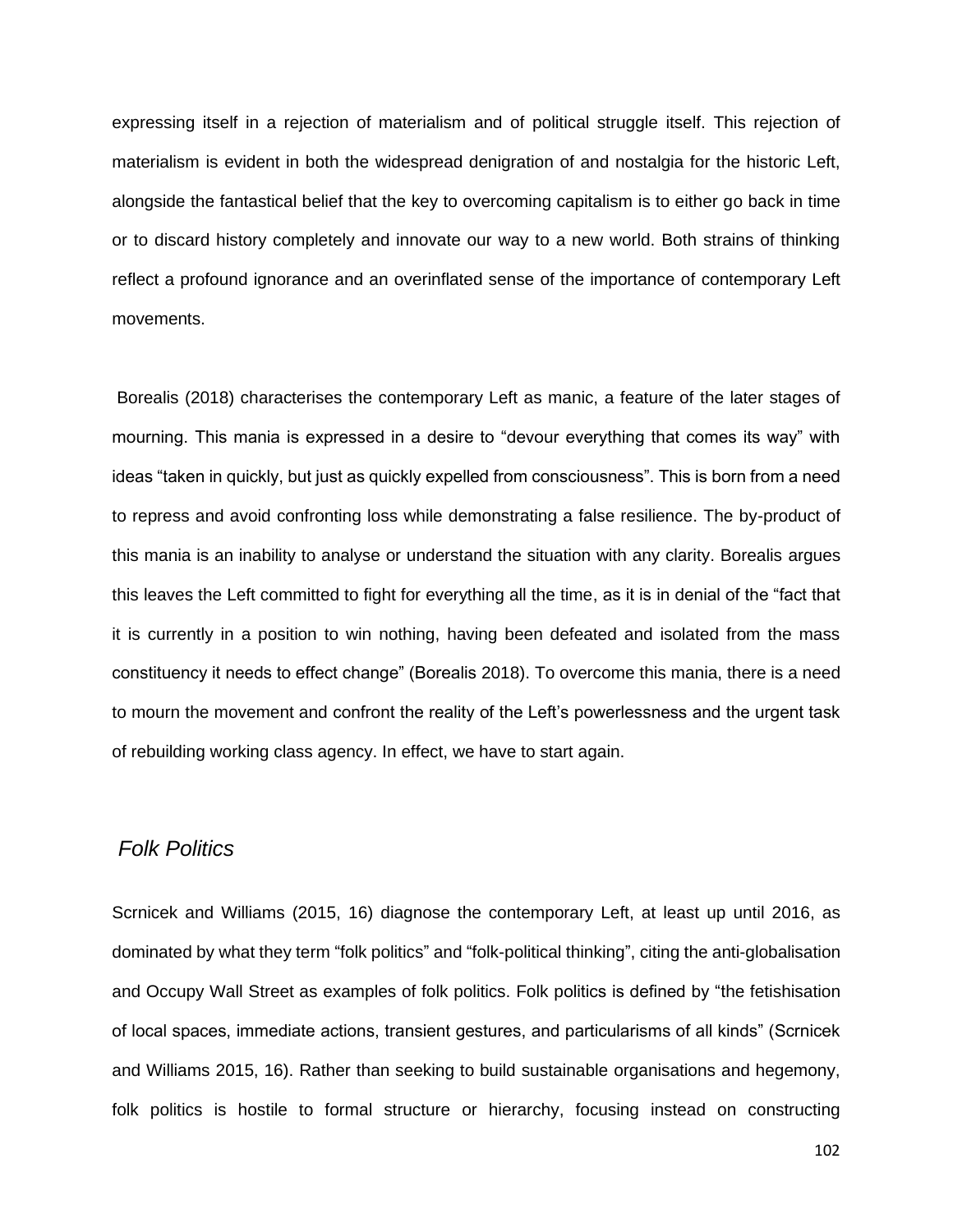expressing itself in a rejection of materialism and of political struggle itself. This rejection of materialism is evident in both the widespread denigration of and nostalgia for the historic Left, alongside the fantastical belief that the key to overcoming capitalism is to either go back in time or to discard history completely and innovate our way to a new world. Both strains of thinking reflect a profound ignorance and an overinflated sense of the importance of contemporary Left movements.

Borealis (2018) characterises the contemporary Left as manic, a feature of the later stages of mourning. This mania is expressed in a desire to "devour everything that comes its way" with ideas "taken in quickly, but just as quickly expelled from consciousness". This is born from a need to repress and avoid confronting loss while demonstrating a false resilience. The by-product of this mania is an inability to analyse or understand the situation with any clarity. Borealis argues this leaves the Left committed to fight for everything all the time, as it is in denial of the "fact that it is currently in a position to win nothing, having been defeated and isolated from the mass constituency it needs to effect change" (Borealis 2018). To overcome this mania, there is a need to mourn the movement and confront the reality of the Left's powerlessness and the urgent task of rebuilding working class agency. In effect, we have to start again.

### *Folk Politics*

Scrnicek and Williams (2015, 16) diagnose the contemporary Left, at least up until 2016, as dominated by what they term "folk politics" and "folk-political thinking", citing the anti-globalisation and Occupy Wall Street as examples of folk politics. Folk politics is defined by "the fetishisation of local spaces, immediate actions, transient gestures, and particularisms of all kinds" (Scrnicek and Williams 2015, 16). Rather than seeking to build sustainable organisations and hegemony, folk politics is hostile to formal structure or hierarchy, focusing instead on constructing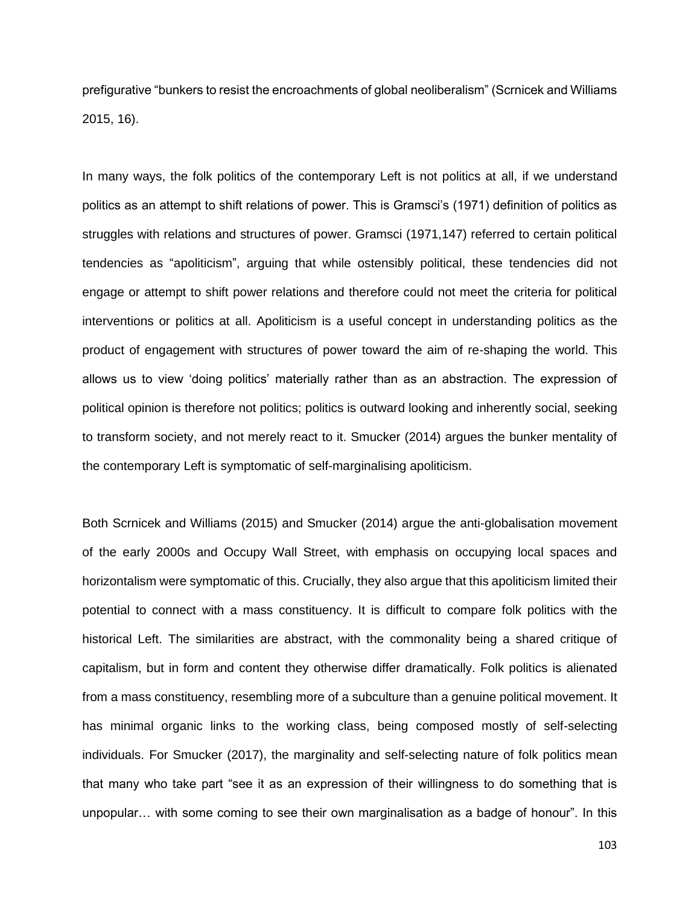prefigurative "bunkers to resist the encroachments of global neoliberalism" (Scrnicek and Williams 2015, 16).

In many ways, the folk politics of the contemporary Left is not politics at all, if we understand politics as an attempt to shift relations of power. This is Gramsci's (1971) definition of politics as struggles with relations and structures of power. Gramsci (1971,147) referred to certain political tendencies as "apoliticism", arguing that while ostensibly political, these tendencies did not engage or attempt to shift power relations and therefore could not meet the criteria for political interventions or politics at all. Apoliticism is a useful concept in understanding politics as the product of engagement with structures of power toward the aim of re-shaping the world. This allows us to view 'doing politics' materially rather than as an abstraction. The expression of political opinion is therefore not politics; politics is outward looking and inherently social, seeking to transform society, and not merely react to it. Smucker (2014) argues the bunker mentality of the contemporary Left is symptomatic of self-marginalising apoliticism.

Both Scrnicek and Williams (2015) and Smucker (2014) argue the anti-globalisation movement of the early 2000s and Occupy Wall Street, with emphasis on occupying local spaces and horizontalism were symptomatic of this. Crucially, they also argue that this apoliticism limited their potential to connect with a mass constituency. It is difficult to compare folk politics with the historical Left. The similarities are abstract, with the commonality being a shared critique of capitalism, but in form and content they otherwise differ dramatically. Folk politics is alienated from a mass constituency, resembling more of a subculture than a genuine political movement. It has minimal organic links to the working class, being composed mostly of self-selecting individuals. For Smucker (2017), the marginality and self-selecting nature of folk politics mean that many who take part "see it as an expression of their willingness to do something that is unpopular… with some coming to see their own marginalisation as a badge of honour". In this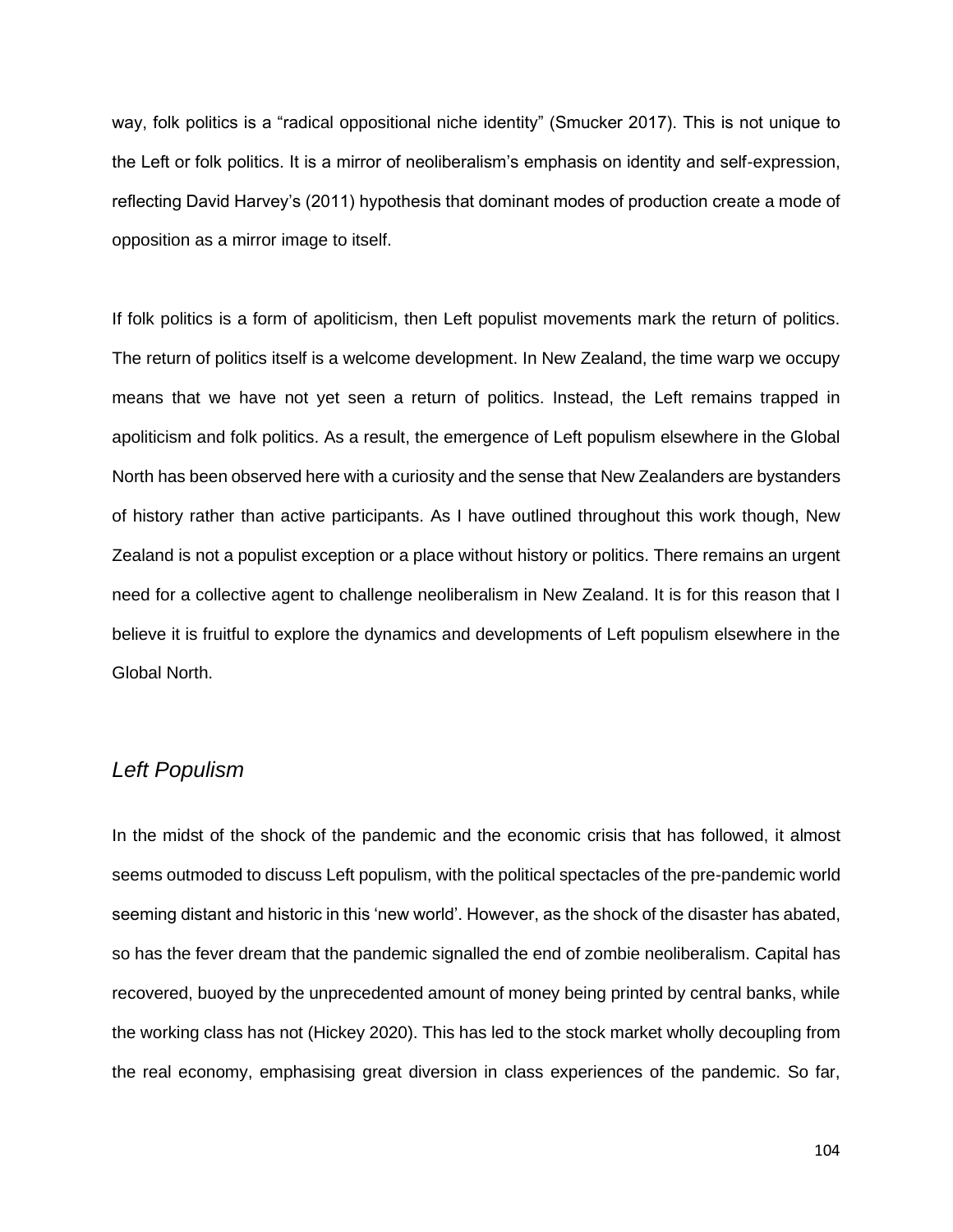way, folk politics is a "radical oppositional niche identity" (Smucker 2017). This is not unique to the Left or folk politics. It is a mirror of neoliberalism's emphasis on identity and self-expression, reflecting David Harvey's (2011) hypothesis that dominant modes of production create a mode of opposition as a mirror image to itself.

If folk politics is a form of apoliticism, then Left populist movements mark the return of politics. The return of politics itself is a welcome development. In New Zealand, the time warp we occupy means that we have not yet seen a return of politics. Instead, the Left remains trapped in apoliticism and folk politics. As a result, the emergence of Left populism elsewhere in the Global North has been observed here with a curiosity and the sense that New Zealanders are bystanders of history rather than active participants. As I have outlined throughout this work though, New Zealand is not a populist exception or a place without history or politics. There remains an urgent need for a collective agent to challenge neoliberalism in New Zealand. It is for this reason that I believe it is fruitful to explore the dynamics and developments of Left populism elsewhere in the Global North.

## *Left Populism*

In the midst of the shock of the pandemic and the economic crisis that has followed, it almost seems outmoded to discuss Left populism, with the political spectacles of the pre-pandemic world seeming distant and historic in this 'new world'. However, as the shock of the disaster has abated, so has the fever dream that the pandemic signalled the end of zombie neoliberalism. Capital has recovered, buoyed by the unprecedented amount of money being printed by central banks, while the working class has not (Hickey 2020). This has led to the stock market wholly decoupling from the real economy, emphasising great diversion in class experiences of the pandemic. So far,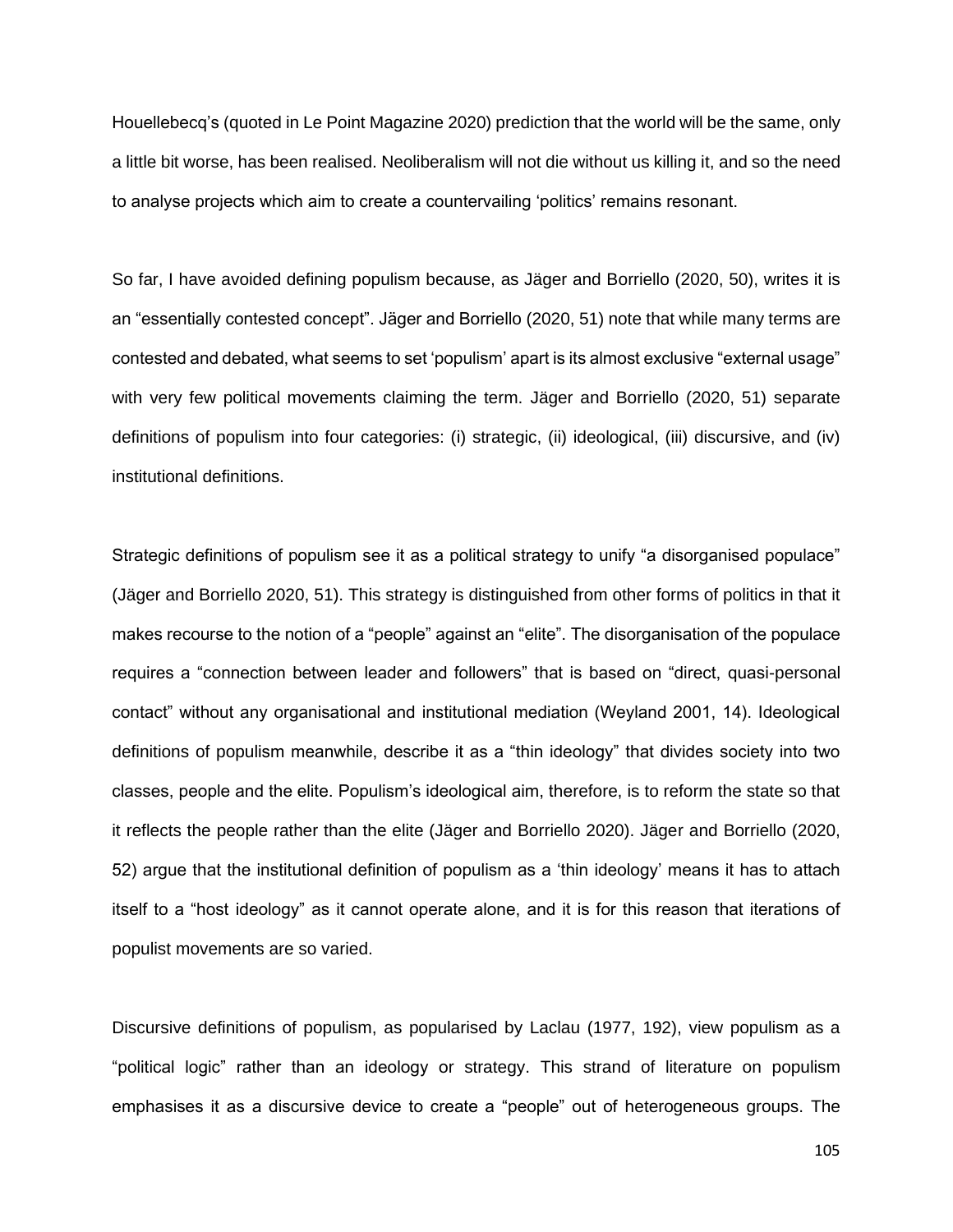Houellebecq's (quoted in Le Point Magazine 2020) prediction that the world will be the same, only a little bit worse, has been realised. Neoliberalism will not die without us killing it, and so the need to analyse projects which aim to create a countervailing 'politics' remains resonant.

So far, I have avoided defining populism because, as Jäger and Borriello (2020, 50), writes it is an "essentially contested concept". Jäger and Borriello (2020, 51) note that while many terms are contested and debated, what seems to set 'populism' apart is its almost exclusive "external usage" with very few political movements claiming the term. Jäger and Borriello (2020, 51) separate definitions of populism into four categories: (i) strategic, (ii) ideological, (iii) discursive, and (iv) institutional definitions.

Strategic definitions of populism see it as a political strategy to unify "a disorganised populace" (Jäger and Borriello 2020, 51). This strategy is distinguished from other forms of politics in that it makes recourse to the notion of a "people" against an "elite". The disorganisation of the populace requires a "connection between leader and followers" that is based on "direct, quasi-personal contact" without any organisational and institutional mediation (Weyland 2001, 14). Ideological definitions of populism meanwhile, describe it as a "thin ideology" that divides society into two classes, people and the elite. Populism's ideological aim, therefore, is to reform the state so that it reflects the people rather than the elite (Jäger and Borriello 2020). Jäger and Borriello (2020, 52) argue that the institutional definition of populism as a 'thin ideology' means it has to attach itself to a "host ideology" as it cannot operate alone, and it is for this reason that iterations of populist movements are so varied.

Discursive definitions of populism, as popularised by Laclau (1977, 192), view populism as a "political logic" rather than an ideology or strategy. This strand of literature on populism emphasises it as a discursive device to create a "people" out of heterogeneous groups. The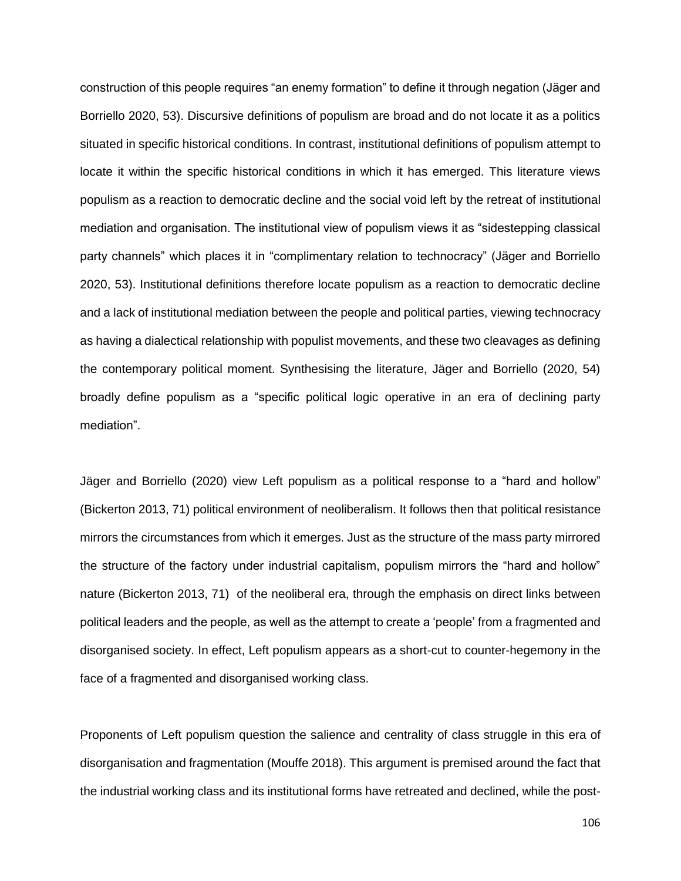construction of this people requires "an enemy formation" to define it through negation (Jäger and Borriello 2020, 53). Discursive definitions of populism are broad and do not locate it as a politics situated in specific historical conditions. In contrast, institutional definitions of populism attempt to locate it within the specific historical conditions in which it has emerged. This literature views populism as a reaction to democratic decline and the social void left by the retreat of institutional mediation and organisation. The institutional view of populism views it as "sidestepping classical party channels" which places it in "complimentary relation to technocracy" (Jäger and Borriello 2020, 53). Institutional definitions therefore locate populism as a reaction to democratic decline and a lack of institutional mediation between the people and political parties, viewing technocracy as having a dialectical relationship with populist movements, and these two cleavages as defining the contemporary political moment. Synthesising the literature, Jäger and Borriello (2020, 54) broadly define populism as a "specific political logic operative in an era of declining party mediation".

Jäger and Borriello (2020) view Left populism as a political response to a "hard and hollow" (Bickerton 2013, 71) political environment of neoliberalism. It follows then that political resistance mirrors the circumstances from which it emerges. Just as the structure of the mass party mirrored the structure of the factory under industrial capitalism, populism mirrors the "hard and hollow" nature (Bickerton 2013, 71) of the neoliberal era, through the emphasis on direct links between political leaders and the people, as well as the attempt to create a 'people' from a fragmented and disorganised society. In effect, Left populism appears as a short-cut to counter-hegemony in the face of a fragmented and disorganised working class.

Proponents of Left populism question the salience and centrality of class struggle in this era of disorganisation and fragmentation (Mouffe 2018). This argument is premised around the fact that the industrial working class and its institutional forms have retreated and declined, while the post-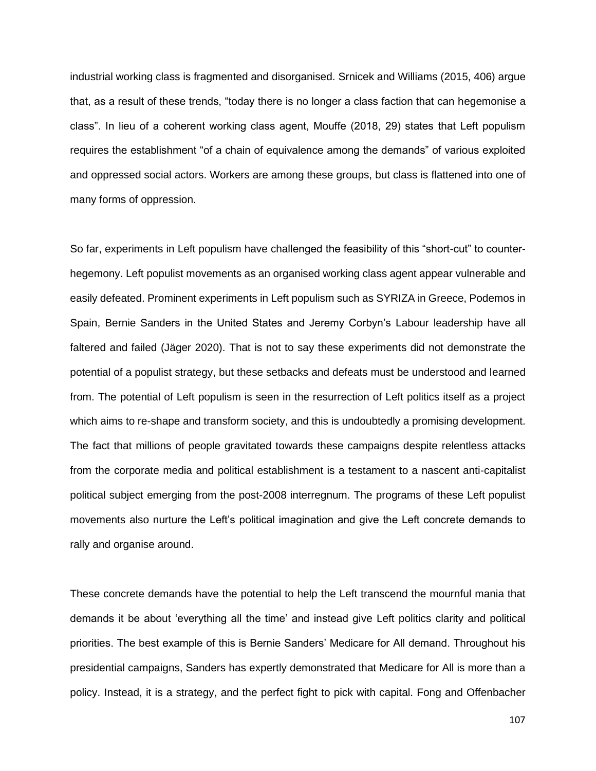industrial working class is fragmented and disorganised. Srnicek and Williams (2015, 406) argue that, as a result of these trends, "today there is no longer a class faction that can hegemonise a class". In lieu of a coherent working class agent, Mouffe (2018, 29) states that Left populism requires the establishment "of a chain of equivalence among the demands" of various exploited and oppressed social actors. Workers are among these groups, but class is flattened into one of many forms of oppression.

So far, experiments in Left populism have challenged the feasibility of this "short-cut" to counter-hegemony. Left populist movements as an organised working class agent appear vulnerable and easily defeated. Prominent experiments in Left populism such as SYRIZA in Greece, Podemos in Spain, Bernie Sanders in the United States and Jeremy Corbyn's Labour leadership have all faltered and failed (Jäger 2020). That is not to say these experiments did not demonstrate the potential of a populist strategy, but these setbacks and defeats must be understood and learned from. The potential of Left populism is seen in the resurrection of Left politics itself as a project which aims to re-shape and transform society, and this is undoubtedly a promising development. The fact that millions of people gravitated towards these campaigns despite relentless attacks from the corporate media and political establishment is a testament to a nascent anti-capitalist political subject emerging from the post-2008 interregnum. The programs of these Left populist movements also nurture the Left's political imagination and give the Left concrete demands to rally and organise around.

These concrete demands have the potential to help the Left transcend the mournful mania that demands it be about 'everything all the time' and instead give Left politics clarity and political priorities. The best example of this is Bernie Sanders' Medicare for All demand. Throughout his presidential campaigns, Sanders has expertly demonstrated that Medicare for All is more than a policy. Instead, it is a strategy, and the perfect fight to pick with capital. Fong and Offenbacher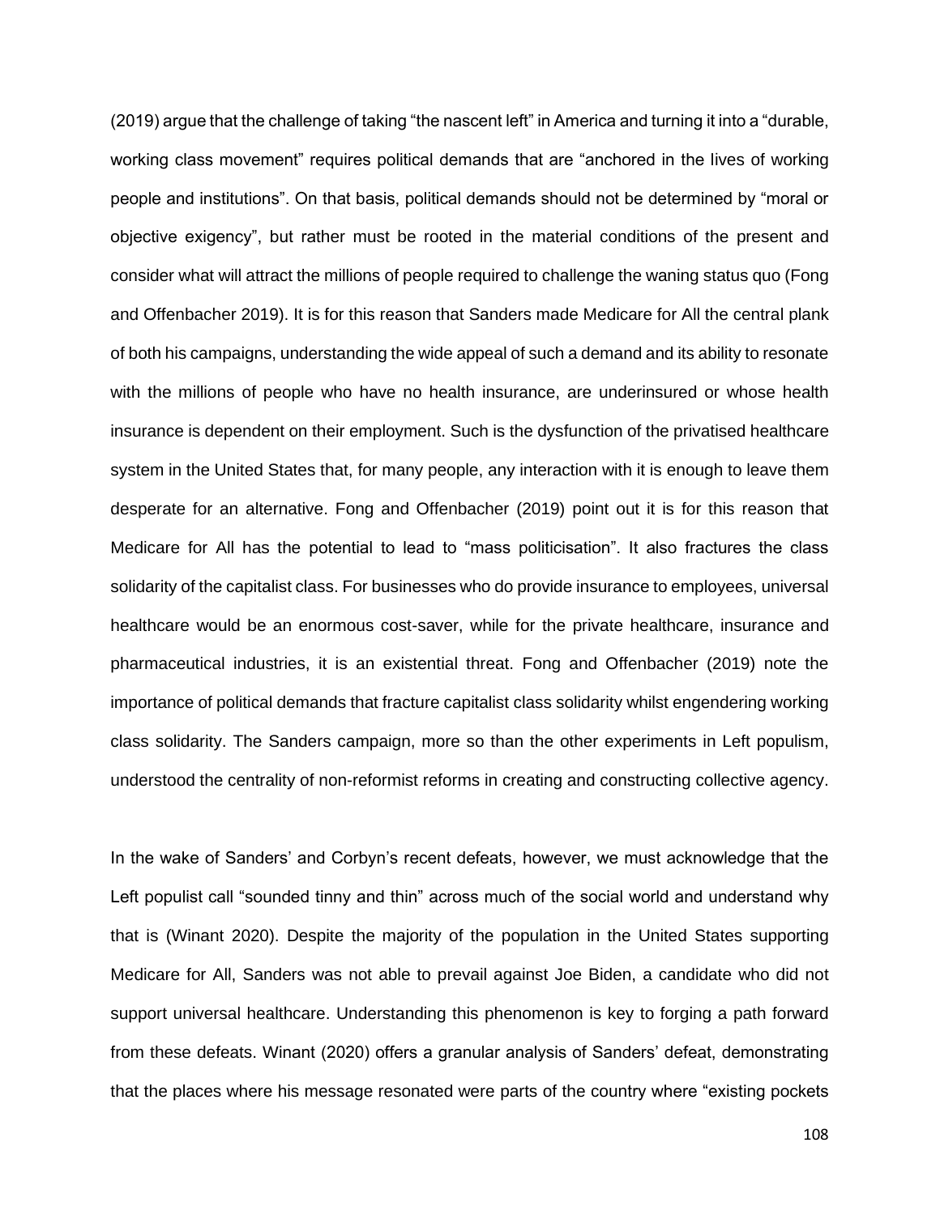(2019) argue that the challenge of taking "the nascent left" in America and turning it into a "durable, working class movement" requires political demands that are "anchored in the lives of working people and institutions". On that basis, political demands should not be determined by "moral or objective exigency", but rather must be rooted in the material conditions of the present and consider what will attract the millions of people required to challenge the waning status quo (Fong and Offenbacher 2019). It is for this reason that Sanders made Medicare for All the central plank of both his campaigns, understanding the wide appeal of such a demand and its ability to resonate with the millions of people who have no health insurance, are underinsured or whose health insurance is dependent on their employment. Such is the dysfunction of the privatised healthcare system in the United States that, for many people, any interaction with it is enough to leave them desperate for an alternative. Fong and Offenbacher (2019) point out it is for this reason that Medicare for All has the potential to lead to "mass politicisation". It also fractures the class solidarity of the capitalist class. For businesses who do provide insurance to employees, universal healthcare would be an enormous cost-saver, while for the private healthcare, insurance and pharmaceutical industries, it is an existential threat. Fong and Offenbacher (2019) note the importance of political demands that fracture capitalist class solidarity whilst engendering working class solidarity. The Sanders campaign, more so than the other experiments in Left populism, understood the centrality of non-reformist reforms in creating and constructing collective agency.

In the wake of Sanders' and Corbyn's recent defeats, however, we must acknowledge that the Left populist call "sounded tinny and thin" across much of the social world and understand why that is (Winant 2020). Despite the majority of the population in the United States supporting Medicare for All, Sanders was not able to prevail against Joe Biden, a candidate who did not support universal healthcare. Understanding this phenomenon is key to forging a path forward from these defeats. Winant (2020) offers a granular analysis of Sanders' defeat, demonstrating that the places where his message resonated were parts of the country where "existing pockets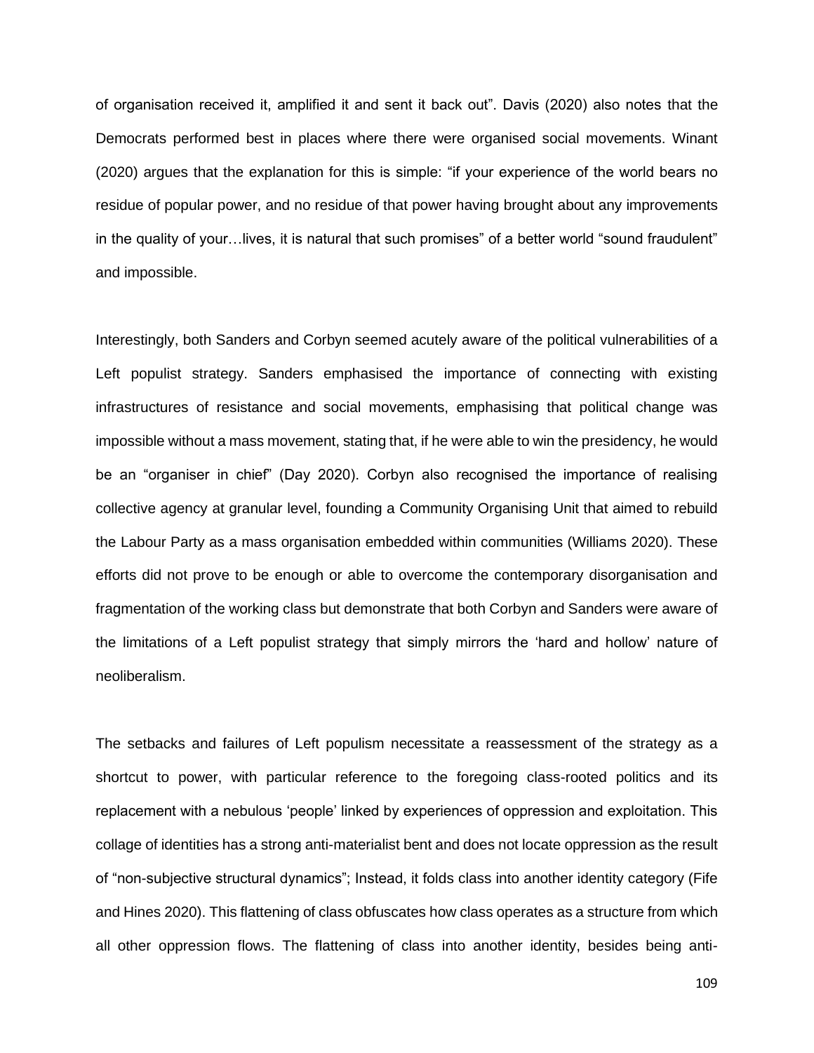of organisation received it, amplified it and sent it back out". Davis (2020) also notes that the Democrats performed best in places where there were organised social movements. Winant (2020) argues that the explanation for this is simple: "if your experience of the world bears no residue of popular power, and no residue of that power having brought about any improvements in the quality of your…lives, it is natural that such promises" of a better world "sound fraudulent" and impossible.

Interestingly, both Sanders and Corbyn seemed acutely aware of the political vulnerabilities of a Left populist strategy. Sanders emphasised the importance of connecting with existing infrastructures of resistance and social movements, emphasising that political change was impossible without a mass movement, stating that, if he were able to win the presidency, he would be an "organiser in chief" (Day 2020). Corbyn also recognised the importance of realising collective agency at granular level, founding a Community Organising Unit that aimed to rebuild the Labour Party as a mass organisation embedded within communities (Williams 2020). These efforts did not prove to be enough or able to overcome the contemporary disorganisation and fragmentation of the working class but demonstrate that both Corbyn and Sanders were aware of the limitations of a Left populist strategy that simply mirrors the 'hard and hollow' nature of neoliberalism.

The setbacks and failures of Left populism necessitate a reassessment of the strategy as a shortcut to power, with particular reference to the foregoing class-rooted politics and its replacement with a nebulous 'people' linked by experiences of oppression and exploitation. This collage of identities has a strong anti-materialist bent and does not locate oppression as the result of "non-subjective structural dynamics"; Instead, it folds class into another identity category (Fife and Hines 2020). This flattening of class obfuscates how class operates as a structure from which all other oppression flows. The flattening of class into another identity, besides being anti-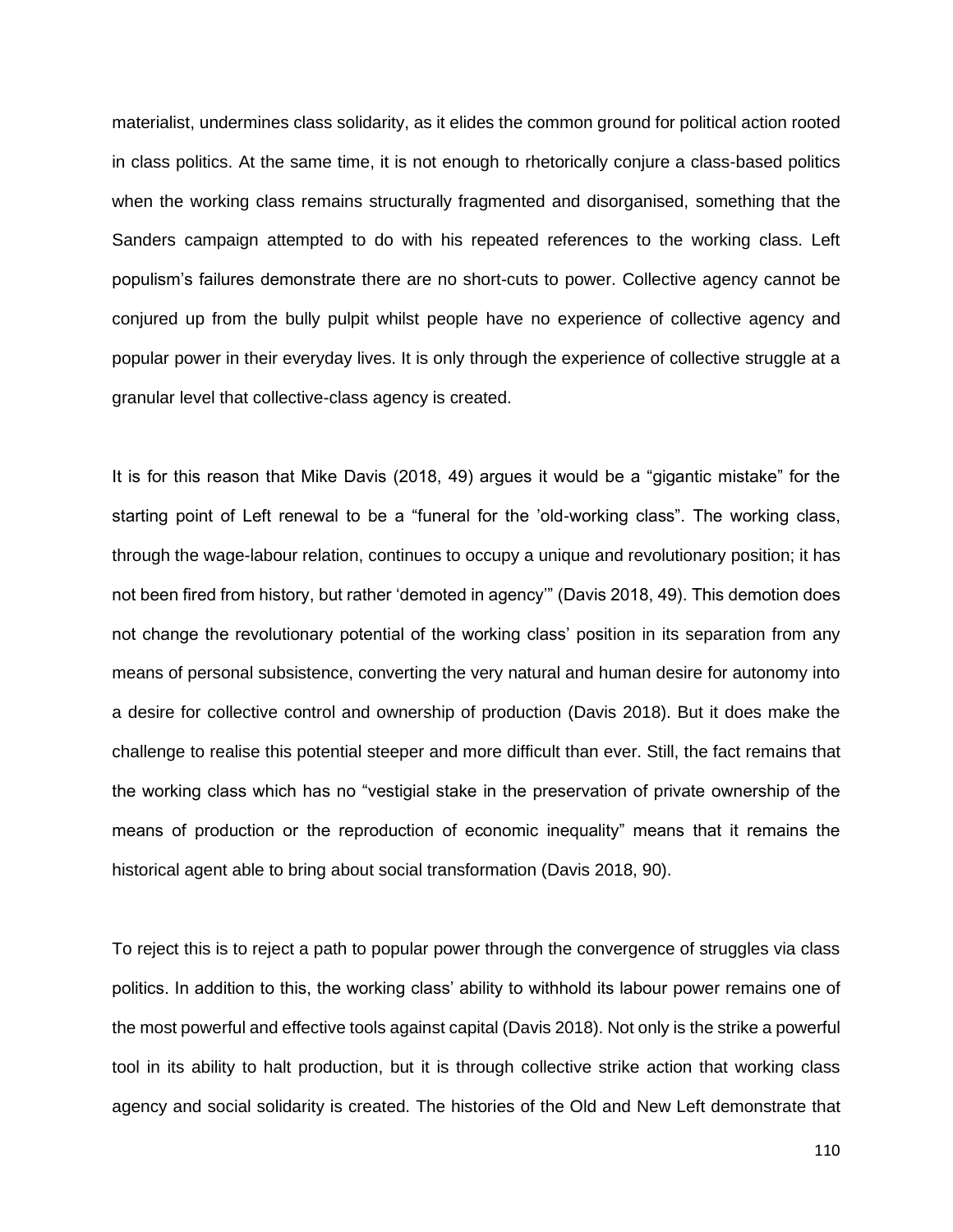materialist, undermines class solidarity, as it elides the common ground for political action rooted in class politics. At the same time, it is not enough to rhetorically conjure a class-based politics when the working class remains structurally fragmented and disorganised, something that the Sanders campaign attempted to do with his repeated references to the working class. Left populism's failures demonstrate there are no short-cuts to power. Collective agency cannot be conjured up from the bully pulpit whilst people have no experience of collective agency and popular power in their everyday lives. It is only through the experience of collective struggle at a granular level that collective-class agency is created.

It is for this reason that Mike Davis (2018, 49) argues it would be a "gigantic mistake" for the starting point of Left renewal to be a "funeral for the 'old-working class". The working class, through the wage-labour relation, continues to occupy a unique and revolutionary position; it has not been fired from history, but rather 'demoted in agency'" (Davis 2018, 49). This demotion does not change the revolutionary potential of the working class' position in its separation from any means of personal subsistence, converting the very natural and human desire for autonomy into a desire for collective control and ownership of production (Davis 2018). But it does make the challenge to realise this potential steeper and more difficult than ever. Still, the fact remains that the working class which has no "vestigial stake in the preservation of private ownership of the means of production or the reproduction of economic inequality" means that it remains the historical agent able to bring about social transformation (Davis 2018, 90).

To reject this is to reject a path to popular power through the convergence of struggles via class politics. In addition to this, the working class' ability to withhold its labour power remains one of the most powerful and effective tools against capital (Davis 2018). Not only is the strike a powerful tool in its ability to halt production, but it is through collective strike action that working class agency and social solidarity is created. The histories of the Old and New Left demonstrate that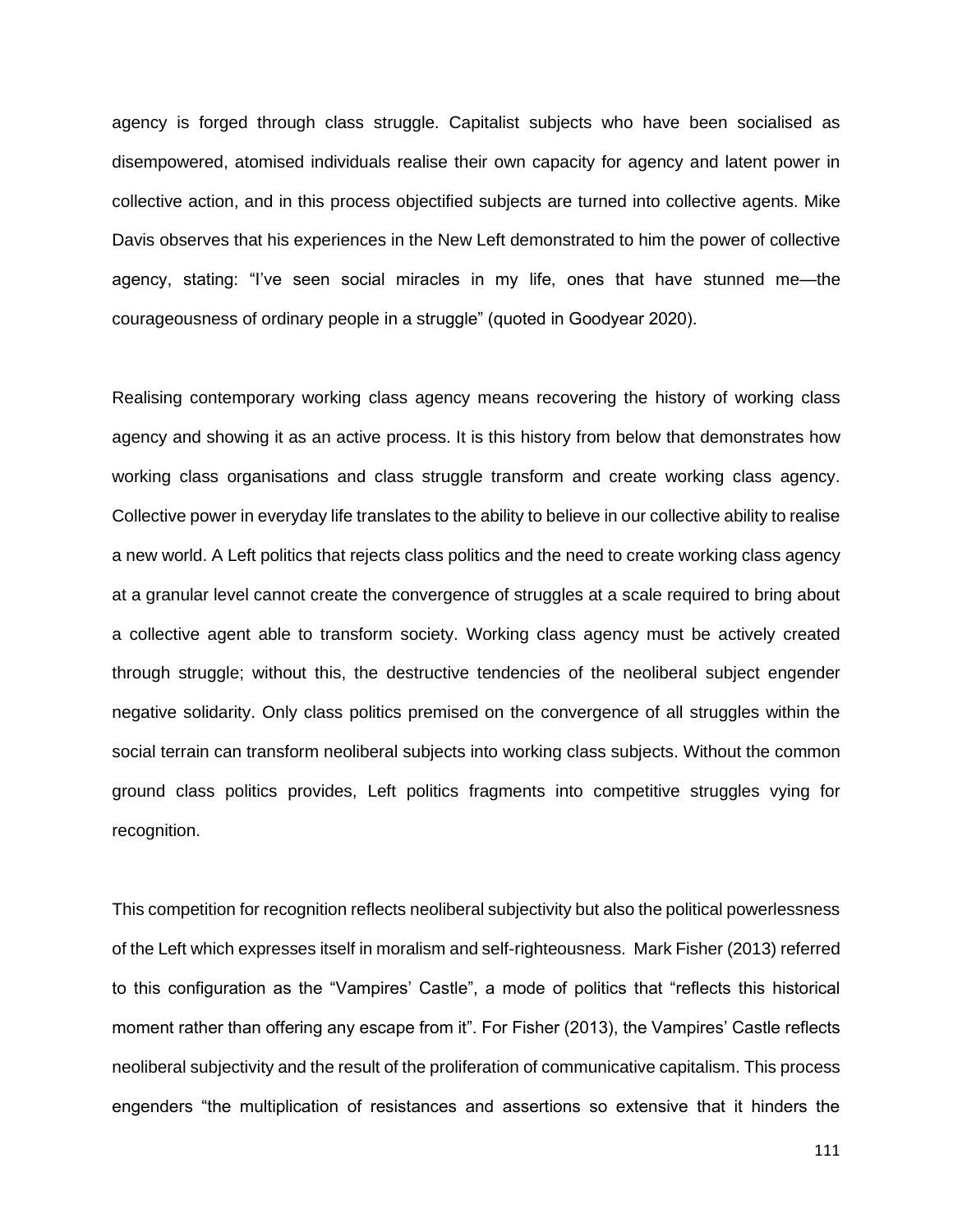agency is forged through class struggle. Capitalist subjects who have been socialised as disempowered, atomised individuals realise their own capacity for agency and latent power in collective action, and in this process objectified subjects are turned into collective agents. Mike Davis observes that his experiences in the New Left demonstrated to him the power of collective agency, stating: "I've seen social miracles in my life, ones that have stunned me—the courageousness of ordinary people in a struggle" (quoted in Goodyear 2020).

Realising contemporary working class agency means recovering the history of working class agency and showing it as an active process. It is this history from below that demonstrates how working class organisations and class struggle transform and create working class agency. Collective power in everyday life translates to the ability to believe in our collective ability to realise a new world. A Left politics that rejects class politics and the need to create working class agency at a granular level cannot create the convergence of struggles at a scale required to bring about a collective agent able to transform society. Working class agency must be actively created through struggle; without this, the destructive tendencies of the neoliberal subject engender negative solidarity. Only class politics premised on the convergence of all struggles within the social terrain can transform neoliberal subjects into working class subjects. Without the common ground class politics provides, Left politics fragments into competitive struggles vying for recognition.

This competition for recognition reflects neoliberal subjectivity but also the political powerlessness of the Left which expresses itself in moralism and self-righteousness. Mark Fisher (2013) referred to this configuration as the "Vampires' Castle", a mode of politics that "reflects this historical moment rather than offering any escape from it". For Fisher (2013), the Vampires' Castle reflects neoliberal subjectivity and the result of the proliferation of communicative capitalism. This process engenders "the multiplication of resistances and assertions so extensive that it hinders the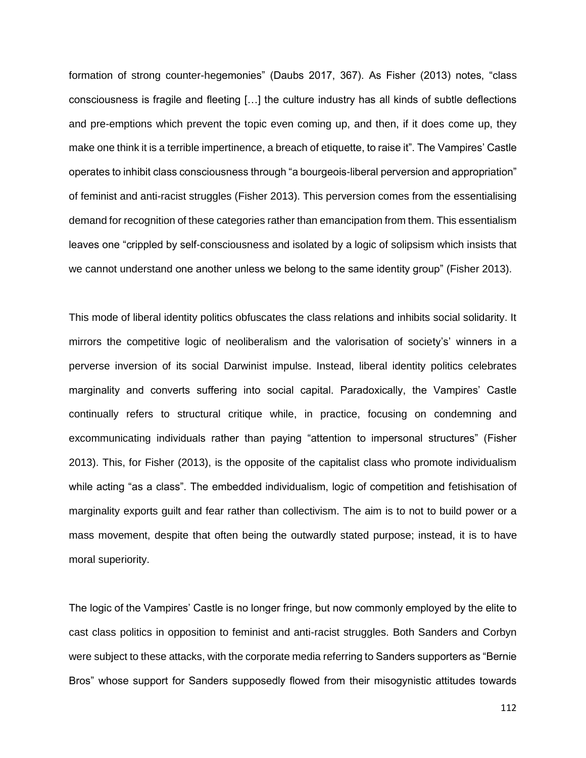formation of strong counter-hegemonies" (Daubs 2017, 367). As Fisher (2013) notes, "class consciousness is fragile and fleeting […] the culture industry has all kinds of subtle deflections and pre-emptions which prevent the topic even coming up, and then, if it does come up, they make one think it is a terrible impertinence, a breach of etiquette, to raise it". The Vampires' Castle operates to inhibit class consciousness through "a bourgeois-liberal perversion and appropriation" of feminist and anti-racist struggles (Fisher 2013). This perversion comes from the essentialising demand for recognition of these categories rather than emancipation from them. This essentialism leaves one "crippled by self-consciousness and isolated by a logic of solipsism which insists that we cannot understand one another unless we belong to the same identity group" (Fisher 2013).

This mode of liberal identity politics obfuscates the class relations and inhibits social solidarity. It mirrors the competitive logic of neoliberalism and the valorisation of society's' winners in a perverse inversion of its social Darwinist impulse. Instead, liberal identity politics celebrates marginality and converts suffering into social capital. Paradoxically, the Vampires' Castle continually refers to structural critique while, in practice, focusing on condemning and excommunicating individuals rather than paying "attention to impersonal structures" (Fisher 2013). This, for Fisher (2013), is the opposite of the capitalist class who promote individualism while acting "as a class". The embedded individualism, logic of competition and fetishisation of marginality exports guilt and fear rather than collectivism. The aim is to not to build power or a mass movement, despite that often being the outwardly stated purpose; instead, it is to have moral superiority.

The logic of the Vampires' Castle is no longer fringe, but now commonly employed by the elite to cast class politics in opposition to feminist and anti-racist struggles. Both Sanders and Corbyn were subject to these attacks, with the corporate media referring to Sanders supporters as "Bernie Bros" whose support for Sanders supposedly flowed from their misogynistic attitudes towards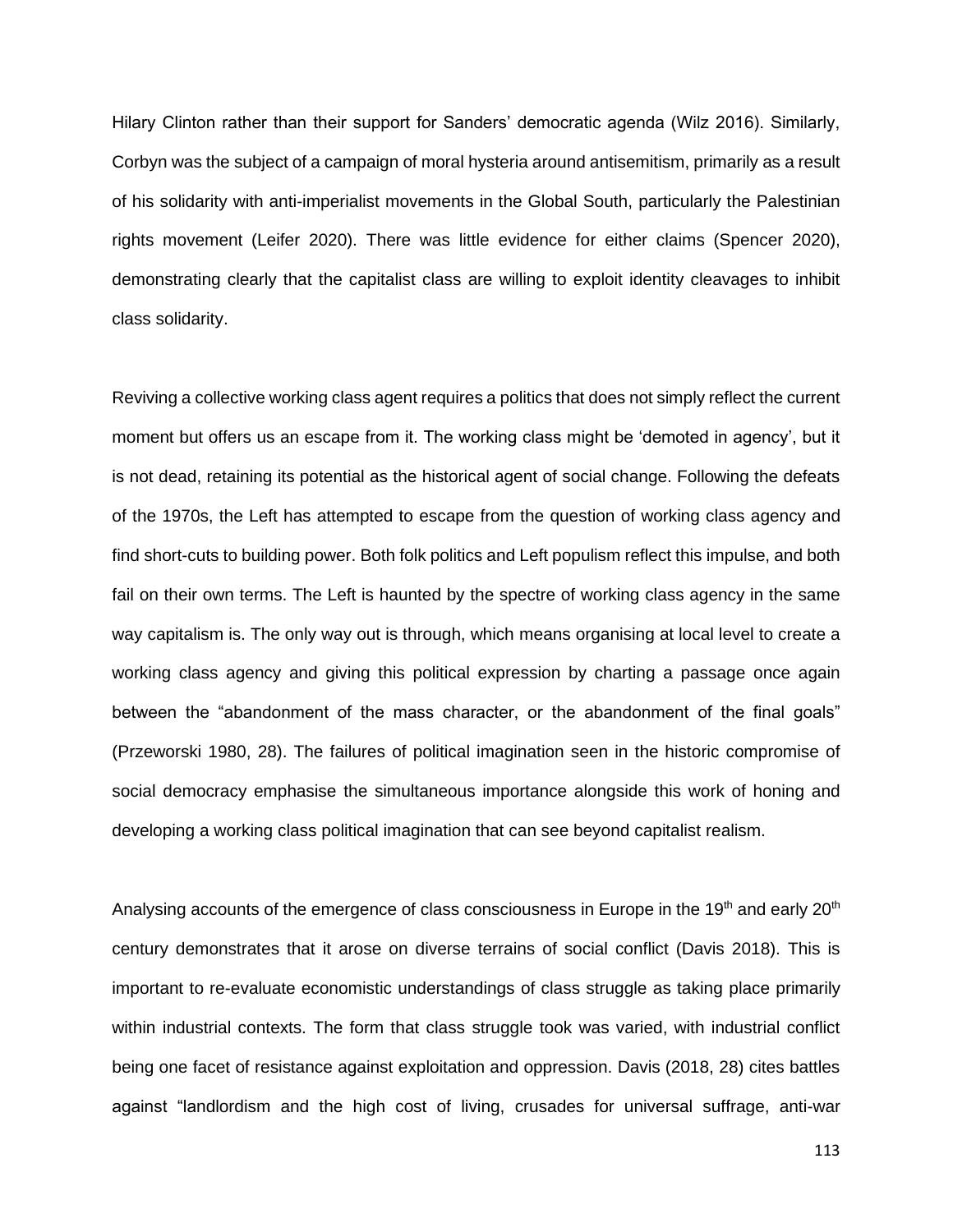Hilary Clinton rather than their support for Sanders' democratic agenda (Wilz 2016). Similarly, Corbyn was the subject of a campaign of moral hysteria around antisemitism, primarily as a result of his solidarity with anti-imperialist movements in the Global South, particularly the Palestinian rights movement (Leifer 2020). There was little evidence for either claims (Spencer 2020), demonstrating clearly that the capitalist class are willing to exploit identity cleavages to inhibit class solidarity.

Reviving a collective working class agent requires a politics that does not simply reflect the current moment but offers us an escape from it. The working class might be 'demoted in agency', but it is not dead, retaining its potential as the historical agent of social change. Following the defeats of the 1970s, the Left has attempted to escape from the question of working class agency and find short-cuts to building power. Both folk politics and Left populism reflect this impulse, and both fail on their own terms. The Left is haunted by the spectre of working class agency in the same way capitalism is. The only way out is through, which means organising at local level to create a working class agency and giving this political expression by charting a passage once again between the "abandonment of the mass character, or the abandonment of the final goals" (Przeworski 1980, 28). The failures of political imagination seen in the historic compromise of social democracy emphasise the simultaneous importance alongside this work of honing and developing a working class political imagination that can see beyond capitalist realism.

Analysing accounts of the emergence of class consciousness in Europe in the 19th and early 20th century demonstrates that it arose on diverse terrains of social conflict (Davis 2018). This is important to re-evaluate economistic understandings of class struggle as taking place primarily within industrial contexts. The form that class struggle took was varied, with industrial conflict being one facet of resistance against exploitation and oppression. Davis (2018, 28) cites battles against "landlordism and the high cost of living, crusades for universal suffrage, anti-war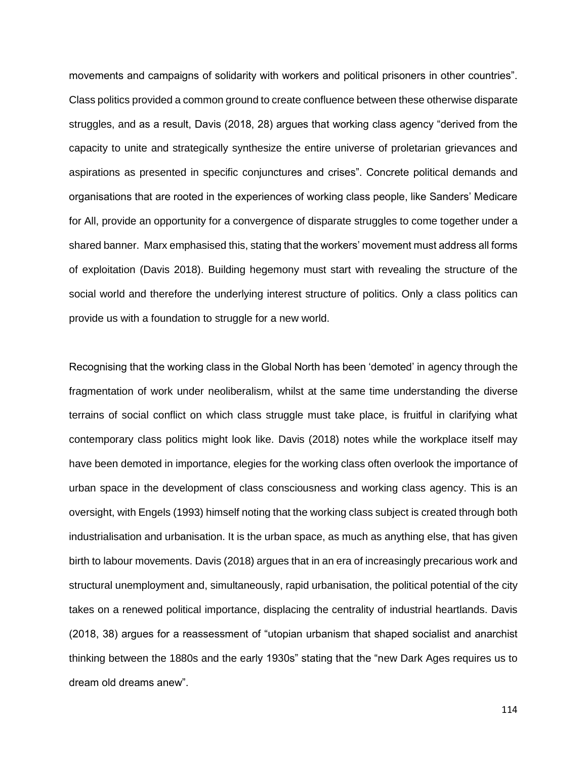movements and campaigns of solidarity with workers and political prisoners in other countries". Class politics provided a common ground to create confluence between these otherwise disparate struggles, and as a result, Davis (2018, 28) argues that working class agency "derived from the capacity to unite and strategically synthesize the entire universe of proletarian grievances and aspirations as presented in specific conjunctures and crises". Concrete political demands and organisations that are rooted in the experiences of working class people, like Sanders' Medicare for All, provide an opportunity for a convergence of disparate struggles to come together under a shared banner. Marx emphasised this, stating that the workers' movement must address all forms of exploitation (Davis 2018). Building hegemony must start with revealing the structure of the social world and therefore the underlying interest structure of politics. Only a class politics can provide us with a foundation to struggle for a new world.

Recognising that the working class in the Global North has been 'demoted' in agency through the fragmentation of work under neoliberalism, whilst at the same time understanding the diverse terrains of social conflict on which class struggle must take place, is fruitful in clarifying what contemporary class politics might look like. Davis (2018) notes while the workplace itself may have been demoted in importance, elegies for the working class often overlook the importance of urban space in the development of class consciousness and working class agency. This is an oversight, with Engels (1993) himself noting that the working class subject is created through both industrialisation and urbanisation. It is the urban space, as much as anything else, that has given birth to labour movements. Davis (2018) argues that in an era of increasingly precarious work and structural unemployment and, simultaneously, rapid urbanisation, the political potential of the city takes on a renewed political importance, displacing the centrality of industrial heartlands. Davis (2018, 38) argues for a reassessment of "utopian urbanism that shaped socialist and anarchist thinking between the 1880s and the early 1930s" stating that the "new Dark Ages requires us to dream old dreams anew".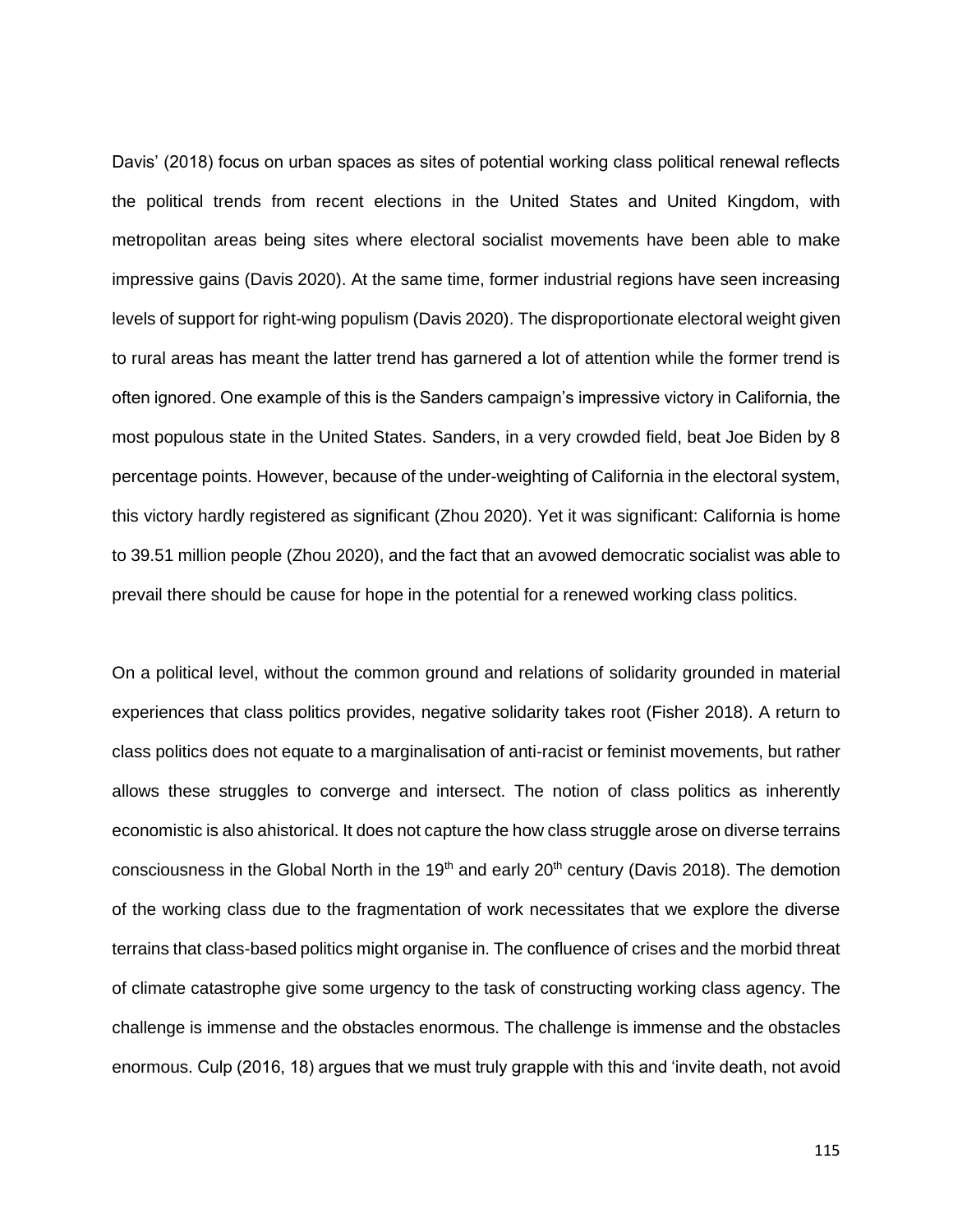Davis' (2018) focus on urban spaces as sites of potential working class political renewal reflects the political trends from recent elections in the United States and United Kingdom, with metropolitan areas being sites where electoral socialist movements have been able to make impressive gains (Davis 2020). At the same time, former industrial regions have seen increasing levels of support for right-wing populism (Davis 2020). The disproportionate electoral weight given to rural areas has meant the latter trend has garnered a lot of attention while the former trend is often ignored. One example of this is the Sanders campaign's impressive victory in California, the most populous state in the United States. Sanders, in a very crowded field, beat Joe Biden by 8 percentage points. However, because of the under-weighting of California in the electoral system, this victory hardly registered as significant (Zhou 2020). Yet it was significant: California is home to 39.51 million people (Zhou 2020), and the fact that an avowed democratic socialist was able to prevail there should be cause for hope in the potential for a renewed working class politics.

On a political level, without the common ground and relations of solidarity grounded in material experiences that class politics provides, negative solidarity takes root (Fisher 2018). A return to class politics does not equate to a marginalisation of anti-racist or feminist movements, but rather allows these struggles to converge and intersect. The notion of class politics as inherently economistic is also ahistorical. It does not capture the how class struggle arose on diverse terrains consciousness in the Global North in the 19th and early 20th century (Davis 2018). The demotion of the working class due to the fragmentation of work necessitates that we explore the diverse terrains that class-based politics might organise in. The confluence of crises and the morbid threat of climate catastrophe give some urgency to the task of constructing working class agency. The challenge is immense and the obstacles enormous. The challenge is immense and the obstacles enormous. Culp (2016, 18) argues that we must truly grapple with this and 'invite death, not avoid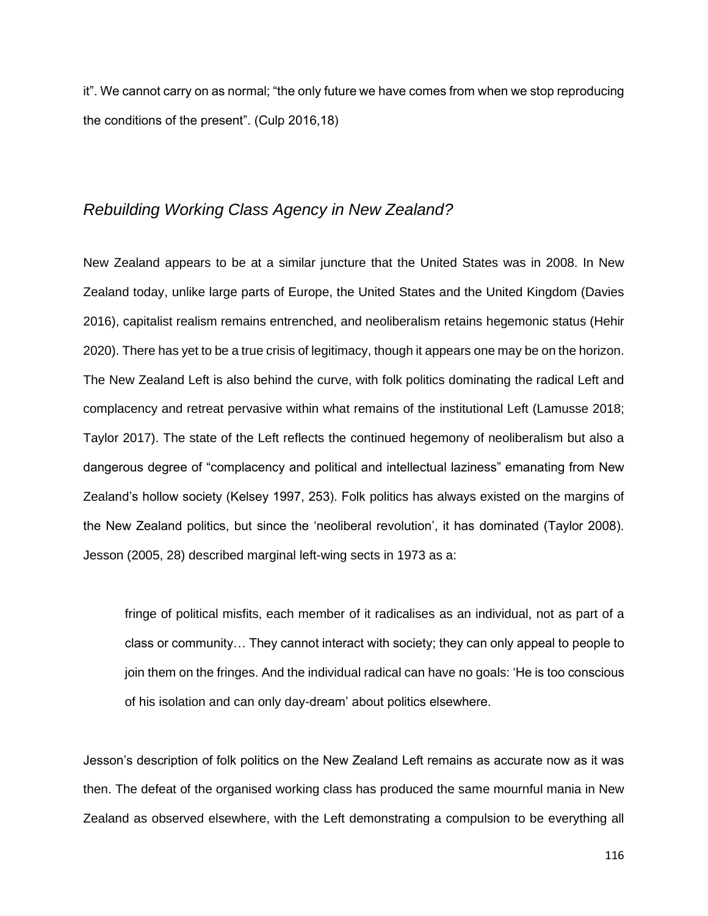it". We cannot carry on as normal; "the only future we have comes from when we stop reproducing the conditions of the present". (Culp 2016,18)

### *Rebuilding Working Class Agency in New Zealand?*

New Zealand appears to be at a similar juncture that the United States was in 2008. In New Zealand today, unlike large parts of Europe, the United States and the United Kingdom (Davies 2016), capitalist realism remains entrenched, and neoliberalism retains hegemonic status (Hehir 2020). There has yet to be a true crisis of legitimacy, though it appears one may be on the horizon. The New Zealand Left is also behind the curve, with folk politics dominating the radical Left and complacency and retreat pervasive within what remains of the institutional Left (Lamusse 2018; Taylor 2017). The state of the Left reflects the continued hegemony of neoliberalism but also a dangerous degree of "complacency and political and intellectual laziness" emanating from New Zealand's hollow society (Kelsey 1997, 253). Folk politics has always existed on the margins of the New Zealand politics, but since the 'neoliberal revolution', it has dominated (Taylor 2008). Jesson (2005, 28) described marginal left-wing sects in 1973 as a:

> fringe of political misfits, each member of it radicalises as an individual, not as part of a class or community… They cannot interact with society; they can only appeal to people to join them on the fringes. And the individual radical can have no goals: 'He is too conscious of his isolation and can only day-dream' about politics elsewhere.

Jesson's description of folk politics on the New Zealand Left remains as accurate now as it was then. The defeat of the organised working class has produced the same mournful mania in New Zealand as observed elsewhere, with the Left demonstrating a compulsion to be everything all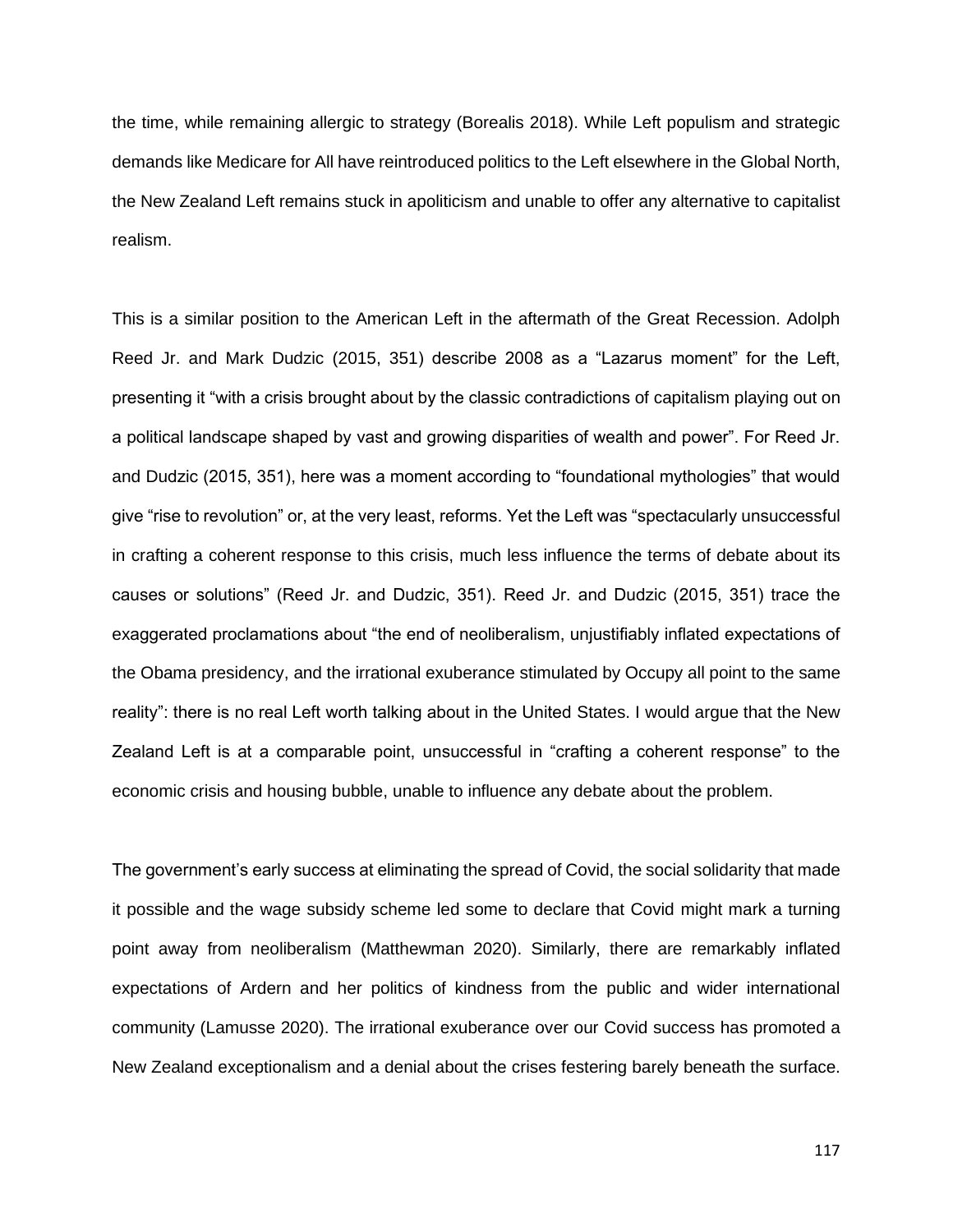the time, while remaining allergic to strategy (Borealis 2018). While Left populism and strategic demands like Medicare for All have reintroduced politics to the Left elsewhere in the Global North, the New Zealand Left remains stuck in apoliticism and unable to offer any alternative to capitalist realism.

This is a similar position to the American Left in the aftermath of the Great Recession. Adolph Reed Jr. and Mark Dudzic (2015, 351) describe 2008 as a "Lazarus moment" for the Left, presenting it "with a crisis brought about by the classic contradictions of capitalism playing out on a political landscape shaped by vast and growing disparities of wealth and power". For Reed Jr. and Dudzic (2015, 351), here was a moment according to "foundational mythologies" that would give "rise to revolution" or, at the very least, reforms. Yet the Left was "spectacularly unsuccessful in crafting a coherent response to this crisis, much less influence the terms of debate about its causes or solutions" (Reed Jr. and Dudzic, 351). Reed Jr. and Dudzic (2015, 351) trace the exaggerated proclamations about "the end of neoliberalism, unjustifiably inflated expectations of the Obama presidency, and the irrational exuberance stimulated by Occupy all point to the same reality": there is no real Left worth talking about in the United States. I would argue that the New Zealand Left is at a comparable point, unsuccessful in "crafting a coherent response" to the economic crisis and housing bubble, unable to influence any debate about the problem.

The government's early success at eliminating the spread of Covid, the social solidarity that made it possible and the wage subsidy scheme led some to declare that Covid might mark a turning point away from neoliberalism (Matthewman 2020). Similarly, there are remarkably inflated expectations of Ardern and her politics of kindness from the public and wider international community (Lamusse 2020). The irrational exuberance over our Covid success has promoted a New Zealand exceptionalism and a denial about the crises festering barely beneath the surface.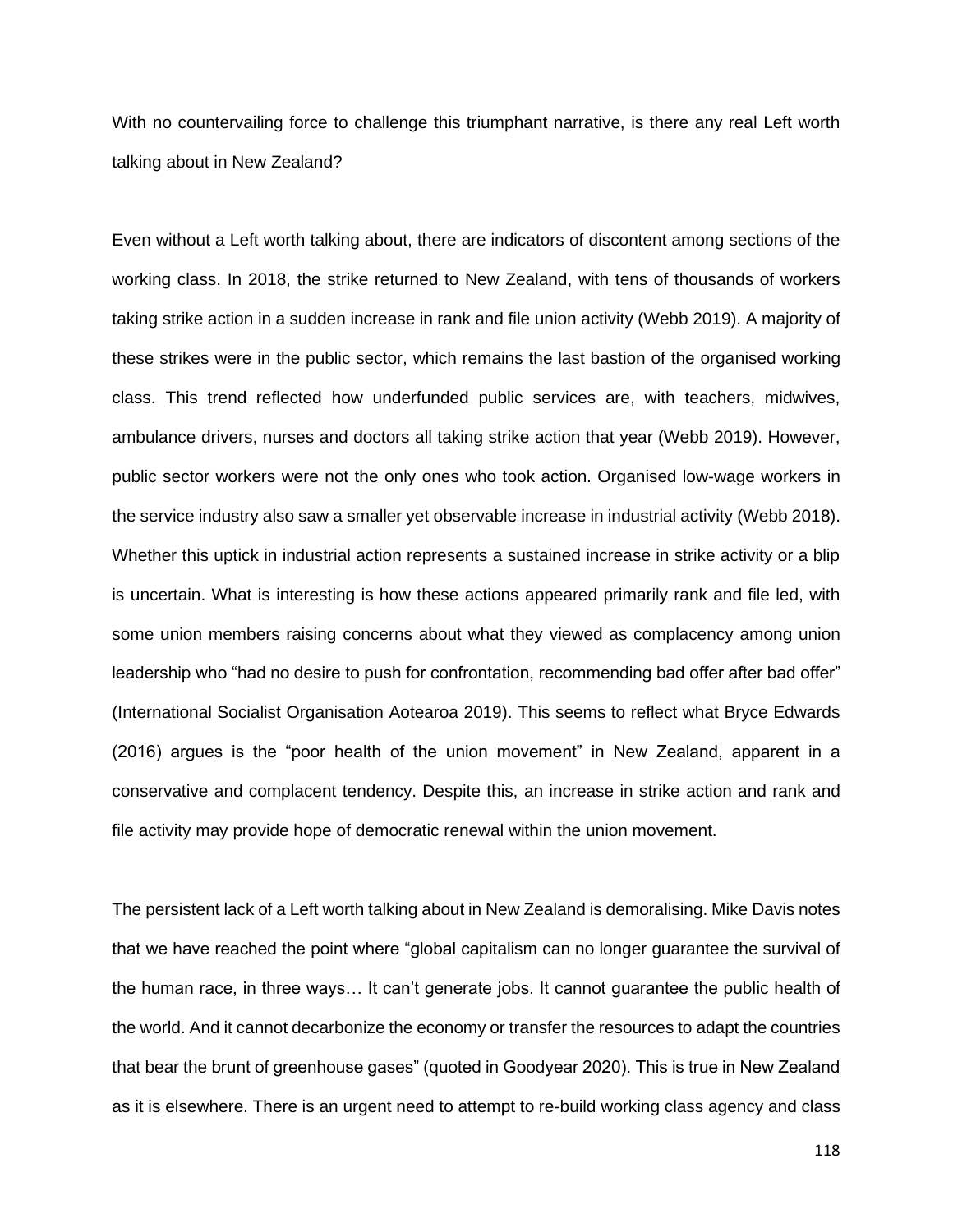With no countervailing force to challenge this triumphant narrative, is there any real Left worth talking about in New Zealand?

Even without a Left worth talking about, there are indicators of discontent among sections of the working class. In 2018, the strike returned to New Zealand, with tens of thousands of workers taking strike action in a sudden increase in rank and file union activity (Webb 2019). A majority of these strikes were in the public sector, which remains the last bastion of the organised working class. This trend reflected how underfunded public services are, with teachers, midwives, ambulance drivers, nurses and doctors all taking strike action that year (Webb 2019). However, public sector workers were not the only ones who took action. Organised low-wage workers in the service industry also saw a smaller yet observable increase in industrial activity (Webb 2018). Whether this uptick in industrial action represents a sustained increase in strike activity or a blip is uncertain. What is interesting is how these actions appeared primarily rank and file led, with some union members raising concerns about what they viewed as complacency among union leadership who "had no desire to push for confrontation, recommending bad offer after bad offer" (International Socialist Organisation Aotearoa 2019). This seems to reflect what Bryce Edwards (2016) argues is the "poor health of the union movement" in New Zealand, apparent in a conservative and complacent tendency. Despite this, an increase in strike action and rank and file activity may provide hope of democratic renewal within the union movement.

The persistent lack of a Left worth talking about in New Zealand is demoralising. Mike Davis notes that we have reached the point where "global capitalism can no longer guarantee the survival of the human race, in three ways… It can't generate jobs. It cannot guarantee the public health of the world. And it cannot decarbonize the economy or transfer the resources to adapt the countries that bear the brunt of greenhouse gases" (quoted in Goodyear 2020). This is true in New Zealand as it is elsewhere. There is an urgent need to attempt to re-build working class agency and class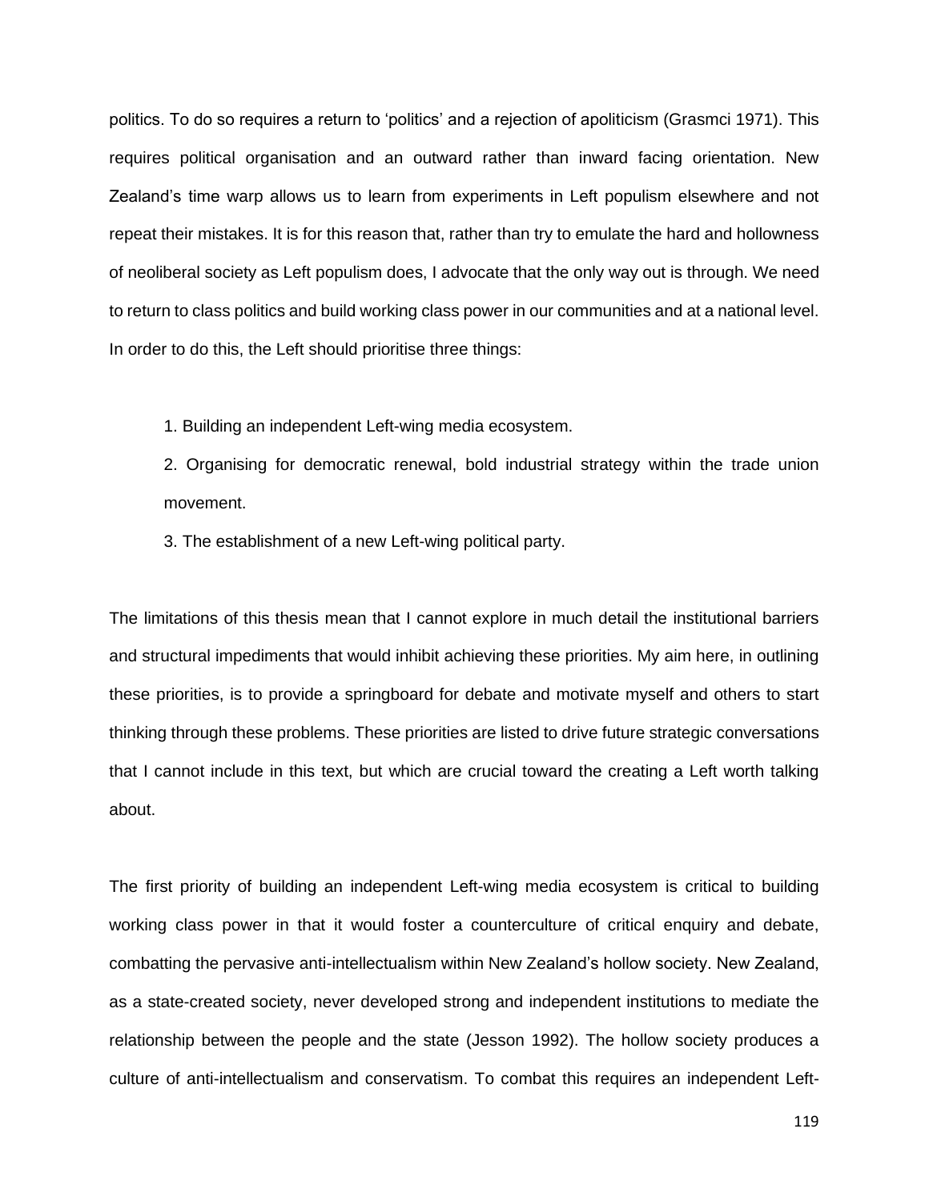politics. To do so requires a return to 'politics' and a rejection of apoliticism (Grasmci 1971). This requires political organisation and an outward rather than inward facing orientation. New Zealand's time warp allows us to learn from experiments in Left populism elsewhere and not repeat their mistakes. It is for this reason that, rather than try to emulate the hard and hollowness of neoliberal society as Left populism does, I advocate that the only way out is through. We need to return to class politics and build working class power in our communities and at a national level. In order to do this, the Left should prioritise three things:

1. Building an independent Left-wing media ecosystem.
2. Organising for democratic renewal, bold industrial strategy within the trade union movement.
3. The establishment of a new Left-wing political party.

The limitations of this thesis mean that I cannot explore in much detail the institutional barriers and structural impediments that would inhibit achieving these priorities. My aim here, in outlining these priorities, is to provide a springboard for debate and motivate myself and others to start thinking through these problems. These priorities are listed to drive future strategic conversations that I cannot include in this text, but which are crucial toward the creating a Left worth talking about.

The first priority of building an independent Left-wing media ecosystem is critical to building working class power in that it would foster a counterculture of critical enquiry and debate, combatting the pervasive anti-intellectualism within New Zealand's hollow society. New Zealand, as a state-created society, never developed strong and independent institutions to mediate the relationship between the people and the state (Jesson 1992). The hollow society produces a culture of anti-intellectualism and conservatism. To combat this requires an independent Left-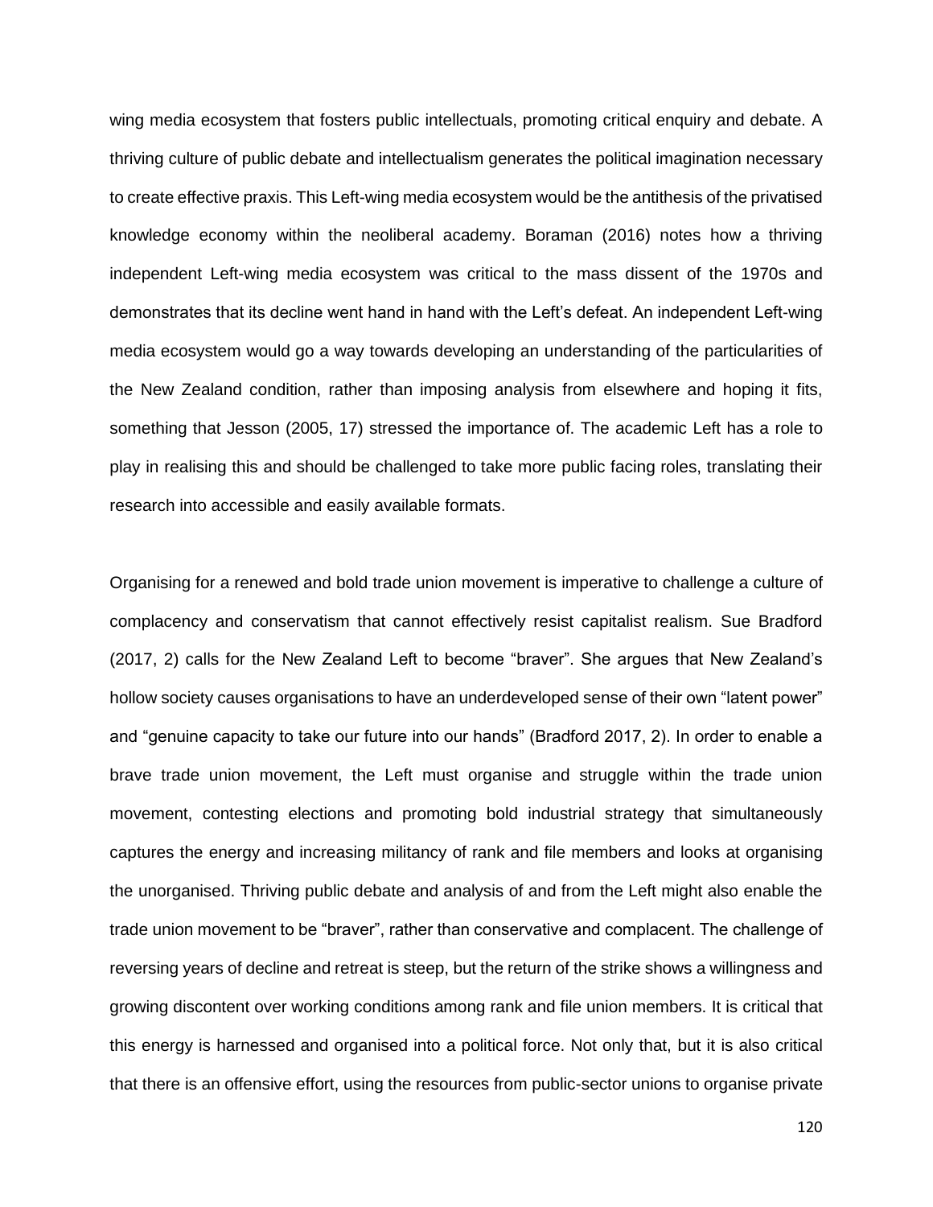wing media ecosystem that fosters public intellectuals, promoting critical enquiry and debate. A thriving culture of public debate and intellectualism generates the political imagination necessary to create effective praxis. This Left-wing media ecosystem would be the antithesis of the privatised knowledge economy within the neoliberal academy. Boraman (2016) notes how a thriving independent Left-wing media ecosystem was critical to the mass dissent of the 1970s and demonstrates that its decline went hand in hand with the Left's defeat. An independent Left-wing media ecosystem would go a way towards developing an understanding of the particularities of the New Zealand condition, rather than imposing analysis from elsewhere and hoping it fits, something that Jesson (2005, 17) stressed the importance of. The academic Left has a role to play in realising this and should be challenged to take more public facing roles, translating their research into accessible and easily available formats.

Organising for a renewed and bold trade union movement is imperative to challenge a culture of complacency and conservatism that cannot effectively resist capitalist realism. Sue Bradford (2017, 2) calls for the New Zealand Left to become "braver". She argues that New Zealand's hollow society causes organisations to have an underdeveloped sense of their own "latent power" and "genuine capacity to take our future into our hands" (Bradford 2017, 2). In order to enable a brave trade union movement, the Left must organise and struggle within the trade union movement, contesting elections and promoting bold industrial strategy that simultaneously captures the energy and increasing militancy of rank and file members and looks at organising the unorganised. Thriving public debate and analysis of and from the Left might also enable the trade union movement to be "braver", rather than conservative and complacent. The challenge of reversing years of decline and retreat is steep, but the return of the strike shows a willingness and growing discontent over working conditions among rank and file union members. It is critical that this energy is harnessed and organised into a political force. Not only that, but it is also critical that there is an offensive effort, using the resources from public-sector unions to organise private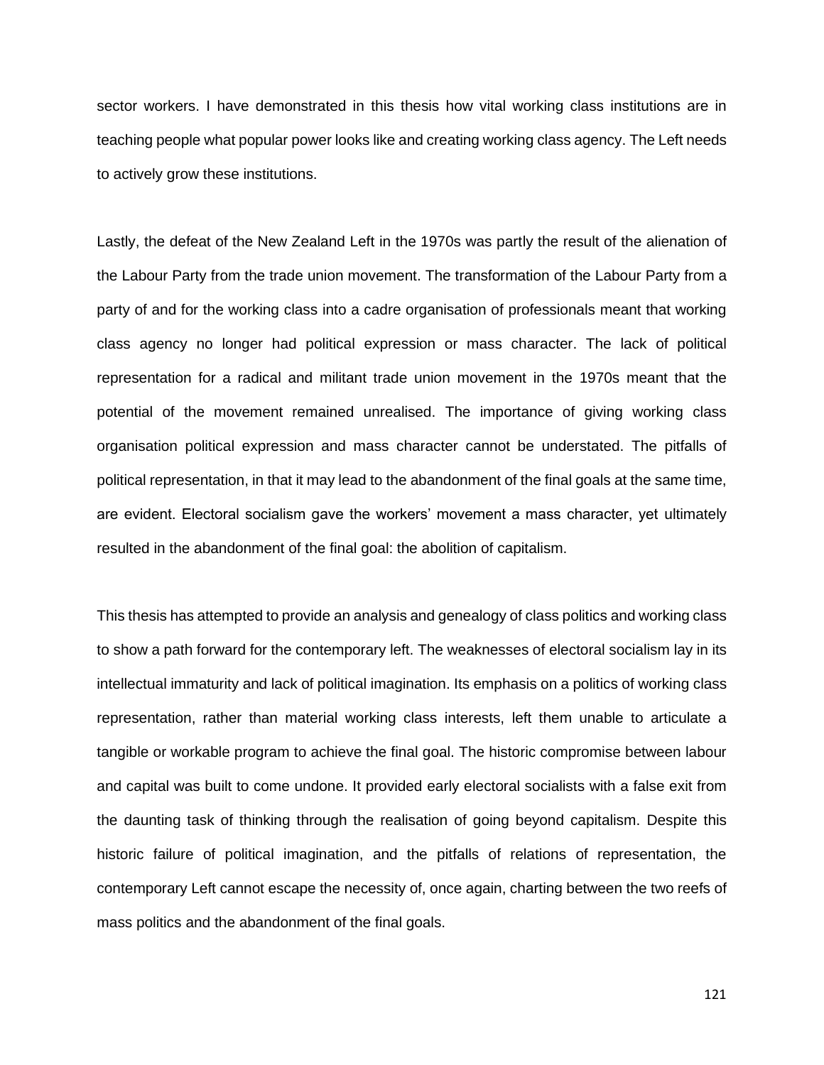sector workers. I have demonstrated in this thesis how vital working class institutions are in teaching people what popular power looks like and creating working class agency. The Left needs to actively grow these institutions.

Lastly, the defeat of the New Zealand Left in the 1970s was partly the result of the alienation of the Labour Party from the trade union movement. The transformation of the Labour Party from a party of and for the working class into a cadre organisation of professionals meant that working class agency no longer had political expression or mass character. The lack of political representation for a radical and militant trade union movement in the 1970s meant that the potential of the movement remained unrealised. The importance of giving working class organisation political expression and mass character cannot be understated. The pitfalls of political representation, in that it may lead to the abandonment of the final goals at the same time, are evident. Electoral socialism gave the workers' movement a mass character, yet ultimately resulted in the abandonment of the final goal: the abolition of capitalism.

This thesis has attempted to provide an analysis and genealogy of class politics and working class to show a path forward for the contemporary left. The weaknesses of electoral socialism lay in its intellectual immaturity and lack of political imagination. Its emphasis on a politics of working class representation, rather than material working class interests, left them unable to articulate a tangible or workable program to achieve the final goal. The historic compromise between labour and capital was built to come undone. It provided early electoral socialists with a false exit from the daunting task of thinking through the realisation of going beyond capitalism. Despite this historic failure of political imagination, and the pitfalls of relations of representation, the contemporary Left cannot escape the necessity of, once again, charting between the two reefs of mass politics and the abandonment of the final goals.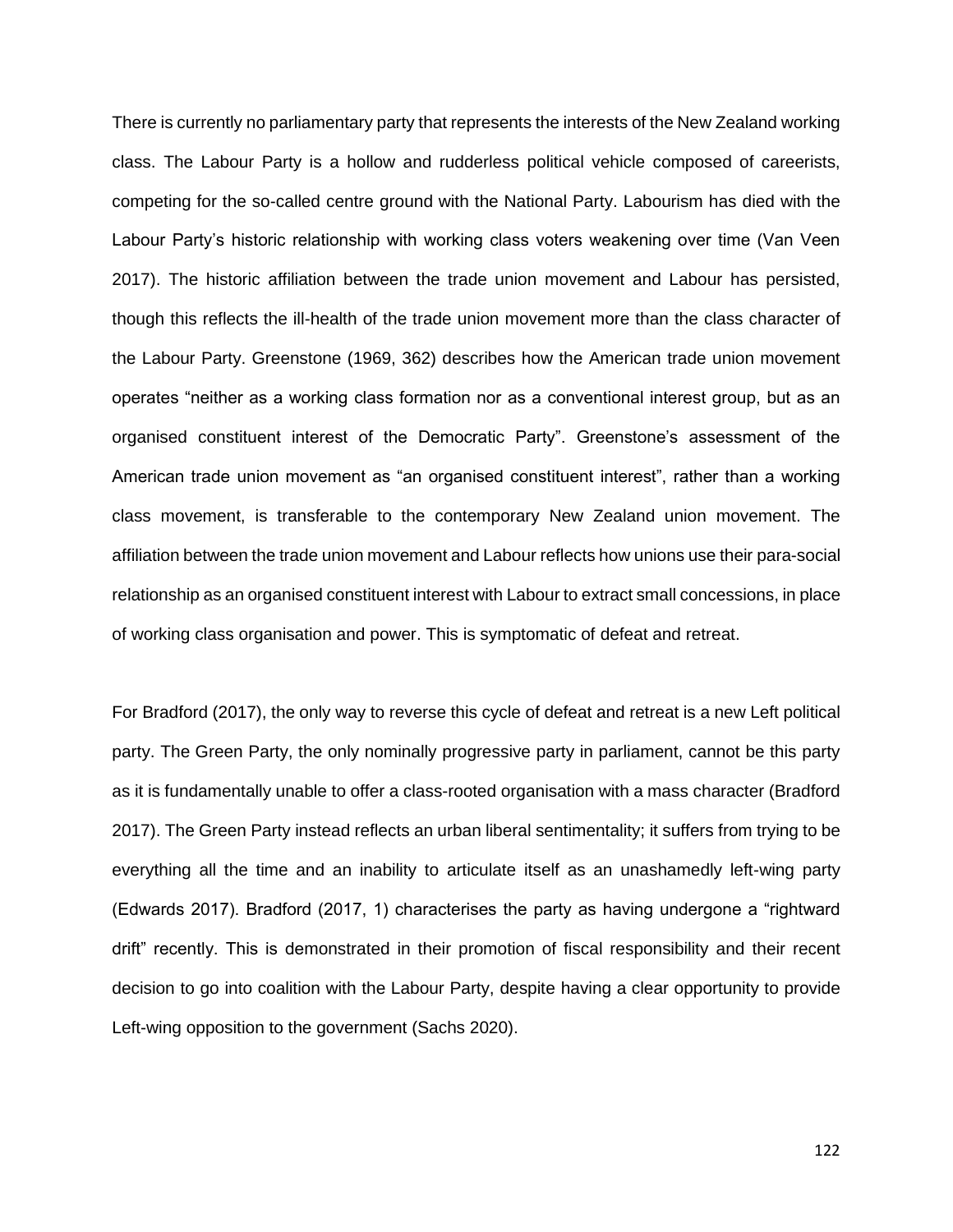There is currently no parliamentary party that represents the interests of the New Zealand working class. The Labour Party is a hollow and rudderless political vehicle composed of careerists, competing for the so-called centre ground with the National Party. Labourism has died with the Labour Party's historic relationship with working class voters weakening over time (Van Veen 2017). The historic affiliation between the trade union movement and Labour has persisted, though this reflects the ill-health of the trade union movement more than the class character of the Labour Party. Greenstone (1969, 362) describes how the American trade union movement operates "neither as a working class formation nor as a conventional interest group, but as an organised constituent interest of the Democratic Party". Greenstone's assessment of the American trade union movement as "an organised constituent interest", rather than a working class movement, is transferable to the contemporary New Zealand union movement. The affiliation between the trade union movement and Labour reflects how unions use their para-social relationship as an organised constituent interest with Labour to extract small concessions, in place of working class organisation and power. This is symptomatic of defeat and retreat.

For Bradford (2017), the only way to reverse this cycle of defeat and retreat is a new Left political party. The Green Party, the only nominally progressive party in parliament, cannot be this party as it is fundamentally unable to offer a class-rooted organisation with a mass character (Bradford 2017). The Green Party instead reflects an urban liberal sentimentality; it suffers from trying to be everything all the time and an inability to articulate itself as an unashamedly left-wing party (Edwards 2017). Bradford (2017, 1) characterises the party as having undergone a "rightward drift" recently. This is demonstrated in their promotion of fiscal responsibility and their recent decision to go into coalition with the Labour Party, despite having a clear opportunity to provide Left-wing opposition to the government (Sachs 2020).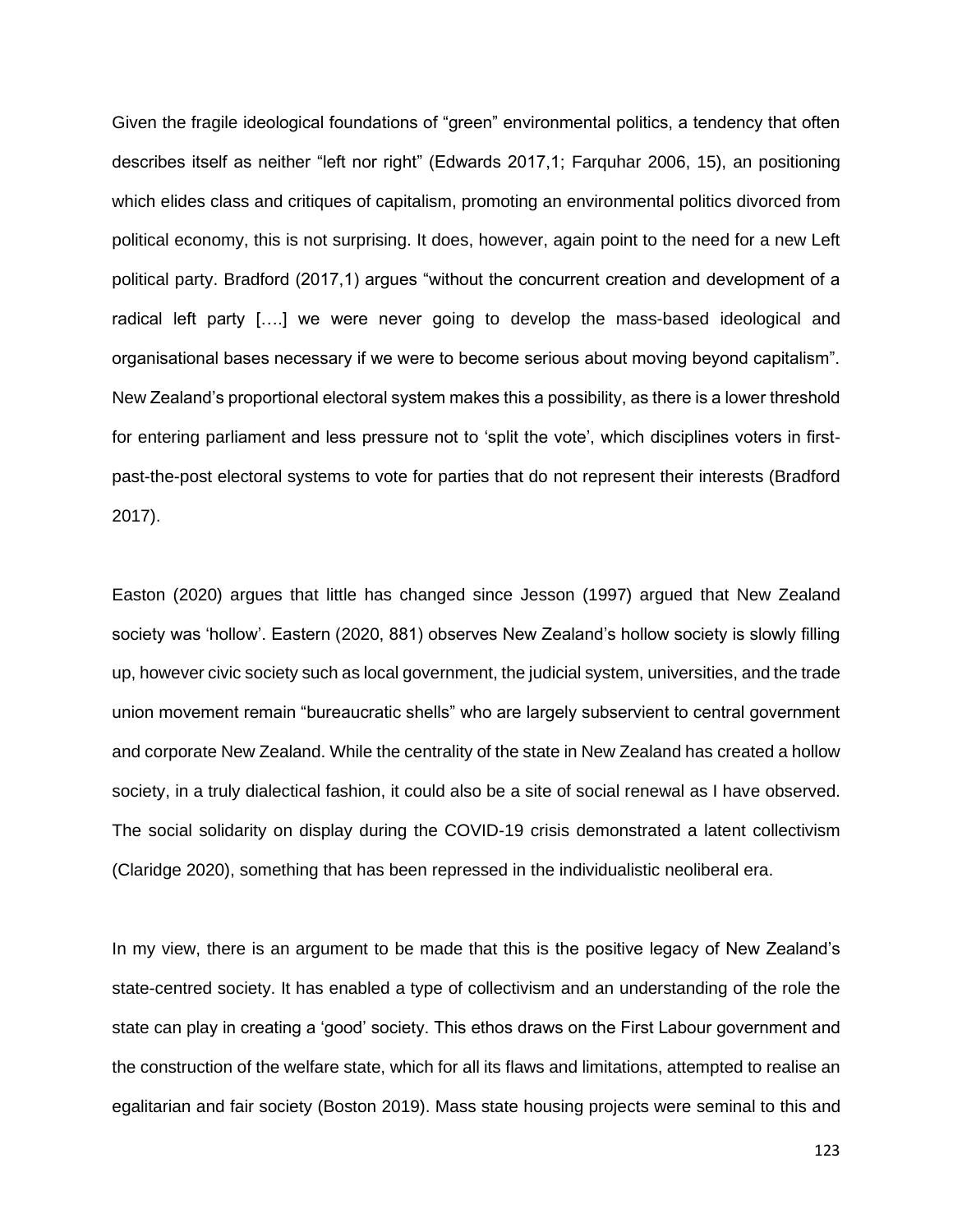Given the fragile ideological foundations of "green" environmental politics, a tendency that often describes itself as neither "left nor right" (Edwards 2017,1; Farquhar 2006, 15), an positioning which elides class and critiques of capitalism, promoting an environmental politics divorced from political economy, this is not surprising. It does, however, again point to the need for a new Left political party. Bradford (2017,1) argues "without the concurrent creation and development of a radical left party [….] we were never going to develop the mass-based ideological and organisational bases necessary if we were to become serious about moving beyond capitalism". New Zealand's proportional electoral system makes this a possibility, as there is a lower threshold for entering parliament and less pressure not to 'split the vote', which disciplines voters in first-past-the-post electoral systems to vote for parties that do not represent their interests (Bradford 2017).

Easton (2020) argues that little has changed since Jesson (1997) argued that New Zealand society was 'hollow'. Eastern (2020, 881) observes New Zealand's hollow society is slowly filling up, however civic society such as local government, the judicial system, universities, and the trade union movement remain "bureaucratic shells" who are largely subservient to central government and corporate New Zealand. While the centrality of the state in New Zealand has created a hollow society, in a truly dialectical fashion, it could also be a site of social renewal as I have observed. The social solidarity on display during the COVID-19 crisis demonstrated a latent collectivism (Claridge 2020), something that has been repressed in the individualistic neoliberal era.

In my view, there is an argument to be made that this is the positive legacy of New Zealand's state-centred society. It has enabled a type of collectivism and an understanding of the role the state can play in creating a 'good' society. This ethos draws on the First Labour government and the construction of the welfare state, which for all its flaws and limitations, attempted to realise an egalitarian and fair society (Boston 2019). Mass state housing projects were seminal to this and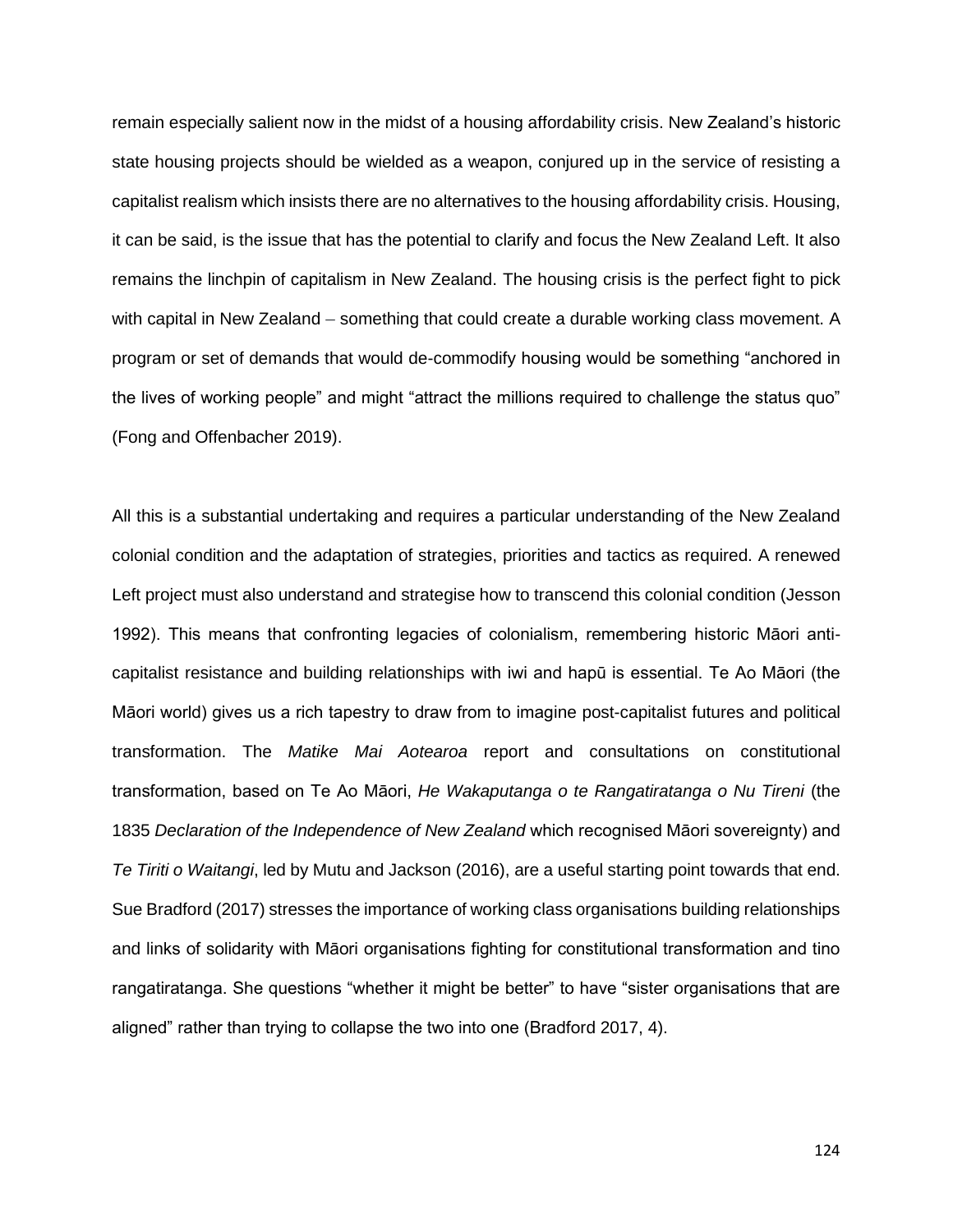remain especially salient now in the midst of a housing affordability crisis. New Zealand's historic state housing projects should be wielded as a weapon, conjured up in the service of resisting a capitalist realism which insists there are no alternatives to the housing affordability crisis. Housing, it can be said, is the issue that has the potential to clarify and focus the New Zealand Left. It also remains the linchpin of capitalism in New Zealand. The housing crisis is the perfect fight to pick with capital in New Zealand – something that could create a durable working class movement. A program or set of demands that would de-commodify housing would be something "anchored in the lives of working people" and might "attract the millions required to challenge the status quo" (Fong and Offenbacher 2019).

All this is a substantial undertaking and requires a particular understanding of the New Zealand colonial condition and the adaptation of strategies, priorities and tactics as required. A renewed Left project must also understand and strategise how to transcend this colonial condition (Jesson 1992). This means that confronting legacies of colonialism, remembering historic Māori anti-capitalist resistance and building relationships with iwi and hapū is essential. Te Ao Māori (the Māori world) gives us a rich tapestry to draw from to imagine post-capitalist futures and political transformation. The *Matike Mai Aotearoa* report and consultations on constitutional transformation, based on Te Ao Māori, *He Wakaputanga o te Rangatiratanga o Nu Tireni* (the 1835 *Declaration of the Independence of New Zealand* which recognised Māori sovereignty) and *Te Tiriti o Waitangi*, led by Mutu and Jackson (2016), are a useful starting point towards that end. Sue Bradford (2017) stresses the importance of working class organisations building relationships and links of solidarity with Māori organisations fighting for constitutional transformation and tino rangatiratanga. She questions "whether it might be better" to have "sister organisations that are aligned" rather than trying to collapse the two into one (Bradford 2017, 4).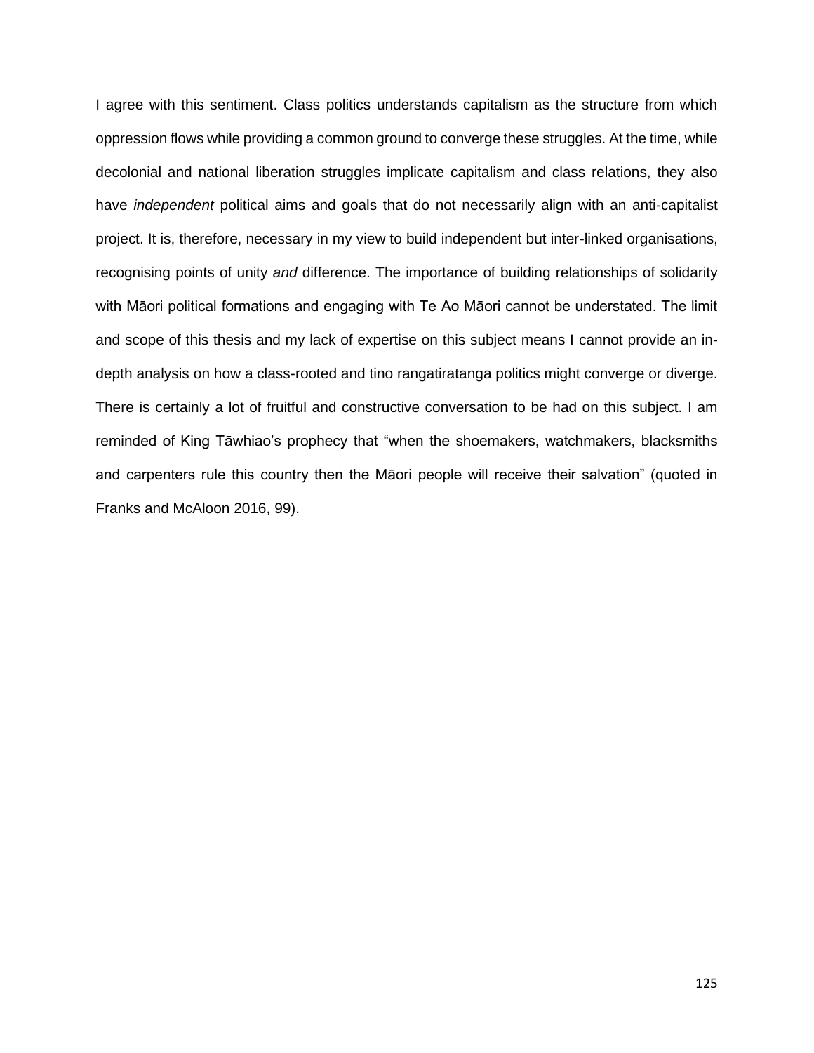I agree with this sentiment. Class politics understands capitalism as the structure from which oppression flows while providing a common ground to converge these struggles. At the time, while decolonial and national liberation struggles implicate capitalism and class relations, they also have *independent* political aims and goals that do not necessarily align with an anti-capitalist project. It is, therefore, necessary in my view to build independent but inter-linked organisations, recognising points of unity *and* difference. The importance of building relationships of solidarity with Māori political formations and engaging with Te Ao Māori cannot be understated. The limit and scope of this thesis and my lack of expertise on this subject means I cannot provide an in-depth analysis on how a class-rooted and tino rangatiratanga politics might converge or diverge. There is certainly a lot of fruitful and constructive conversation to be had on this subject. I am reminded of King Tāwhiao's prophecy that "when the shoemakers, watchmakers, blacksmiths and carpenters rule this country then the Māori people will receive their salvation" (quoted in Franks and McAloon 2016, 99).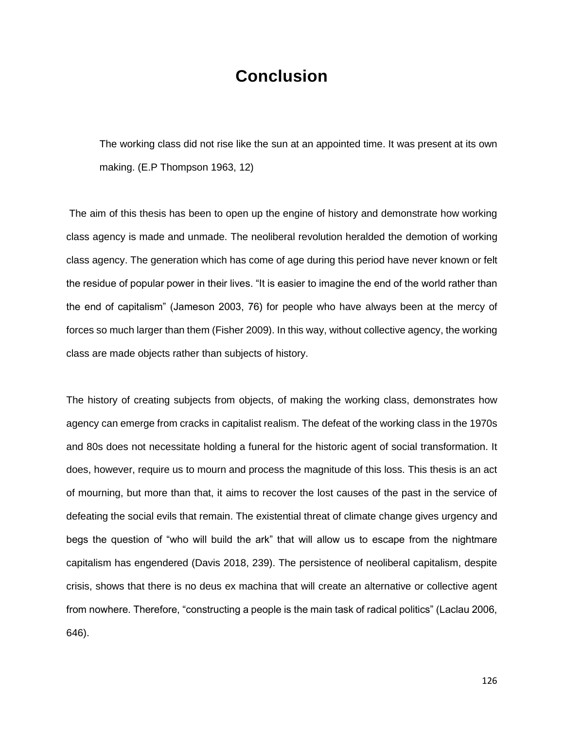# Conclusion

> The working class did not rise like the sun at an appointed time. It was present at its own making. (E.P Thompson 1963, 12)

The aim of this thesis has been to open up the engine of history and demonstrate how working class agency is made and unmade. The neoliberal revolution heralded the demotion of working class agency. The generation which has come of age during this period have never known or felt the residue of popular power in their lives. "It is easier to imagine the end of the world rather than the end of capitalism" (Jameson 2003, 76) for people who have always been at the mercy of forces so much larger than them (Fisher 2009). In this way, without collective agency, the working class are made objects rather than subjects of history.

The history of creating subjects from objects, of making the working class, demonstrates how agency can emerge from cracks in capitalist realism. The defeat of the working class in the 1970s and 80s does not necessitate holding a funeral for the historic agent of social transformation. It does, however, require us to mourn and process the magnitude of this loss. This thesis is an act of mourning, but more than that, it aims to recover the lost causes of the past in the service of defeating the social evils that remain. The existential threat of climate change gives urgency and begs the question of "who will build the ark" that will allow us to escape from the nightmare capitalism has engendered (Davis 2018, 239). The persistence of neoliberal capitalism, despite crisis, shows that there is no deus ex machina that will create an alternative or collective agent from nowhere. Therefore, "constructing a people is the main task of radical politics" (Laclau 2006, 646).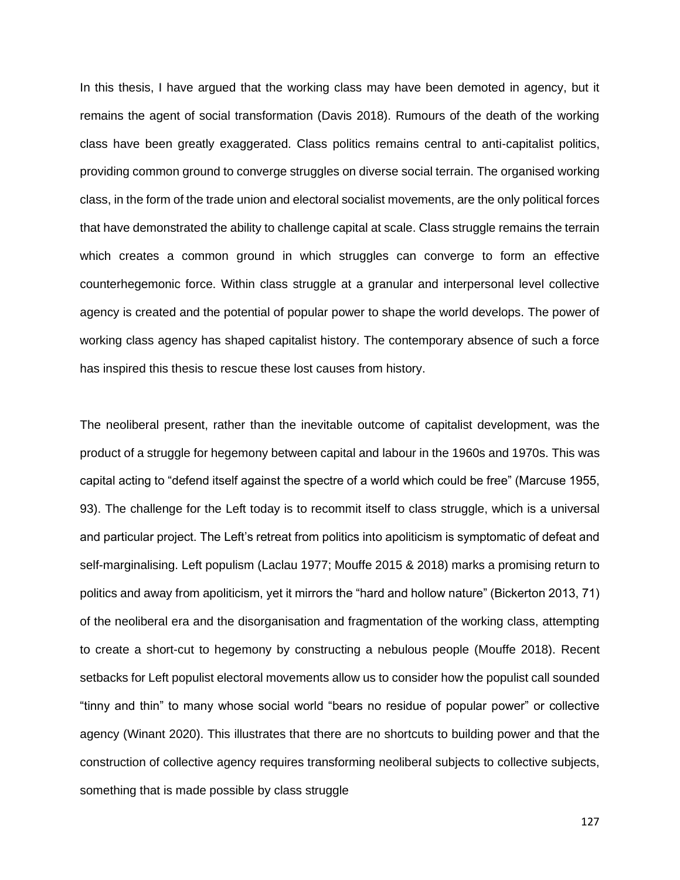In this thesis, I have argued that the working class may have been demoted in agency, but it remains the agent of social transformation (Davis 2018). Rumours of the death of the working class have been greatly exaggerated. Class politics remains central to anti-capitalist politics, providing common ground to converge struggles on diverse social terrain. The organised working class, in the form of the trade union and electoral socialist movements, are the only political forces that have demonstrated the ability to challenge capital at scale. Class struggle remains the terrain which creates a common ground in which struggles can converge to form an effective counterhegemonic force. Within class struggle at a granular and interpersonal level collective agency is created and the potential of popular power to shape the world develops. The power of working class agency has shaped capitalist history. The contemporary absence of such a force has inspired this thesis to rescue these lost causes from history.

The neoliberal present, rather than the inevitable outcome of capitalist development, was the product of a struggle for hegemony between capital and labour in the 1960s and 1970s. This was capital acting to "defend itself against the spectre of a world which could be free" (Marcuse 1955, 93). The challenge for the Left today is to recommit itself to class struggle, which is a universal and particular project. The Left's retreat from politics into apoliticism is symptomatic of defeat and self-marginalising. Left populism (Laclau 1977; Mouffe 2015 & 2018) marks a promising return to politics and away from apoliticism, yet it mirrors the "hard and hollow nature" (Bickerton 2013, 71) of the neoliberal era and the disorganisation and fragmentation of the working class, attempting to create a short-cut to hegemony by constructing a nebulous people (Mouffe 2018). Recent setbacks for Left populist electoral movements allow us to consider how the populist call sounded "tinny and thin" to many whose social world "bears no residue of popular power" or collective agency (Winant 2020). This illustrates that there are no shortcuts to building power and that the construction of collective agency requires transforming neoliberal subjects to collective subjects, something that is made possible by class struggle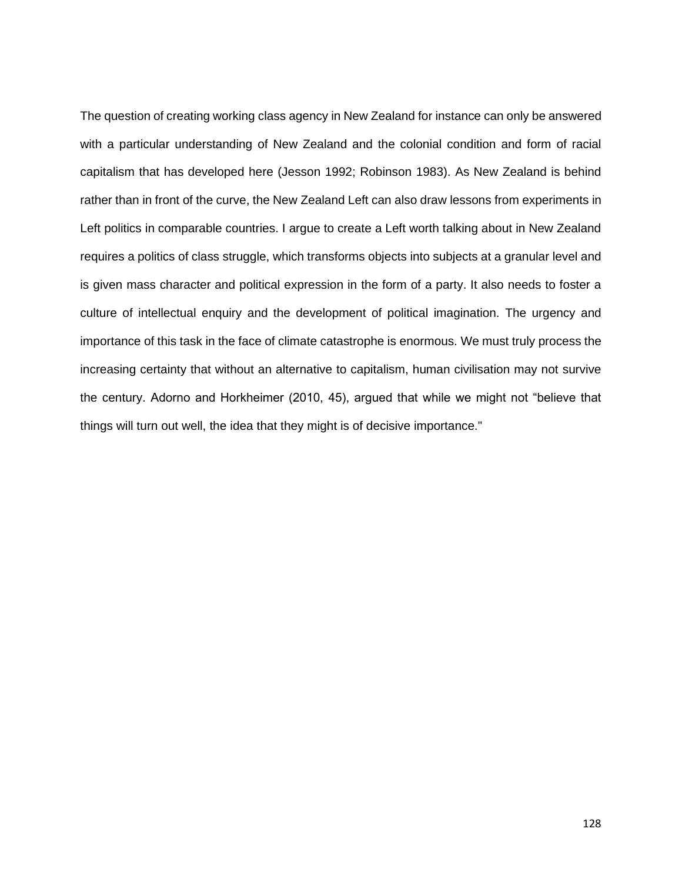The question of creating working class agency in New Zealand for instance can only be answered with a particular understanding of New Zealand and the colonial condition and form of racial capitalism that has developed here (Jesson 1992; Robinson 1983). As New Zealand is behind rather than in front of the curve, the New Zealand Left can also draw lessons from experiments in Left politics in comparable countries. I argue to create a Left worth talking about in New Zealand requires a politics of class struggle, which transforms objects into subjects at a granular level and is given mass character and political expression in the form of a party. It also needs to foster a culture of intellectual enquiry and the development of political imagination. The urgency and importance of this task in the face of climate catastrophe is enormous. We must truly process the increasing certainty that without an alternative to capitalism, human civilisation may not survive the century. Adorno and Horkheimer (2010, 45), argued that while we might not "believe that things will turn out well, the idea that they might is of decisive importance."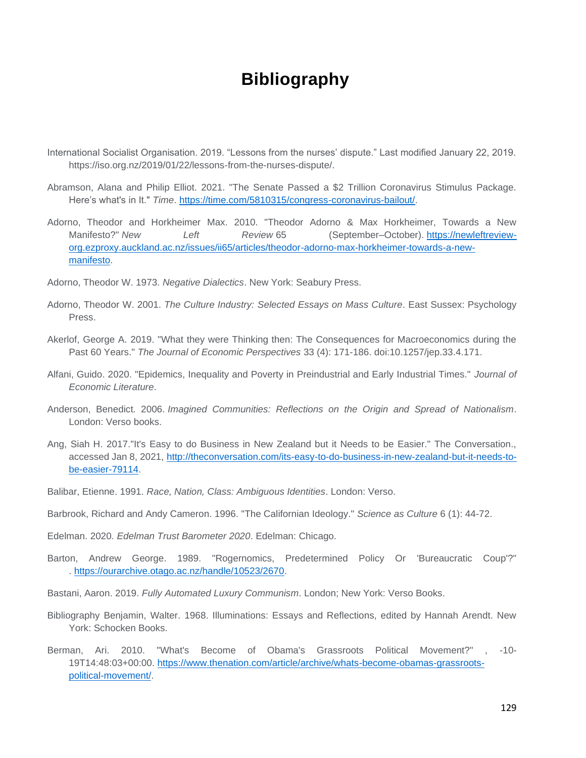# Bibliography

International Socialist Organisation. 2019. “Lessons from the nurses’ dispute.” Last modified January 22, 2019. https://iso.org.nz/2019/01/22/lessons-from-the-nurses-dispute/.

Abramson, Alana and Philip Elliot. 2021. "The Senate Passed a $2 Trillion Coronavirus Stimulus Package. Here’s what's in It." *Time*. https://time.com/5810315/congress-coronavirus-bailout/.

Adorno, Theodor and Horkheimer Max. 2010. "Theodor Adorno & Max Horkheimer, Towards a New Manifesto?" *New Left Review* 65 (September–October). https://newleftreview-org.ezproxy.auckland.ac.nz/issues/ii65/articles/theodor-adorno-max-horkheimer-towards-a-new-manifesto.

Adorno, Theodor W. 1973. *Negative Dialectics*. New York: Seabury Press.

Adorno, Theodor W. 2001. *The Culture Industry: Selected Essays on Mass Culture*. East Sussex: Psychology Press.

Akerlof, George A. 2019. "What they were Thinking then: The Consequences for Macroeconomics during the Past 60 Years." *The Journal of Economic Perspectives* 33 (4): 171-186. doi:10.1257/jep.33.4.171.

Alfani, Guido. 2020. "Epidemics, Inequality and Poverty in Preindustrial and Early Industrial Times." *Journal of Economic Literature*.

Anderson, Benedict. 2006. *Imagined Communities: Reflections on the Origin and Spread of Nationalism*. London: Verso books.

Ang, Siah H. 2017."It's Easy to do Business in New Zealand but it Needs to be Easier." The Conversation., accessed Jan 8, 2021, http://theconversation.com/its-easy-to-do-business-in-new-zealand-but-it-needs-to-be-easier-79114.

Balibar, Etienne. 1991. *Race, Nation, Class: Ambiguous Identities*. London: Verso.

Barbrook, Richard and Andy Cameron. 1996. "The Californian Ideology." *Science as Culture* 6 (1): 44-72.

Edelman. 2020. *Edelman Trust Barometer 2020*. Edelman: Chicago.

Barton, Andrew George. 1989. "Rogernomics, Predetermined Policy Or 'Bureaucratic Coup'?" . https://ourarchive.otago.ac.nz/handle/10523/2670.

Bastani, Aaron. 2019. *Fully Automated Luxury Communism*. London; New York: Verso Books.

Bibliography Benjamin, Walter. 1968. Illuminations: Essays and Reflections, edited by Hannah Arendt. New York: Schocken Books.

Berman, Ari. 2010. "What's Become of Obama's Grassroots Political Movement?" , -10-19T14:48:03+00:00. https://www.thenation.com/article/archive/whats-become-obamas-grassroots-political-movement/.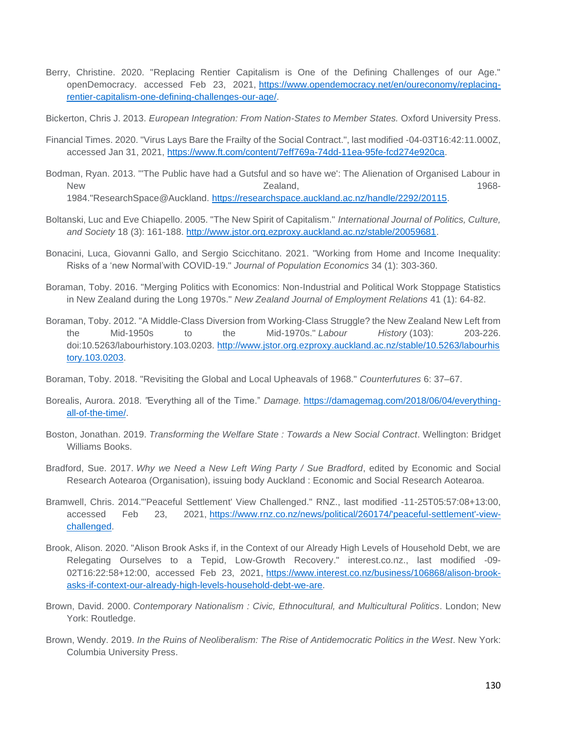Berry, Christine. 2020. "Replacing Rentier Capitalism is One of the Defining Challenges of our Age." openDemocracy. accessed Feb 23, 2021, https://www.opendemocracy.net/en/oureconomy/replacing-rentier-capitalism-one-defining-challenges-our-age/.

Bickerton, Chris J. 2013. *European Integration: From Nation-States to Member States.* Oxford University Press.

Financial Times. 2020. "Virus Lays Bare the Frailty of the Social Contract.", last modified -04-03T16:42:11.000Z, accessed Jan 31, 2021, https://www.ft.com/content/7eff769a-74dd-11ea-95fe-fcd274e920ca.

Bodman, Ryan. 2013. "'The Public have had a Gutsful and so have we': The Alienation of Organised Labour in New Zealand, 1968-1984."ResearchSpace@Auckland. https://researchspace.auckland.ac.nz/handle/2292/20115.

Boltanski, Luc and Eve Chiapello. 2005. "The New Spirit of Capitalism." *International Journal of Politics, Culture, and Society* 18 (3): 161-188. http://www.jstor.org.ezproxy.auckland.ac.nz/stable/20059681.

Bonacini, Luca, Giovanni Gallo, and Sergio Scicchitano. 2021. "Working from Home and Income Inequality: Risks of a 'new Normal'with COVID-19." *Journal of Population Economics* 34 (1): 303-360.

Boraman, Toby. 2016. "Merging Politics with Economics: Non-Industrial and Political Work Stoppage Statistics in New Zealand during the Long 1970s." *New Zealand Journal of Employment Relations* 41 (1): 64-82.

Boraman, Toby. 2012. "A Middle-Class Diversion from Working-Class Struggle? the New Zealand New Left from the Mid-1950s to the Mid-1970s." *Labour History* (103): 203-226. doi:10.5263/labourhistory.103.0203. http://www.jstor.org.ezproxy.auckland.ac.nz/stable/10.5263/labourhistory.103.0203.

Boraman, Toby. 2018. "Revisiting the Global and Local Upheavals of 1968." *Counterfutures* 6: 37–67.

Borealis, Aurora. 2018. "Everything all of the Time." *Damage.* https://damagemag.com/2018/06/04/everything-all-of-the-time/.

Boston, Jonathan. 2019. *Transforming the Welfare State : Towards a New Social Contract*. Wellington: Bridget Williams Books.

Bradford, Sue. 2017. *Why we Need a New Left Wing Party / Sue Bradford*, edited by Economic and Social Research Aotearoa (Organisation), issuing body Auckland : Economic and Social Research Aotearoa.

Bramwell, Chris. 2014."'Peaceful Settlement' View Challenged." RNZ., last modified -11-25T05:57:08+13:00, accessed Feb 23, 2021, https://www.rnz.co.nz/news/political/260174/'peaceful-settlement'-view-challenged.

Brook, Alison. 2020. "Alison Brook Asks if, in the Context of our Already High Levels of Household Debt, we are Relegating Ourselves to a Tepid, Low-Growth Recovery." interest.co.nz., last modified -09-02T16:22:58+12:00, accessed Feb 23, 2021, https://www.interest.co.nz/business/106868/alison-brook-asks-if-context-our-already-high-levels-household-debt-we-are.

Brown, David. 2000. *Contemporary Nationalism : Civic, Ethnocultural, and Multicultural Politics*. London; New York: Routledge.

Brown, Wendy. 2019. *In the Ruins of Neoliberalism: The Rise of Antidemocratic Politics in the West*. New York: Columbia University Press.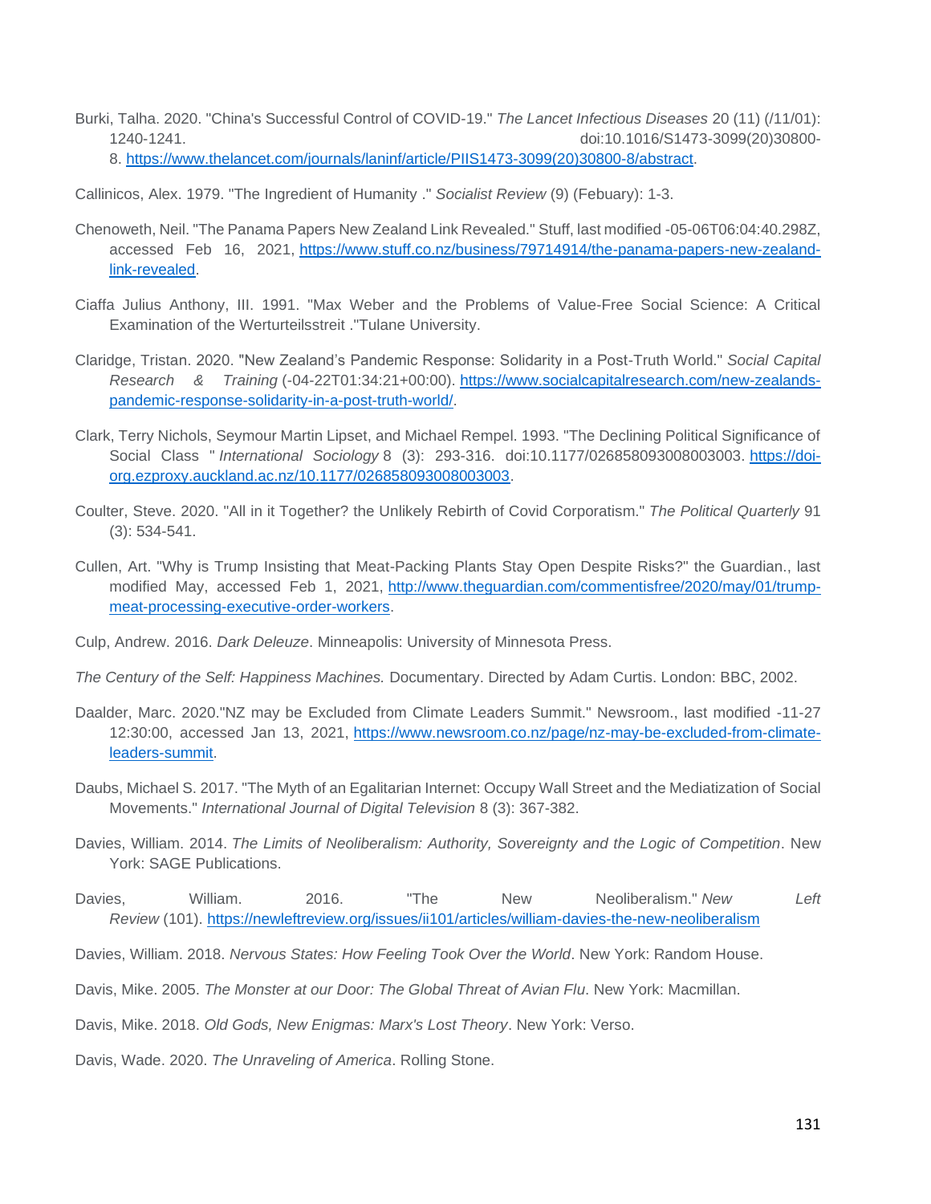Burki, Talha. 2020. "China's Successful Control of COVID-19." *The Lancet Infectious Diseases* 20 (11) (/11/01): 1240-1241. doi:10.1016/S1473-3099(20)30800-8. https://www.thelancet.com/journals/laninf/article/PIIS1473-3099(20)30800-8/abstract.

Callinicos, Alex. 1979. "The Ingredient of Humanity ." *Socialist Review* (9) (Febuary): 1-3.

Chenoweth, Neil. "The Panama Papers New Zealand Link Revealed." Stuff, last modified -05-06T06:04:40.298Z, accessed Feb 16, 2021, https://www.stuff.co.nz/business/79714914/the-panama-papers-new-zealand-link-revealed.

Ciaffa Julius Anthony, III. 1991. "Max Weber and the Problems of Value-Free Social Science: A Critical Examination of the Werturteilsstreit ."Tulane University.

Claridge, Tristan. 2020. "New Zealand's Pandemic Response: Solidarity in a Post-Truth World." *Social Capital Research & Training* (-04-22T01:34:21+00:00). https://www.socialcapitalresearch.com/new-zealands-pandemic-response-solidarity-in-a-post-truth-world/.

Clark, Terry Nichols, Seymour Martin Lipset, and Michael Rempel. 1993. "The Declining Political Significance of Social Class " *International Sociology* 8 (3): 293-316. doi:10.1177/026858093008003003. https://doi-org.ezproxy.auckland.ac.nz/10.1177/026858093008003003.

Coulter, Steve. 2020. "All in it Together? the Unlikely Rebirth of Covid Corporatism." *The Political Quarterly* 91 (3): 534-541.

Cullen, Art. "Why is Trump Insisting that Meat-Packing Plants Stay Open Despite Risks?" the Guardian., last modified May, accessed Feb 1, 2021, http://www.theguardian.com/commentisfree/2020/may/01/trump-meat-processing-executive-order-workers.

Culp, Andrew. 2016. *Dark Deleuze*. Minneapolis: University of Minnesota Press.

*The Century of the Self: Happiness Machines.* Documentary. Directed by Adam Curtis. London: BBC, 2002.

Daalder, Marc. 2020."NZ may be Excluded from Climate Leaders Summit." Newsroom., last modified -11-27 12:30:00, accessed Jan 13, 2021, https://www.newsroom.co.nz/page/nz-may-be-excluded-from-climate-leaders-summit.

Daubs, Michael S. 2017. "The Myth of an Egalitarian Internet: Occupy Wall Street and the Mediatization of Social Movements." *International Journal of Digital Television* 8 (3): 367-382.

Davies, William. 2014. *The Limits of Neoliberalism: Authority, Sovereignty and the Logic of Competition*. New York: SAGE Publications.

Davies, William. 2016. "The New Neoliberalism." *New Left Review* (101). https://newleftreview.org/issues/ii101/articles/william-davies-the-new-neoliberalism

Davies, William. 2018. *Nervous States: How Feeling Took Over the World*. New York: Random House.

Davis, Mike. 2005. *The Monster at our Door: The Global Threat of Avian Flu*. New York: Macmillan.

Davis, Mike. 2018. *Old Gods, New Enigmas: Marx's Lost Theory*. New York: Verso.

Davis, Wade. 2020. *The Unraveling of America*. Rolling Stone.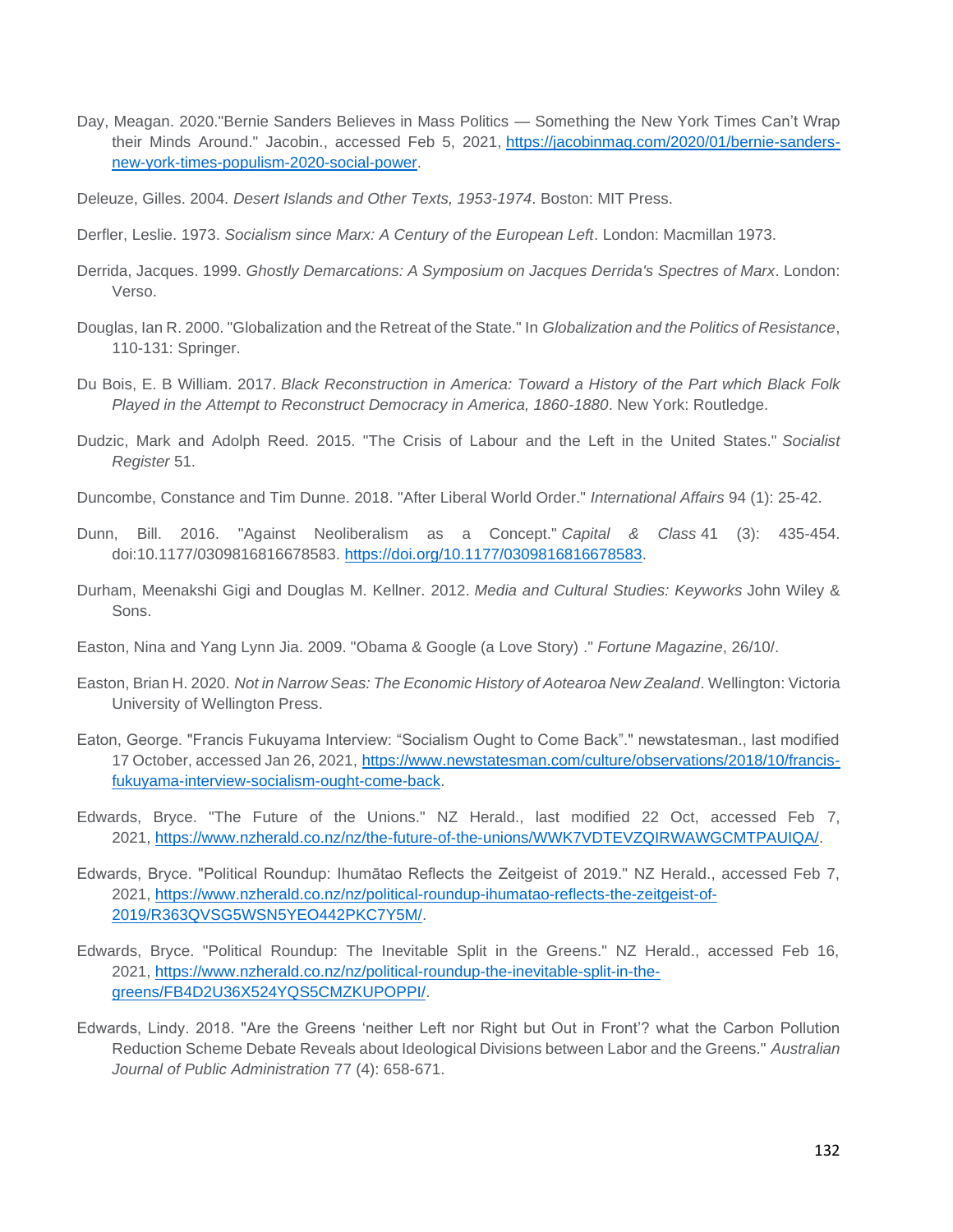Day, Meagan. 2020."Bernie Sanders Believes in Mass Politics — Something the New York Times Can't Wrap their Minds Around." Jacobin., accessed Feb 5, 2021, https://jacobinmag.com/2020/01/bernie-sanders-new-york-times-populism-2020-social-power.

Deleuze, Gilles. 2004. *Desert Islands and Other Texts, 1953-1974*. Boston: MIT Press.

Derfler, Leslie. 1973. *Socialism since Marx: A Century of the European Left*. London: Macmillan 1973.

Derrida, Jacques. 1999. *Ghostly Demarcations: A Symposium on Jacques Derrida's Spectres of Marx*. London: Verso.

Douglas, Ian R. 2000. "Globalization and the Retreat of the State." In *Globalization and the Politics of Resistance*, 110-131: Springer.

Du Bois, E. B William. 2017. *Black Reconstruction in America: Toward a History of the Part which Black Folk Played in the Attempt to Reconstruct Democracy in America, 1860-1880*. New York: Routledge.

Dudzic, Mark and Adolph Reed. 2015. "The Crisis of Labour and the Left in the United States." *Socialist Register* 51.

Duncombe, Constance and Tim Dunne. 2018. "After Liberal World Order." *International Affairs* 94 (1): 25-42.

Dunn, Bill. 2016. "Against Neoliberalism as a Concept." *Capital & Class* 41 (3): 435-454. doi:10.1177/0309816816678583. https://doi.org/10.1177/0309816816678583.

Durham, Meenakshi Gigi and Douglas M. Kellner. 2012. *Media and Cultural Studies: Keyworks* John Wiley & Sons.

Easton, Nina and Yang Lynn Jia. 2009. "Obama & Google (a Love Story) ." *Fortune Magazine*, 26/10/.

Easton, Brian H. 2020. *Not in Narrow Seas: The Economic History of Aotearoa New Zealand*. Wellington: Victoria University of Wellington Press.

Eaton, George. "Francis Fukuyama Interview: "Socialism Ought to Come Back"." newstatesman., last modified 17 October, accessed Jan 26, 2021, https://www.newstatesman.com/culture/observations/2018/10/francis-fukuyama-interview-socialism-ought-come-back.

Edwards, Bryce. "The Future of the Unions." NZ Herald., last modified 22 Oct, accessed Feb 7, 2021, https://www.nzherald.co.nz/nz/the-future-of-the-unions/WWK7VDTEVZQIRWAWGCMTPAUIQA/.

Edwards, Bryce. "Political Roundup: Ihumātao Reflects the Zeitgeist of 2019." NZ Herald., accessed Feb 7, 2021, https://www.nzherald.co.nz/nz/political-roundup-ihumatao-reflects-the-zeitgeist-of-2019/R363QVSG5WSN5YEO442PKC7Y5M/.

Edwards, Bryce. "Political Roundup: The Inevitable Split in the Greens." NZ Herald., accessed Feb 16, 2021, https://www.nzherald.co.nz/nz/political-roundup-the-inevitable-split-in-the-greens/FB4D2U36X524YQS5CMZKUPOPPI/.

Edwards, Lindy. 2018. "Are the Greens 'neither Left nor Right but Out in Front'? what the Carbon Pollution Reduction Scheme Debate Reveals about Ideological Divisions between Labor and the Greens." *Australian Journal of Public Administration* 77 (4): 658-671.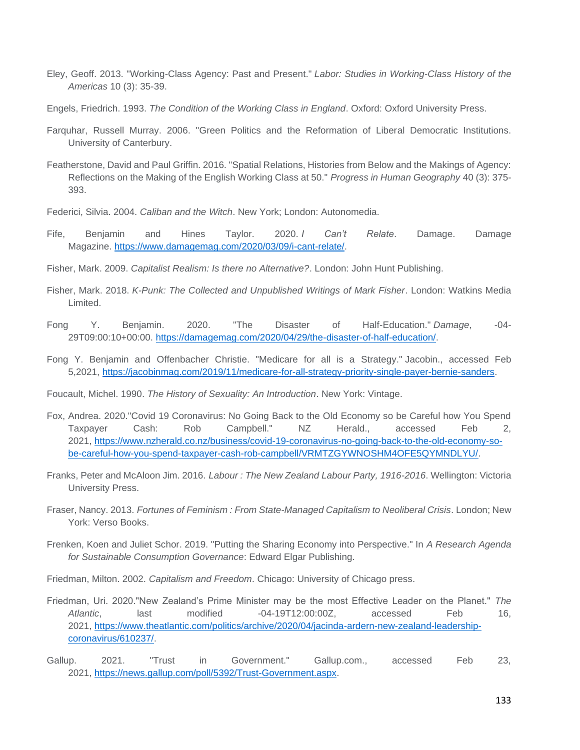Eley, Geoff. 2013. "Working-Class Agency: Past and Present." *Labor: Studies in Working-Class History of the Americas* 10 (3): 35-39.

Engels, Friedrich. 1993. *The Condition of the Working Class in England*. Oxford: Oxford University Press.

Farquhar, Russell Murray. 2006. "Green Politics and the Reformation of Liberal Democratic Institutions. University of Canterbury.

Featherstone, David and Paul Griffin. 2016. "Spatial Relations, Histories from Below and the Makings of Agency: Reflections on the Making of the English Working Class at 50." *Progress in Human Geography* 40 (3): 375-393.

Federici, Silvia. 2004. *Caliban and the Witch*. New York; London: Autonomedia.

Fife, Benjamin and Hines Taylor. 2020. *I Can't Relate*. Damage. Damage Magazine. https://www.damagemag.com/2020/03/09/i-cant-relate/.

Fisher, Mark. 2009. *Capitalist Realism: Is there no Alternative?*. London: John Hunt Publishing.

Fisher, Mark. 2018. *K-Punk: The Collected and Unpublished Writings of Mark Fisher*. London: Watkins Media Limited.

Fong Y. Benjamin. 2020. "The Disaster of Half-Education." *Damage*, -04-29T09:00:10+00:00. https://damagemag.com/2020/04/29/the-disaster-of-half-education/.

Fong Y. Benjamin and Offenbacher Christie. "Medicare for all is a Strategy." Jacobin., accessed Feb 5,2021, https://jacobinmag.com/2019/11/medicare-for-all-strategy-priority-single-payer-bernie-sanders.

Foucault, Michel. 1990. *The History of Sexuality: An Introduction*. New York: Vintage.

Fox, Andrea. 2020."Covid 19 Coronavirus: No Going Back to the Old Economy so be Careful how You Spend Taxpayer Cash: Rob Campbell." NZ Herald., accessed Feb 2, 2021, https://www.nzherald.co.nz/business/covid-19-coronavirus-no-going-back-to-the-old-economy-so-be-careful-how-you-spend-taxpayer-cash-rob-campbell/VRMTZGYWNOSHM4OFE5QYMNDLYU/.

Franks, Peter and McAloon Jim. 2016. *Labour : The New Zealand Labour Party, 1916-2016*. Wellington: Victoria University Press.

Fraser, Nancy. 2013. *Fortunes of Feminism : From State-Managed Capitalism to Neoliberal Crisis*. London; New York: Verso Books.

Frenken, Koen and Juliet Schor. 2019. "Putting the Sharing Economy into Perspective." In *A Research Agenda for Sustainable Consumption Governance*: Edward Elgar Publishing.

Friedman, Milton. 2002. *Capitalism and Freedom*. Chicago: University of Chicago press.

Friedman, Uri. 2020."New Zealand's Prime Minister may be the most Effective Leader on the Planet." *The Atlantic*, last modified -04-19T12:00:00Z, accessed Feb 16, 2021, https://www.theatlantic.com/politics/archive/2020/04/jacinda-ardern-new-zealand-leadership-coronavirus/610237/.

Gallup. 2021. "Trust in Government." Gallup.com., accessed Feb 23, 2021, https://news.gallup.com/poll/5392/Trust-Government.aspx.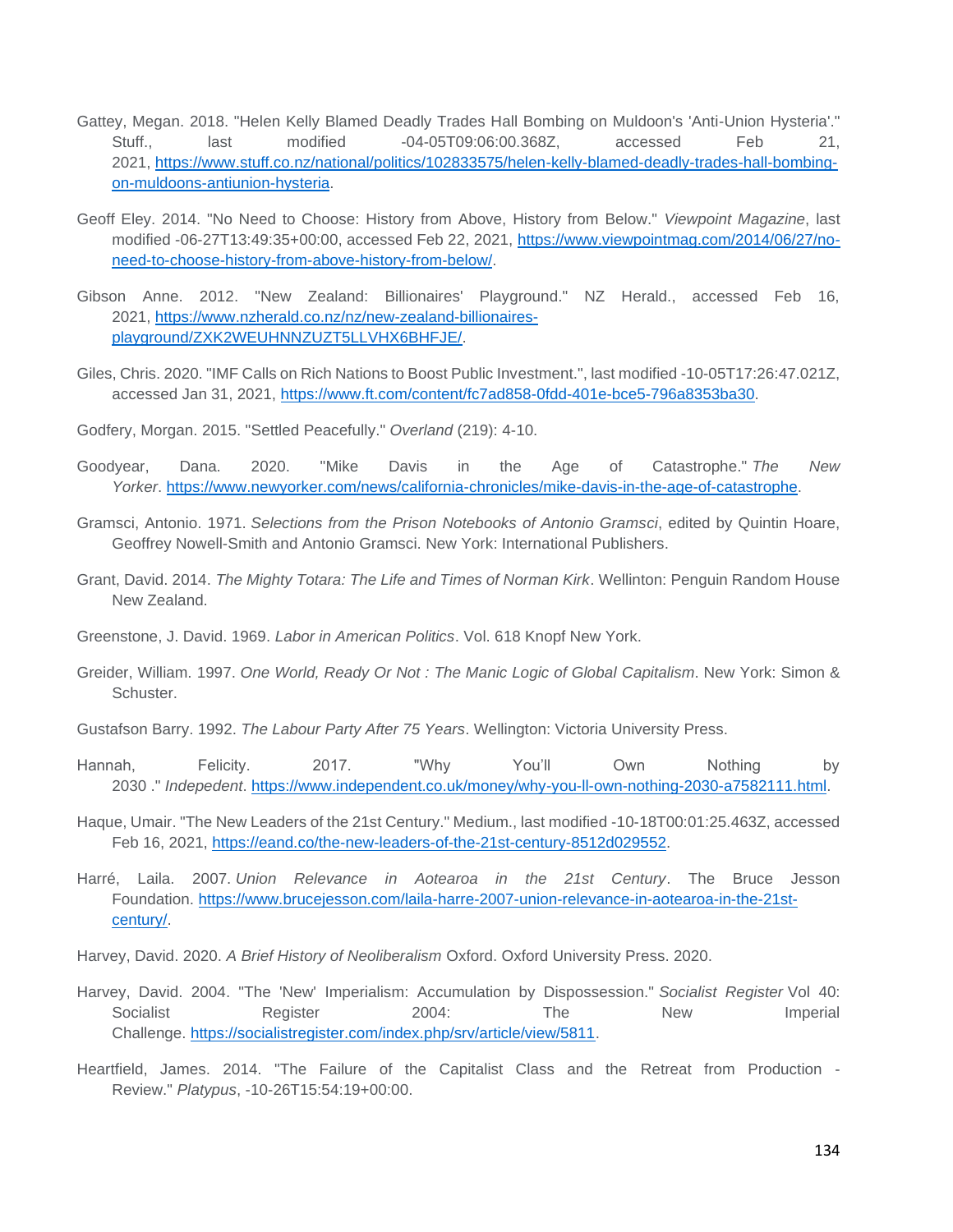Gattey, Megan. 2018. "Helen Kelly Blamed Deadly Trades Hall Bombing on Muldoon's 'Anti-Union Hysteria'." Stuff., last modified -04-05T09:06:00.368Z, accessed Feb 21, 2021, https://www.stuff.co.nz/national/politics/102833575/helen-kelly-blamed-deadly-trades-hall-bombing-on-muldoons-antiunion-hysteria.

Geoff Eley. 2014. "No Need to Choose: History from Above, History from Below." *Viewpoint Magazine*, last modified -06-27T13:49:35+00:00, accessed Feb 22, 2021, https://www.viewpointmag.com/2014/06/27/no-need-to-choose-history-from-above-history-from-below/.

Gibson Anne. 2012. "New Zealand: Billionaires' Playground." NZ Herald., accessed Feb 16, 2021, https://www.nzherald.co.nz/nz/new-zealand-billionaires-playground/ZXK2WEUHNNZUZT5LLVHX6BHFJE/.

Giles, Chris. 2020. "IMF Calls on Rich Nations to Boost Public Investment.", last modified -10-05T17:26:47.021Z, accessed Jan 31, 2021, https://www.ft.com/content/fc7ad858-0fdd-401e-bce5-796a8353ba30.

Godfery, Morgan. 2015. "Settled Peacefully." *Overland* (219): 4-10.

Goodyear, Dana. 2020. "Mike Davis in the Age of Catastrophe." *The New Yorker*. https://www.newyorker.com/news/california-chronicles/mike-davis-in-the-age-of-catastrophe.

Gramsci, Antonio. 1971. *Selections from the Prison Notebooks of Antonio Gramsci*, edited by Quintin Hoare, Geoffrey Nowell-Smith and Antonio Gramsci. New York: International Publishers.

Grant, David. 2014. *The Mighty Totara: The Life and Times of Norman Kirk*. Wellinton: Penguin Random House New Zealand.

Greenstone, J. David. 1969. *Labor in American Politics*. Vol. 618 Knopf New York.

Greider, William. 1997. *One World, Ready Or Not : The Manic Logic of Global Capitalism*. New York: Simon & Schuster.

Gustafson Barry. 1992. *The Labour Party After 75 Years*. Wellington: Victoria University Press.

Hannah, Felicity. 2017. "Why You'll Own Nothing by 2030 ." *Indepedent*. https://www.independent.co.uk/money/why-you-ll-own-nothing-2030-a7582111.html.

Haque, Umair. "The New Leaders of the 21st Century." Medium., last modified -10-18T00:01:25.463Z, accessed Feb 16, 2021, https://eand.co/the-new-leaders-of-the-21st-century-8512d029552.

Harré, Laila. 2007. *Union Relevance in Aotearoa in the 21st Century*. The Bruce Jesson Foundation. https://www.brucejesson.com/laila-harre-2007-union-relevance-in-aotearoa-in-the-21st-century/.

Harvey, David. 2020. *A Brief History of Neoliberalism* Oxford. Oxford University Press. 2020.

Harvey, David. 2004. "The 'New' Imperialism: Accumulation by Dispossession." *Socialist Register* Vol 40: Socialist Register 2004: The New Imperial Challenge. https://socialistregister.com/index.php/srv/article/view/5811.

Heartfield, James. 2014. "The Failure of the Capitalist Class and the Retreat from Production - Review." *Platypus*, -10-26T15:54:19+00:00.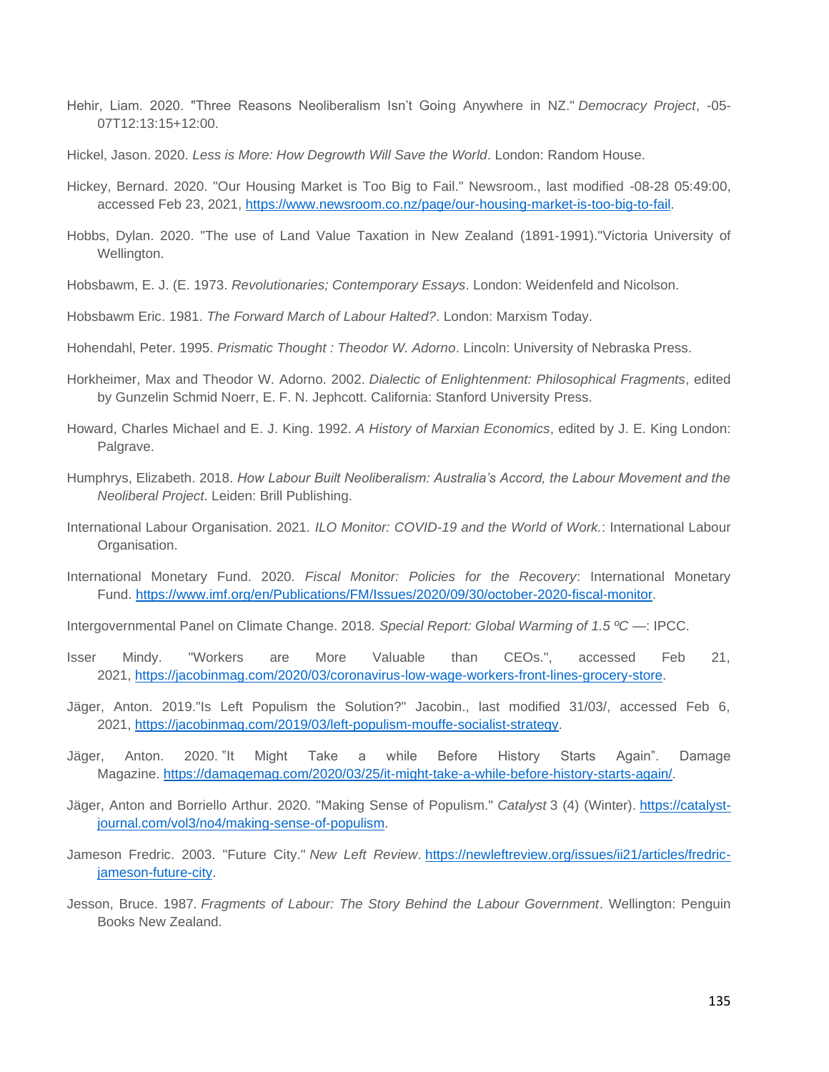Hehir, Liam. 2020. "Three Reasons Neoliberalism Isn't Going Anywhere in NZ." *Democracy Project*, -05-07T12:13:15+12:00.

Hickel, Jason. 2020. *Less is More: How Degrowth Will Save the World*. London: Random House.

Hickey, Bernard. 2020. "Our Housing Market is Too Big to Fail." Newsroom., last modified -08-28 05:49:00, accessed Feb 23, 2021, https://www.newsroom.co.nz/page/our-housing-market-is-too-big-to-fail.

Hobbs, Dylan. 2020. "The use of Land Value Taxation in New Zealand (1891-1991)."Victoria University of Wellington.

Hobsbawm, E. J. (E. 1973. *Revolutionaries; Contemporary Essays*. London: Weidenfeld and Nicolson.

Hobsbawm Eric. 1981. *The Forward March of Labour Halted?*. London: Marxism Today.

Hohendahl, Peter. 1995. *Prismatic Thought : Theodor W. Adorno*. Lincoln: University of Nebraska Press.

Horkheimer, Max and Theodor W. Adorno. 2002. *Dialectic of Enlightenment: Philosophical Fragments*, edited by Gunzelin Schmid Noerr, E. F. N. Jephcott. California: Stanford University Press.

Howard, Charles Michael and E. J. King. 1992. *A History of Marxian Economics*, edited by J. E. King London: Palgrave.

Humphrys, Elizabeth. 2018. *How Labour Built Neoliberalism: Australia's Accord, the Labour Movement and the Neoliberal Project*. Leiden: Brill Publishing.

International Labour Organisation. 2021. *ILO Monitor: COVID-19 and the World of Work.*: International Labour Organisation.

International Monetary Fund. 2020. *Fiscal Monitor: Policies for the Recovery*: International Monetary Fund. https://www.imf.org/en/Publications/FM/Issues/2020/09/30/october-2020-fiscal-monitor.

Intergovernmental Panel on Climate Change. 2018. *Special Report: Global Warming of 1.5 ºC* —: IPCC.

Isser Mindy. "Workers are More Valuable than CEOs.", accessed Feb 21, 2021, https://jacobinmag.com/2020/03/coronavirus-low-wage-workers-front-lines-grocery-store.

Jäger, Anton. 2019."Is Left Populism the Solution?" Jacobin., last modified 31/03/, accessed Feb 6, 2021, https://jacobinmag.com/2019/03/left-populism-mouffe-socialist-strategy.

Jäger, Anton. 2020. "It Might Take a while Before History Starts Again". Damage Magazine. https://damagemag.com/2020/03/25/it-might-take-a-while-before-history-starts-again/.

Jäger, Anton and Borriello Arthur. 2020. "Making Sense of Populism." *Catalyst* 3 (4) (Winter). https://catalyst-journal.com/vol3/no4/making-sense-of-populism.

Jameson Fredric. 2003. "Future City." *New Left Review*. https://newleftreview.org/issues/ii21/articles/fredric-jameson-future-city.

Jesson, Bruce. 1987. *Fragments of Labour: The Story Behind the Labour Government*. Wellington: Penguin Books New Zealand.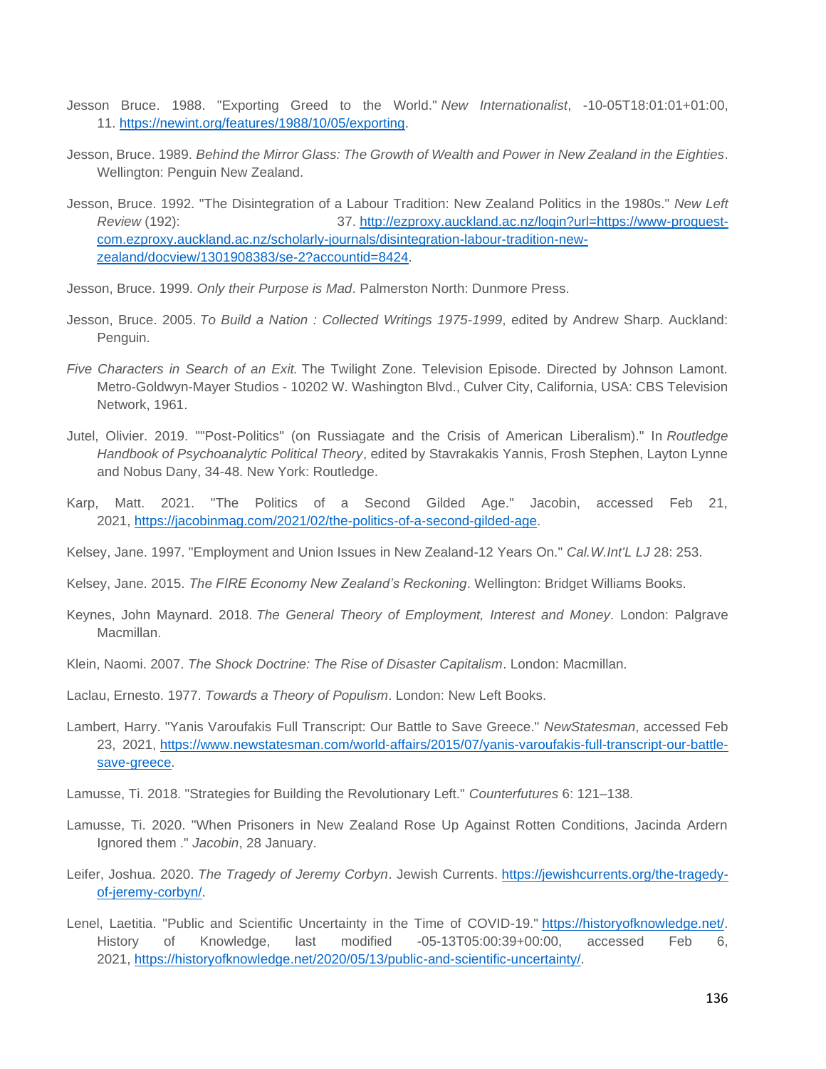Jesson Bruce. 1988. "Exporting Greed to the World." *New Internationalist*, -10-05T18:01:01+01:00, 11. https://newint.org/features/1988/10/05/exporting.

Jesson, Bruce. 1989. *Behind the Mirror Glass: The Growth of Wealth and Power in New Zealand in the Eighties*. Wellington: Penguin New Zealand.

Jesson, Bruce. 1992. "The Disintegration of a Labour Tradition: New Zealand Politics in the 1980s." *New Left Review* (192): 37. http://ezproxy.auckland.ac.nz/login?url=https://www-proquest-com.ezproxy.auckland.ac.nz/scholarly-journals/disintegration-labour-tradition-new-zealand/docview/1301908383/se-2?accountid=8424.

Jesson, Bruce. 1999. *Only their Purpose is Mad*. Palmerston North: Dunmore Press.

Jesson, Bruce. 2005. *To Build a Nation : Collected Writings 1975-1999*, edited by Andrew Sharp. Auckland: Penguin.

*Five Characters in Search of an Exit.* The Twilight Zone. Television Episode. Directed by Johnson Lamont. Metro-Goldwyn-Mayer Studios - 10202 W. Washington Blvd., Culver City, California, USA: CBS Television Network, 1961.

Jutel, Olivier. 2019. ""Post-Politics" (on Russiagate and the Crisis of American Liberalism)." In *Routledge Handbook of Psychoanalytic Political Theory*, edited by Stavrakakis Yannis, Frosh Stephen, Layton Lynne and Nobus Dany, 34-48. New York: Routledge.

Karp, Matt. 2021. "The Politics of a Second Gilded Age." Jacobin, accessed Feb 21, 2021, https://jacobinmag.com/2021/02/the-politics-of-a-second-gilded-age.

Kelsey, Jane. 1997. "Employment and Union Issues in New Zealand-12 Years On." *Cal.W.Int'L LJ* 28: 253.

Kelsey, Jane. 2015. *The FIRE Economy New Zealand's Reckoning*. Wellington: Bridget Williams Books.

Keynes, John Maynard. 2018. *The General Theory of Employment, Interest and Money*. London: Palgrave Macmillan.

Klein, Naomi. 2007. *The Shock Doctrine: The Rise of Disaster Capitalism*. London: Macmillan.

Laclau, Ernesto. 1977. *Towards a Theory of Populism*. London: New Left Books.

Lambert, Harry. "Yanis Varoufakis Full Transcript: Our Battle to Save Greece." *NewStatesman*, accessed Feb 23, 2021, https://www.newstatesman.com/world-affairs/2015/07/yanis-varoufakis-full-transcript-our-battle-save-greece.

Lamusse, Ti. 2018. "Strategies for Building the Revolutionary Left." *Counterfutures* 6: 121–138.

Lamusse, Ti. 2020. "When Prisoners in New Zealand Rose Up Against Rotten Conditions, Jacinda Ardern Ignored them ." *Jacobin*, 28 January.

Leifer, Joshua. 2020. *The Tragedy of Jeremy Corbyn*. Jewish Currents. https://jewishcurrents.org/the-tragedy-of-jeremy-corbyn/.

Lenel, Laetitia. "Public and Scientific Uncertainty in the Time of COVID-19." https://historyofknowledge.net/. History of Knowledge, last modified -05-13T05:00:39+00:00, accessed Feb 6, 2021, https://historyofknowledge.net/2020/05/13/public-and-scientific-uncertainty/.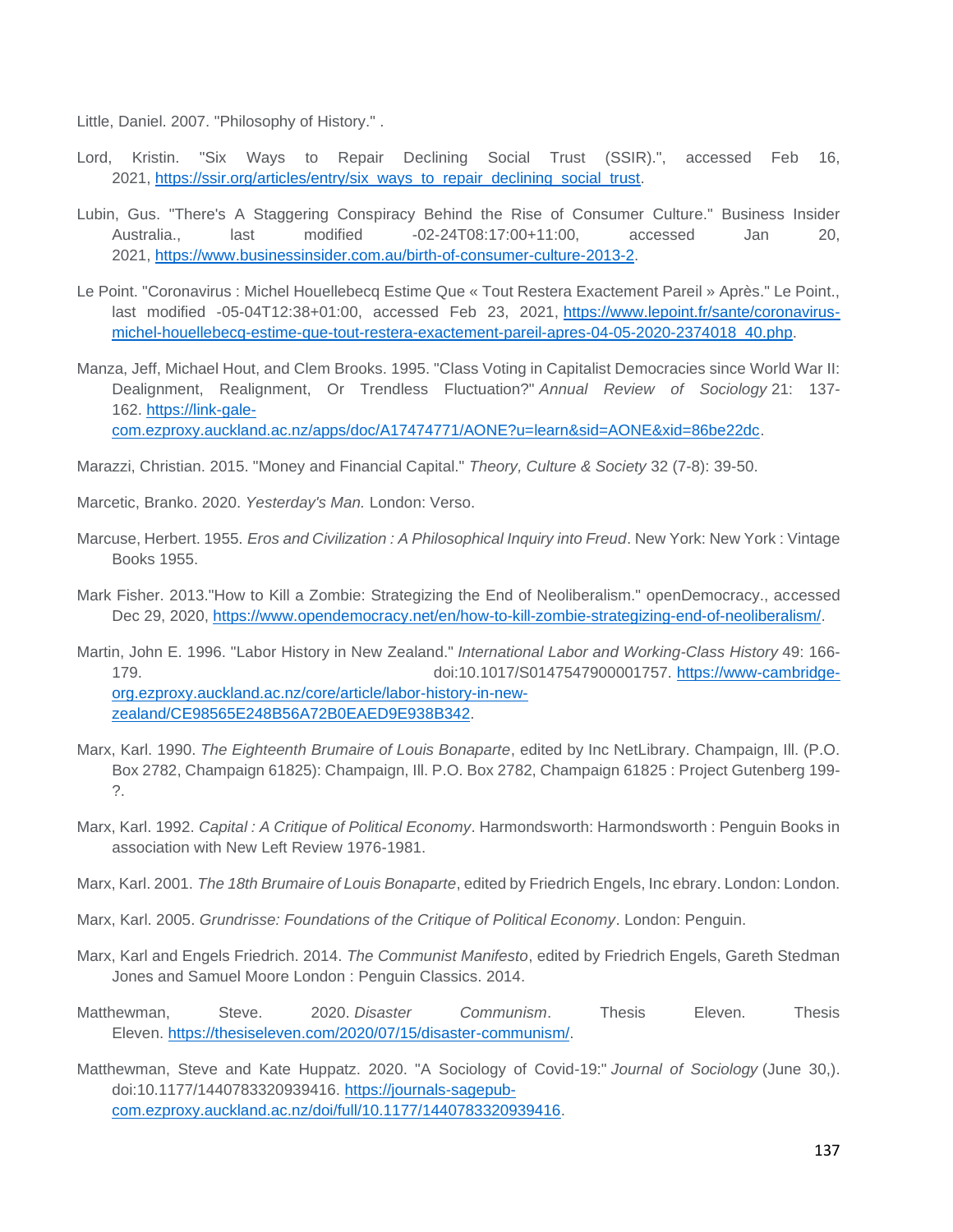Little, Daniel. 2007. "Philosophy of History." .

Lord, Kristin. "Six Ways to Repair Declining Social Trust (SSIR).", accessed Feb 16, 2021, https://ssir.org/articles/entry/six_ways_to_repair_declining_social_trust.

Lubin, Gus. "There's A Staggering Conspiracy Behind the Rise of Consumer Culture." Business Insider Australia., last modified -02-24T08:17:00+11:00, accessed Jan 20, 2021, https://www.businessinsider.com.au/birth-of-consumer-culture-2013-2.

Le Point. "Coronavirus : Michel Houellebecq Estime Que « Tout Restera Exactement Pareil » Après." Le Point., last modified -05-04T12:38+01:00, accessed Feb 23, 2021, https://www.lepoint.fr/sante/coronavirus-michel-houellebecq-estime-que-tout-restera-exactement-pareil-apres-04-05-2020-2374018_40.php.

Manza, Jeff, Michael Hout, and Clem Brooks. 1995. "Class Voting in Capitalist Democracies since World War II: Dealignment, Realignment, Or Trendless Fluctuation?" *Annual Review of Sociology* 21: 137-162. https://link-gale-com.ezproxy.auckland.ac.nz/apps/doc/A17474771/AONE?u=learn&sid=AONE&xid=86be22dc.

Marazzi, Christian. 2015. "Money and Financial Capital." *Theory, Culture & Society* 32 (7-8): 39-50.

Marcetic, Branko. 2020. *Yesterday's Man.* London: Verso.

Marcuse, Herbert. 1955. *Eros and Civilization : A Philosophical Inquiry into Freud*. New York: New York : Vintage Books 1955.

Mark Fisher. 2013."How to Kill a Zombie: Strategizing the End of Neoliberalism." openDemocracy., accessed Dec 29, 2020, https://www.opendemocracy.net/en/how-to-kill-zombie-strategizing-end-of-neoliberalism/.

Martin, John E. 1996. "Labor History in New Zealand." *International Labor and Working-Class History* 49: 166-179. doi:10.1017/S0147547900001757. https://www-cambridge-org.ezproxy.auckland.ac.nz/core/article/labor-history-in-new-zealand/CE98565E248B56A72B0EAED9E938B342.

Marx, Karl. 1990. *The Eighteenth Brumaire of Louis Bonaparte*, edited by Inc NetLibrary. Champaign, Ill. (P.O. Box 2782, Champaign 61825): Champaign, Ill. P.O. Box 2782, Champaign 61825 : Project Gutenberg 199-?.

Marx, Karl. 1992. *Capital : A Critique of Political Economy*. Harmondsworth: Harmondsworth : Penguin Books in association with New Left Review 1976-1981.

Marx, Karl. 2001. *The 18th Brumaire of Louis Bonaparte*, edited by Friedrich Engels, Inc ebrary. London: London.

Marx, Karl. 2005. *Grundrisse: Foundations of the Critique of Political Economy*. London: Penguin.

Marx, Karl and Engels Friedrich. 2014. *The Communist Manifesto*, edited by Friedrich Engels, Gareth Stedman Jones and Samuel Moore London : Penguin Classics. 2014.

Matthewman, Steve. 2020. *Disaster Communism*. Thesis Eleven. Thesis Eleven. https://thesiseleven.com/2020/07/15/disaster-communism/.

Matthewman, Steve and Kate Huppatz. 2020. "A Sociology of Covid-19:" *Journal of Sociology* (June 30,). doi:10.1177/1440783320939416. https://journals-sagepub-com.ezproxy.auckland.ac.nz/doi/full/10.1177/1440783320939416.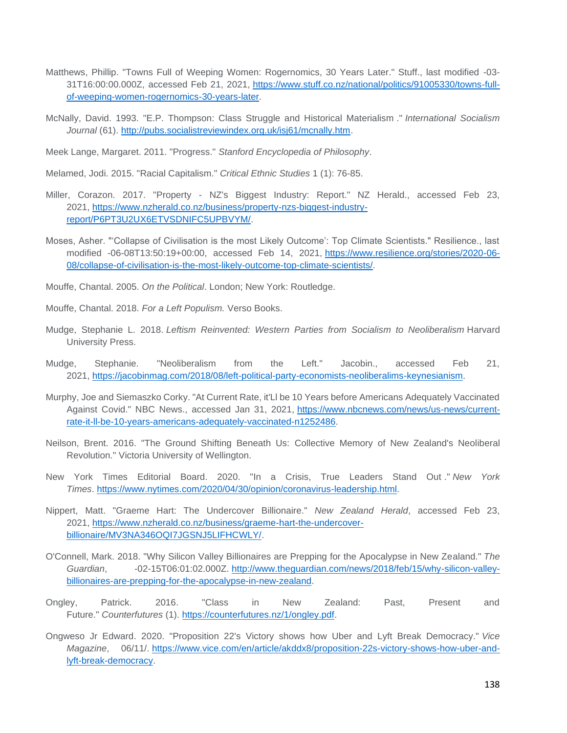Matthews, Phillip. "Towns Full of Weeping Women: Rogernomics, 30 Years Later." Stuff., last modified -03-31T16:00:00.000Z, accessed Feb 21, 2021, https://www.stuff.co.nz/national/politics/91005330/towns-full-of-weeping-women-rogernomics-30-years-later.

McNally, David. 1993. "E.P. Thompson: Class Struggle and Historical Materialism ." *International Socialism Journal* (61). http://pubs.socialistreviewindex.org.uk/isj61/mcnally.htm.

Meek Lange, Margaret. 2011. "Progress." *Stanford Encyclopedia of Philosophy*.

Melamed, Jodi. 2015. "Racial Capitalism." *Critical Ethnic Studies* 1 (1): 76-85.

Miller, Corazon. 2017. "Property - NZ's Biggest Industry: Report." NZ Herald., accessed Feb 23, 2021, https://www.nzherald.co.nz/business/property-nzs-biggest-industry-report/P6PT3U2UX6ETVSDNIFC5UPBVYM/.

Moses, Asher. "'Collapse of Civilisation is the most Likely Outcome': Top Climate Scientists." Resilience., last modified -06-08T13:50:19+00:00, accessed Feb 14, 2021, https://www.resilience.org/stories/2020-06-08/collapse-of-civilisation-is-the-most-likely-outcome-top-climate-scientists/.

Mouffe, Chantal. 2005. *On the Political*. London; New York: Routledge.

Mouffe, Chantal. 2018. *For a Left Populism.* Verso Books.

Mudge, Stephanie L. 2018. *Leftism Reinvented: Western Parties from Socialism to Neoliberalism* Harvard University Press.

Mudge, Stephanie. "Neoliberalism from the Left." Jacobin., accessed Feb 21, 2021, https://jacobinmag.com/2018/08/left-political-party-economists-neoliberalims-keynesianism.

Murphy, Joe and Siemaszko Corky. "At Current Rate, it'Ll be 10 Years before Americans Adequately Vaccinated Against Covid." NBC News., accessed Jan 31, 2021, https://www.nbcnews.com/news/us-news/current-rate-it-ll-be-10-years-americans-adequately-vaccinated-n1252486.

Neilson, Brent. 2016. "The Ground Shifting Beneath Us: Collective Memory of New Zealand's Neoliberal Revolution." Victoria University of Wellington.

New York Times Editorial Board. 2020. "In a Crisis, True Leaders Stand Out ." *New York Times*. https://www.nytimes.com/2020/04/30/opinion/coronavirus-leadership.html.

Nippert, Matt. "Graeme Hart: The Undercover Billionaire." *New Zealand Herald*, accessed Feb 23, 2021, https://www.nzherald.co.nz/business/graeme-hart-the-undercover-billionaire/MV3NA346OQI7JGSNJ5LIFHCWLY/.

O'Connell, Mark. 2018. "Why Silicon Valley Billionaires are Prepping for the Apocalypse in New Zealand." *The Guardian*, -02-15T06:01:02.000Z. http://www.theguardian.com/news/2018/feb/15/why-silicon-valley-billionaires-are-prepping-for-the-apocalypse-in-new-zealand.

Ongley, Patrick. 2016. "Class in New Zealand: Past, Present and Future." *Counterfutures* (1). https://counterfutures.nz/1/ongley.pdf.

Ongweso Jr Edward. 2020. "Proposition 22's Victory shows how Uber and Lyft Break Democracy." *Vice Magazine*, 06/11/. https://www.vice.com/en/article/akddx8/proposition-22s-victory-shows-how-uber-and-lyft-break-democracy.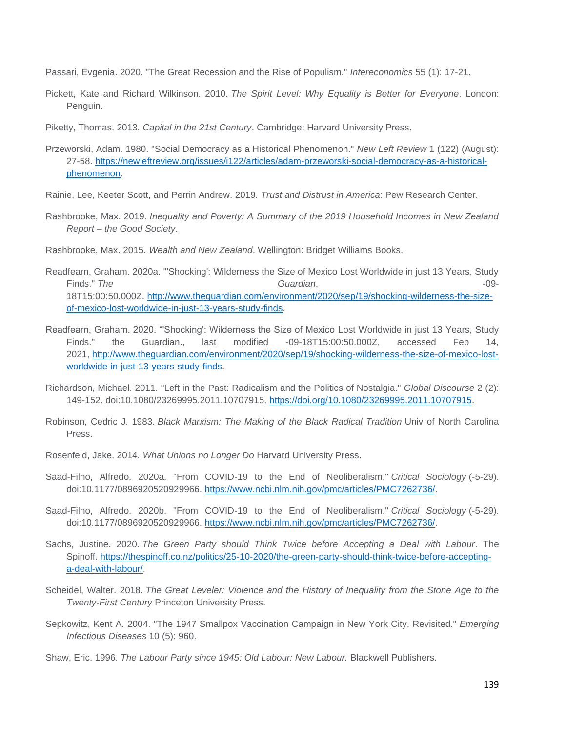Passari, Evgenia. 2020. "The Great Recession and the Rise of Populism." *Intereconomics* 55 (1): 17-21.

Pickett, Kate and Richard Wilkinson. 2010. *The Spirit Level: Why Equality is Better for Everyone*. London: Penguin.

Piketty, Thomas. 2013. *Capital in the 21st Century*. Cambridge: Harvard University Press.

Przeworski, Adam. 1980. "Social Democracy as a Historical Phenomenon." *New Left Review* 1 (122) (August): 27-58. https://newleftreview.org/issues/i122/articles/adam-przeworski-social-democracy-as-a-historical-phenomenon.

Rainie, Lee, Keeter Scott, and Perrin Andrew. 2019. *Trust and Distrust in America*: Pew Research Center.

Rashbrooke, Max. 2019. *Inequality and Poverty: A Summary of the 2019 Household Incomes in New Zealand Report – the Good Society*.

Rashbrooke, Max. 2015. *Wealth and New Zealand*. Wellington: Bridget Williams Books.

Readfearn, Graham. 2020a. "'Shocking': Wilderness the Size of Mexico Lost Worldwide in just 13 Years, Study Finds." *The Guardian*, -09-18T15:00:50.000Z. http://www.theguardian.com/environment/2020/sep/19/shocking-wilderness-the-size-of-mexico-lost-worldwide-in-just-13-years-study-finds.

Readfearn, Graham. 2020. "'Shocking': Wilderness the Size of Mexico Lost Worldwide in just 13 Years, Study Finds." the Guardian., last modified -09-18T15:00:50.000Z, accessed Feb 14, 2021, http://www.theguardian.com/environment/2020/sep/19/shocking-wilderness-the-size-of-mexico-lost-worldwide-in-just-13-years-study-finds.

Richardson, Michael. 2011. "Left in the Past: Radicalism and the Politics of Nostalgia." *Global Discourse* 2 (2): 149-152. doi:10.1080/23269995.2011.10707915. https://doi.org/10.1080/23269995.2011.10707915.

Robinson, Cedric J. 1983. *Black Marxism: The Making of the Black Radical Tradition* Univ of North Carolina Press.

Rosenfeld, Jake. 2014. *What Unions no Longer Do* Harvard University Press.

Saad-Filho, Alfredo. 2020a. "From COVID-19 to the End of Neoliberalism." *Critical Sociology* (-5-29). doi:10.1177/0896920520929966. https://www.ncbi.nlm.nih.gov/pmc/articles/PMC7262736/.

Saad-Filho, Alfredo. 2020b. "From COVID-19 to the End of Neoliberalism." *Critical Sociology* (-5-29). doi:10.1177/0896920520929966. https://www.ncbi.nlm.nih.gov/pmc/articles/PMC7262736/.

Sachs, Justine. 2020. *The Green Party should Think Twice before Accepting a Deal with Labour*. The Spinoff. https://thespinoff.co.nz/politics/25-10-2020/the-green-party-should-think-twice-before-accepting-a-deal-with-labour/.

Scheidel, Walter. 2018. *The Great Leveler: Violence and the History of Inequality from the Stone Age to the Twenty-First Century* Princeton University Press.

Sepkowitz, Kent A. 2004. "The 1947 Smallpox Vaccination Campaign in New York City, Revisited." *Emerging Infectious Diseases* 10 (5): 960.

Shaw, Eric. 1996. *The Labour Party since 1945: Old Labour: New Labour.* Blackwell Publishers.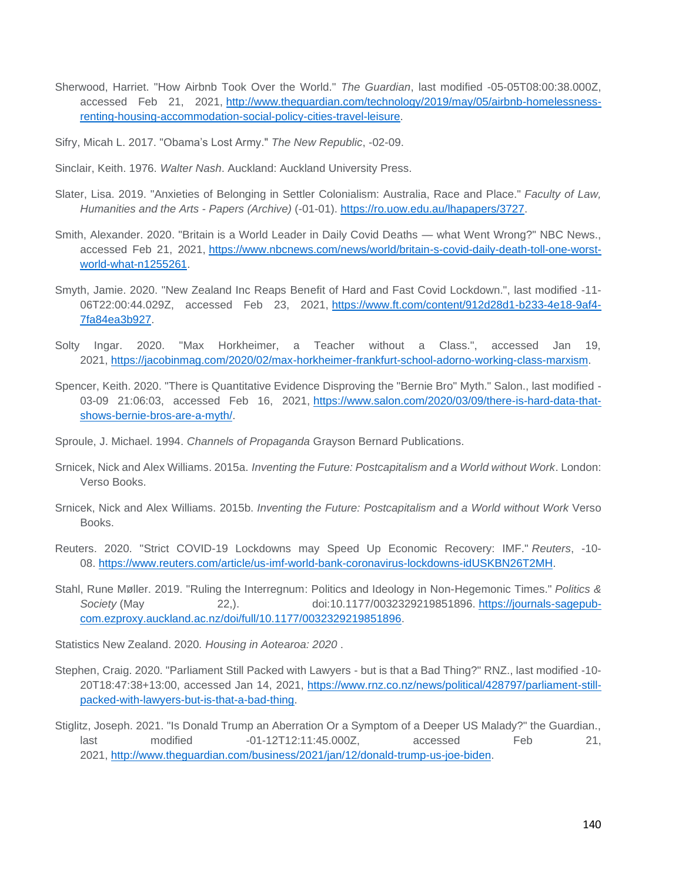Sherwood, Harriet. "How Airbnb Took Over the World." *The Guardian*, last modified -05-05T08:00:38.000Z, accessed Feb 21, 2021, http://www.theguardian.com/technology/2019/may/05/airbnb-homelessness-renting-housing-accommodation-social-policy-cities-travel-leisure.

Sifry, Micah L. 2017. "Obama's Lost Army." *The New Republic*, -02-09.

Sinclair, Keith. 1976. *Walter Nash*. Auckland: Auckland University Press.

Slater, Lisa. 2019. "Anxieties of Belonging in Settler Colonialism: Australia, Race and Place." *Faculty of Law, Humanities and the Arts - Papers (Archive)* (-01-01). https://ro.uow.edu.au/lhapapers/3727.

Smith, Alexander. 2020. "Britain is a World Leader in Daily Covid Deaths — what Went Wrong?" NBC News., accessed Feb 21, 2021, https://www.nbcnews.com/news/world/britain-s-covid-daily-death-toll-one-worst-world-what-n1255261.

Smyth, Jamie. 2020. "New Zealand Inc Reaps Benefit of Hard and Fast Covid Lockdown.", last modified -11-06T22:00:44.029Z, accessed Feb 23, 2021, https://www.ft.com/content/912d28d1-b233-4e18-9af4-7fa84ea3b927.

Solty Ingar. 2020. "Max Horkheimer, a Teacher without a Class.", accessed Jan 19, 2021, https://jacobinmag.com/2020/02/max-horkheimer-frankfurt-school-adorno-working-class-marxism.

Spencer, Keith. 2020. "There is Quantitative Evidence Disproving the "Bernie Bro" Myth." Salon., last modified -03-09 21:06:03, accessed Feb 16, 2021, https://www.salon.com/2020/03/09/there-is-hard-data-that-shows-bernie-bros-are-a-myth/.

Sproule, J. Michael. 1994. *Channels of Propaganda* Grayson Bernard Publications.

Srnicek, Nick and Alex Williams. 2015a. *Inventing the Future: Postcapitalism and a World without Work*. London: Verso Books.

Srnicek, Nick and Alex Williams. 2015b. *Inventing the Future: Postcapitalism and a World without Work* Verso Books.

Reuters. 2020. "Strict COVID-19 Lockdowns may Speed Up Economic Recovery: IMF." *Reuters*, -10-08. https://www.reuters.com/article/us-imf-world-bank-coronavirus-lockdowns-idUSKBN26T2MH.

Stahl, Rune Møller. 2019. "Ruling the Interregnum: Politics and Ideology in Non-Hegemonic Times." *Politics & Society* (May 22,). doi:10.1177/0032329219851896. https://journals-sagepub-com.ezproxy.auckland.ac.nz/doi/full/10.1177/0032329219851896.

Statistics New Zealand. 2020*. Housing in Aotearoa: 2020* .

Stephen, Craig. 2020. "Parliament Still Packed with Lawyers - but is that a Bad Thing?" RNZ., last modified -10-20T18:47:38+13:00, accessed Jan 14, 2021, https://www.rnz.co.nz/news/political/428797/parliament-still-packed-with-lawyers-but-is-that-a-bad-thing.

Stiglitz, Joseph. 2021. "Is Donald Trump an Aberration Or a Symptom of a Deeper US Malady?" the Guardian., last modified -01-12T12:11:45.000Z, accessed Feb 21, 2021, http://www.theguardian.com/business/2021/jan/12/donald-trump-us-joe-biden.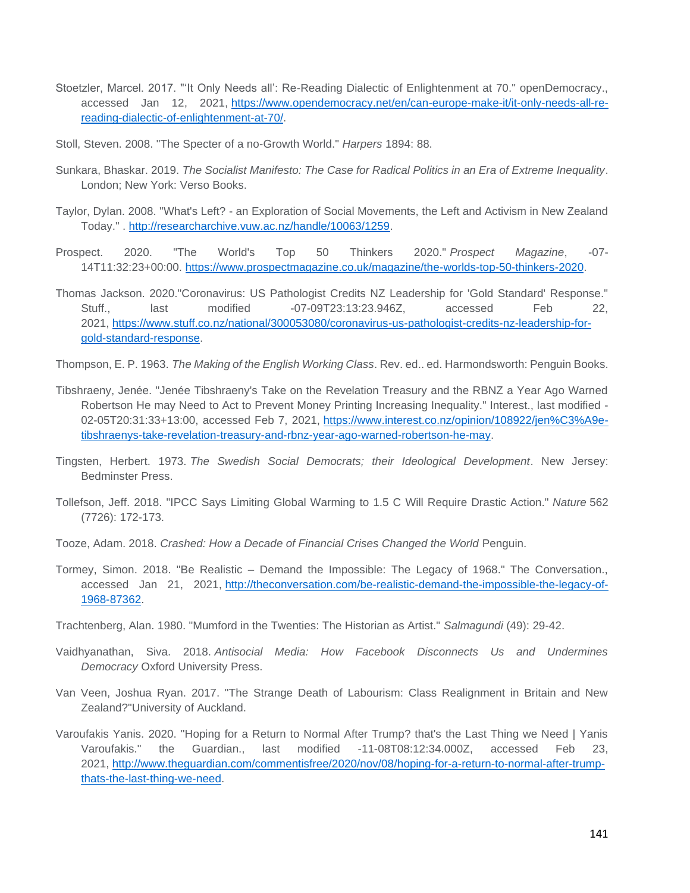Stoetzler, Marcel. 2017. "'It Only Needs all': Re-Reading Dialectic of Enlightenment at 70." openDemocracy., accessed Jan 12, 2021, https://www.opendemocracy.net/en/can-europe-make-it/it-only-needs-all-re-reading-dialectic-of-enlightenment-at-70/.

Stoll, Steven. 2008. "The Specter of a no-Growth World." *Harpers* 1894: 88.

Sunkara, Bhaskar. 2019. *The Socialist Manifesto: The Case for Radical Politics in an Era of Extreme Inequality*. London; New York: Verso Books.

Taylor, Dylan. 2008. "What's Left? - an Exploration of Social Movements, the Left and Activism in New Zealand Today." . http://researcharchive.vuw.ac.nz/handle/10063/1259.

Prospect. 2020. "The World's Top 50 Thinkers 2020." *Prospect Magazine*, -07-14T11:32:23+00:00. https://www.prospectmagazine.co.uk/magazine/the-worlds-top-50-thinkers-2020.

Thomas Jackson. 2020."Coronavirus: US Pathologist Credits NZ Leadership for 'Gold Standard' Response." Stuff., last modified -07-09T23:13:23.946Z, accessed Feb 22, 2021, https://www.stuff.co.nz/national/300053080/coronavirus-us-pathologist-credits-nz-leadership-for-gold-standard-response.

Thompson, E. P. 1963. *The Making of the English Working Class*. Rev. ed.. ed. Harmondsworth: Penguin Books.

Tibshraeny, Jenée. "Jenée Tibshraeny's Take on the Revelation Treasury and the RBNZ a Year Ago Warned Robertson He may Need to Act to Prevent Money Printing Increasing Inequality." Interest., last modified -02-05T20:31:33+13:00, accessed Feb 7, 2021, https://www.interest.co.nz/opinion/108922/jen%C3%A9e-tibshraenys-take-revelation-treasury-and-rbnz-year-ago-warned-robertson-he-may.

Tingsten, Herbert. 1973. *The Swedish Social Democrats; their Ideological Development*. New Jersey: Bedminster Press.

Tollefson, Jeff. 2018. "IPCC Says Limiting Global Warming to 1.5 C Will Require Drastic Action." *Nature* 562 (7726): 172-173.

Tooze, Adam. 2018. *Crashed: How a Decade of Financial Crises Changed the World* Penguin.

Tormey, Simon. 2018. "Be Realistic – Demand the Impossible: The Legacy of 1968." The Conversation., accessed Jan 21, 2021, http://theconversation.com/be-realistic-demand-the-impossible-the-legacy-of-1968-87362.

Trachtenberg, Alan. 1980. "Mumford in the Twenties: The Historian as Artist." *Salmagundi* (49): 29-42.

Vaidhyanathan, Siva. 2018. *Antisocial Media: How Facebook Disconnects Us and Undermines Democracy* Oxford University Press.

Van Veen, Joshua Ryan. 2017. "The Strange Death of Labourism: Class Realignment in Britain and New Zealand?"University of Auckland.

Varoufakis Yanis. 2020. "Hoping for a Return to Normal After Trump? that's the Last Thing we Need | Yanis Varoufakis." the Guardian., last modified -11-08T08:12:34.000Z, accessed Feb 23, 2021, http://www.theguardian.com/commentisfree/2020/nov/08/hoping-for-a-return-to-normal-after-trump-thats-the-last-thing-we-need.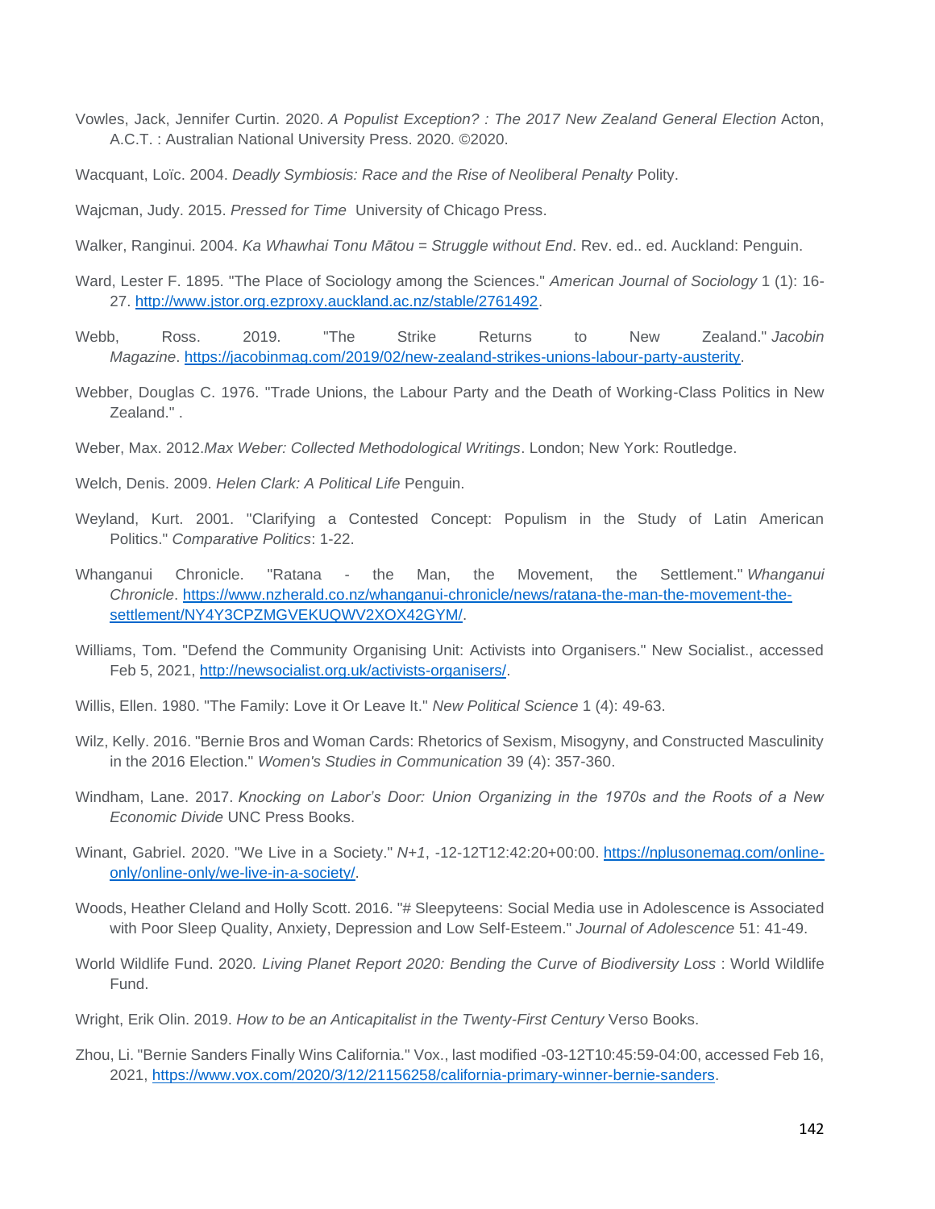Vowles, Jack, Jennifer Curtin. 2020. *A Populist Exception? : The 2017 New Zealand General Election* Acton, A.C.T. : Australian National University Press. 2020. ©2020.

Wacquant, Loïc. 2004. *Deadly Symbiosis: Race and the Rise of Neoliberal Penalty* Polity.

Wajcman, Judy. 2015. *Pressed for Time* University of Chicago Press.

Walker, Ranginui. 2004. *Ka Whawhai Tonu Mātou = Struggle without End*. Rev. ed.. ed. Auckland: Penguin.

Ward, Lester F. 1895. "The Place of Sociology among the Sciences." *American Journal of Sociology* 1 (1): 16-27. http://www.jstor.org.ezproxy.auckland.ac.nz/stable/2761492.

Webb, Ross. 2019. "The Strike Returns to New Zealand." *Jacobin Magazine*. https://jacobinmag.com/2019/02/new-zealand-strikes-unions-labour-party-austerity.

Webber, Douglas C. 1976. "Trade Unions, the Labour Party and the Death of Working-Class Politics in New Zealand." .

Weber, Max. 2012.*Max Weber: Collected Methodological Writings*. London; New York: Routledge.

Welch, Denis. 2009. *Helen Clark: A Political Life* Penguin.

Weyland, Kurt. 2001. "Clarifying a Contested Concept: Populism in the Study of Latin American Politics." *Comparative Politics*: 1-22.

Whanganui Chronicle. "Ratana - the Man, the Movement, the Settlement." *Whanganui Chronicle*. https://www.nzherald.co.nz/whanganui-chronicle/news/ratana-the-man-the-movement-the-settlement/NY4Y3CPZMGVEKUQWV2XOX42GYM/.

Williams, Tom. "Defend the Community Organising Unit: Activists into Organisers." New Socialist., accessed Feb 5, 2021, http://newsocialist.org.uk/activists-organisers/.

Willis, Ellen. 1980. "The Family: Love it Or Leave It." *New Political Science* 1 (4): 49-63.

Wilz, Kelly. 2016. "Bernie Bros and Woman Cards: Rhetorics of Sexism, Misogyny, and Constructed Masculinity in the 2016 Election." *Women's Studies in Communication* 39 (4): 357-360.

Windham, Lane. 2017. *Knocking on Labor's Door: Union Organizing in the 1970s and the Roots of a New Economic Divide* UNC Press Books.

Winant, Gabriel. 2020. "We Live in a Society." *N+1*, -12-12T12:42:20+00:00. https://nplusonemag.com/online-only/online-only/we-live-in-a-society/.

Woods, Heather Cleland and Holly Scott. 2016. "# Sleepyteens: Social Media use in Adolescence is Associated with Poor Sleep Quality, Anxiety, Depression and Low Self-Esteem." *Journal of Adolescence* 51: 41-49.

World Wildlife Fund. 2020*. Living Planet Report 2020: Bending the Curve of Biodiversity Loss* : World Wildlife Fund.

Wright, Erik Olin. 2019. *How to be an Anticapitalist in the Twenty-First Century* Verso Books.

Zhou, Li. "Bernie Sanders Finally Wins California." Vox., last modified -03-12T10:45:59-04:00, accessed Feb 16, 2021, https://www.vox.com/2020/3/12/21156258/california-primary-winner-bernie-sanders.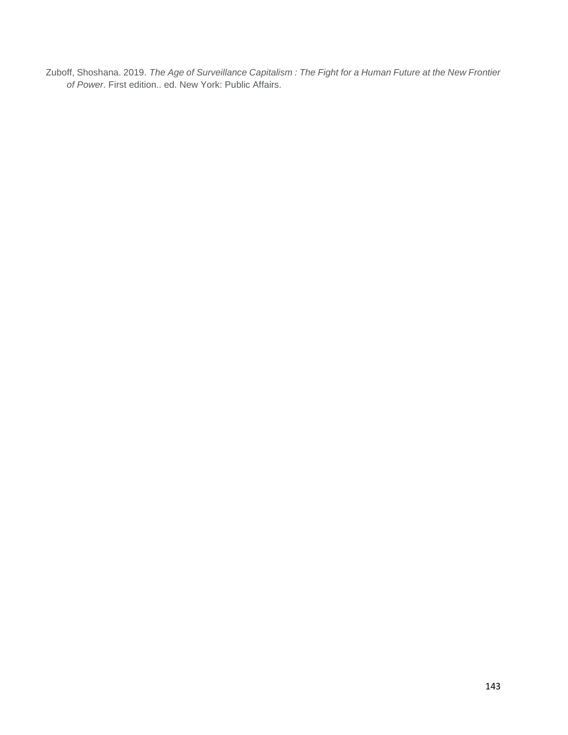Zuboff, Shoshana. 2019. *The Age of Surveillance Capitalism : The Fight for a Human Future at the New Frontier of Power*. First edition.. ed. New York: Public Affairs.